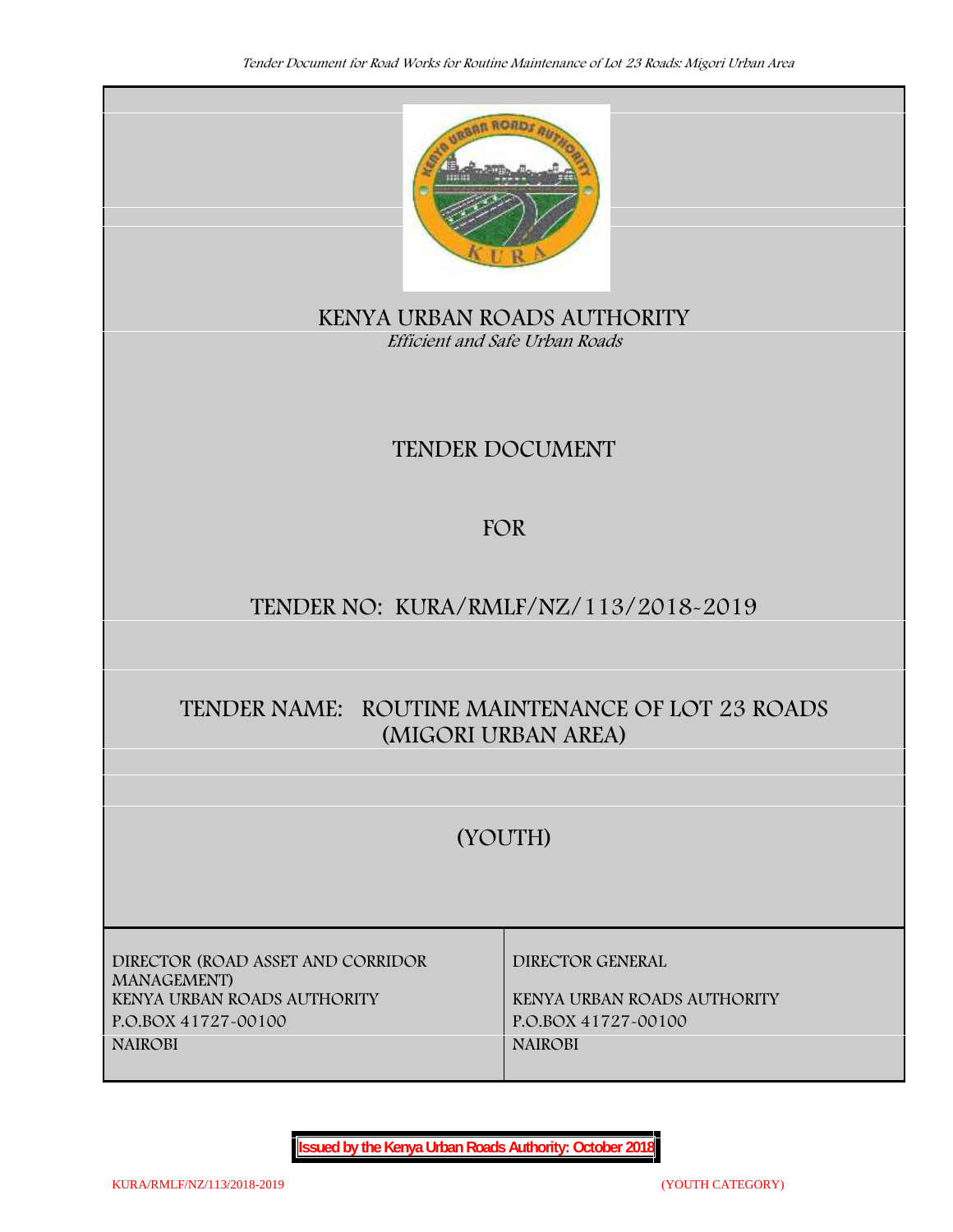# KENYA URBAN ROADS AUTHORITY

*Efficient and Safe Urban Roads*

# TENDER DOCUMENT

# FOR

# TENDER NO: KURA/RMLF/NZ/113/2018-2019

# TENDER NAME: ROUTINE MAINTENANCE OF LOT 23 ROADS (MIGORI URBAN AREA)

# (YOUTH)

| DIRECTOR (ROAD ASSET AND CORRIDOR MANAGEMENT) | DIRECTOR GENERAL |
|---|---|
| KENYA URBAN ROADS AUTHORITY | KENYA URBAN ROADS AUTHORITY |
| P.O.BOX 41727-00100 | P.O.BOX 41727-00100 |
| NAIROBI | NAIROBI |

**Issued by the Kenya Urban Roads Authority: October 2018**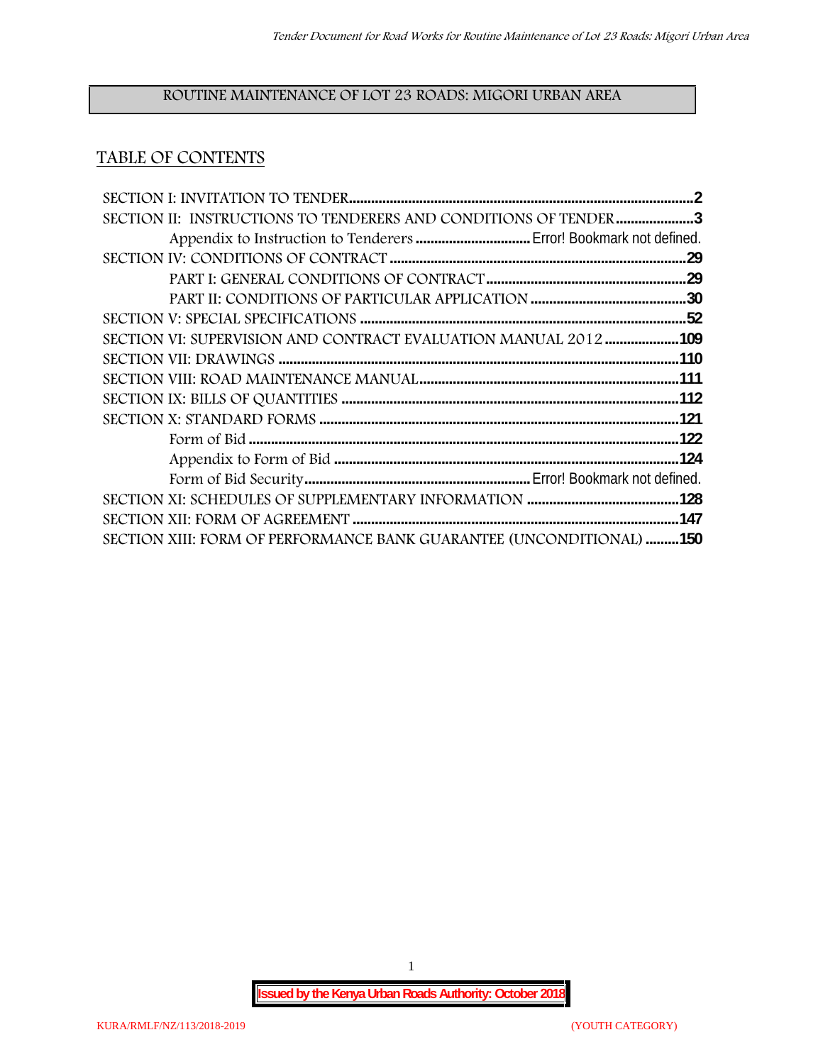ROUTINE MAINTENANCE OF LOT 23 ROADS: MIGORI URBAN AREA

## TABLE OF CONTENTS

SECTION I: INVITATION TO TENDER....................................................................................2
SECTION II: INSTRUCTIONS TO TENDERERS AND CONDITIONS OF TENDER.....................3
    Appendix to Instruction to Tenderers ............................... Error! Bookmark not defined.
SECTION IV: CONDITIONS OF CONTRACT ...........................................................................29
    PART I: GENERAL CONDITIONS OF CONTRACT ....................................................29
    PART II: CONDITIONS OF PARTICULAR APPLICATION ........................................30
SECTION V: SPECIAL SPECIFICATIONS ...............................................................................52
SECTION VI: SUPERVISION AND CONTRACT EVALUATION MANUAL 2012 ....................109
SECTION VII: DRAWINGS ....................................................................................................110
SECTION VIII: ROAD MAINTENANCE MANUAL...................................................................111
SECTION IX: BILLS OF QUANTITIES ...................................................................................112
SECTION X: STANDARD FORMS ..........................................................................................121
    Form of Bid ..............................................................................................................122
    Appendix to Form of Bid .........................................................................................124
    Form of Bid Security.............................................................. Error! Bookmark not defined.
SECTION XI: SCHEDULES OF SUPPLEMENTARY INFORMATION ........................................128
SECTION XII: FORM OF AGREEMENT ..................................................................................147
SECTION XIII: FORM OF PERFORMANCE BANK GUARANTEE (UNCONDITIONAL) .........150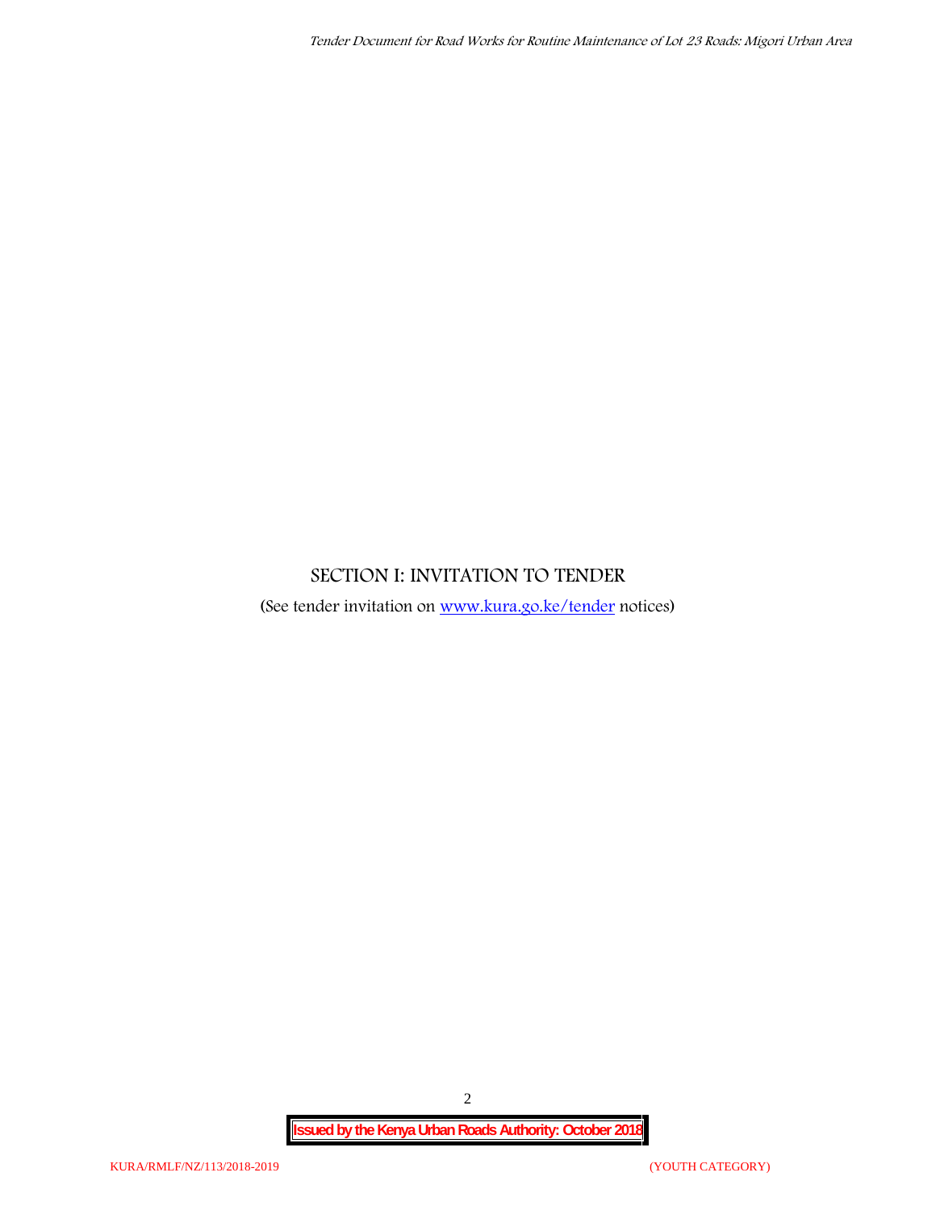# SECTION I: INVITATION TO TENDER

(See tender invitation on [www.kura.go.ke/tender](www.kura.go.ke/tender) notices)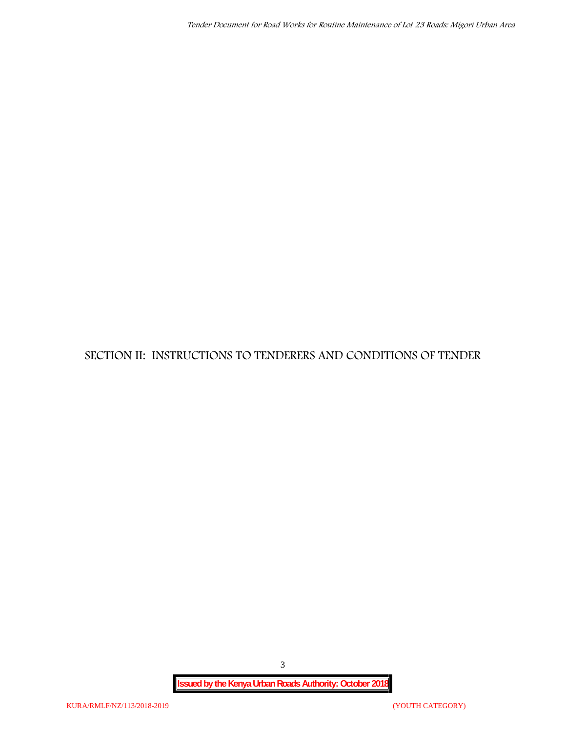# SECTION II: INSTRUCTIONS TO TENDERERS AND CONDITIONS OF TENDER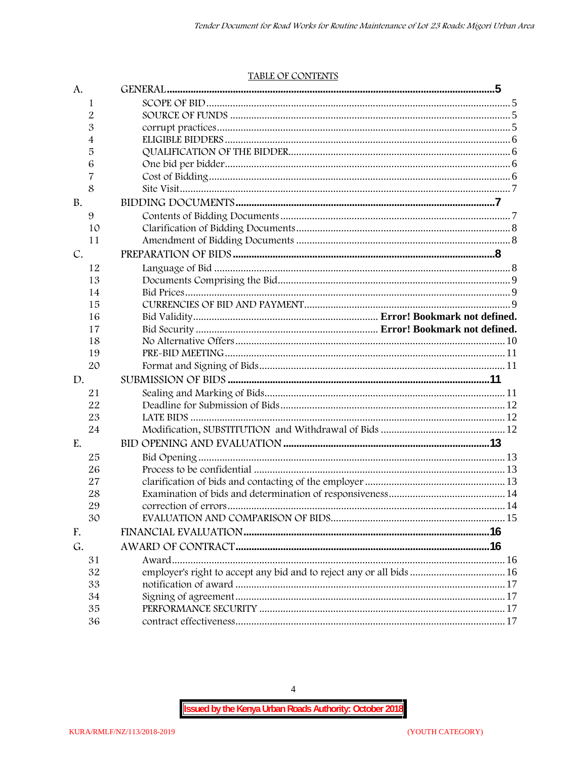TABLE OF CONTENTS

| | | | |
|---|---|---|---|
| A. | | GENERAL | 5 |
| | 1 | SCOPE OF BID | 5 |
| | 2 | SOURCE OF FUNDS | 5 |
| | 3 | corrupt practices | 5 |
| | 4 | ELIGIBLE BIDDERS | 6 |
| | 5 | QUALIFICATION OF THE BIDDER | 6 |
| | 6 | One bid per bidder | 6 |
| | 7 | Cost of Bidding | 6 |
| | 8 | Site Visit | 7 |
| B. | | BIDDING DOCUMENTS | 7 |
| | 9 | Contents of Bidding Documents | 7 |
| | 10 | Clarification of Bidding Documents | 8 |
| | 11 | Amendment of Bidding Documents | 8 |
| C. | | PREPARATION OF BIDS | 8 |
| | 12 | Language of Bid | 8 |
| | 13 | Documents Comprising the Bid | 9 |
| | 14 | Bid Prices | 9 |
| | 15 | CURRENCIES OF BID AND PAYMENT | 9 |
| | 16 | Bid Validity | **Error! Bookmark not defined.** |
| | 17 | Bid Security | **Error! Bookmark not defined.** |
| | 18 | No Alternative Offers | 10 |
| | 19 | PRE-BID MEETING | 11 |
| | 20 | Format and Signing of Bids | 11 |
| D. | | SUBMISSION OF BIDS | 11 |
| | 21 | Sealing and Marking of Bids | 11 |
| | 22 | Deadline for Submission of Bids | 12 |
| | 23 | LATE BIDS | 12 |
| | 24 | Modification, SUBSTITUTION and Withdrawal of Bids | 12 |
| E. | | BID OPENING AND EVALUATION | 13 |
| | 25 | Bid Opening | 13 |
| | 26 | Process to be confidential | 13 |
| | 27 | clarification of bids and contacting of the employer | 13 |
| | 28 | Examination of bids and determination of responsiveness | 14 |
| | 29 | correction of errors | 14 |
| | 30 | EVALUATION AND COMPARISON OF BIDS | 15 |
| F. | | FINANCIAL EVALUATION | 16 |
| G. | | AWARD OF CONTRACT | 16 |
| | 31 | Award | 16 |
| | 32 | employer's right to accept any bid and to reject any or all bids | 16 |
| | 33 | notification of award | 17 |
| | 34 | Signing of agreement | 17 |
| | 35 | PERFORMANCE SECURITY | 17 |
| | 36 | contract effectiveness | 17 |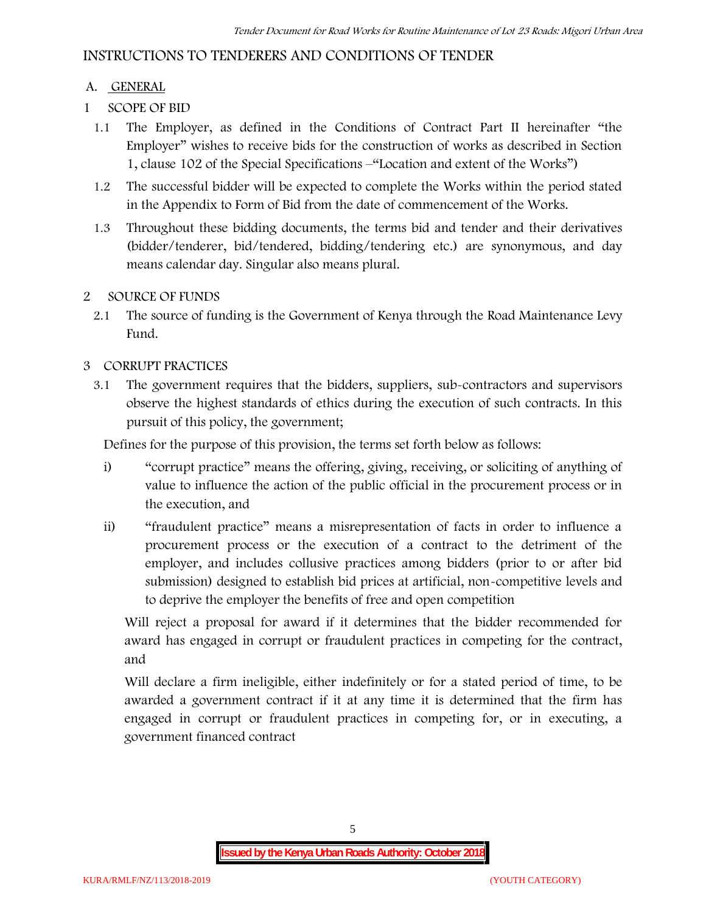# INSTRUCTIONS TO TENDERERS AND CONDITIONS OF TENDER

## A. GENERAL

### 1 SCOPE OF BID

1.1 The Employer, as defined in the Conditions of Contract Part II hereinafter "the Employer" wishes to receive bids for the construction of works as described in Section 1, clause 102 of the Special Specifications –"Location and extent of the Works")

1.2 The successful bidder will be expected to complete the Works within the period stated in the Appendix to Form of Bid from the date of commencement of the Works.

1.3 Throughout these bidding documents, the terms bid and tender and their derivatives (bidder/tenderer, bid/tendered, bidding/tendering etc.) are synonymous, and day means calendar day. Singular also means plural.

### 2 SOURCE OF FUNDS

2.1 The source of funding is the Government of Kenya through the Road Maintenance Levy Fund.

### 3 CORRUPT PRACTICES

3.1 The government requires that the bidders, suppliers, sub-contractors and supervisors observe the highest standards of ethics during the execution of such contracts. In this pursuit of this policy, the government;

Defines for the purpose of this provision, the terms set forth below as follows:

i) "corrupt practice" means the offering, giving, receiving, or soliciting of anything of value to influence the action of the public official in the procurement process or in the execution, and

ii) "fraudulent practice" means a misrepresentation of facts in order to influence a procurement process or the execution of a contract to the detriment of the employer, and includes collusive practices among bidders (prior to or after bid submission) designed to establish bid prices at artificial, non-competitive levels and to deprive the employer the benefits of free and open competition

Will reject a proposal for award if it determines that the bidder recommended for award has engaged in corrupt or fraudulent practices in competing for the contract, and

Will declare a firm ineligible, either indefinitely or for a stated period of time, to be awarded a government contract if it at any time it is determined that the firm has engaged in corrupt or fraudulent practices in competing for, or in executing, a government financed contract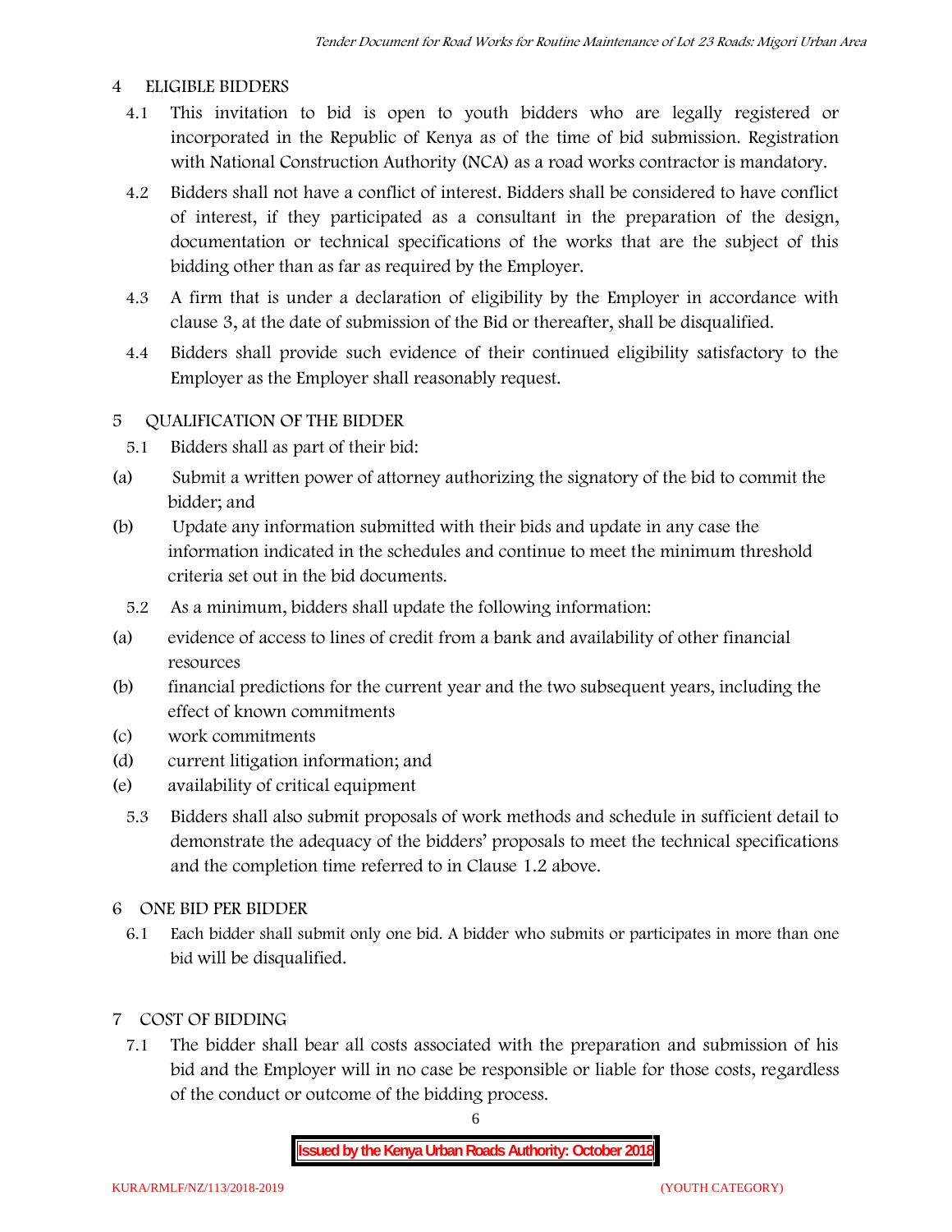## 4 ELIGIBLE BIDDERS

4.1 This invitation to bid is open to youth bidders who are legally registered or incorporated in the Republic of Kenya as of the time of bid submission. Registration with National Construction Authority (NCA) as a road works contractor is mandatory.

4.2 Bidders shall not have a conflict of interest. Bidders shall be considered to have conflict of interest, if they participated as a consultant in the preparation of the design, documentation or technical specifications of the works that are the subject of this bidding other than as far as required by the Employer.

4.3 A firm that is under a declaration of eligibility by the Employer in accordance with clause 3, at the date of submission of the Bid or thereafter, shall be disqualified.

4.4 Bidders shall provide such evidence of their continued eligibility satisfactory to the Employer as the Employer shall reasonably request.

## 5 QUALIFICATION OF THE BIDDER

5.1 Bidders shall as part of their bid:

(a) Submit a written power of attorney authorizing the signatory of the bid to commit the bidder; and

(b) Update any information submitted with their bids and update in any case the information indicated in the schedules and continue to meet the minimum threshold criteria set out in the bid documents.

5.2 As a minimum, bidders shall update the following information:

(a) evidence of access to lines of credit from a bank and availability of other financial resources

(b) financial predictions for the current year and the two subsequent years, including the effect of known commitments

(c) work commitments

(d) current litigation information; and

(e) availability of critical equipment

5.3 Bidders shall also submit proposals of work methods and schedule in sufficient detail to demonstrate the adequacy of the bidders' proposals to meet the technical specifications and the completion time referred to in Clause 1.2 above.

## 6 ONE BID PER BIDDER

6.1 Each bidder shall submit only one bid. A bidder who submits or participates in more than one bid will be disqualified.

## 7 COST OF BIDDING

7.1 The bidder shall bear all costs associated with the preparation and submission of his bid and the Employer will in no case be responsible or liable for those costs, regardless of the conduct or outcome of the bidding process.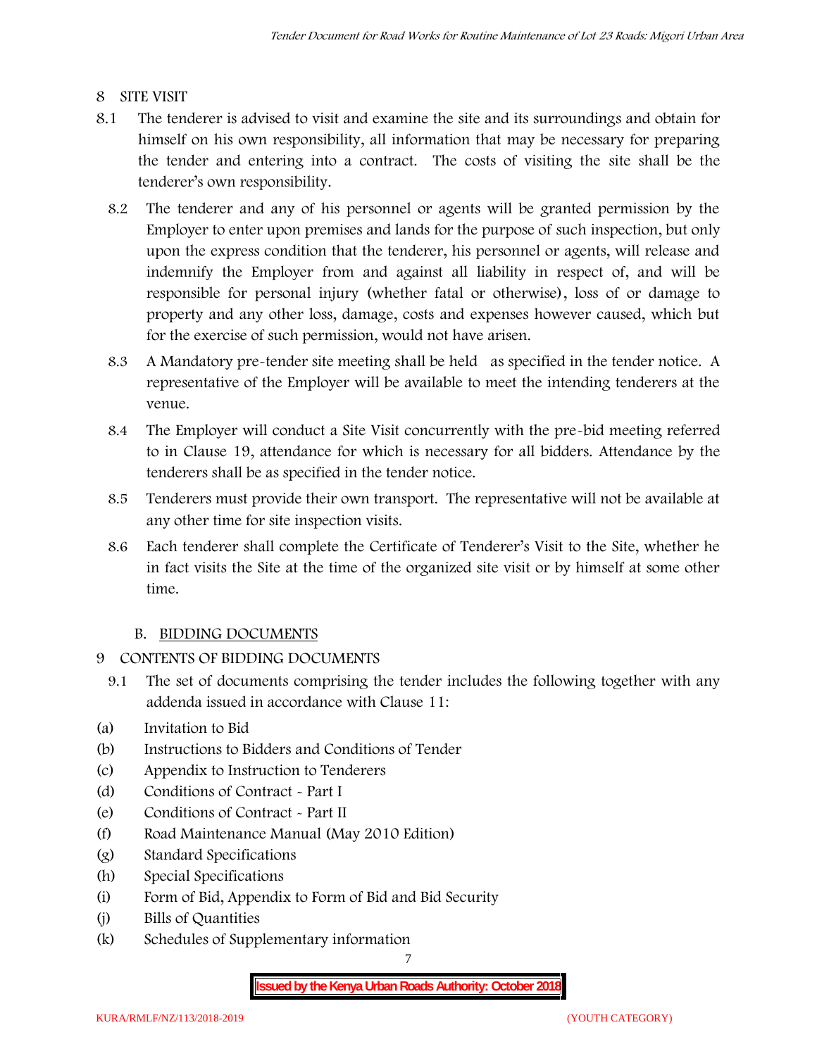## 8 SITE VISIT

8.1 The tenderer is advised to visit and examine the site and its surroundings and obtain for himself on his own responsibility, all information that may be necessary for preparing the tender and entering into a contract. The costs of visiting the site shall be the tenderer's own responsibility.

8.2 The tenderer and any of his personnel or agents will be granted permission by the Employer to enter upon premises and lands for the purpose of such inspection, but only upon the express condition that the tenderer, his personnel or agents, will release and indemnify the Employer from and against all liability in respect of, and will be responsible for personal injury (whether fatal or otherwise), loss of or damage to property and any other loss, damage, costs and expenses however caused, which but for the exercise of such permission, would not have arisen.

8.3 A Mandatory pre-tender site meeting shall be held as specified in the tender notice. A representative of the Employer will be available to meet the intending tenderers at the venue.

8.4 The Employer will conduct a Site Visit concurrently with the pre-bid meeting referred to in Clause 19, attendance for which is necessary for all bidders. Attendance by the tenderers shall be as specified in the tender notice.

8.5 Tenderers must provide their own transport. The representative will not be available at any other time for site inspection visits.

8.6 Each tenderer shall complete the Certificate of Tenderer's Visit to the Site, whether he in fact visits the Site at the time of the organized site visit or by himself at some other time.

### B. BIDDING DOCUMENTS

## 9 CONTENTS OF BIDDING DOCUMENTS

9.1 The set of documents comprising the tender includes the following together with any addenda issued in accordance with Clause 11:

(a) Invitation to Bid
(b) Instructions to Bidders and Conditions of Tender
(c) Appendix to Instruction to Tenderers
(d) Conditions of Contract - Part I
(e) Conditions of Contract - Part II
(f) Road Maintenance Manual (May 2010 Edition)
(g) Standard Specifications
(h) Special Specifications
(i) Form of Bid, Appendix to Form of Bid and Bid Security
(j) Bills of Quantities
(k) Schedules of Supplementary information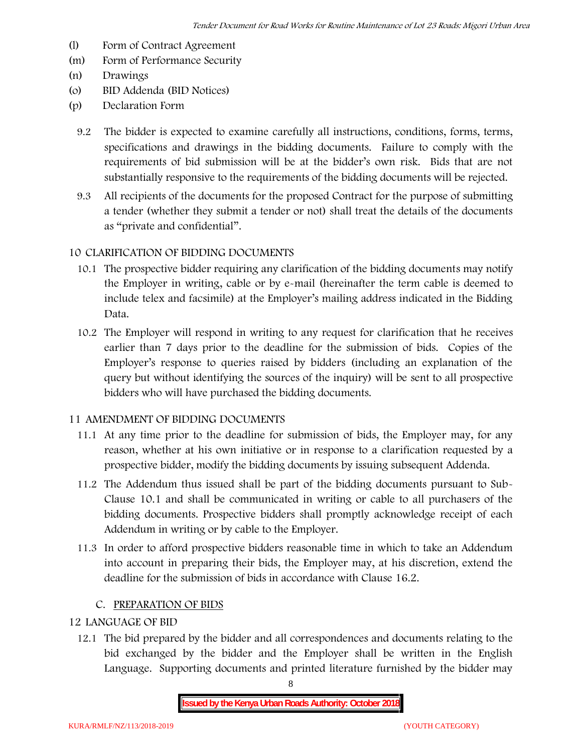(l) Form of Contract Agreement
(m) Form of Performance Security
(n) Drawings
(o) BID Addenda (BID Notices)
(p) Declaration Form

9.2 The bidder is expected to examine carefully all instructions, conditions, forms, terms, specifications and drawings in the bidding documents. Failure to comply with the requirements of bid submission will be at the bidder's own risk. Bids that are not substantially responsive to the requirements of the bidding documents will be rejected.

9.3 All recipients of the documents for the proposed Contract for the purpose of submitting a tender (whether they submit a tender or not) shall treat the details of the documents as "private and confidential".

## 10 CLARIFICATION OF BIDDING DOCUMENTS

10.1 The prospective bidder requiring any clarification of the bidding documents may notify the Employer in writing, cable or by e-mail (hereinafter the term cable is deemed to include telex and facsimile) at the Employer's mailing address indicated in the Bidding Data.

10.2 The Employer will respond in writing to any request for clarification that he receives earlier than 7 days prior to the deadline for the submission of bids. Copies of the Employer's response to queries raised by bidders (including an explanation of the query but without identifying the sources of the inquiry) will be sent to all prospective bidders who will have purchased the bidding documents.

## 11 AMENDMENT OF BIDDING DOCUMENTS

11.1 At any time prior to the deadline for submission of bids, the Employer may, for any reason, whether at his own initiative or in response to a clarification requested by a prospective bidder, modify the bidding documents by issuing subsequent Addenda.

11.2 The Addendum thus issued shall be part of the bidding documents pursuant to Sub-Clause 10.1 and shall be communicated in writing or cable to all purchasers of the bidding documents. Prospective bidders shall promptly acknowledge receipt of each Addendum in writing or by cable to the Employer.

11.3 In order to afford prospective bidders reasonable time in which to take an Addendum into account in preparing their bids, the Employer may, at his discretion, extend the deadline for the submission of bids in accordance with Clause 16.2.

## C. PREPARATION OF BIDS

## 12 LANGUAGE OF BID

12.1 The bid prepared by the bidder and all correspondences and documents relating to the bid exchanged by the bidder and the Employer shall be written in the English Language. Supporting documents and printed literature furnished by the bidder may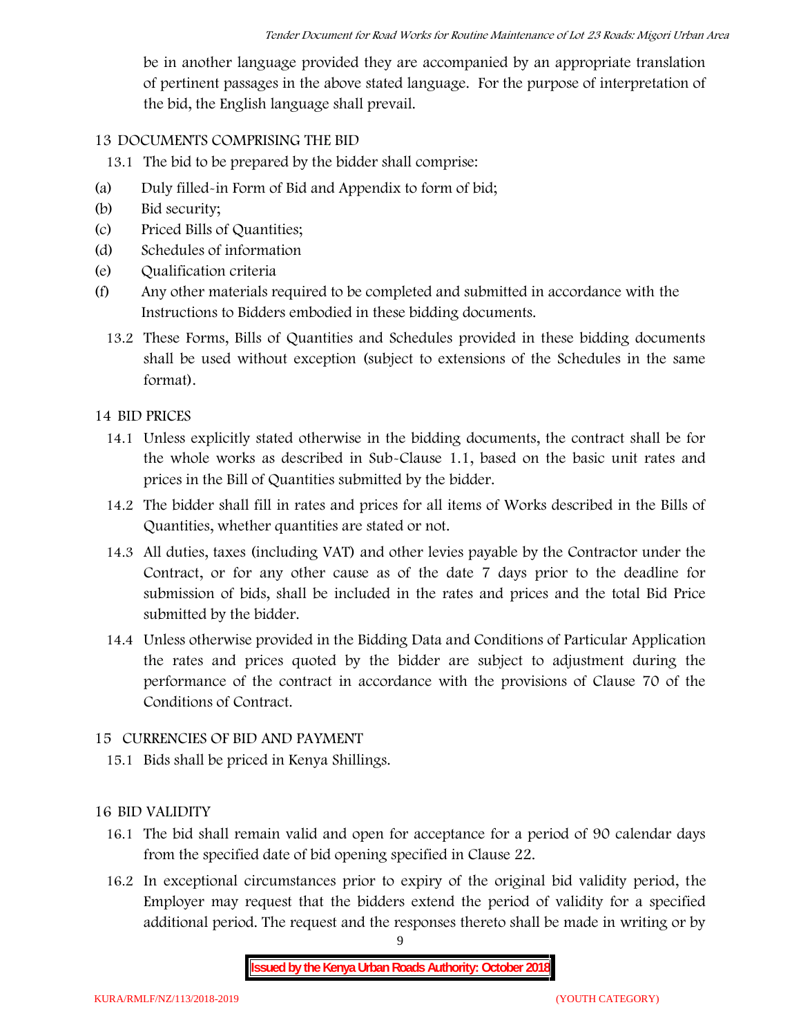be in another language provided they are accompanied by an appropriate translation of pertinent passages in the above stated language. For the purpose of interpretation of the bid, the English language shall prevail.

## 13 DOCUMENTS COMPRISING THE BID

13.1 The bid to be prepared by the bidder shall comprise:

(a) Duly filled-in Form of Bid and Appendix to form of bid;

(b) Bid security;

(c) Priced Bills of Quantities;

(d) Schedules of information

(e) Qualification criteria

(f) Any other materials required to be completed and submitted in accordance with the Instructions to Bidders embodied in these bidding documents.

13.2 These Forms, Bills of Quantities and Schedules provided in these bidding documents shall be used without exception (subject to extensions of the Schedules in the same format).

## 14 BID PRICES

14.1 Unless explicitly stated otherwise in the bidding documents, the contract shall be for the whole works as described in Sub-Clause 1.1, based on the basic unit rates and prices in the Bill of Quantities submitted by the bidder.

14.2 The bidder shall fill in rates and prices for all items of Works described in the Bills of Quantities, whether quantities are stated or not.

14.3 All duties, taxes (including VAT) and other levies payable by the Contractor under the Contract, or for any other cause as of the date 7 days prior to the deadline for submission of bids, shall be included in the rates and prices and the total Bid Price submitted by the bidder.

14.4 Unless otherwise provided in the Bidding Data and Conditions of Particular Application the rates and prices quoted by the bidder are subject to adjustment during the performance of the contract in accordance with the provisions of Clause 70 of the Conditions of Contract.

## 15 CURRENCIES OF BID AND PAYMENT

15.1 Bids shall be priced in Kenya Shillings.

## 16 BID VALIDITY

16.1 The bid shall remain valid and open for acceptance for a period of 90 calendar days from the specified date of bid opening specified in Clause 22.

16.2 In exceptional circumstances prior to expiry of the original bid validity period, the Employer may request that the bidders extend the period of validity for a specified additional period. The request and the responses thereto shall be made in writing or by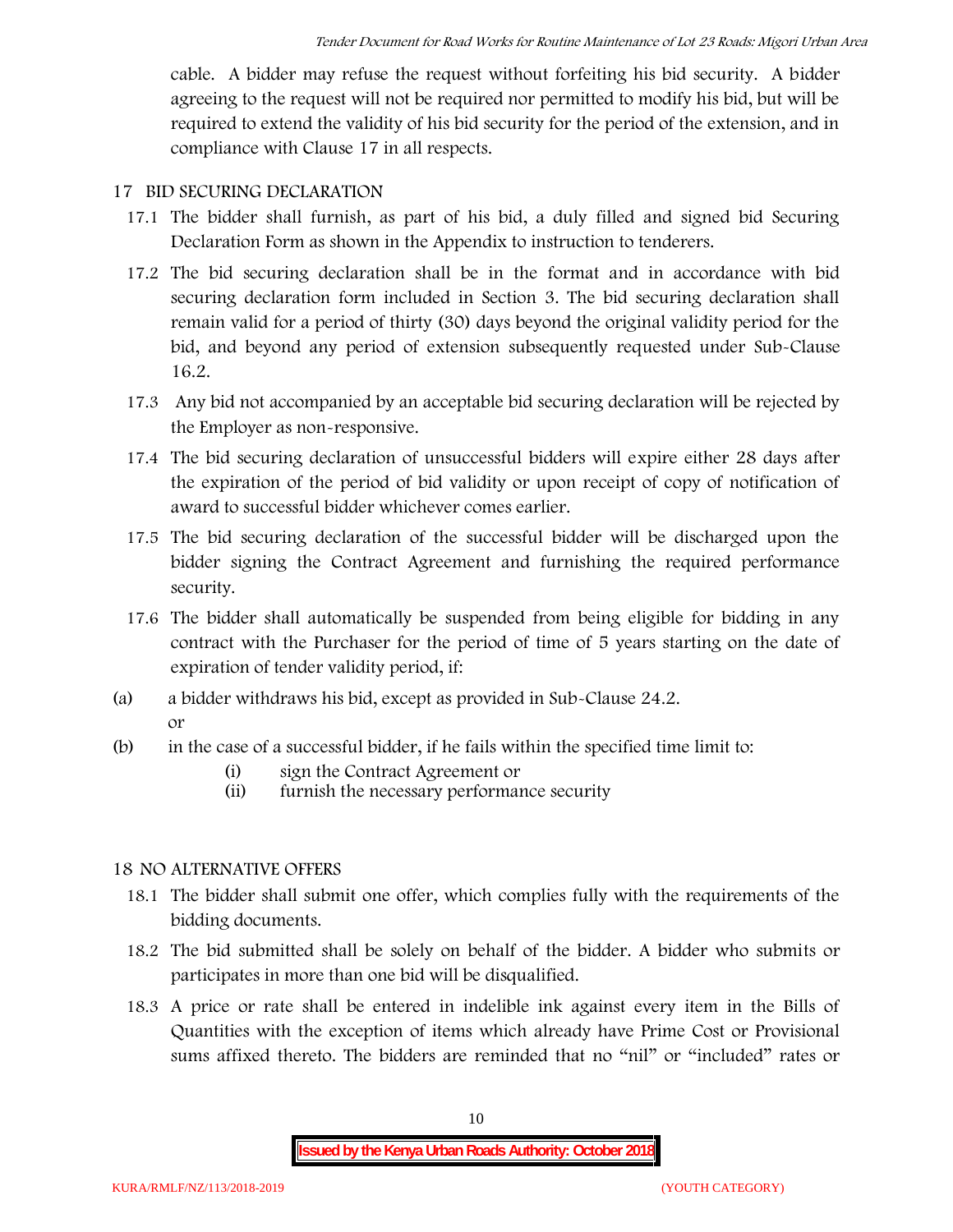cable. A bidder may refuse the request without forfeiting his bid security. A bidder agreeing to the request will not be required nor permitted to modify his bid, but will be required to extend the validity of his bid security for the period of the extension, and in compliance with Clause 17 in all respects.

## 17 BID SECURING DECLARATION

17.1 The bidder shall furnish, as part of his bid, a duly filled and signed bid Securing Declaration Form as shown in the Appendix to instruction to tenderers.

17.2 The bid securing declaration shall be in the format and in accordance with bid securing declaration form included in Section 3. The bid securing declaration shall remain valid for a period of thirty (30) days beyond the original validity period for the bid, and beyond any period of extension subsequently requested under Sub-Clause 16.2.

17.3 Any bid not accompanied by an acceptable bid securing declaration will be rejected by the Employer as non-responsive.

17.4 The bid securing declaration of unsuccessful bidders will expire either 28 days after the expiration of the period of bid validity or upon receipt of copy of notification of award to successful bidder whichever comes earlier.

17.5 The bid securing declaration of the successful bidder will be discharged upon the bidder signing the Contract Agreement and furnishing the required performance security.

17.6 The bidder shall automatically be suspended from being eligible for bidding in any contract with the Purchaser for the period of time of 5 years starting on the date of expiration of tender validity period, if:

(a) a bidder withdraws his bid, except as provided in Sub-Clause 24.2.
 or

(b) in the case of a successful bidder, if he fails within the specified time limit to:

 (i) sign the Contract Agreement or
 (ii) furnish the necessary performance security

## 18 NO ALTERNATIVE OFFERS

18.1 The bidder shall submit one offer, which complies fully with the requirements of the bidding documents.

18.2 The bid submitted shall be solely on behalf of the bidder. A bidder who submits or participates in more than one bid will be disqualified.

18.3 A price or rate shall be entered in indelible ink against every item in the Bills of Quantities with the exception of items which already have Prime Cost or Provisional sums affixed thereto. The bidders are reminded that no "nil" or "included" rates or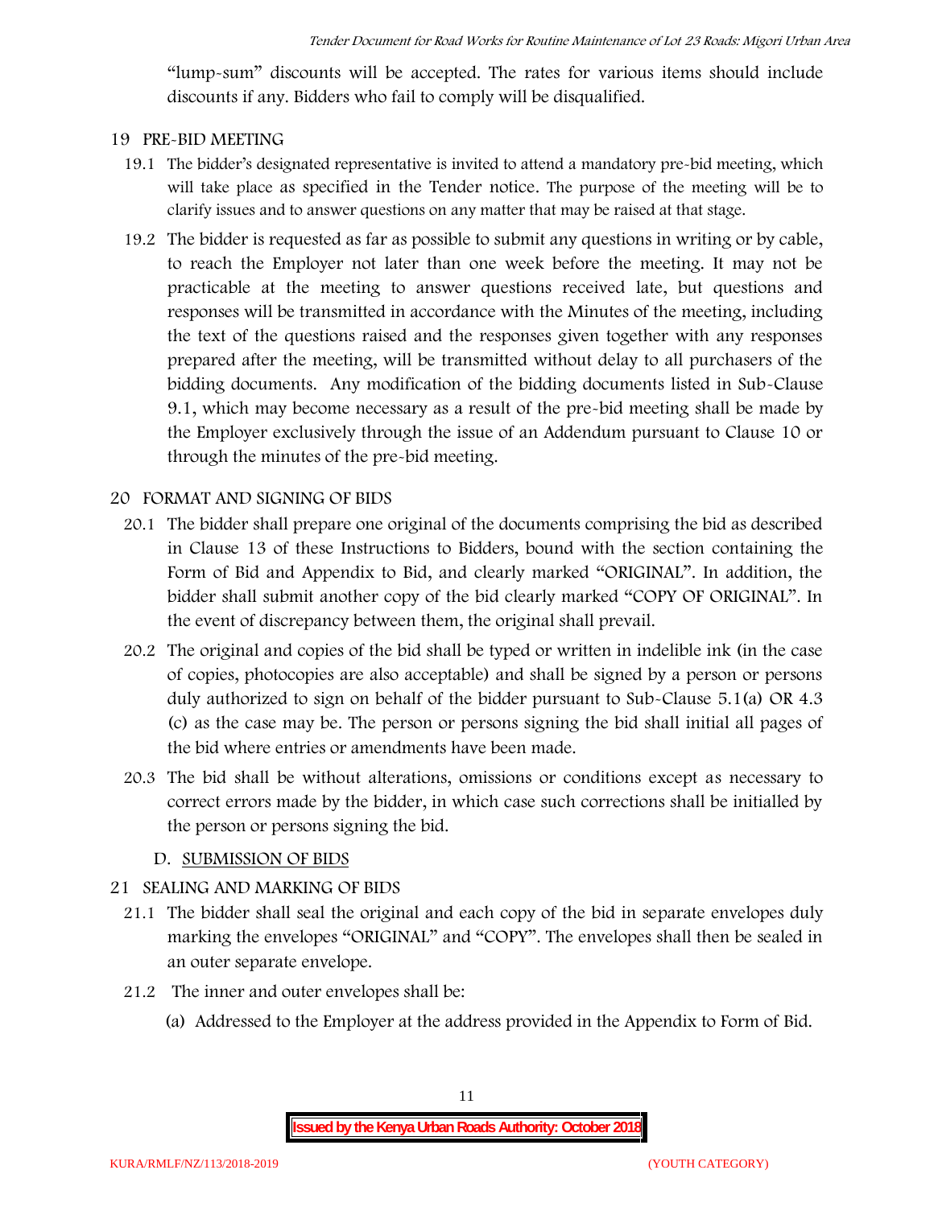"lump-sum" discounts will be accepted. The rates for various items should include discounts if any. Bidders who fail to comply will be disqualified.

## 19 PRE-BID MEETING

19.1 The bidder's designated representative is invited to attend a mandatory pre-bid meeting, which will take place as specified in the Tender notice. The purpose of the meeting will be to clarify issues and to answer questions on any matter that may be raised at that stage.

19.2 The bidder is requested as far as possible to submit any questions in writing or by cable, to reach the Employer not later than one week before the meeting. It may not be practicable at the meeting to answer questions received late, but questions and responses will be transmitted in accordance with the Minutes of the meeting, including the text of the questions raised and the responses given together with any responses prepared after the meeting, will be transmitted without delay to all purchasers of the bidding documents. Any modification of the bidding documents listed in Sub-Clause 9.1, which may become necessary as a result of the pre-bid meeting shall be made by the Employer exclusively through the issue of an Addendum pursuant to Clause 10 or through the minutes of the pre-bid meeting.

## 20 FORMAT AND SIGNING OF BIDS

20.1 The bidder shall prepare one original of the documents comprising the bid as described in Clause 13 of these Instructions to Bidders, bound with the section containing the Form of Bid and Appendix to Bid, and clearly marked "ORIGINAL". In addition, the bidder shall submit another copy of the bid clearly marked "COPY OF ORIGINAL". In the event of discrepancy between them, the original shall prevail.

20.2 The original and copies of the bid shall be typed or written in indelible ink (in the case of copies, photocopies are also acceptable) and shall be signed by a person or persons duly authorized to sign on behalf of the bidder pursuant to Sub-Clause 5.1(a) OR 4.3 (c) as the case may be. The person or persons signing the bid shall initial all pages of the bid where entries or amendments have been made.

20.3 The bid shall be without alterations, omissions or conditions except as necessary to correct errors made by the bidder, in which case such corrections shall be initialled by the person or persons signing the bid.

### D. SUBMISSION OF BIDS

## 21 SEALING AND MARKING OF BIDS

21.1 The bidder shall seal the original and each copy of the bid in separate envelopes duly marking the envelopes "ORIGINAL" and "COPY". The envelopes shall then be sealed in an outer separate envelope.

21.2 The inner and outer envelopes shall be:

(a) Addressed to the Employer at the address provided in the Appendix to Form of Bid.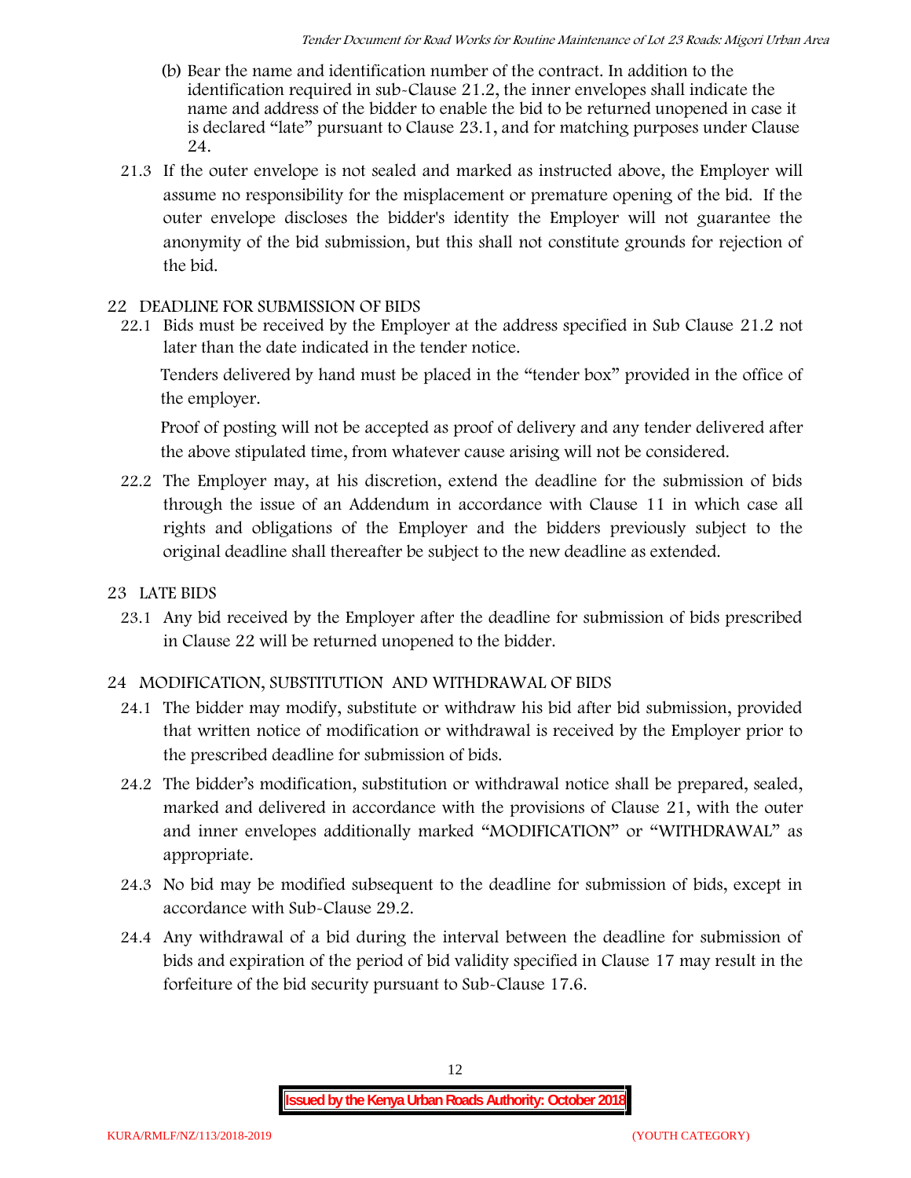(b) Bear the name and identification number of the contract. In addition to the identification required in sub-Clause 21.2, the inner envelopes shall indicate the name and address of the bidder to enable the bid to be returned unopened in case it is declared "late" pursuant to Clause 23.1, and for matching purposes under Clause 24.

21.3 If the outer envelope is not sealed and marked as instructed above, the Employer will assume no responsibility for the misplacement or premature opening of the bid. If the outer envelope discloses the bidder's identity the Employer will not guarantee the anonymity of the bid submission, but this shall not constitute grounds for rejection of the bid.

## 22 DEADLINE FOR SUBMISSION OF BIDS

22.1 Bids must be received by the Employer at the address specified in Sub Clause 21.2 not later than the date indicated in the tender notice.

Tenders delivered by hand must be placed in the "tender box" provided in the office of the employer.

Proof of posting will not be accepted as proof of delivery and any tender delivered after the above stipulated time, from whatever cause arising will not be considered.

22.2 The Employer may, at his discretion, extend the deadline for the submission of bids through the issue of an Addendum in accordance with Clause 11 in which case all rights and obligations of the Employer and the bidders previously subject to the original deadline shall thereafter be subject to the new deadline as extended.

## 23 LATE BIDS

23.1 Any bid received by the Employer after the deadline for submission of bids prescribed in Clause 22 will be returned unopened to the bidder.

## 24 MODIFICATION, SUBSTITUTION AND WITHDRAWAL OF BIDS

24.1 The bidder may modify, substitute or withdraw his bid after bid submission, provided that written notice of modification or withdrawal is received by the Employer prior to the prescribed deadline for submission of bids.

24.2 The bidder's modification, substitution or withdrawal notice shall be prepared, sealed, marked and delivered in accordance with the provisions of Clause 21, with the outer and inner envelopes additionally marked "MODIFICATION" or "WITHDRAWAL" as appropriate.

24.3 No bid may be modified subsequent to the deadline for submission of bids, except in accordance with Sub-Clause 29.2.

24.4 Any withdrawal of a bid during the interval between the deadline for submission of bids and expiration of the period of bid validity specified in Clause 17 may result in the forfeiture of the bid security pursuant to Sub-Clause 17.6.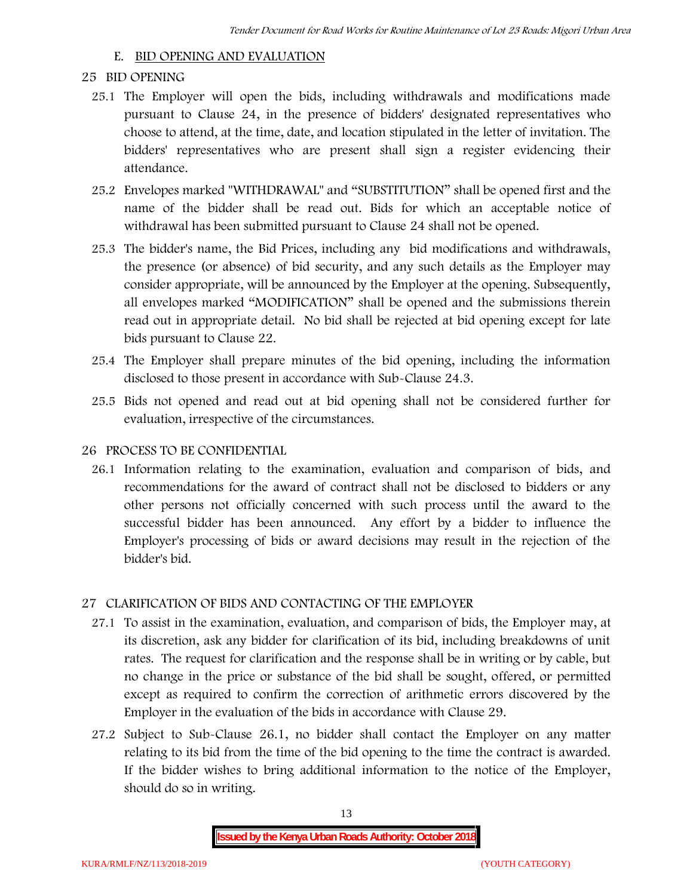## E. BID OPENING AND EVALUATION

### 25 BID OPENING

25.1 The Employer will open the bids, including withdrawals and modifications made pursuant to Clause 24, in the presence of bidders' designated representatives who choose to attend, at the time, date, and location stipulated in the letter of invitation. The bidders' representatives who are present shall sign a register evidencing their attendance.

25.2 Envelopes marked "WITHDRAWAL" and "SUBSTITUTION" shall be opened first and the name of the bidder shall be read out. Bids for which an acceptable notice of withdrawal has been submitted pursuant to Clause 24 shall not be opened.

25.3 The bidder's name, the Bid Prices, including any bid modifications and withdrawals, the presence (or absence) of bid security, and any such details as the Employer may consider appropriate, will be announced by the Employer at the opening. Subsequently, all envelopes marked "MODIFICATION" shall be opened and the submissions therein read out in appropriate detail. No bid shall be rejected at bid opening except for late bids pursuant to Clause 22.

25.4 The Employer shall prepare minutes of the bid opening, including the information disclosed to those present in accordance with Sub-Clause 24.3.

25.5 Bids not opened and read out at bid opening shall not be considered further for evaluation, irrespective of the circumstances.

### 26 PROCESS TO BE CONFIDENTIAL

26.1 Information relating to the examination, evaluation and comparison of bids, and recommendations for the award of contract shall not be disclosed to bidders or any other persons not officially concerned with such process until the award to the successful bidder has been announced. Any effort by a bidder to influence the Employer's processing of bids or award decisions may result in the rejection of the bidder's bid.

### 27 CLARIFICATION OF BIDS AND CONTACTING OF THE EMPLOYER

27.1 To assist in the examination, evaluation, and comparison of bids, the Employer may, at its discretion, ask any bidder for clarification of its bid, including breakdowns of unit rates. The request for clarification and the response shall be in writing or by cable, but no change in the price or substance of the bid shall be sought, offered, or permitted except as required to confirm the correction of arithmetic errors discovered by the Employer in the evaluation of the bids in accordance with Clause 29.

27.2 Subject to Sub-Clause 26.1, no bidder shall contact the Employer on any matter relating to its bid from the time of the bid opening to the time the contract is awarded. If the bidder wishes to bring additional information to the notice of the Employer, should do so in writing.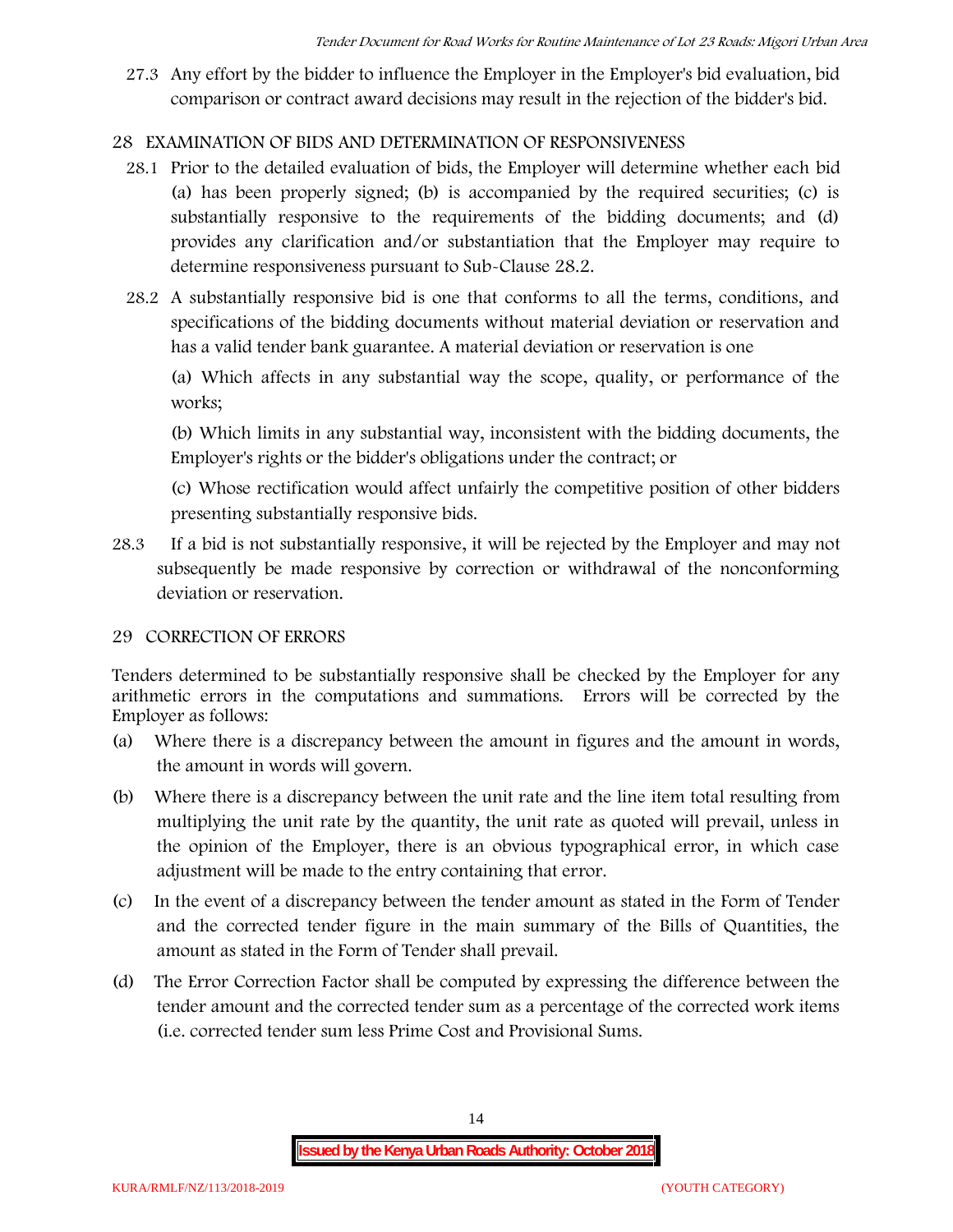27.3 Any effort by the bidder to influence the Employer in the Employer's bid evaluation, bid comparison or contract award decisions may result in the rejection of the bidder's bid.

## 28 EXAMINATION OF BIDS AND DETERMINATION OF RESPONSIVENESS

28.1 Prior to the detailed evaluation of bids, the Employer will determine whether each bid (a) has been properly signed; (b) is accompanied by the required securities; (c) is substantially responsive to the requirements of the bidding documents; and (d) provides any clarification and/or substantiation that the Employer may require to determine responsiveness pursuant to Sub-Clause 28.2.

28.2 A substantially responsive bid is one that conforms to all the terms, conditions, and specifications of the bidding documents without material deviation or reservation and has a valid tender bank guarantee. A material deviation or reservation is one

(a) Which affects in any substantial way the scope, quality, or performance of the works;

(b) Which limits in any substantial way, inconsistent with the bidding documents, the Employer's rights or the bidder's obligations under the contract; or

(c) Whose rectification would affect unfairly the competitive position of other bidders presenting substantially responsive bids.

28.3 If a bid is not substantially responsive, it will be rejected by the Employer and may not subsequently be made responsive by correction or withdrawal of the nonconforming deviation or reservation.

## 29 CORRECTION OF ERRORS

Tenders determined to be substantially responsive shall be checked by the Employer for any arithmetic errors in the computations and summations. Errors will be corrected by the Employer as follows:

(a) Where there is a discrepancy between the amount in figures and the amount in words, the amount in words will govern.

(b) Where there is a discrepancy between the unit rate and the line item total resulting from multiplying the unit rate by the quantity, the unit rate as quoted will prevail, unless in the opinion of the Employer, there is an obvious typographical error, in which case adjustment will be made to the entry containing that error.

(c) In the event of a discrepancy between the tender amount as stated in the Form of Tender and the corrected tender figure in the main summary of the Bills of Quantities, the amount as stated in the Form of Tender shall prevail.

(d) The Error Correction Factor shall be computed by expressing the difference between the tender amount and the corrected tender sum as a percentage of the corrected work items (i.e. corrected tender sum less Prime Cost and Provisional Sums.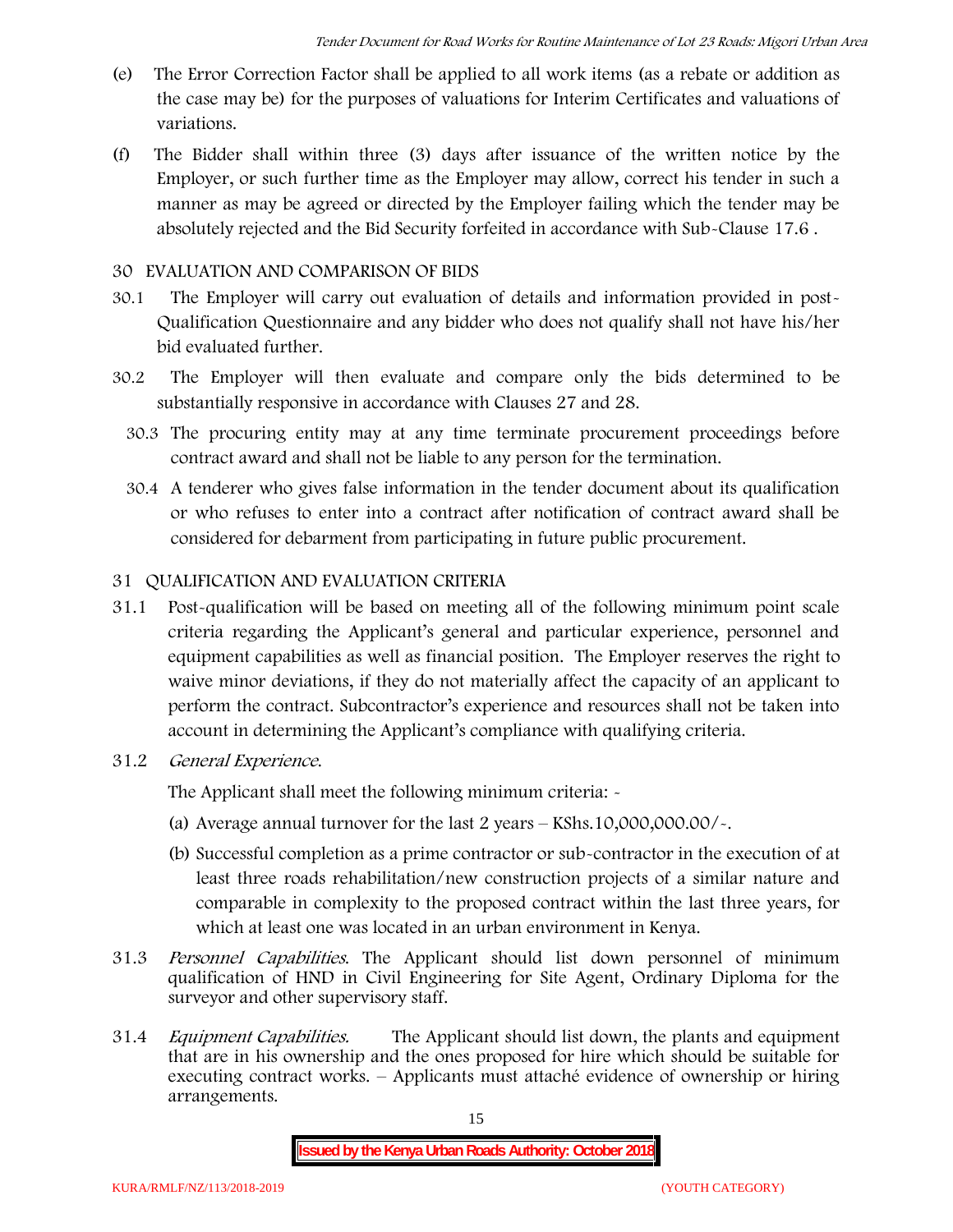(e) The Error Correction Factor shall be applied to all work items (as a rebate or addition as the case may be) for the purposes of valuations for Interim Certificates and valuations of variations.

(f) The Bidder shall within three (3) days after issuance of the written notice by the Employer, or such further time as the Employer may allow, correct his tender in such a manner as may be agreed or directed by the Employer failing which the tender may be absolutely rejected and the Bid Security forfeited in accordance with Sub-Clause 17.6 .

## 30 EVALUATION AND COMPARISON OF BIDS

30.1 The Employer will carry out evaluation of details and information provided in post-Qualification Questionnaire and any bidder who does not qualify shall not have his/her bid evaluated further.

30.2 The Employer will then evaluate and compare only the bids determined to be substantially responsive in accordance with Clauses 27 and 28.

30.3 The procuring entity may at any time terminate procurement proceedings before contract award and shall not be liable to any person for the termination.

30.4 A tenderer who gives false information in the tender document about its qualification or who refuses to enter into a contract after notification of contract award shall be considered for debarment from participating in future public procurement.

## 31 QUALIFICATION AND EVALUATION CRITERIA

31.1 Post-qualification will be based on meeting all of the following minimum point scale criteria regarding the Applicant's general and particular experience, personnel and equipment capabilities as well as financial position. The Employer reserves the right to waive minor deviations, if they do not materially affect the capacity of an applicant to perform the contract. Subcontractor's experience and resources shall not be taken into account in determining the Applicant's compliance with qualifying criteria.

31.2 *General Experience.*

The Applicant shall meet the following minimum criteria: -

(a) Average annual turnover for the last 2 years – KShs.10,000,000.00/-.

(b) Successful completion as a prime contractor or sub-contractor in the execution of at least three roads rehabilitation/new construction projects of a similar nature and comparable in complexity to the proposed contract within the last three years, for which at least one was located in an urban environment in Kenya.

31.3 *Personnel Capabilities.* The Applicant should list down personnel of minimum qualification of HND in Civil Engineering for Site Agent, Ordinary Diploma for the surveyor and other supervisory staff.

31.4 *Equipment Capabilities.* The Applicant should list down, the plants and equipment that are in his ownership and the ones proposed for hire which should be suitable for executing contract works. – Applicants must attaché evidence of ownership or hiring arrangements.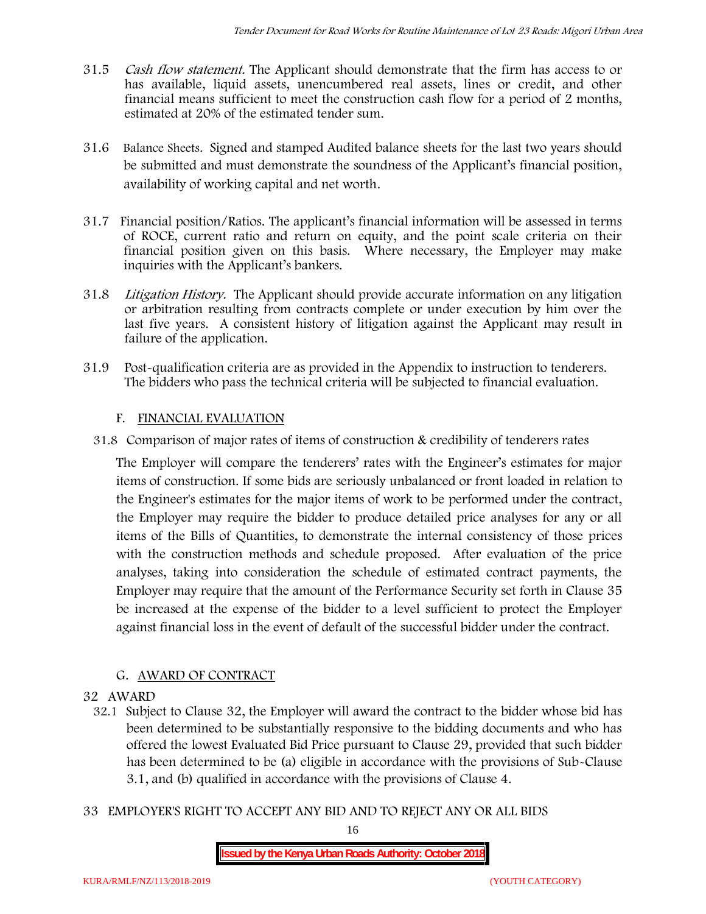31.5 *Cash flow statement.* The Applicant should demonstrate that the firm has access to or has available, liquid assets, unencumbered real assets, lines or credit, and other financial means sufficient to meet the construction cash flow for a period of 2 months, estimated at 20% of the estimated tender sum.

31.6 Balance Sheets. Signed and stamped Audited balance sheets for the last two years should be submitted and must demonstrate the soundness of the Applicant's financial position, availability of working capital and net worth.

31.7 Financial position/Ratios. The applicant's financial information will be assessed in terms of ROCE, current ratio and return on equity, and the point scale criteria on their financial position given on this basis. Where necessary, the Employer may make inquiries with the Applicant's bankers.

31.8 *Litigation History.* The Applicant should provide accurate information on any litigation or arbitration resulting from contracts complete or under execution by him over the last five years. A consistent history of litigation against the Applicant may result in failure of the application.

31.9 Post-qualification criteria are as provided in the Appendix to instruction to tenderers. The bidders who pass the technical criteria will be subjected to financial evaluation.

## F. FINANCIAL EVALUATION

31.8 Comparison of major rates of items of construction & credibility of tenderers rates

The Employer will compare the tenderers' rates with the Engineer's estimates for major items of construction. If some bids are seriously unbalanced or front loaded in relation to the Engineer's estimates for the major items of work to be performed under the contract, the Employer may require the bidder to produce detailed price analyses for any or all items of the Bills of Quantities, to demonstrate the internal consistency of those prices with the construction methods and schedule proposed. After evaluation of the price analyses, taking into consideration the schedule of estimated contract payments, the Employer may require that the amount of the Performance Security set forth in Clause 35 be increased at the expense of the bidder to a level sufficient to protect the Employer against financial loss in the event of default of the successful bidder under the contract.

## G. AWARD OF CONTRACT

32 AWARD

32.1 Subject to Clause 32, the Employer will award the contract to the bidder whose bid has been determined to be substantially responsive to the bidding documents and who has offered the lowest Evaluated Bid Price pursuant to Clause 29, provided that such bidder has been determined to be (a) eligible in accordance with the provisions of Sub-Clause 3.1, and (b) qualified in accordance with the provisions of Clause 4.

33 EMPLOYER'S RIGHT TO ACCEPT ANY BID AND TO REJECT ANY OR ALL BIDS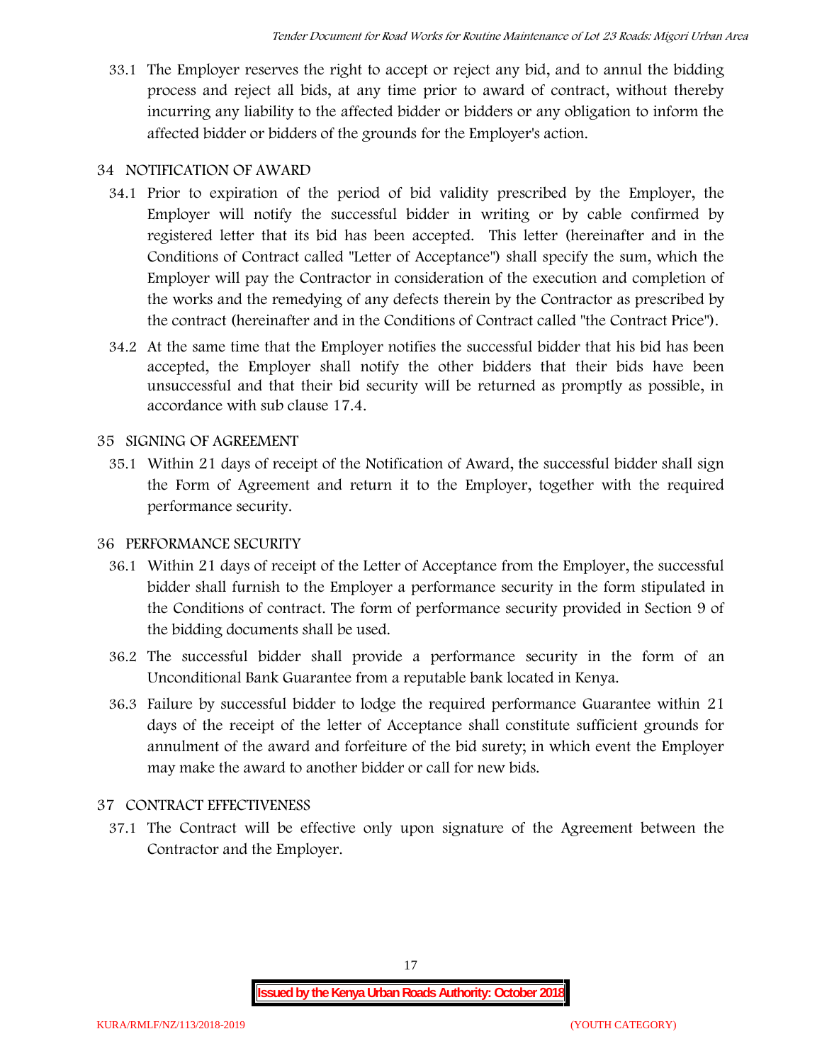33.1 The Employer reserves the right to accept or reject any bid, and to annul the bidding process and reject all bids, at any time prior to award of contract, without thereby incurring any liability to the affected bidder or bidders or any obligation to inform the affected bidder or bidders of the grounds for the Employer's action.

## 34 NOTIFICATION OF AWARD

34.1 Prior to expiration of the period of bid validity prescribed by the Employer, the Employer will notify the successful bidder in writing or by cable confirmed by registered letter that its bid has been accepted. This letter (hereinafter and in the Conditions of Contract called "Letter of Acceptance") shall specify the sum, which the Employer will pay the Contractor in consideration of the execution and completion of the works and the remedying of any defects therein by the Contractor as prescribed by the contract (hereinafter and in the Conditions of Contract called "the Contract Price").

34.2 At the same time that the Employer notifies the successful bidder that his bid has been accepted, the Employer shall notify the other bidders that their bids have been unsuccessful and that their bid security will be returned as promptly as possible, in accordance with sub clause 17.4.

## 35 SIGNING OF AGREEMENT

35.1 Within 21 days of receipt of the Notification of Award, the successful bidder shall sign the Form of Agreement and return it to the Employer, together with the required performance security.

## 36 PERFORMANCE SECURITY

36.1 Within 21 days of receipt of the Letter of Acceptance from the Employer, the successful bidder shall furnish to the Employer a performance security in the form stipulated in the Conditions of contract. The form of performance security provided in Section 9 of the bidding documents shall be used.

36.2 The successful bidder shall provide a performance security in the form of an Unconditional Bank Guarantee from a reputable bank located in Kenya.

36.3 Failure by successful bidder to lodge the required performance Guarantee within 21 days of the receipt of the letter of Acceptance shall constitute sufficient grounds for annulment of the award and forfeiture of the bid surety; in which event the Employer may make the award to another bidder or call for new bids.

## 37 CONTRACT EFFECTIVENESS

37.1 The Contract will be effective only upon signature of the Agreement between the Contractor and the Employer.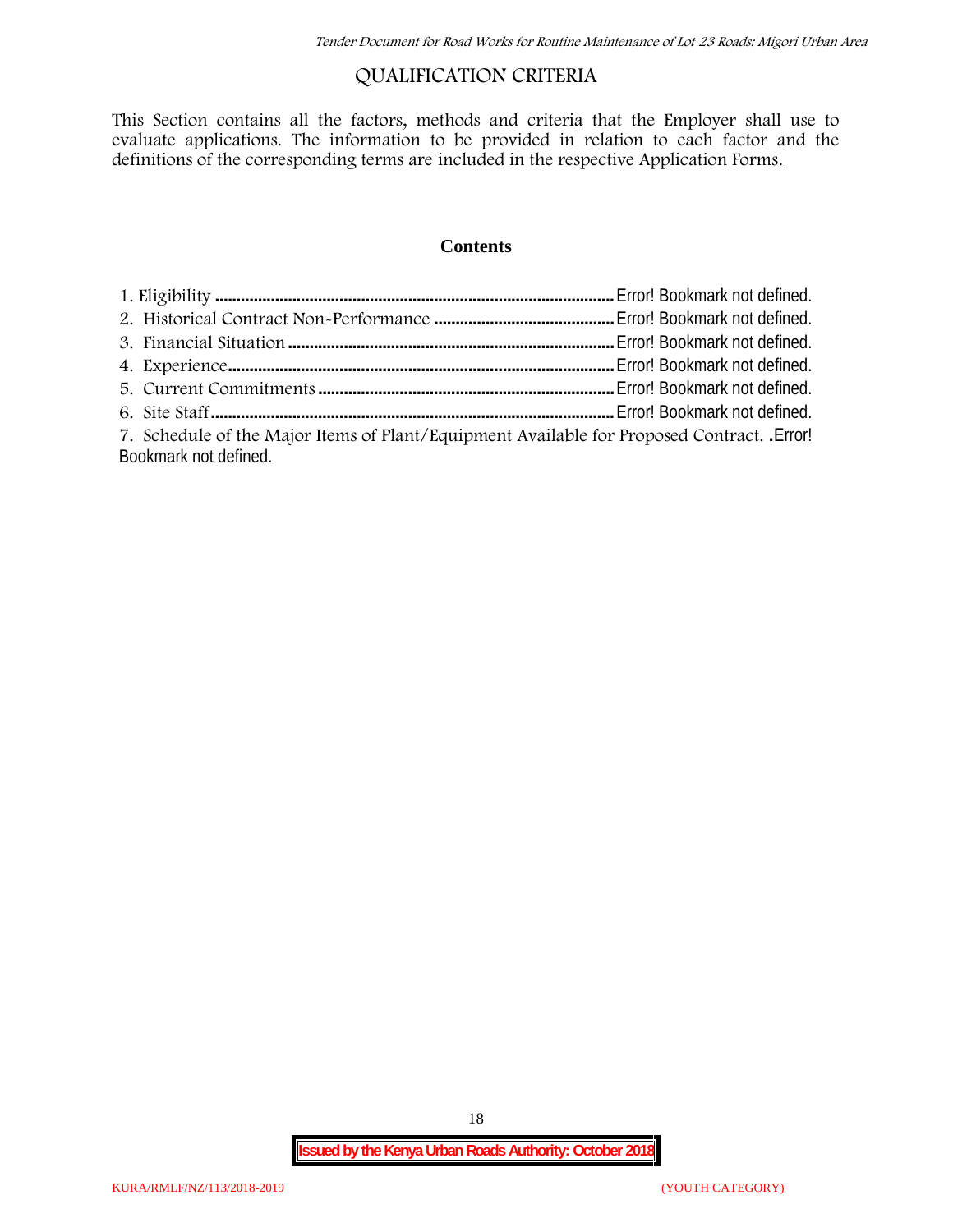# QUALIFICATION CRITERIA

This Section contains all the factors, methods and criteria that the Employer shall use to evaluate applications. The information to be provided in relation to each factor and the definitions of the corresponding terms are included in the respective Application Forms.

## Contents

1. Eligibility ........................................................................................... Error! Bookmark not defined.
2. Historical Contract Non-Performance .......................................... Error! Bookmark not defined.
3. Financial Situation ........................................................................... Error! Bookmark not defined.
4. Experience......................................................................................... Error! Bookmark not defined.
5. Current Commitments .................................................................... Error! Bookmark not defined.
6. Site Staff ............................................................................................. Error! Bookmark not defined.
7. Schedule of the Major Items of Plant/Equipment Available for Proposed Contract. .Error! Bookmark not defined.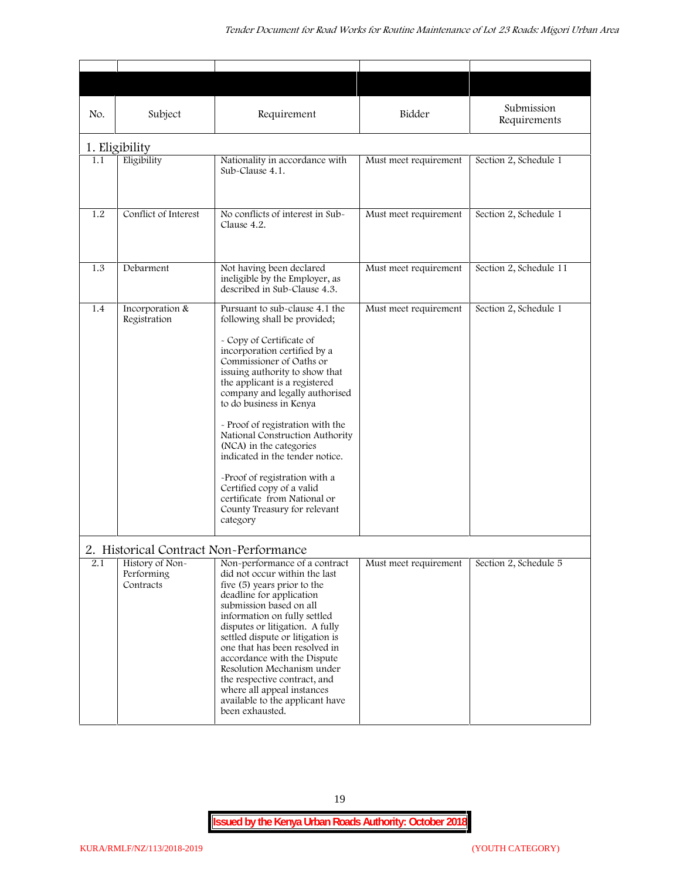| No. | Subject | Requirement | Bidder | Submission Requirements |
|---|---|---|---|---|
| **1. Eligibility** | | | | |
| 1.1 | Eligibility | Nationality in accordance with Sub-Clause 4.1. | Must meet requirement | Section 2, Schedule 1 |
| 1.2 | Conflict of Interest | No conflicts of interest in Sub-Clause 4.2. | Must meet requirement | Section 2, Schedule 1 |
| 1.3 | Debarment | Not having been declared ineligible by the Employer, as described in Sub-Clause 4.3. | Must meet requirement | Section 2, Schedule 11 |
| 1.4 | Incorporation & Registration | Pursuant to sub-clause 4.1 the following shall be provided;<br><br>- Copy of Certificate of incorporation certified by a Commissioner of Oaths or issuing authority to show that the applicant is a registered company and legally authorised to do business in Kenya<br><br>- Proof of registration with the National Construction Authority (NCA) in the categories indicated in the tender notice.<br><br>-Proof of registration with a Certified copy of a valid certificate from National or County Treasury for relevant category | Must meet requirement | Section 2, Schedule 1 |
| **2. Historical Contract Non-Performance** | | | | |
| 2.1 | History of Non-Performing Contracts | Non-performance of a contract did not occur within the last five (5) years prior to the deadline for application submission based on all information on fully settled disputes or litigation. A fully settled dispute or litigation is one that has been resolved in accordance with the Dispute Resolution Mechanism under the respective contract, and where all appeal instances available to the applicant have been exhausted. | Must meet requirement | Section 2, Schedule 5 |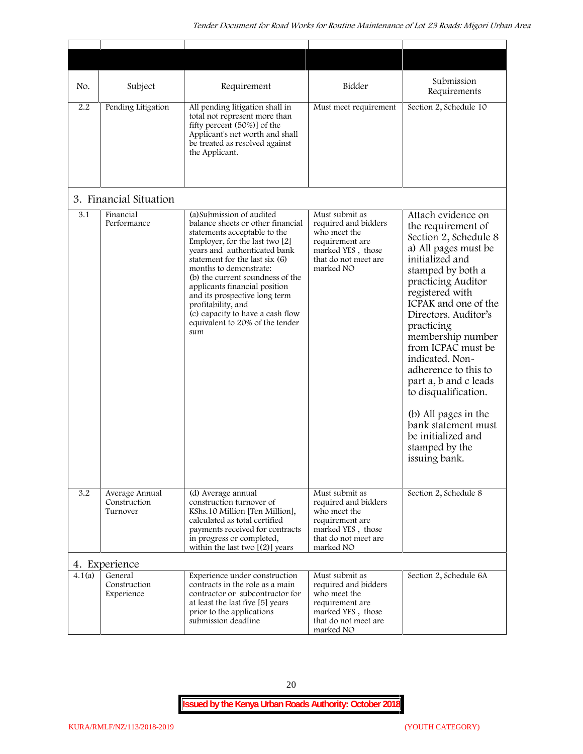| No. | Subject | Requirement | Bidder | Submission Requirements |
|---|---|---|---|---|
| 2.2 | Pending Litigation | All pending litigation shall in total not represent more than fifty percent (50%)] of the Applicant's net worth and shall be treated as resolved against the Applicant. | Must meet requirement | Section 2, Schedule 10 |
| **3. Financial Situation** | | | | |
| 3.1 | Financial Performance | (a)Submission of audited balance sheets or other financial statements acceptable to the Employer, for the last two [2] years and authenticated bank statement for the last six (6) months to demonstrate:<br>(b) the current soundness of the applicants financial position and its prospective long term profitability, and<br>(c) capacity to have a cash flow equivalent to 20% of the tender sum | Must submit as required and bidders who meet the requirement are marked YES , those that do not meet are marked NO | Attach evidence on the requirement of Section 2, Schedule 8 a) All pages must be initialized and stamped by both a practicing Auditor registered with ICPAK and one of the Directors. Auditor's practicing membership number from ICPAC must be indicated. Non-adherence to this to part a, b and c leads to disqualification.<br><br>(b) All pages in the bank statement must be initialized and stamped by the issuing bank. |
| 3.2 | Average Annual Construction Turnover | (d) Average annual construction turnover of KShs.10 Million [Ten Million], calculated as total certified payments received for contracts in progress or completed, within the last two [(2)] years | Must submit as required and bidders who meet the requirement are marked YES , those that do not meet are marked NO | Section 2, Schedule 8 |
| **4. Experience** | | | | |
| 4.1(a) | General Construction Experience | Experience under construction contracts in the role as a main contractor or subcontractor for at least the last five [5] years prior to the applications submission deadline | Must submit as required and bidders who meet the requirement are marked YES , those that do not meet are marked NO | Section 2, Schedule 6A |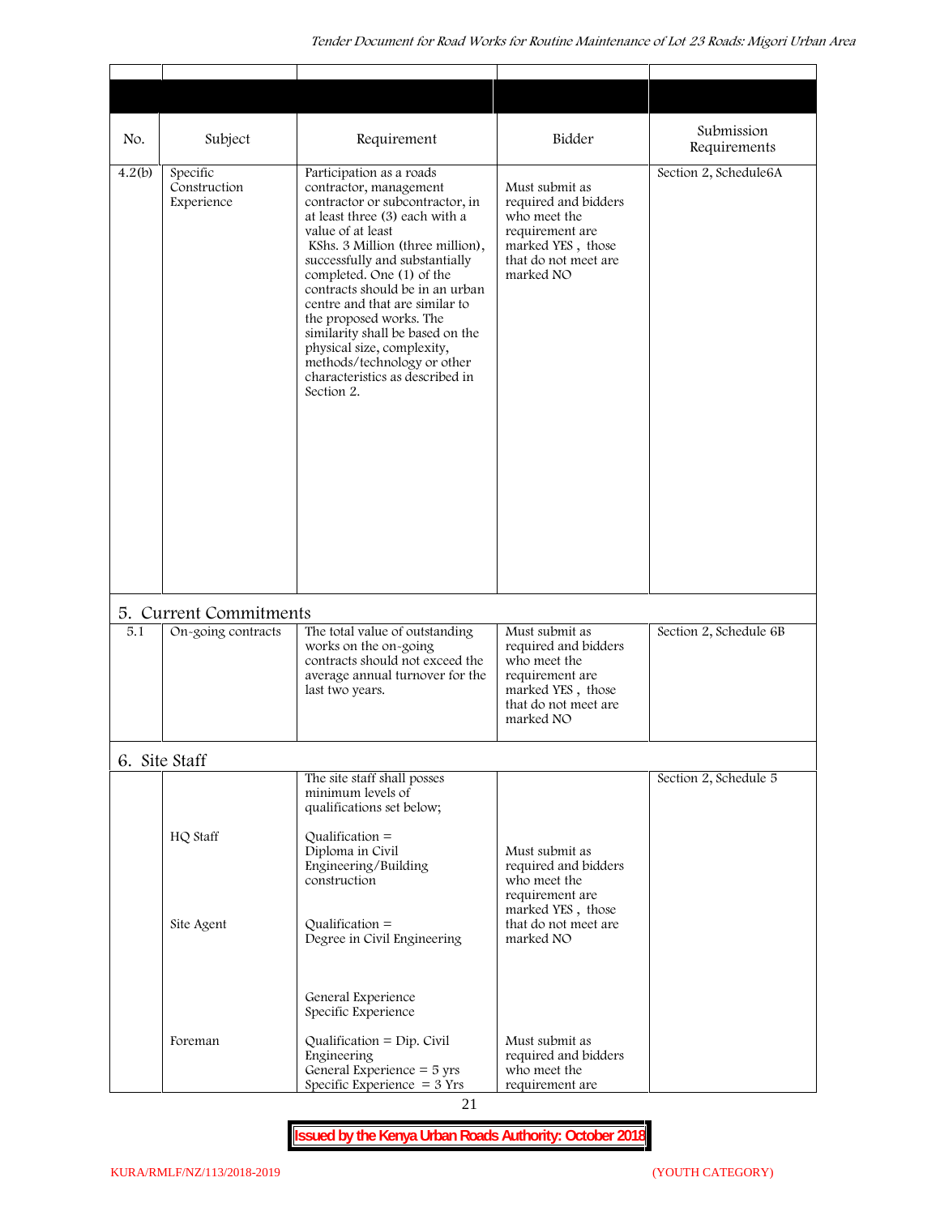| No. | Subject | Requirement | Bidder | Submission Requirements |
|---|---|---|---|---|
| 4.2(b) | Specific Construction Experience | Participation as a roads contractor, management contractor or subcontractor, in at least three (3) each with a value of at least KShs. 3 Million (three million), successfully and substantially completed. One (1) of the contracts should be in an urban centre and that are similar to the proposed works. The similarity shall be based on the physical size, complexity, methods/technology or other characteristics as described in Section 2. | Must submit as required and bidders who meet the requirement are marked YES , those that do not meet are marked NO | Section 2, Schedule6A |
| **5. Current Commitments** | | | | |
| 5.1 | On-going contracts | The total value of outstanding works on the on-going contracts should not exceed the average annual turnover for the last two years. | Must submit as required and bidders who meet the requirement are marked YES , those that do not meet are marked NO | Section 2, Schedule 6B |
| **6. Site Staff** | | | | |
| | | The site staff shall posses minimum levels of qualifications set below; | | Section 2, Schedule 5 |
| | HQ Staff | Qualification = Diploma in Civil Engineering/Building construction | Must submit as required and bidders who meet the requirement are marked YES , those that do not meet are marked NO | |
| | Site Agent | Qualification = Degree in Civil Engineering<br><br>General Experience<br>Specific Experience | | |
| | Foreman | Qualification = Dip. Civil Engineering<br>General Experience = 5 yrs<br>Specific Experience = 3 Yrs | Must submit as required and bidders who meet the requirement are | |

**Issued by the Kenya Urban Roads Authority: October 2018**

KURA/RMLF/NZ/113/2018-2019 (YOUTH CATEGORY)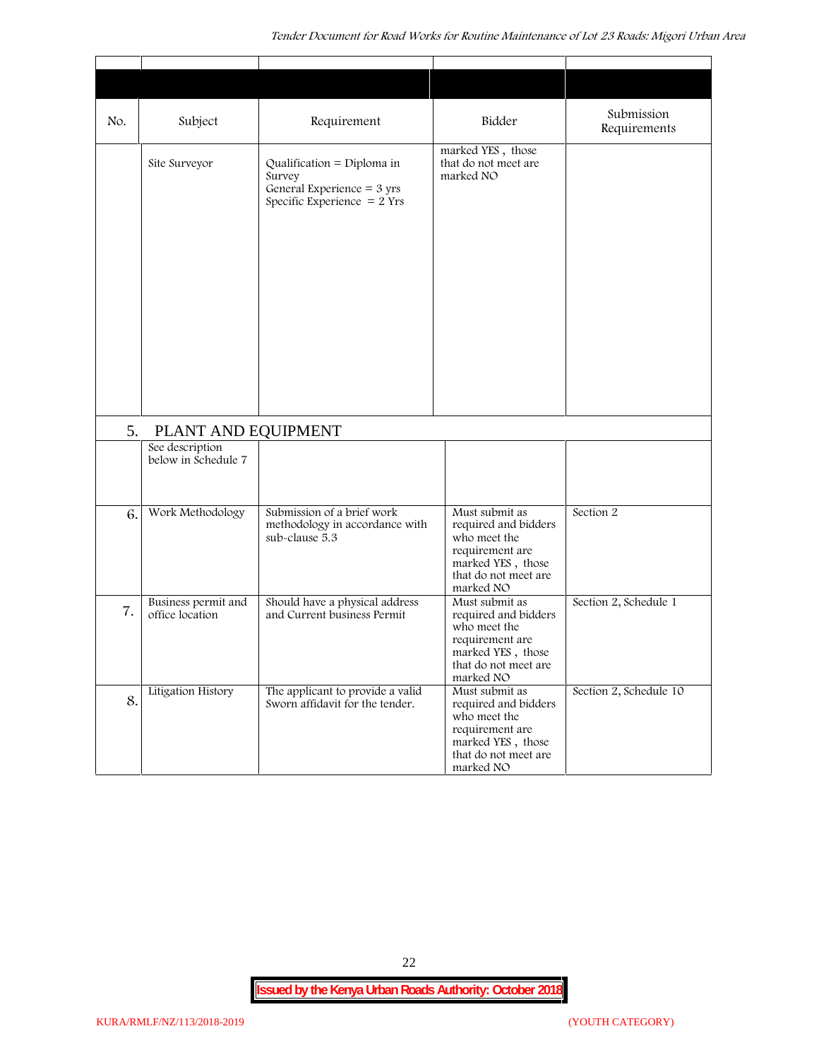| No. | Subject | Requirement | Bidder | Submission Requirements |
|---|---|---|---|---|
| | Site Surveyor | Qualification = Diploma in Survey<br>General Experience = 3 yrs<br>Specific Experience = 2 Yrs | marked YES , those that do not meet are marked NO | |
| 5. | PLANT AND EQUIPMENT | | | |
| | See description below in Schedule 7 | | | |
| 6. | Work Methodology | Submission of a brief work methodology in accordance with sub-clause 5.3 | Must submit as required and bidders who meet the requirement are marked YES , those that do not meet are marked NO | Section 2 |
| 7. | Business permit and office location | Should have a physical address and Current business Permit | Must submit as required and bidders who meet the requirement are marked YES , those that do not meet are marked NO | Section 2, Schedule 1 |
| 8. | Litigation History | The applicant to provide a valid Sworn affidavit for the tender. | Must submit as required and bidders who meet the requirement are marked YES , those that do not meet are marked NO | Section 2, Schedule 10 |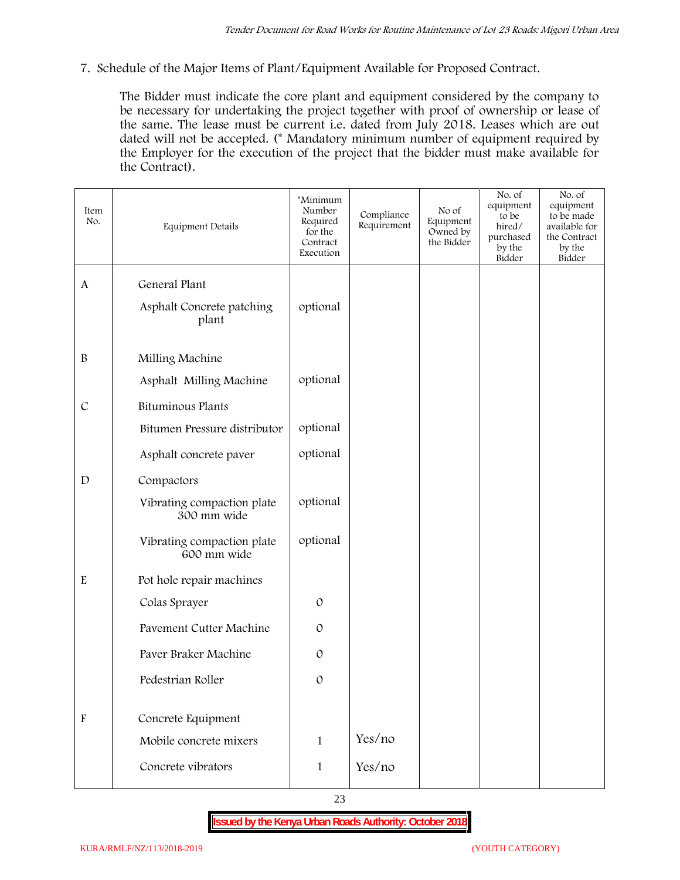7. Schedule of the Major Items of Plant/Equipment Available for Proposed Contract.

The Bidder must indicate the core plant and equipment considered by the company to be necessary for undertaking the project together with proof of ownership or lease of the same. The lease must be current i.e. dated from July 2018. Leases which are out dated will not be accepted. (* Mandatory minimum number of equipment required by the Employer for the execution of the project that the bidder must make available for the Contract).

| Item No. | Equipment Details | *Minimum Number Required for the Contract Execution | Compliance Requirement | No of Equipment Owned by the Bidder | No. of equipment to be hired/ purchased by the Bidder | No. of equipment to be made available for the Contract by the Bidder |
|---|---|---|---|---|---|---|
| A | General Plant | | | | | |
| | Asphalt Concrete patching plant | optional | | | | |
| B | Milling Machine | | | | | |
| | Asphalt Milling Machine | optional | | | | |
| C | Bituminous Plants | | | | | |
| | Bitumen Pressure distributor | optional | | | | |
| | Asphalt concrete paver | optional | | | | |
| D | Compactors | | | | | |
| | Vibrating compaction plate 300 mm wide | optional | | | | |
| | Vibrating compaction plate 600 mm wide | optional | | | | |
| E | Pot hole repair machines | | | | | |
| | Colas Sprayer | 0 | | | | |
| | Pavement Cutter Machine | 0 | | | | |
| | Paver Braker Machine | 0 | | | | |
| | Pedestrian Roller | 0 | | | | |
| F | Concrete Equipment | | | | | |
| | Mobile concrete mixers | 1 | Yes/no | | | |
| | Concrete vibrators | 1 | Yes/no | | | |

**Issued by the Kenya Urban Roads Authority: October 2018**

KURA/RMLF/NZ/113/2018-2019 (YOUTH CATEGORY)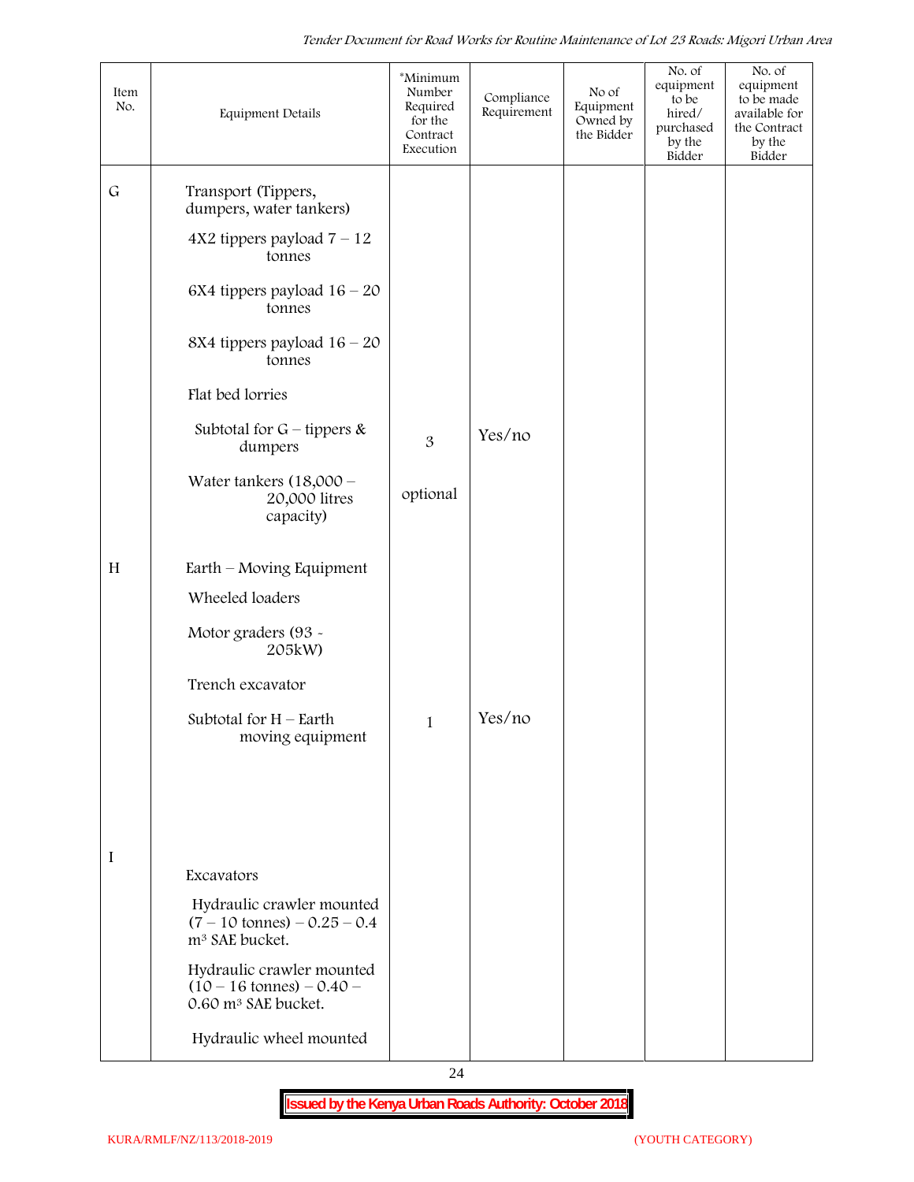| Item No. | Equipment Details | *Minimum Number Required for the Contract Execution | Compliance Requirement | No of Equipment Owned by the Bidder | No. of equipment to be hired/ purchased by the Bidder | No. of equipment to be made available for the Contract by the Bidder |
|---|---|---|---|---|---|---|
| G | Transport (Tippers, dumpers, water tankers) | | | | | |
| | 4X2 tippers payload 7 – 12 tonnes | | | | | |
| | 6X4 tippers payload 16 – 20 tonnes | | | | | |
| | 8X4 tippers payload 16 – 20 tonnes | | | | | |
| | Flat bed lorries | | | | | |
| | Subtotal for G – tippers & dumpers | 3 | Yes/no | | | |
| | Water tankers (18,000 – 20,000 litres capacity) | optional | | | | |
| H | Earth – Moving Equipment | | | | | |
| | Wheeled loaders | | | | | |
| | Motor graders (93 - 205kW) | | | | | |
| | Trench excavator | | | | | |
| | Subtotal for H – Earth moving equipment | 1 | Yes/no | | | |
| I | Excavators | | | | | |
| | Hydraulic crawler mounted (7 – 10 tonnes) – 0.25 – 0.4 m³ SAE bucket. | | | | | |
| | Hydraulic crawler mounted (10 – 16 tonnes) – 0.40 – 0.60 m³ SAE bucket. | | | | | |
| | Hydraulic wheel mounted | | | | | |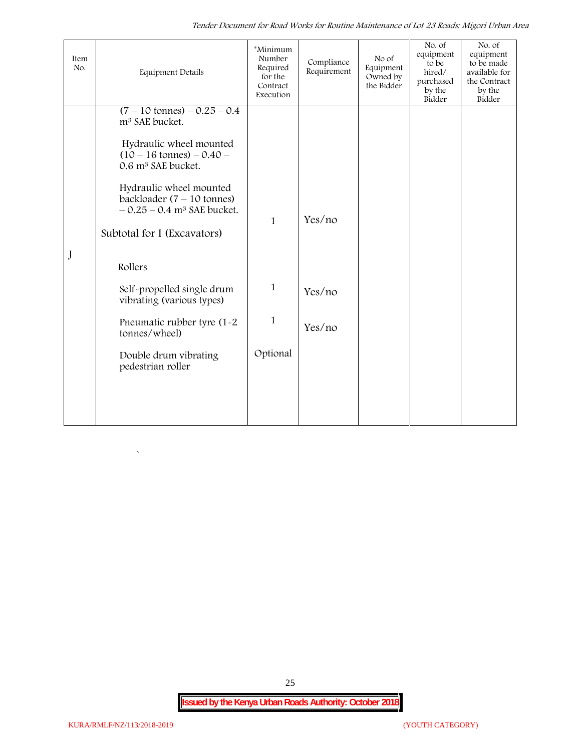| Item No. | Equipment Details | *Minimum Number Required for the Contract Execution | Compliance Requirement | No of Equipment Owned by the Bidder | No. of equipment to be hired/ purchased by the Bidder | No. of equipment to be made available for the Contract by the Bidder |
|---|---|---|---|---|---|---|
| | (7 – 10 tonnes) – 0.25 – 0.4 m³ SAE bucket. | | | | | |
| | Hydraulic wheel mounted (10 – 16 tonnes) – 0.40 – 0.6 m³ SAE bucket. | | | | | |
| | Hydraulic wheel mounted backloader (7 – 10 tonnes) – 0.25 – 0.4 m³ SAE bucket. | 1 | Yes/no | | | |
| | Subtotal for I (Excavators) | | | | | |
| J | Rollers | | | | | |
| | Self-propelled single drum vibrating (various types) | 1 | Yes/no | | | |
| | Pneumatic rubber tyre (1-2 tonnes/wheel) | 1 | Yes/no | | | |
| | Double drum vibrating pedestrian roller | Optional | | | | |

`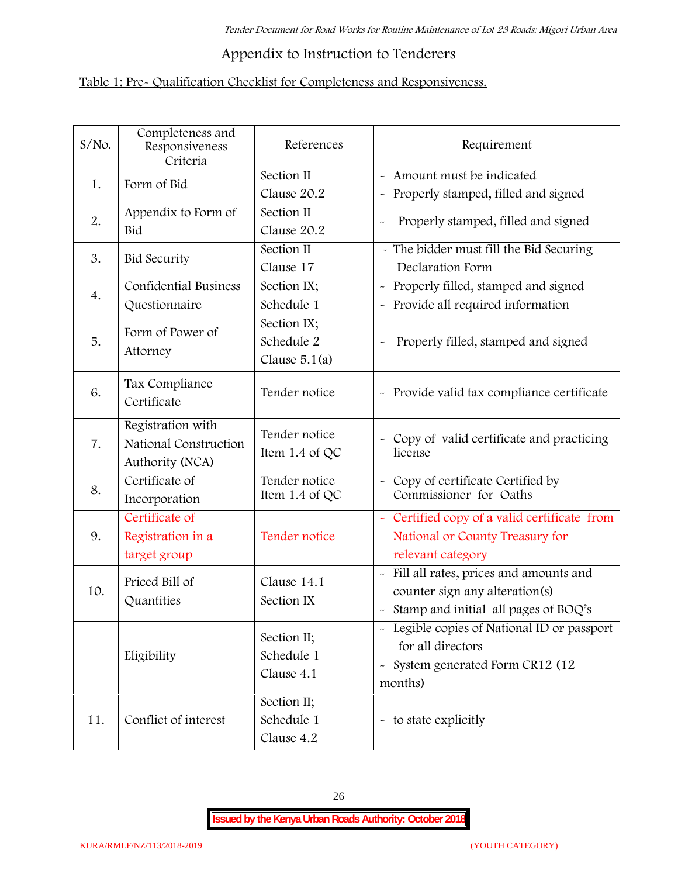## Appendix to Instruction to Tenderers

Table 1: Pre- Qualification Checklist for Completeness and Responsiveness.

| S/No. | Completeness and Responsiveness Criteria | References | Requirement |
|---|---|---|---|
| 1. | Form of Bid | Section II Clause 20.2 | - Amount must be indicated<br>- Properly stamped, filled and signed |
| 2. | Appendix to Form of Bid | Section II Clause 20.2 | - Properly stamped, filled and signed |
| 3. | Bid Security | Section II Clause 17 | - The bidder must fill the Bid Securing Declaration Form |
| 4. | Confidential Business Questionnaire | Section IX; Schedule 1 | - Properly filled, stamped and signed<br>- Provide all required information |
| 5. | Form of Power of Attorney | Section IX; Schedule 2 Clause 5.1(a) | - Properly filled, stamped and signed |
| 6. | Tax Compliance Certificate | Tender notice | - Provide valid tax compliance certificate |
| 7. | Registration with National Construction Authority (NCA) | Tender notice Item 1.4 of QC | - Copy of valid certificate and practicing license |
| 8. | Certificate of Incorporation | Tender notice Item 1.4 of QC | - Copy of certificate Certified by Commissioner for Oaths |
| 9. | Certificate of Registration in a target group | Tender notice | - Certified copy of a valid certificate from National or County Treasury for relevant category |
| 10. | Priced Bill of Quantities | Clause 14.1 Section IX | - Fill all rates, prices and amounts and counter sign any alteration(s)<br>- Stamp and initial all pages of BOQ's |
| | Eligibility | Section II; Schedule 1 Clause 4.1 | - Legible copies of National ID or passport for all directors<br>- System generated Form CR12 (12 months) |
| 11. | Conflict of interest | Section II; Schedule 1 Clause 4.2 | - to state explicitly |

Issued by the Kenya Urban Roads Authority: October 2018

KURA/RMLF/NZ/113/2018-2019 (YOUTH CATEGORY)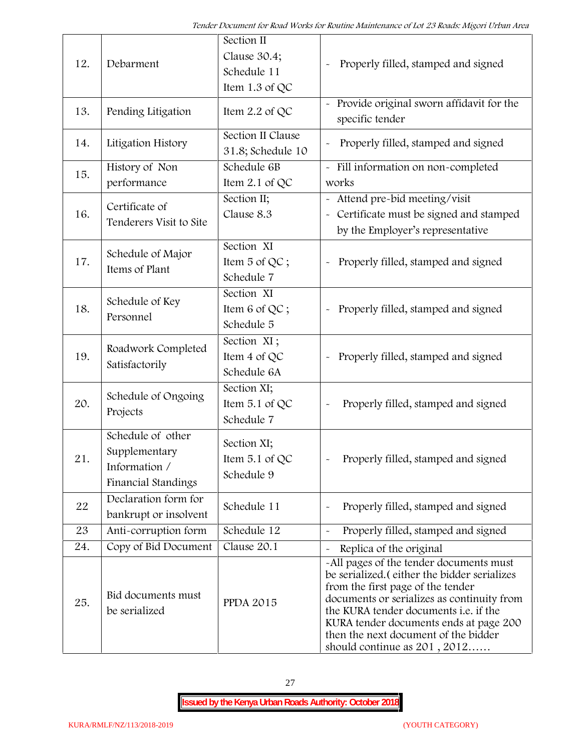| | | | |
|---|---|---|---|
| 12. | Debarment | Section II Clause 30.4; Schedule 11 Item 1.3 of QC | - Properly filled, stamped and signed |
| 13. | Pending Litigation | Item 2.2 of QC | - Provide original sworn affidavit for the specific tender |
| 14. | Litigation History | Section II Clause 31.8; Schedule 10 | - Properly filled, stamped and signed |
| 15. | History of Non performance | Schedule 6B Item 2.1 of QC | - Fill information on non-completed works |
| 16. | Certificate of Tenderers Visit to Site | Section II; Clause 8.3 | - Attend pre-bid meeting/visit<br>- Certificate must be signed and stamped by the Employer's representative |
| 17. | Schedule of Major Items of Plant | Section XI Item 5 of QC ; Schedule 7 | - Properly filled, stamped and signed |
| 18. | Schedule of Key Personnel | Section XI Item 6 of QC ; Schedule 5 | - Properly filled, stamped and signed |
| 19. | Roadwork Completed Satisfactorily | Section XI ; Item 4 of QC Schedule 6A | - Properly filled, stamped and signed |
| 20. | Schedule of Ongoing Projects | Section XI; Item 5.1 of QC Schedule 7 | - Properly filled, stamped and signed |
| 21. | Schedule of other Supplementary Information / Financial Standings | Section XI; Item 5.1 of QC Schedule 9 | - Properly filled, stamped and signed |
| 22 | Declaration form for bankrupt or insolvent | Schedule 11 | - Properly filled, stamped and signed |
| 23 | Anti-corruption form | Schedule 12 | - Properly filled, stamped and signed |
| 24. | Copy of Bid Document | Clause 20.1 | - Replica of the original |
| 25. | Bid documents must be serialized | PPDA 2015 | -All pages of the tender documents must be serialized.( either the bidder serializes from the first page of the tender documents or serializes as continuity from the KURA tender documents i.e. if the KURA tender documents ends at page 200 then the next document of the bidder should continue as 201 , 2012…… |

KURA/RMLF/NZ/113/2018-2019 (YOUTH CATEGORY)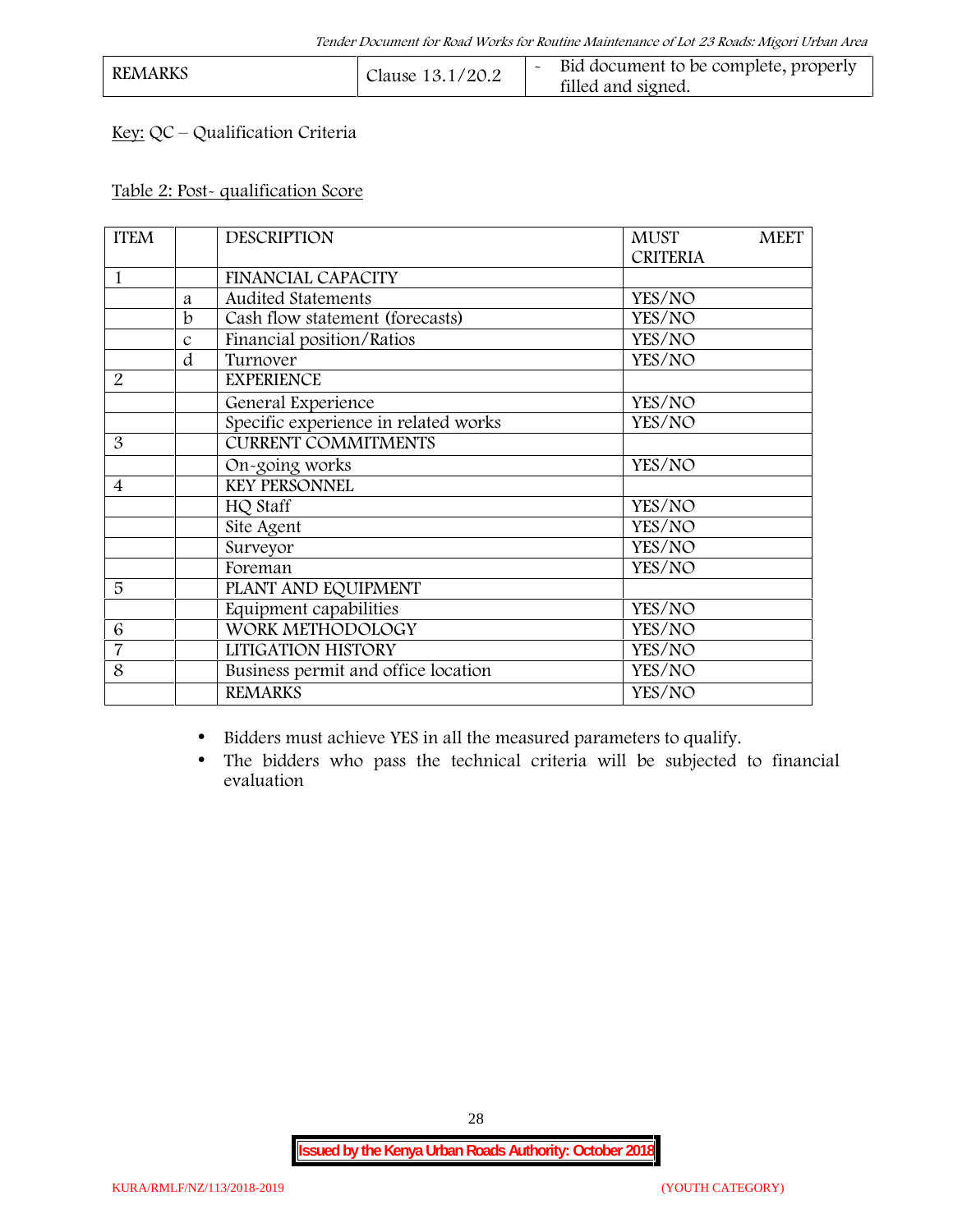| REMARKS | Clause 13.1/20.2 | - Bid document to be complete, properly filled and signed. |
|---|---|---|

Key: QC – Qualification Criteria

Table 2: Post- qualification Score

| ITEM | | DESCRIPTION | MUST MEET CRITERIA |
|---|---|---|---|
| 1 | | FINANCIAL CAPACITY | |
| | a | Audited Statements | YES/NO |
| | b | Cash flow statement (forecasts) | YES/NO |
| | c | Financial position/Ratios | YES/NO |
| | d | Turnover | YES/NO |
| 2 | | EXPERIENCE | |
| | | General Experience | YES/NO |
| | | Specific experience in related works | YES/NO |
| 3 | | CURRENT COMMITMENTS | |
| | | On-going works | YES/NO |
| 4 | | KEY PERSONNEL | |
| | | HQ Staff | YES/NO |
| | | Site Agent | YES/NO |
| | | Surveyor | YES/NO |
| | | Foreman | YES/NO |
| 5 | | PLANT AND EQUIPMENT | |
| | | Equipment capabilities | YES/NO |
| 6 | | WORK METHODOLOGY | YES/NO |
| 7 | | LITIGATION HISTORY | YES/NO |
| 8 | | Business permit and office location | YES/NO |
| | | REMARKS | YES/NO |

- Bidders must achieve YES in all the measured parameters to qualify.
- The bidders who pass the technical criteria will be subjected to financial evaluation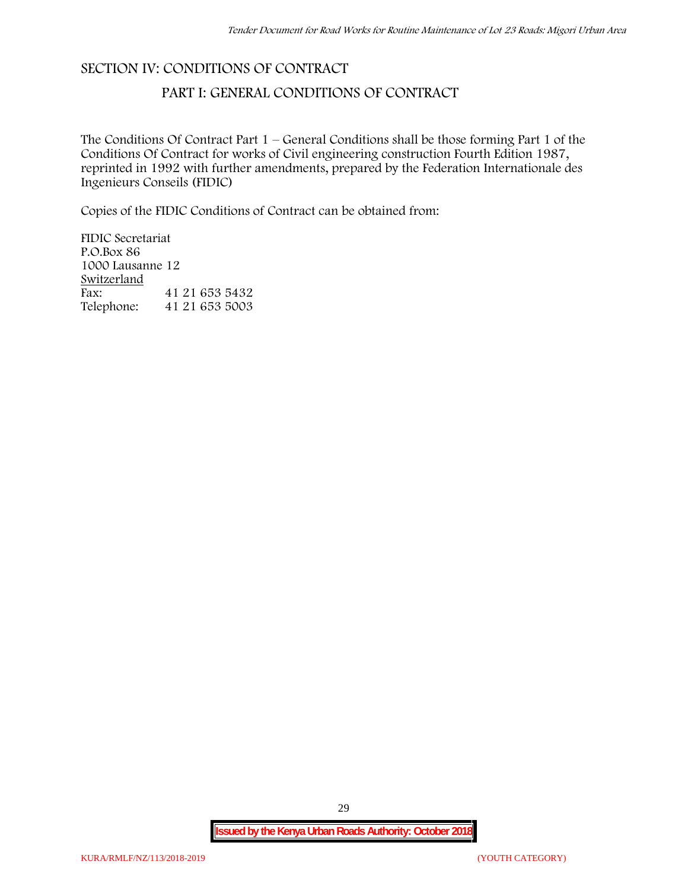# SECTION IV: CONDITIONS OF CONTRACT

## PART I: GENERAL CONDITIONS OF CONTRACT

The Conditions Of Contract Part 1 – General Conditions shall be those forming Part 1 of the Conditions Of Contract for works of Civil engineering construction Fourth Edition 1987, reprinted in 1992 with further amendments, prepared by the Federation Internationale des Ingenieurs Conseils (FIDIC)

Copies of the FIDIC Conditions of Contract can be obtained from:

FIDIC Secretariat
P.O.Box 86
1000 Lausanne 12
Switzerland

| | |
|---|---|
| Fax: | 41 21 653 5432 |
| Telephone: | 41 21 653 5003 |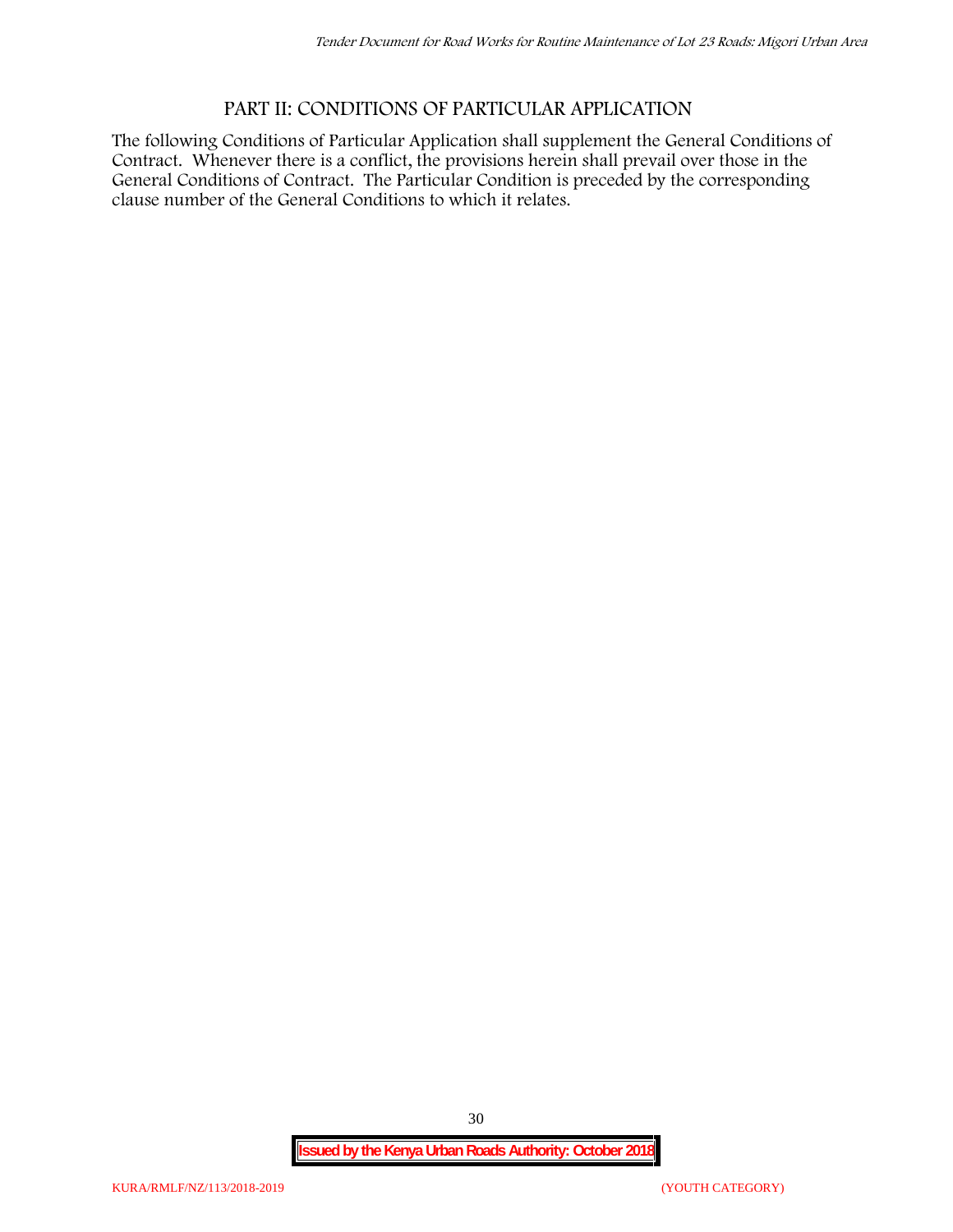# PART II: CONDITIONS OF PARTICULAR APPLICATION

The following Conditions of Particular Application shall supplement the General Conditions of Contract. Whenever there is a conflict, the provisions herein shall prevail over those in the General Conditions of Contract. The Particular Condition is preceded by the corresponding clause number of the General Conditions to which it relates.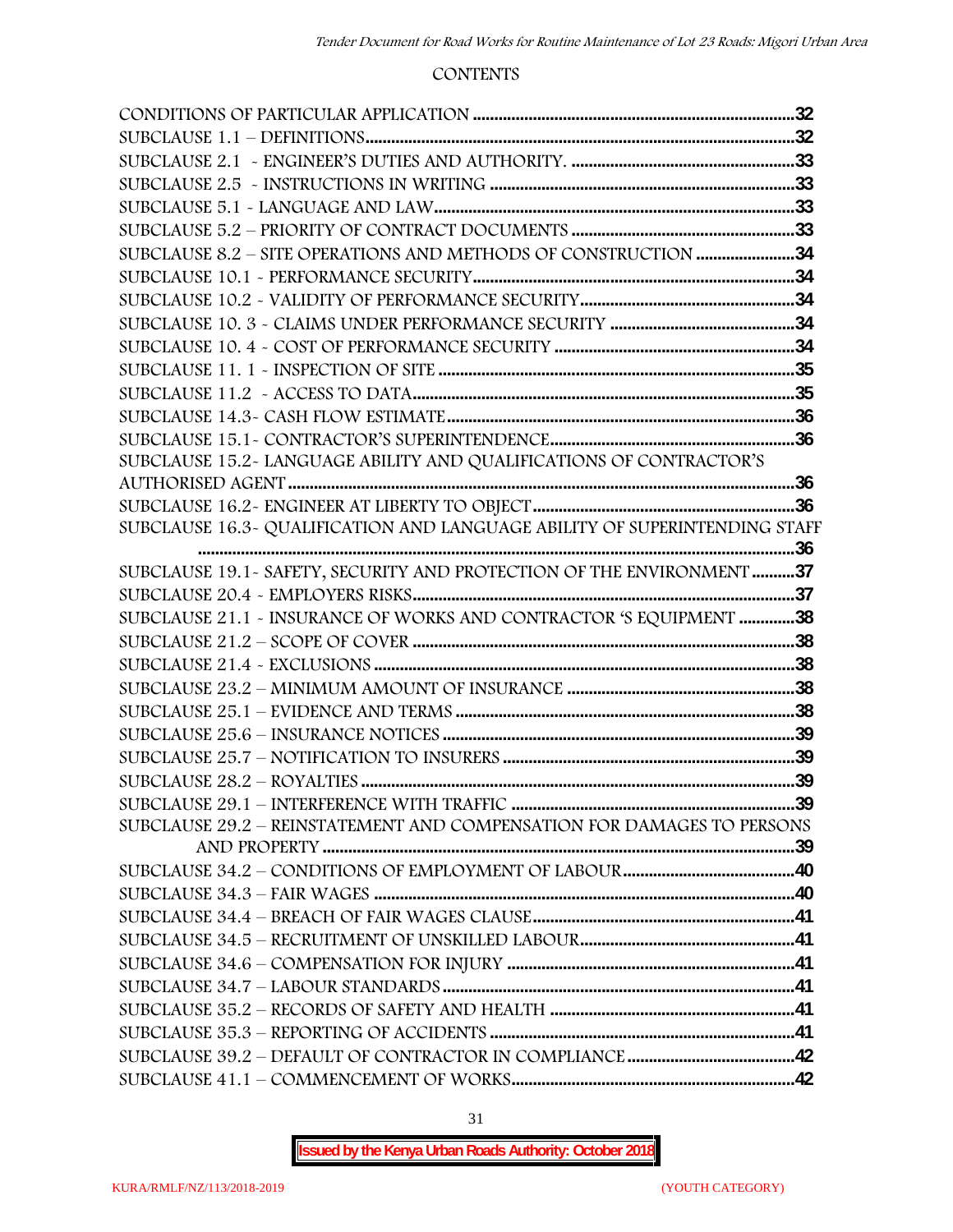## CONTENTS

| | |
|---|---|
| CONDITIONS OF PARTICULAR APPLICATION | 32 |
| SUBCLAUSE 1.1 – DEFINITIONS | 32 |
| SUBCLAUSE 2.1 - ENGINEER'S DUTIES AND AUTHORITY. | 33 |
| SUBCLAUSE 2.5 - INSTRUCTIONS IN WRITING | 33 |
| SUBCLAUSE 5.1 - LANGUAGE AND LAW | 33 |
| SUBCLAUSE 5.2 – PRIORITY OF CONTRACT DOCUMENTS | 33 |
| SUBCLAUSE 8.2 – SITE OPERATIONS AND METHODS OF CONSTRUCTION | 34 |
| SUBCLAUSE 10.1 - PERFORMANCE SECURITY | 34 |
| SUBCLAUSE 10.2 - VALIDITY OF PERFORMANCE SECURITY | 34 |
| SUBCLAUSE 10. 3 - CLAIMS UNDER PERFORMANCE SECURITY | 34 |
| SUBCLAUSE 10. 4 - COST OF PERFORMANCE SECURITY | 34 |
| SUBCLAUSE 11. 1 - INSPECTION OF SITE | 35 |
| SUBCLAUSE 11.2 - ACCESS TO DATA | 35 |
| SUBCLAUSE 14.3- CASH FLOW ESTIMATE | 36 |
| SUBCLAUSE 15.1- CONTRACTOR'S SUPERINTENDENCE | 36 |
| SUBCLAUSE 15.2- LANGUAGE ABILITY AND QUALIFICATIONS OF CONTRACTOR'S AUTHORISED AGENT | 36 |
| SUBCLAUSE 16.2- ENGINEER AT LIBERTY TO OBJECT | 36 |
| SUBCLAUSE 16.3- QUALIFICATION AND LANGUAGE ABILITY OF SUPERINTENDING STAFF | 36 |
| SUBCLAUSE 19.1- SAFETY, SECURITY AND PROTECTION OF THE ENVIRONMENT | 37 |
| SUBCLAUSE 20.4 - EMPLOYERS RISKS | 37 |
| SUBCLAUSE 21.1 - INSURANCE OF WORKS AND CONTRACTOR 'S EQUIPMENT | 38 |
| SUBCLAUSE 21.2 – SCOPE OF COVER | 38 |
| SUBCLAUSE 21.4 - EXCLUSIONS | 38 |
| SUBCLAUSE 23.2 – MINIMUM AMOUNT OF INSURANCE | 38 |
| SUBCLAUSE 25.1 – EVIDENCE AND TERMS | 38 |
| SUBCLAUSE 25.6 – INSURANCE NOTICES | 39 |
| SUBCLAUSE 25.7 – NOTIFICATION TO INSURERS | 39 |
| SUBCLAUSE 28.2 – ROYALTIES | 39 |
| SUBCLAUSE 29.1 – INTERFERENCE WITH TRAFFIC | 39 |
| SUBCLAUSE 29.2 – REINSTATEMENT AND COMPENSATION FOR DAMAGES TO PERSONS AND PROPERTY | 39 |
| SUBCLAUSE 34.2 – CONDITIONS OF EMPLOYMENT OF LABOUR | 40 |
| SUBCLAUSE 34.3 – FAIR WAGES | 40 |
| SUBCLAUSE 34.4 – BREACH OF FAIR WAGES CLAUSE | 41 |
| SUBCLAUSE 34.5 – RECRUITMENT OF UNSKILLED LABOUR | 41 |
| SUBCLAUSE 34.6 – COMPENSATION FOR INJURY | 41 |
| SUBCLAUSE 34.7 – LABOUR STANDARDS | 41 |
| SUBCLAUSE 35.2 – RECORDS OF SAFETY AND HEALTH | 41 |
| SUBCLAUSE 35.3 – REPORTING OF ACCIDENTS | 41 |
| SUBCLAUSE 39.2 – DEFAULT OF CONTRACTOR IN COMPLIANCE | 42 |
| SUBCLAUSE 41.1 – COMMENCEMENT OF WORKS | 42 |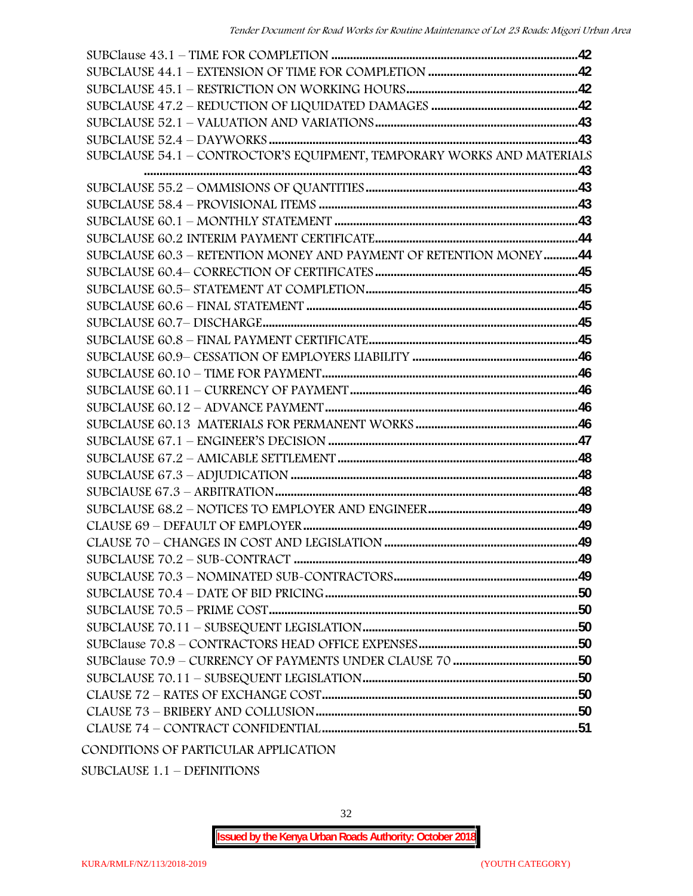SUBClause 43.1 – TIME FOR COMPLETION ..................................................................................42
SUBCLAUSE 44.1 – EXTENSION OF TIME FOR COMPLETION ...............................................42
SUBCLAUSE 45.1 – RESTRICTION ON WORKING HOURS.......................................................42
SUBCLAUSE 47.2 – REDUCTION OF LIQUIDATED DAMAGES ...............................................42
SUBCLAUSE 52.1 – VALUATION AND VARIATIONS.................................................................43
SUBCLAUSE 52.4 – DAYWORKS ..................................................................................................43
SUBCLAUSE 54.1 – CONTROCTOR'S EQUIPMENT, TEMPORARY WORKS AND MATERIALS ..........................................................................................................................................43
SUBCLAUSE 55.2 – OMMISIONS OF QUANTITIES....................................................................43
SUBCLAUSE 58.4 – PROVISIONAL ITEMS ..................................................................................43
SUBCLAUSE 60.1 – MONTHLY STATEMENT .............................................................................43
SUBCLAUSE 60.2 INTERIM PAYMENT CERTIFICATE................................................................44
SUBCLAUSE 60.3 – RETENTION MONEY AND PAYMENT OF RETENTION MONEY...........44
SUBCLAUSE 60.4– CORRECTION OF CERTIFICATES ...............................................................45
SUBCLAUSE 60.5– STATEMENT AT COMPLETION....................................................................45
SUBCLAUSE 60.6 – FINAL STATEMENT ......................................................................................45
SUBCLAUSE 60.7– DISCHARGE....................................................................................................45
SUBCLAUSE 60.8 – FINAL PAYMENT CERTIFICATE..................................................................45
SUBCLAUSE 60.9– CESSATION OF EMPLOYERS LIABILITY ....................................................46
SUBCLAUSE 60.10 – TIME FOR PAYMENT.................................................................................46
SUBCLAUSE 60.11 – CURRENCY OF PAYMENT........................................................................46
SUBCLAUSE 60.12 – ADVANCE PAYMENT................................................................................46
SUBCLAUSE 60.13 MATERIALS FOR PERMANENT WORKS ...................................................46
SUBCLAUSE 67.1 – ENGINEER'S DECISION ..............................................................................47
SUBCLAUSE 67.2 – AMICABLE SETTLEMENT............................................................................48
SUBCLAUSE 67.3 – ADJUDICATION ...........................................................................................48
SUBClAUSE 67.3 – ARBITRATION................................................................................................48
SUBCLAUSE 68.2 – NOTICES TO EMPLOYER AND ENGINEER...............................................49
CLAUSE 69 – DEFAULT OF EMPLOYER.......................................................................................49
CLAUSE 70 – CHANGES IN COST AND LEGISLATION .............................................................49
SUBCLAUSE 70.2 – SUB-CONTRACT ..........................................................................................49
SUBCLAUSE 70.3 – NOMINATED SUB-CONTRACTORS...........................................................49
SUBCLAUSE 70.4 – DATE OF BID PRICING................................................................................50
SUBCLAUSE 70.5 – PRIME COST..................................................................................................50
SUBCLAUSE 70.11 – SUBSEQUENT LEGISLATION....................................................................50
SUBClause 70.8 – CONTRACTORS HEAD OFFICE EXPENSES..................................................50
SUBClause 70.9 – CURRENCY OF PAYMENTS UNDER CLAUSE 70 ........................................50
SUBCLAUSE 70.11 – SUBSEQUENT LEGISLATION....................................................................50
CLAUSE 72 – RATES OF EXCHANGE COST.................................................................................50
CLAUSE 73 – BRIBERY AND COLLUSION...................................................................................50
CLAUSE 74 – CONTRACT CONFIDENTIAL.................................................................................51

CONDITIONS OF PARTICULAR APPLICATION

SUBCLAUSE 1.1 – DEFINITIONS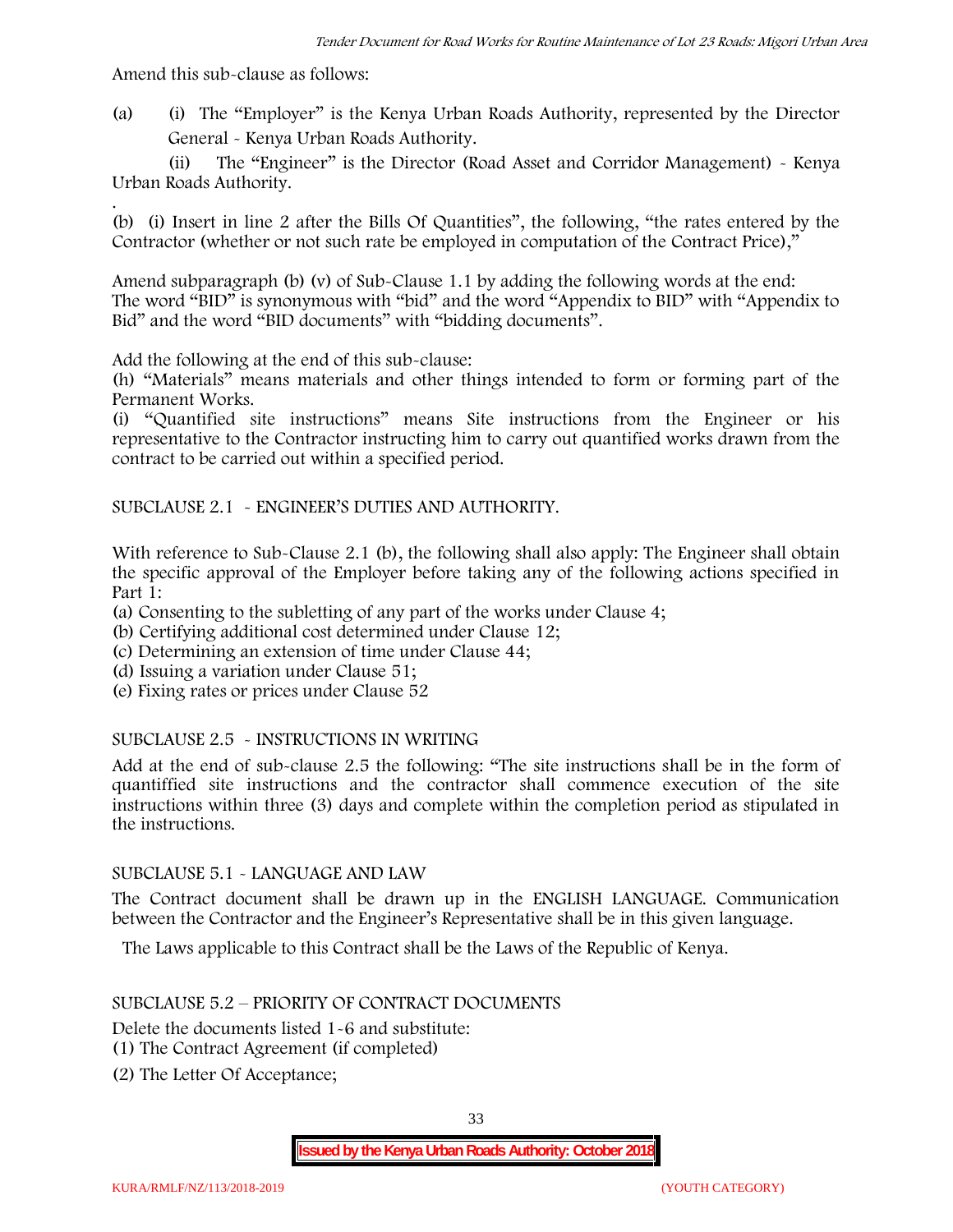Amend this sub-clause as follows:

(a) (i) The "Employer" is the Kenya Urban Roads Authority, represented by the Director General - Kenya Urban Roads Authority.

(ii) The "Engineer" is the Director (Road Asset and Corridor Management) - Kenya Urban Roads Authority.

.
(b) (i) Insert in line 2 after the Bills Of Quantities", the following, "the rates entered by the Contractor (whether or not such rate be employed in computation of the Contract Price),"

Amend subparagraph (b) (v) of Sub-Clause 1.1 by adding the following words at the end:
The word "BID" is synonymous with "bid" and the word "Appendix to BID" with "Appendix to Bid" and the word "BID documents" with "bidding documents".

Add the following at the end of this sub-clause:
(h) "Materials" means materials and other things intended to form or forming part of the Permanent Works.
(i) "Quantified site instructions" means Site instructions from the Engineer or his representative to the Contractor instructing him to carry out quantified works drawn from the contract to be carried out within a specified period.

SUBCLAUSE 2.1 - ENGINEER'S DUTIES AND AUTHORITY.

With reference to Sub-Clause 2.1 (b), the following shall also apply: The Engineer shall obtain the specific approval of the Employer before taking any of the following actions specified in Part 1:
(a) Consenting to the subletting of any part of the works under Clause 4;
(b) Certifying additional cost determined under Clause 12;
(c) Determining an extension of time under Clause 44;
(d) Issuing a variation under Clause 51;
(e) Fixing rates or prices under Clause 52

SUBCLAUSE 2.5 - INSTRUCTIONS IN WRITING

Add at the end of sub-clause 2.5 the following: "The site instructions shall be in the form of quantiffied site instructions and the contractor shall commence execution of the site instructions within three (3) days and complete within the completion period as stipulated in the instructions.

SUBCLAUSE 5.1 - LANGUAGE AND LAW

The Contract document shall be drawn up in the ENGLISH LANGUAGE. Communication between the Contractor and the Engineer's Representative shall be in this given language.

The Laws applicable to this Contract shall be the Laws of the Republic of Kenya.

SUBCLAUSE 5.2 – PRIORITY OF CONTRACT DOCUMENTS

Delete the documents listed 1-6 and substitute:
(1) The Contract Agreement (if completed)
(2) The Letter Of Acceptance;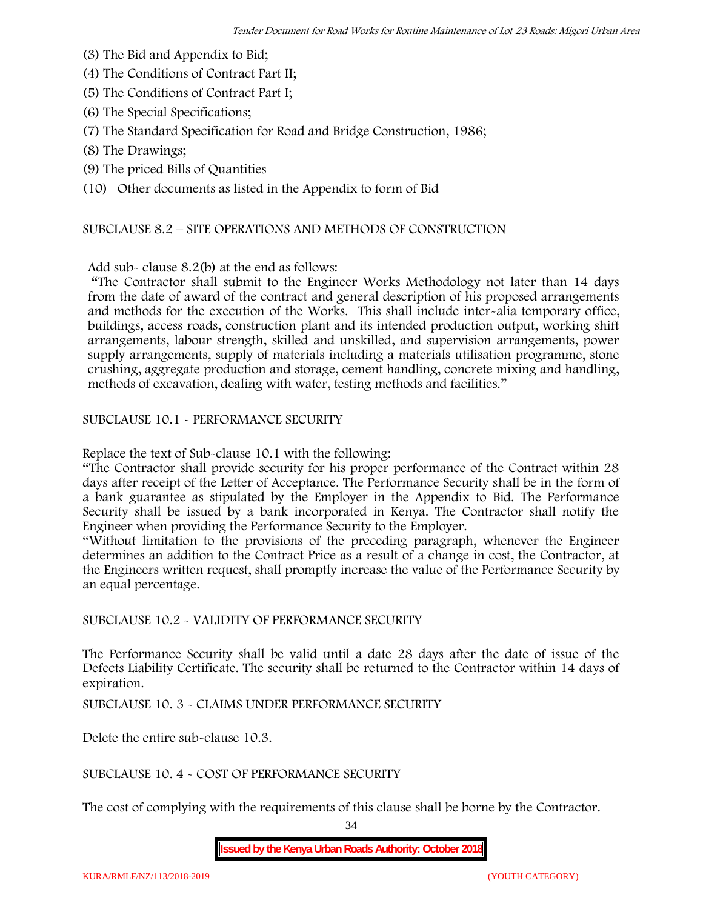(3) The Bid and Appendix to Bid;

(4) The Conditions of Contract Part II;

(5) The Conditions of Contract Part I;

(6) The Special Specifications;

(7) The Standard Specification for Road and Bridge Construction, 1986;

(8) The Drawings;

(9) The priced Bills of Quantities

(10) Other documents as listed in the Appendix to form of Bid

SUBCLAUSE 8.2 – SITE OPERATIONS AND METHODS OF CONSTRUCTION

Add sub- clause 8.2(b) at the end as follows:

"The Contractor shall submit to the Engineer Works Methodology not later than 14 days from the date of award of the contract and general description of his proposed arrangements and methods for the execution of the Works. This shall include inter-alia temporary office, buildings, access roads, construction plant and its intended production output, working shift arrangements, labour strength, skilled and unskilled, and supervision arrangements, power supply arrangements, supply of materials including a materials utilisation programme, stone crushing, aggregate production and storage, cement handling, concrete mixing and handling, methods of excavation, dealing with water, testing methods and facilities."

SUBCLAUSE 10.1 - PERFORMANCE SECURITY

Replace the text of Sub-clause 10.1 with the following:

"The Contractor shall provide security for his proper performance of the Contract within 28 days after receipt of the Letter of Acceptance. The Performance Security shall be in the form of a bank guarantee as stipulated by the Employer in the Appendix to Bid. The Performance Security shall be issued by a bank incorporated in Kenya. The Contractor shall notify the Engineer when providing the Performance Security to the Employer.

"Without limitation to the provisions of the preceding paragraph, whenever the Engineer determines an addition to the Contract Price as a result of a change in cost, the Contractor, at the Engineers written request, shall promptly increase the value of the Performance Security by an equal percentage.

SUBCLAUSE 10.2 - VALIDITY OF PERFORMANCE SECURITY

The Performance Security shall be valid until a date 28 days after the date of issue of the Defects Liability Certificate. The security shall be returned to the Contractor within 14 days of expiration.

SUBCLAUSE 10. 3 - CLAIMS UNDER PERFORMANCE SECURITY

Delete the entire sub-clause 10.3.

SUBCLAUSE 10. 4 - COST OF PERFORMANCE SECURITY

The cost of complying with the requirements of this clause shall be borne by the Contractor.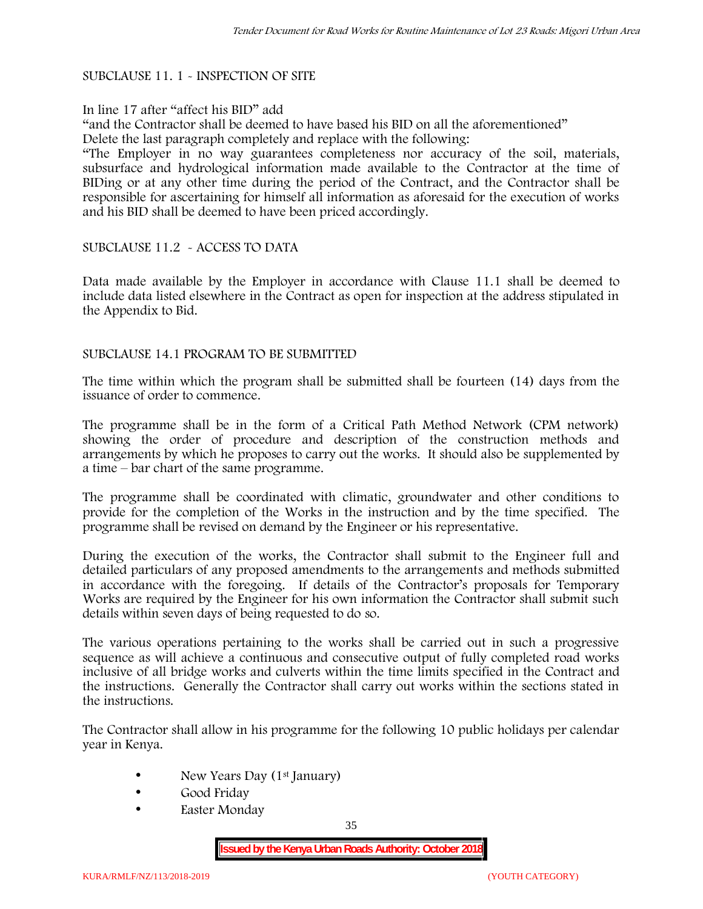SUBCLAUSE 11. 1 - INSPECTION OF SITE

In line 17 after "affect his BID" add

"and the Contractor shall be deemed to have based his BID on all the aforementioned"

Delete the last paragraph completely and replace with the following:

"The Employer in no way guarantees completeness nor accuracy of the soil, materials, subsurface and hydrological information made available to the Contractor at the time of BIDing or at any other time during the period of the Contract, and the Contractor shall be responsible for ascertaining for himself all information as aforesaid for the execution of works and his BID shall be deemed to have been priced accordingly.

SUBCLAUSE 11.2 - ACCESS TO DATA

Data made available by the Employer in accordance with Clause 11.1 shall be deemed to include data listed elsewhere in the Contract as open for inspection at the address stipulated in the Appendix to Bid.

SUBCLAUSE 14.1 PROGRAM TO BE SUBMITTED

The time within which the program shall be submitted shall be fourteen (14) days from the issuance of order to commence.

The programme shall be in the form of a Critical Path Method Network (CPM network) showing the order of procedure and description of the construction methods and arrangements by which he proposes to carry out the works. It should also be supplemented by a time – bar chart of the same programme.

The programme shall be coordinated with climatic, groundwater and other conditions to provide for the completion of the Works in the instruction and by the time specified. The programme shall be revised on demand by the Engineer or his representative.

During the execution of the works, the Contractor shall submit to the Engineer full and detailed particulars of any proposed amendments to the arrangements and methods submitted in accordance with the foregoing. If details of the Contractor's proposals for Temporary Works are required by the Engineer for his own information the Contractor shall submit such details within seven days of being requested to do so.

The various operations pertaining to the works shall be carried out in such a progressive sequence as will achieve a continuous and consecutive output of fully completed road works inclusive of all bridge works and culverts within the time limits specified in the Contract and the instructions. Generally the Contractor shall carry out works within the sections stated in the instructions.

The Contractor shall allow in his programme for the following 10 public holidays per calendar year in Kenya.

- New Years Day (1st January)
- Good Friday
- Easter Monday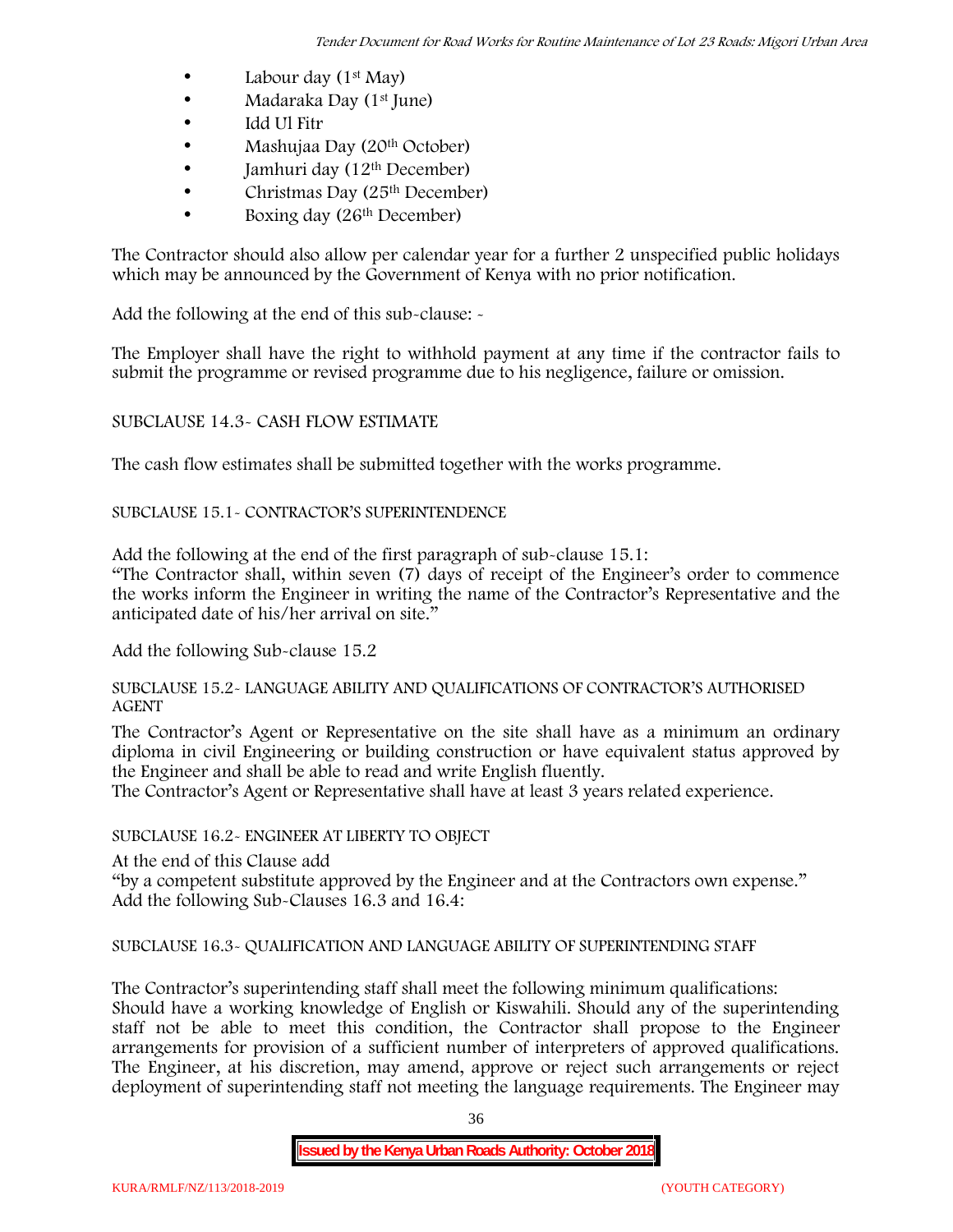- Labour day (1st May)
- Madaraka Day (1st June)
- Idd Ul Fitr
- Mashujaa Day (20th October)
- Jamhuri day (12th December)
- Christmas Day (25th December)
- Boxing day (26th December)

The Contractor should also allow per calendar year for a further 2 unspecified public holidays which may be announced by the Government of Kenya with no prior notification.

Add the following at the end of this sub-clause: -

The Employer shall have the right to withhold payment at any time if the contractor fails to submit the programme or revised programme due to his negligence, failure or omission.

SUBCLAUSE 14.3- CASH FLOW ESTIMATE

The cash flow estimates shall be submitted together with the works programme.

SUBCLAUSE 15.1- CONTRACTOR'S SUPERINTENDENCE

Add the following at the end of the first paragraph of sub-clause 15.1:
"The Contractor shall, within seven (7) days of receipt of the Engineer's order to commence the works inform the Engineer in writing the name of the Contractor's Representative and the anticipated date of his/her arrival on site."

Add the following Sub-clause 15.2

SUBCLAUSE 15.2- LANGUAGE ABILITY AND QUALIFICATIONS OF CONTRACTOR'S AUTHORISED AGENT

The Contractor's Agent or Representative on the site shall have as a minimum an ordinary diploma in civil Engineering or building construction or have equivalent status approved by the Engineer and shall be able to read and write English fluently.
The Contractor's Agent or Representative shall have at least 3 years related experience.

SUBCLAUSE 16.2- ENGINEER AT LIBERTY TO OBJECT

At the end of this Clause add
"by a competent substitute approved by the Engineer and at the Contractors own expense."
Add the following Sub-Clauses 16.3 and 16.4:

SUBCLAUSE 16.3- QUALIFICATION AND LANGUAGE ABILITY OF SUPERINTENDING STAFF

The Contractor's superintending staff shall meet the following minimum qualifications:
Should have a working knowledge of English or Kiswahili. Should any of the superintending staff not be able to meet this condition, the Contractor shall propose to the Engineer arrangements for provision of a sufficient number of interpreters of approved qualifications. The Engineer, at his discretion, may amend, approve or reject such arrangements or reject deployment of superintending staff not meeting the language requirements. The Engineer may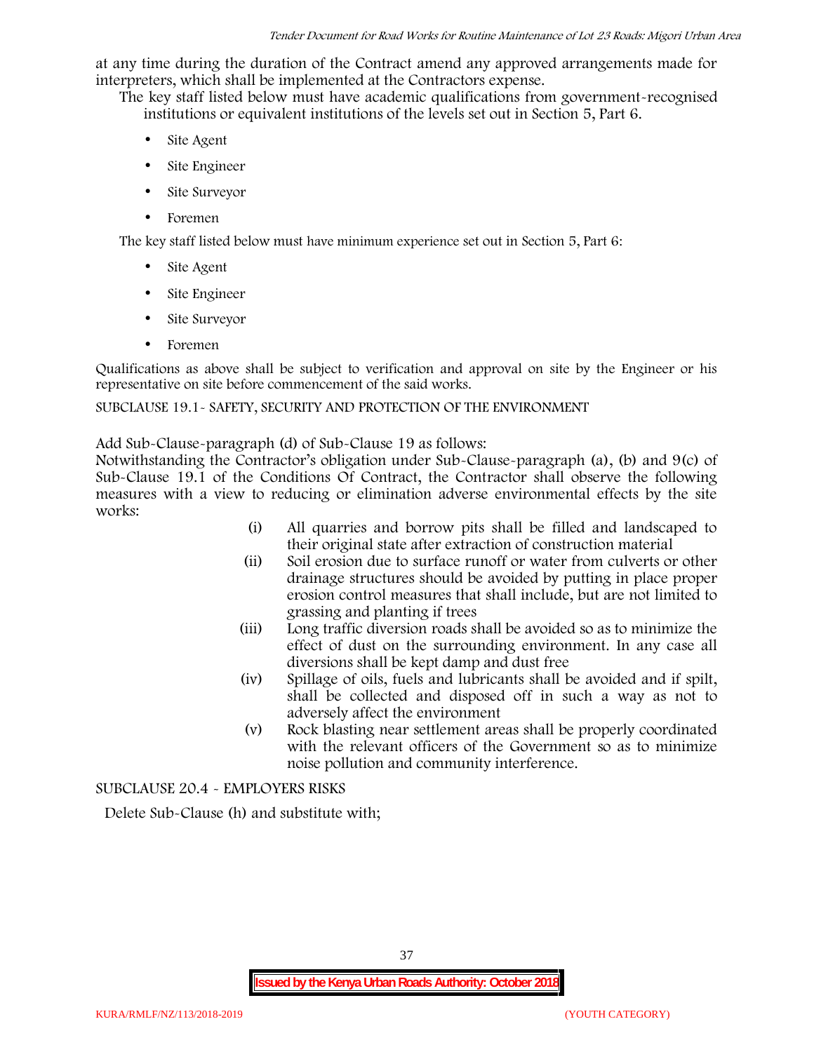at any time during the duration of the Contract amend any approved arrangements made for interpreters, which shall be implemented at the Contractors expense.

The key staff listed below must have academic qualifications from government-recognised institutions or equivalent institutions of the levels set out in Section 5, Part 6.

- Site Agent
- Site Engineer
- Site Surveyor
- Foremen

The key staff listed below must have minimum experience set out in Section 5, Part 6:

- Site Agent
- Site Engineer
- Site Surveyor
- Foremen

Qualifications as above shall be subject to verification and approval on site by the Engineer or his representative on site before commencement of the said works.

SUBCLAUSE 19.1- SAFETY, SECURITY AND PROTECTION OF THE ENVIRONMENT

Add Sub-Clause-paragraph (d) of Sub-Clause 19 as follows:

Notwithstanding the Contractor's obligation under Sub-Clause-paragraph (a), (b) and 9(c) of Sub-Clause 19.1 of the Conditions Of Contract, the Contractor shall observe the following measures with a view to reducing or elimination adverse environmental effects by the site works:

(i) All quarries and borrow pits shall be filled and landscaped to their original state after extraction of construction material

(ii) Soil erosion due to surface runoff or water from culverts or other drainage structures should be avoided by putting in place proper erosion control measures that shall include, but are not limited to grassing and planting if trees

(iii) Long traffic diversion roads shall be avoided so as to minimize the effect of dust on the surrounding environment. In any case all diversions shall be kept damp and dust free

(iv) Spillage of oils, fuels and lubricants shall be avoided and if spilt, shall be collected and disposed off in such a way as not to adversely affect the environment

(v) Rock blasting near settlement areas shall be properly coordinated with the relevant officers of the Government so as to minimize noise pollution and community interference.

SUBCLAUSE 20.4 - EMPLOYERS RISKS

Delete Sub-Clause (h) and substitute with;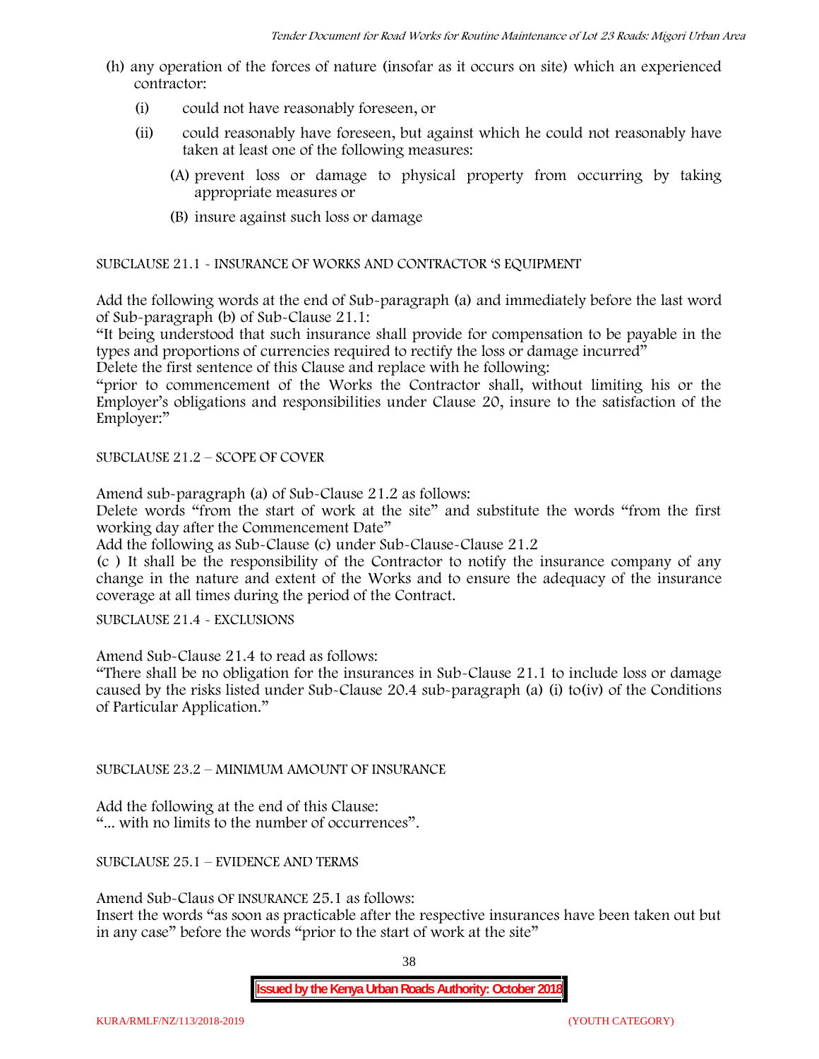(h) any operation of the forces of nature (insofar as it occurs on site) which an experienced contractor:

   (i) could not have reasonably foreseen, or

   (ii) could reasonably have foreseen, but against which he could not reasonably have taken at least one of the following measures:

      (A) prevent loss or damage to physical property from occurring by taking appropriate measures or

      (B) insure against such loss or damage

SUBCLAUSE 21.1 - INSURANCE OF WORKS AND CONTRACTOR 'S EQUIPMENT

Add the following words at the end of Sub-paragraph (a) and immediately before the last word of Sub-paragraph (b) of Sub-Clause 21.1:

"It being understood that such insurance shall provide for compensation to be payable in the types and proportions of currencies required to rectify the loss or damage incurred"

Delete the first sentence of this Clause and replace with he following:

"prior to commencement of the Works the Contractor shall, without limiting his or the Employer's obligations and responsibilities under Clause 20, insure to the satisfaction of the Employer:"

SUBCLAUSE 21.2 – SCOPE OF COVER

Amend sub-paragraph (a) of Sub-Clause 21.2 as follows:

Delete words "from the start of work at the site" and substitute the words "from the first working day after the Commencement Date"

Add the following as Sub-Clause (c) under Sub-Clause-Clause 21.2

(c ) It shall be the responsibility of the Contractor to notify the insurance company of any change in the nature and extent of the Works and to ensure the adequacy of the insurance coverage at all times during the period of the Contract.

SUBCLAUSE 21.4 - EXCLUSIONS

Amend Sub-Clause 21.4 to read as follows:

"There shall be no obligation for the insurances in Sub-Clause 21.1 to include loss or damage caused by the risks listed under Sub-Clause 20.4 sub-paragraph (a) (i) to(iv) of the Conditions of Particular Application."

SUBCLAUSE 23.2 – MINIMUM AMOUNT OF INSURANCE

Add the following at the end of this Clause:

"... with no limits to the number of occurrences".

SUBCLAUSE 25.1 – EVIDENCE AND TERMS

Amend Sub-Claus OF INSURANCE 25.1 as follows:

Insert the words "as soon as practicable after the respective insurances have been taken out but in any case" before the words "prior to the start of work at the site"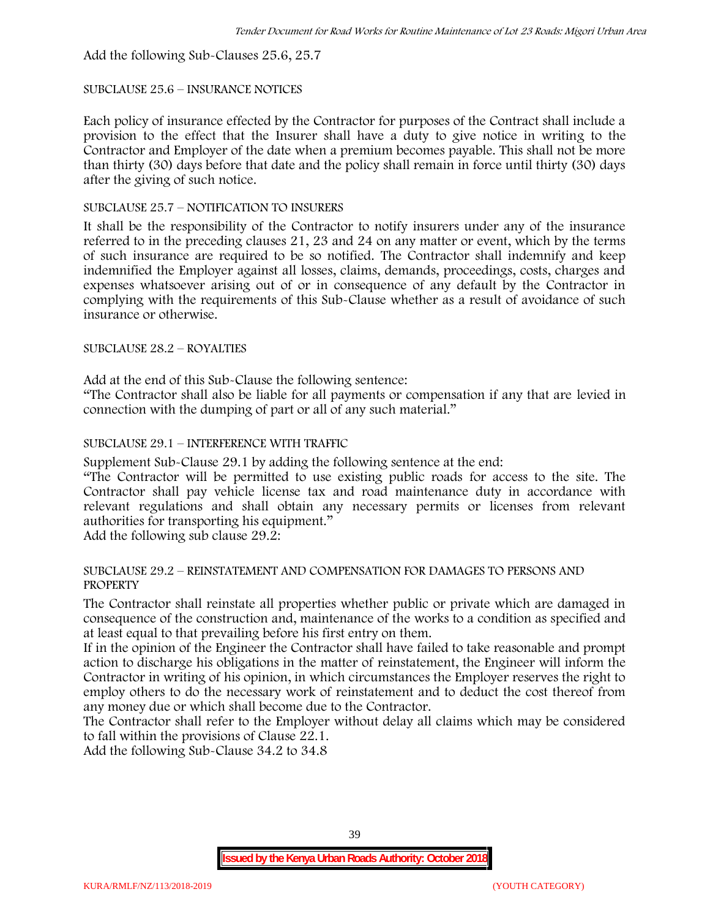Add the following Sub-Clauses 25.6, 25.7

SUBCLAUSE 25.6 – INSURANCE NOTICES

Each policy of insurance effected by the Contractor for purposes of the Contract shall include a provision to the effect that the Insurer shall have a duty to give notice in writing to the Contractor and Employer of the date when a premium becomes payable. This shall not be more than thirty (30) days before that date and the policy shall remain in force until thirty (30) days after the giving of such notice.

SUBCLAUSE 25.7 – NOTIFICATION TO INSURERS

It shall be the responsibility of the Contractor to notify insurers under any of the insurance referred to in the preceding clauses 21, 23 and 24 on any matter or event, which by the terms of such insurance are required to be so notified. The Contractor shall indemnify and keep indemnified the Employer against all losses, claims, demands, proceedings, costs, charges and expenses whatsoever arising out of or in consequence of any default by the Contractor in complying with the requirements of this Sub-Clause whether as a result of avoidance of such insurance or otherwise.

SUBCLAUSE 28.2 – ROYALTIES

Add at the end of this Sub-Clause the following sentence:

"The Contractor shall also be liable for all payments or compensation if any that are levied in connection with the dumping of part or all of any such material."

SUBCLAUSE 29.1 – INTERFERENCE WITH TRAFFIC

Supplement Sub-Clause 29.1 by adding the following sentence at the end:

"The Contractor will be permitted to use existing public roads for access to the site. The Contractor shall pay vehicle license tax and road maintenance duty in accordance with relevant regulations and shall obtain any necessary permits or licenses from relevant authorities for transporting his equipment."

Add the following sub clause 29.2:

SUBCLAUSE 29.2 – REINSTATEMENT AND COMPENSATION FOR DAMAGES TO PERSONS AND PROPERTY

The Contractor shall reinstate all properties whether public or private which are damaged in consequence of the construction and, maintenance of the works to a condition as specified and at least equal to that prevailing before his first entry on them.

If in the opinion of the Engineer the Contractor shall have failed to take reasonable and prompt action to discharge his obligations in the matter of reinstatement, the Engineer will inform the Contractor in writing of his opinion, in which circumstances the Employer reserves the right to employ others to do the necessary work of reinstatement and to deduct the cost thereof from any money due or which shall become due to the Contractor.

The Contractor shall refer to the Employer without delay all claims which may be considered to fall within the provisions of Clause 22.1.

Add the following Sub-Clause 34.2 to 34.8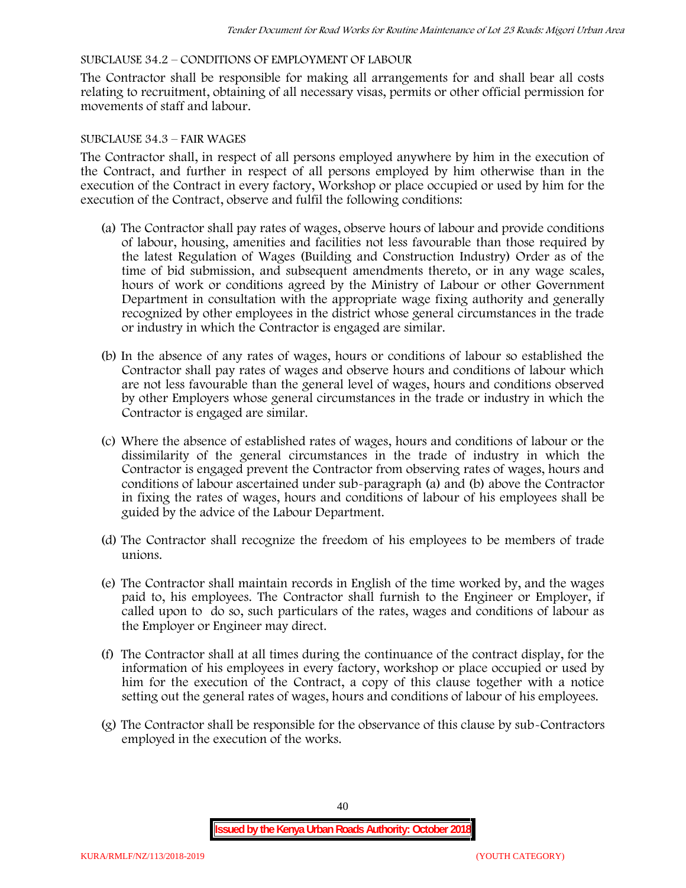SUBCLAUSE 34.2 – CONDITIONS OF EMPLOYMENT OF LABOUR

The Contractor shall be responsible for making all arrangements for and shall bear all costs relating to recruitment, obtaining of all necessary visas, permits or other official permission for movements of staff and labour.

SUBCLAUSE 34.3 – FAIR WAGES

The Contractor shall, in respect of all persons employed anywhere by him in the execution of the Contract, and further in respect of all persons employed by him otherwise than in the execution of the Contract in every factory, Workshop or place occupied or used by him for the execution of the Contract, observe and fulfil the following conditions:

(a) The Contractor shall pay rates of wages, observe hours of labour and provide conditions of labour, housing, amenities and facilities not less favourable than those required by the latest Regulation of Wages (Building and Construction Industry) Order as of the time of bid submission, and subsequent amendments thereto, or in any wage scales, hours of work or conditions agreed by the Ministry of Labour or other Government Department in consultation with the appropriate wage fixing authority and generally recognized by other employees in the district whose general circumstances in the trade or industry in which the Contractor is engaged are similar.

(b) In the absence of any rates of wages, hours or conditions of labour so established the Contractor shall pay rates of wages and observe hours and conditions of labour which are not less favourable than the general level of wages, hours and conditions observed by other Employers whose general circumstances in the trade or industry in which the Contractor is engaged are similar.

(c) Where the absence of established rates of wages, hours and conditions of labour or the dissimilarity of the general circumstances in the trade of industry in which the Contractor is engaged prevent the Contractor from observing rates of wages, hours and conditions of labour ascertained under sub-paragraph (a) and (b) above the Contractor in fixing the rates of wages, hours and conditions of labour of his employees shall be guided by the advice of the Labour Department.

(d) The Contractor shall recognize the freedom of his employees to be members of trade unions.

(e) The Contractor shall maintain records in English of the time worked by, and the wages paid to, his employees. The Contractor shall furnish to the Engineer or Employer, if called upon to do so, such particulars of the rates, wages and conditions of labour as the Employer or Engineer may direct.

(f) The Contractor shall at all times during the continuance of the contract display, for the information of his employees in every factory, workshop or place occupied or used by him for the execution of the Contract, a copy of this clause together with a notice setting out the general rates of wages, hours and conditions of labour of his employees.

(g) The Contractor shall be responsible for the observance of this clause by sub-Contractors employed in the execution of the works.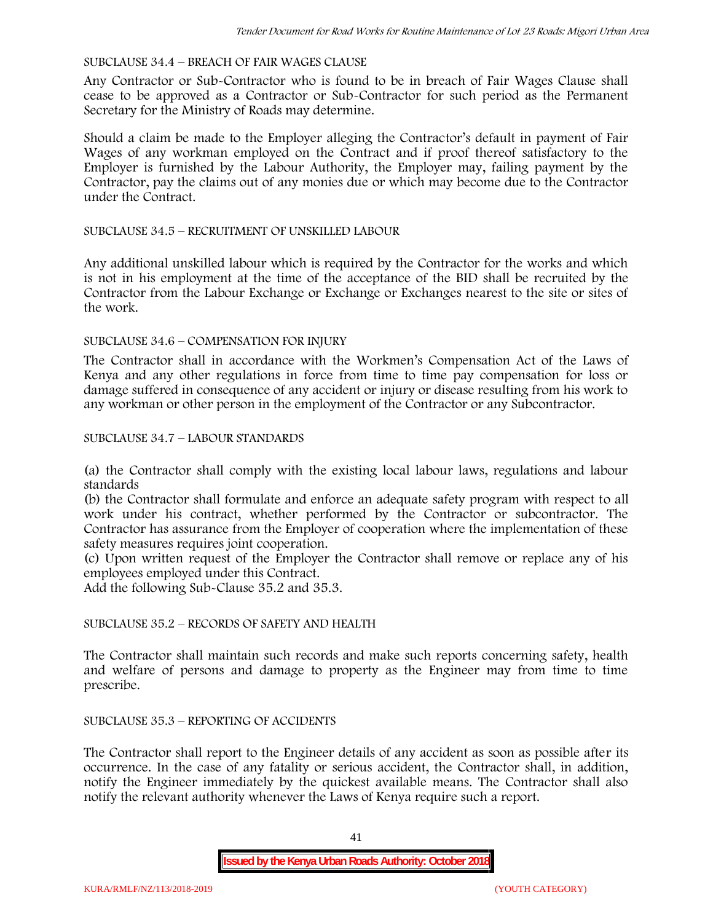SUBCLAUSE 34.4 – BREACH OF FAIR WAGES CLAUSE

Any Contractor or Sub-Contractor who is found to be in breach of Fair Wages Clause shall cease to be approved as a Contractor or Sub-Contractor for such period as the Permanent Secretary for the Ministry of Roads may determine.

Should a claim be made to the Employer alleging the Contractor's default in payment of Fair Wages of any workman employed on the Contract and if proof thereof satisfactory to the Employer is furnished by the Labour Authority, the Employer may, failing payment by the Contractor, pay the claims out of any monies due or which may become due to the Contractor under the Contract.

SUBCLAUSE 34.5 – RECRUITMENT OF UNSKILLED LABOUR

Any additional unskilled labour which is required by the Contractor for the works and which is not in his employment at the time of the acceptance of the BID shall be recruited by the Contractor from the Labour Exchange or Exchange or Exchanges nearest to the site or sites of the work.

SUBCLAUSE 34.6 – COMPENSATION FOR INJURY

The Contractor shall in accordance with the Workmen's Compensation Act of the Laws of Kenya and any other regulations in force from time to time pay compensation for loss or damage suffered in consequence of any accident or injury or disease resulting from his work to any workman or other person in the employment of the Contractor or any Subcontractor.

SUBCLAUSE 34.7 – LABOUR STANDARDS

(a) the Contractor shall comply with the existing local labour laws, regulations and labour standards

(b) the Contractor shall formulate and enforce an adequate safety program with respect to all work under his contract, whether performed by the Contractor or subcontractor. The Contractor has assurance from the Employer of cooperation where the implementation of these safety measures requires joint cooperation.

(c) Upon written request of the Employer the Contractor shall remove or replace any of his employees employed under this Contract.

Add the following Sub-Clause 35.2 and 35.3.

SUBCLAUSE 35.2 – RECORDS OF SAFETY AND HEALTH

The Contractor shall maintain such records and make such reports concerning safety, health and welfare of persons and damage to property as the Engineer may from time to time prescribe.

SUBCLAUSE 35.3 – REPORTING OF ACCIDENTS

The Contractor shall report to the Engineer details of any accident as soon as possible after its occurrence. In the case of any fatality or serious accident, the Contractor shall, in addition, notify the Engineer immediately by the quickest available means. The Contractor shall also notify the relevant authority whenever the Laws of Kenya require such a report.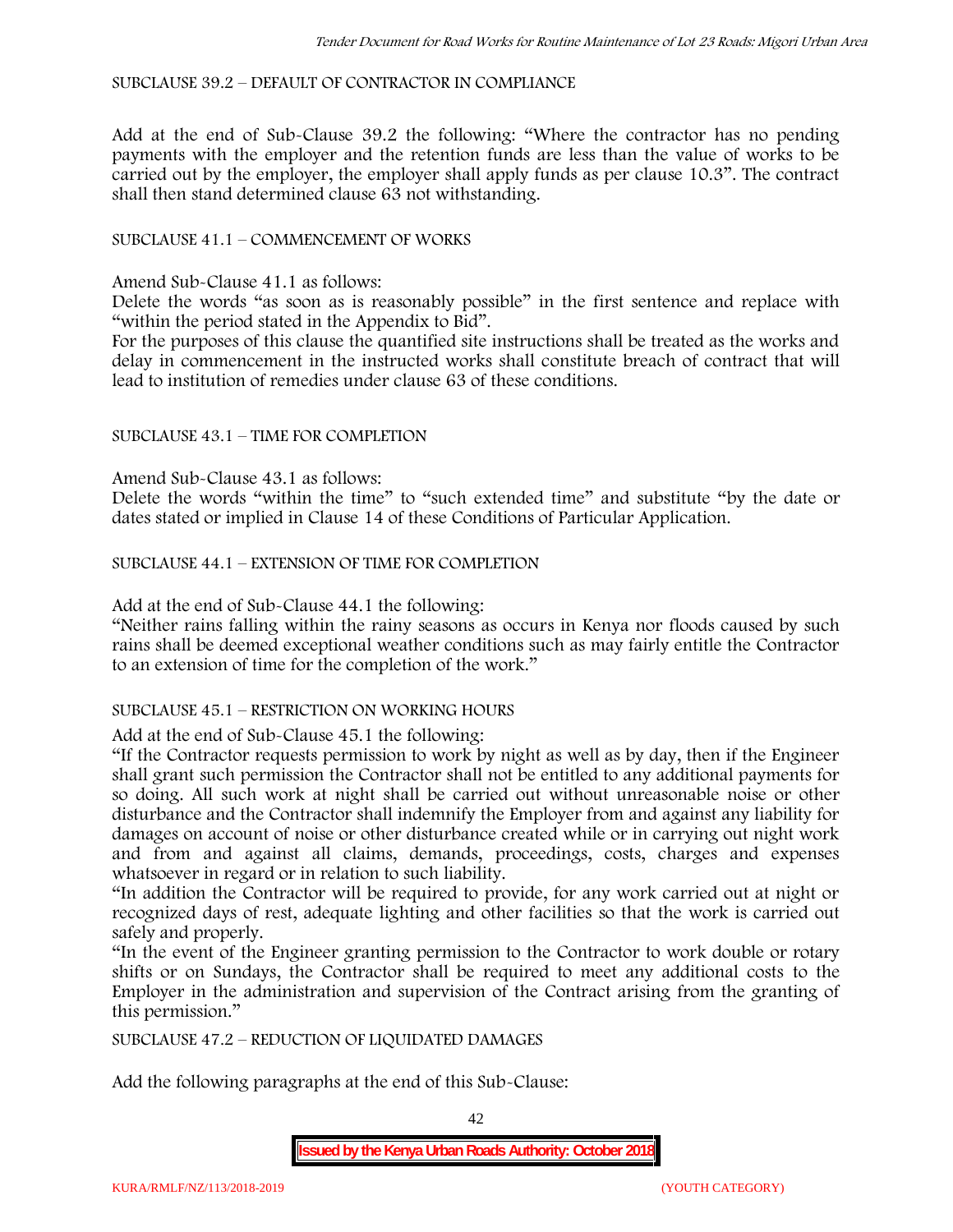SUBCLAUSE 39.2 – DEFAULT OF CONTRACTOR IN COMPLIANCE

Add at the end of Sub-Clause 39.2 the following: "Where the contractor has no pending payments with the employer and the retention funds are less than the value of works to be carried out by the employer, the employer shall apply funds as per clause 10.3". The contract shall then stand determined clause 63 not withstanding.

SUBCLAUSE 41.1 – COMMENCEMENT OF WORKS

Amend Sub-Clause 41.1 as follows:

Delete the words "as soon as is reasonably possible" in the first sentence and replace with "within the period stated in the Appendix to Bid".

For the purposes of this clause the quantified site instructions shall be treated as the works and delay in commencement in the instructed works shall constitute breach of contract that will lead to institution of remedies under clause 63 of these conditions.

SUBCLAUSE 43.1 – TIME FOR COMPLETION

Amend Sub-Clause 43.1 as follows:

Delete the words "within the time" to "such extended time" and substitute "by the date or dates stated or implied in Clause 14 of these Conditions of Particular Application.

SUBCLAUSE 44.1 – EXTENSION OF TIME FOR COMPLETION

Add at the end of Sub-Clause 44.1 the following:

"Neither rains falling within the rainy seasons as occurs in Kenya nor floods caused by such rains shall be deemed exceptional weather conditions such as may fairly entitle the Contractor to an extension of time for the completion of the work."

SUBCLAUSE 45.1 – RESTRICTION ON WORKING HOURS

Add at the end of Sub-Clause 45.1 the following:

"If the Contractor requests permission to work by night as well as by day, then if the Engineer shall grant such permission the Contractor shall not be entitled to any additional payments for so doing. All such work at night shall be carried out without unreasonable noise or other disturbance and the Contractor shall indemnify the Employer from and against any liability for damages on account of noise or other disturbance created while or in carrying out night work and from and against all claims, demands, proceedings, costs, charges and expenses whatsoever in regard or in relation to such liability.

"In addition the Contractor will be required to provide, for any work carried out at night or recognized days of rest, adequate lighting and other facilities so that the work is carried out safely and properly.

"In the event of the Engineer granting permission to the Contractor to work double or rotary shifts or on Sundays, the Contractor shall be required to meet any additional costs to the Employer in the administration and supervision of the Contract arising from the granting of this permission."

SUBCLAUSE 47.2 – REDUCTION OF LIQUIDATED DAMAGES

Add the following paragraphs at the end of this Sub-Clause: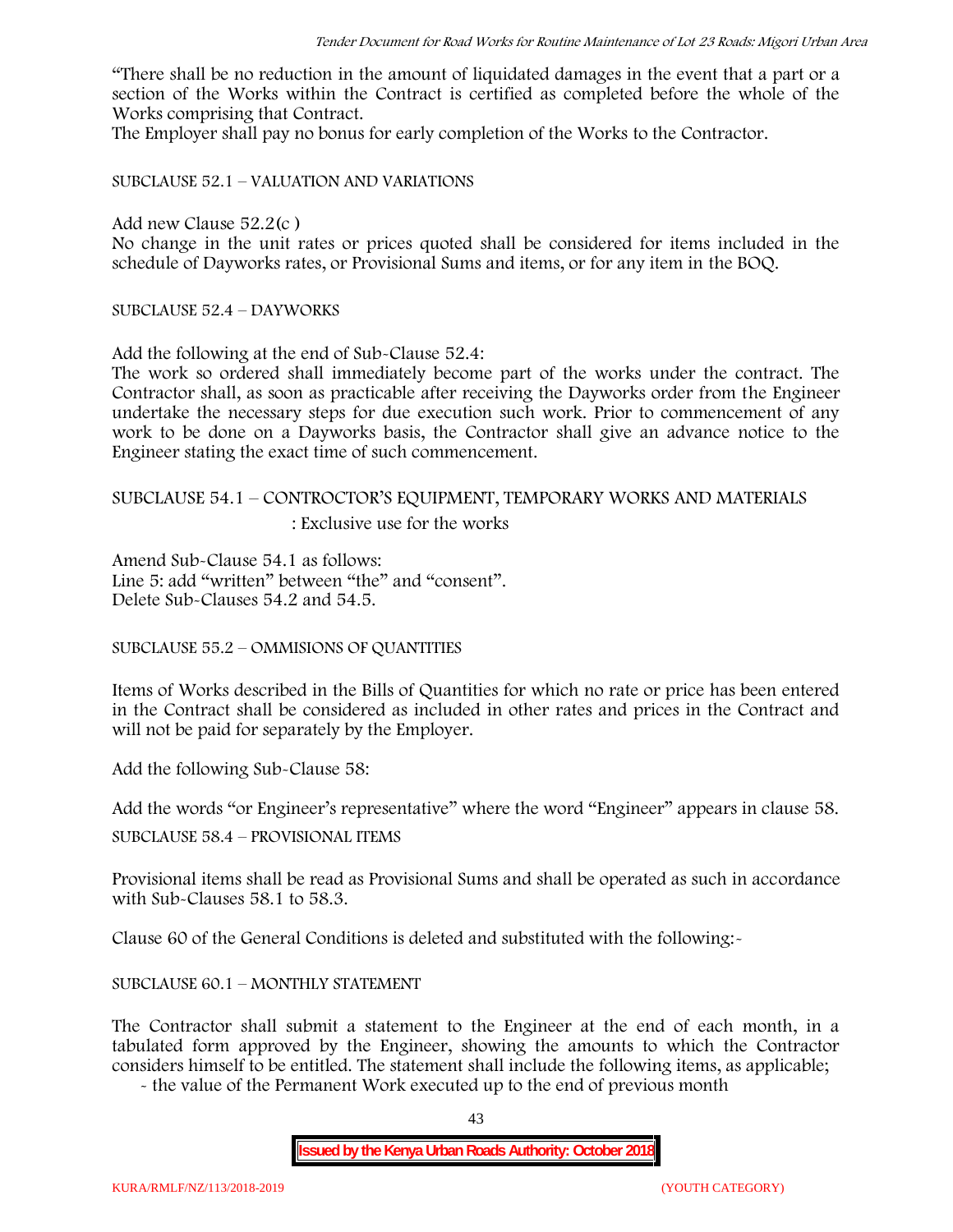"There shall be no reduction in the amount of liquidated damages in the event that a part or a section of the Works within the Contract is certified as completed before the whole of the Works comprising that Contract.

The Employer shall pay no bonus for early completion of the Works to the Contractor.

SUBCLAUSE 52.1 – VALUATION AND VARIATIONS

Add new Clause 52.2(c )

No change in the unit rates or prices quoted shall be considered for items included in the schedule of Dayworks rates, or Provisional Sums and items, or for any item in the BOQ.

SUBCLAUSE 52.4 – DAYWORKS

Add the following at the end of Sub-Clause 52.4:

The work so ordered shall immediately become part of the works under the contract. The Contractor shall, as soon as practicable after receiving the Dayworks order from the Engineer undertake the necessary steps for due execution such work. Prior to commencement of any work to be done on a Dayworks basis, the Contractor shall give an advance notice to the Engineer stating the exact time of such commencement.

SUBCLAUSE 54.1 – CONTROCTOR'S EQUIPMENT, TEMPORARY WORKS AND MATERIALS : Exclusive use for the works

Amend Sub-Clause 54.1 as follows:
Line 5: add "written" between "the" and "consent".
Delete Sub-Clauses 54.2 and 54.5.

SUBCLAUSE 55.2 – OMMISIONS OF QUANTITIES

Items of Works described in the Bills of Quantities for which no rate or price has been entered in the Contract shall be considered as included in other rates and prices in the Contract and will not be paid for separately by the Employer.

Add the following Sub-Clause 58:

Add the words "or Engineer's representative" where the word "Engineer" appears in clause 58.

SUBCLAUSE 58.4 – PROVISIONAL ITEMS

Provisional items shall be read as Provisional Sums and shall be operated as such in accordance with Sub-Clauses 58.1 to 58.3.

Clause 60 of the General Conditions is deleted and substituted with the following:-

SUBCLAUSE 60.1 – MONTHLY STATEMENT

The Contractor shall submit a statement to the Engineer at the end of each month, in a tabulated form approved by the Engineer, showing the amounts to which the Contractor considers himself to be entitled. The statement shall include the following items, as applicable;

- the value of the Permanent Work executed up to the end of previous month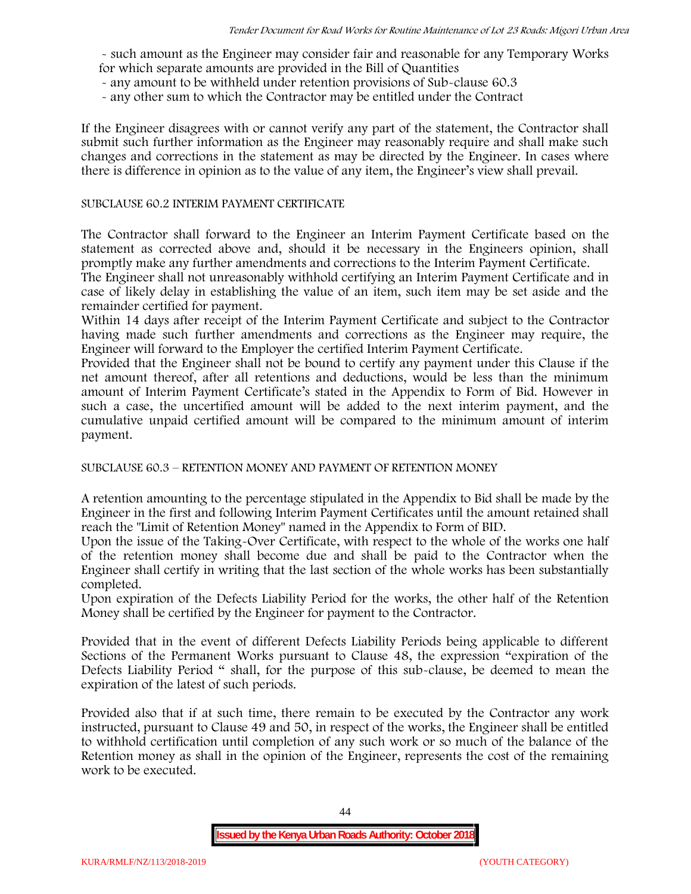- such amount as the Engineer may consider fair and reasonable for any Temporary Works for which separate amounts are provided in the Bill of Quantities
- any amount to be withheld under retention provisions of Sub-clause 60.3
- any other sum to which the Contractor may be entitled under the Contract

If the Engineer disagrees with or cannot verify any part of the statement, the Contractor shall submit such further information as the Engineer may reasonably require and shall make such changes and corrections in the statement as may be directed by the Engineer. In cases where there is difference in opinion as to the value of any item, the Engineer's view shall prevail.

SUBCLAUSE 60.2 INTERIM PAYMENT CERTIFICATE

The Contractor shall forward to the Engineer an Interim Payment Certificate based on the statement as corrected above and, should it be necessary in the Engineers opinion, shall promptly make any further amendments and corrections to the Interim Payment Certificate.

The Engineer shall not unreasonably withhold certifying an Interim Payment Certificate and in case of likely delay in establishing the value of an item, such item may be set aside and the remainder certified for payment.

Within 14 days after receipt of the Interim Payment Certificate and subject to the Contractor having made such further amendments and corrections as the Engineer may require, the Engineer will forward to the Employer the certified Interim Payment Certificate.

Provided that the Engineer shall not be bound to certify any payment under this Clause if the net amount thereof, after all retentions and deductions, would be less than the minimum amount of Interim Payment Certificate's stated in the Appendix to Form of Bid. However in such a case, the uncertified amount will be added to the next interim payment, and the cumulative unpaid certified amount will be compared to the minimum amount of interim payment.

SUBCLAUSE 60.3 – RETENTION MONEY AND PAYMENT OF RETENTION MONEY

A retention amounting to the percentage stipulated in the Appendix to Bid shall be made by the Engineer in the first and following Interim Payment Certificates until the amount retained shall reach the "Limit of Retention Money" named in the Appendix to Form of BID.

Upon the issue of the Taking-Over Certificate, with respect to the whole of the works one half of the retention money shall become due and shall be paid to the Contractor when the Engineer shall certify in writing that the last section of the whole works has been substantially completed.

Upon expiration of the Defects Liability Period for the works, the other half of the Retention Money shall be certified by the Engineer for payment to the Contractor.

Provided that in the event of different Defects Liability Periods being applicable to different Sections of the Permanent Works pursuant to Clause 48, the expression "expiration of the Defects Liability Period " shall, for the purpose of this sub-clause, be deemed to mean the expiration of the latest of such periods.

Provided also that if at such time, there remain to be executed by the Contractor any work instructed, pursuant to Clause 49 and 50, in respect of the works, the Engineer shall be entitled to withhold certification until completion of any such work or so much of the balance of the Retention money as shall in the opinion of the Engineer, represents the cost of the remaining work to be executed.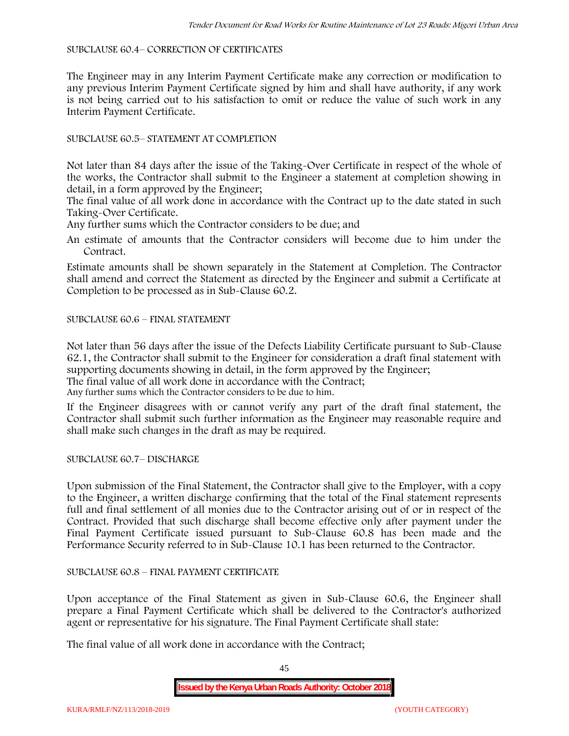SUBCLAUSE 60.4– CORRECTION OF CERTIFICATES

The Engineer may in any Interim Payment Certificate make any correction or modification to any previous Interim Payment Certificate signed by him and shall have authority, if any work is not being carried out to his satisfaction to omit or reduce the value of such work in any Interim Payment Certificate.

SUBCLAUSE 60.5– STATEMENT AT COMPLETION

Not later than 84 days after the issue of the Taking-Over Certificate in respect of the whole of the works, the Contractor shall submit to the Engineer a statement at completion showing in detail, in a form approved by the Engineer;

The final value of all work done in accordance with the Contract up to the date stated in such Taking-Over Certificate.

Any further sums which the Contractor considers to be due; and

An estimate of amounts that the Contractor considers will become due to him under the Contract.

Estimate amounts shall be shown separately in the Statement at Completion. The Contractor shall amend and correct the Statement as directed by the Engineer and submit a Certificate at Completion to be processed as in Sub-Clause 60.2.

SUBCLAUSE 60.6 – FINAL STATEMENT

Not later than 56 days after the issue of the Defects Liability Certificate pursuant to Sub-Clause 62.1, the Contractor shall submit to the Engineer for consideration a draft final statement with supporting documents showing in detail, in the form approved by the Engineer;

The final value of all work done in accordance with the Contract;

Any further sums which the Contractor considers to be due to him.

If the Engineer disagrees with or cannot verify any part of the draft final statement, the Contractor shall submit such further information as the Engineer may reasonable require and shall make such changes in the draft as may be required.

SUBCLAUSE 60.7– DISCHARGE

Upon submission of the Final Statement, the Contractor shall give to the Employer, with a copy to the Engineer, a written discharge confirming that the total of the Final statement represents full and final settlement of all monies due to the Contractor arising out of or in respect of the Contract. Provided that such discharge shall become effective only after payment under the Final Payment Certificate issued pursuant to Sub-Clause 60.8 has been made and the Performance Security referred to in Sub-Clause 10.1 has been returned to the Contractor.

SUBCLAUSE 60.8 – FINAL PAYMENT CERTIFICATE

Upon acceptance of the Final Statement as given in Sub-Clause 60.6, the Engineer shall prepare a Final Payment Certificate which shall be delivered to the Contractor's authorized agent or representative for his signature. The Final Payment Certificate shall state:

The final value of all work done in accordance with the Contract;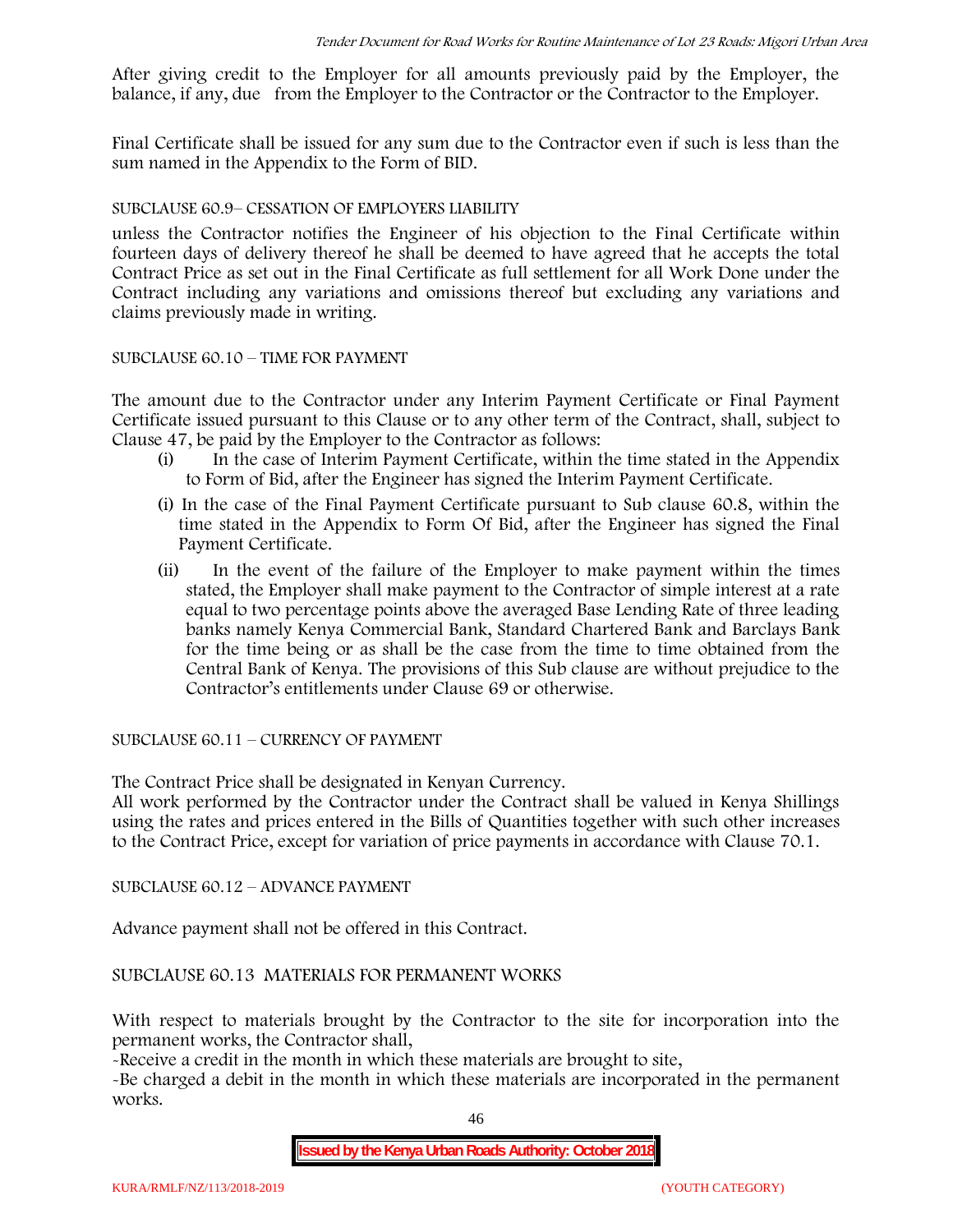After giving credit to the Employer for all amounts previously paid by the Employer, the balance, if any, due from the Employer to the Contractor or the Contractor to the Employer.

Final Certificate shall be issued for any sum due to the Contractor even if such is less than the sum named in the Appendix to the Form of BID.

SUBCLAUSE 60.9– CESSATION OF EMPLOYERS LIABILITY

unless the Contractor notifies the Engineer of his objection to the Final Certificate within fourteen days of delivery thereof he shall be deemed to have agreed that he accepts the total Contract Price as set out in the Final Certificate as full settlement for all Work Done under the Contract including any variations and omissions thereof but excluding any variations and claims previously made in writing.

SUBCLAUSE 60.10 – TIME FOR PAYMENT

The amount due to the Contractor under any Interim Payment Certificate or Final Payment Certificate issued pursuant to this Clause or to any other term of the Contract, shall, subject to Clause 47, be paid by the Employer to the Contractor as follows:

(i) In the case of Interim Payment Certificate, within the time stated in the Appendix to Form of Bid, after the Engineer has signed the Interim Payment Certificate.

(i) In the case of the Final Payment Certificate pursuant to Sub clause 60.8, within the time stated in the Appendix to Form Of Bid, after the Engineer has signed the Final Payment Certificate.

(ii) In the event of the failure of the Employer to make payment within the times stated, the Employer shall make payment to the Contractor of simple interest at a rate equal to two percentage points above the averaged Base Lending Rate of three leading banks namely Kenya Commercial Bank, Standard Chartered Bank and Barclays Bank for the time being or as shall be the case from the time to time obtained from the Central Bank of Kenya. The provisions of this Sub clause are without prejudice to the Contractor's entitlements under Clause 69 or otherwise.

SUBCLAUSE 60.11 – CURRENCY OF PAYMENT

The Contract Price shall be designated in Kenyan Currency.
All work performed by the Contractor under the Contract shall be valued in Kenya Shillings using the rates and prices entered in the Bills of Quantities together with such other increases to the Contract Price, except for variation of price payments in accordance with Clause 70.1.

SUBCLAUSE 60.12 – ADVANCE PAYMENT

Advance payment shall not be offered in this Contract.

SUBCLAUSE 60.13 MATERIALS FOR PERMANENT WORKS

With respect to materials brought by the Contractor to the site for incorporation into the permanent works, the Contractor shall,

-Receive a credit in the month in which these materials are brought to site,

-Be charged a debit in the month in which these materials are incorporated in the permanent works.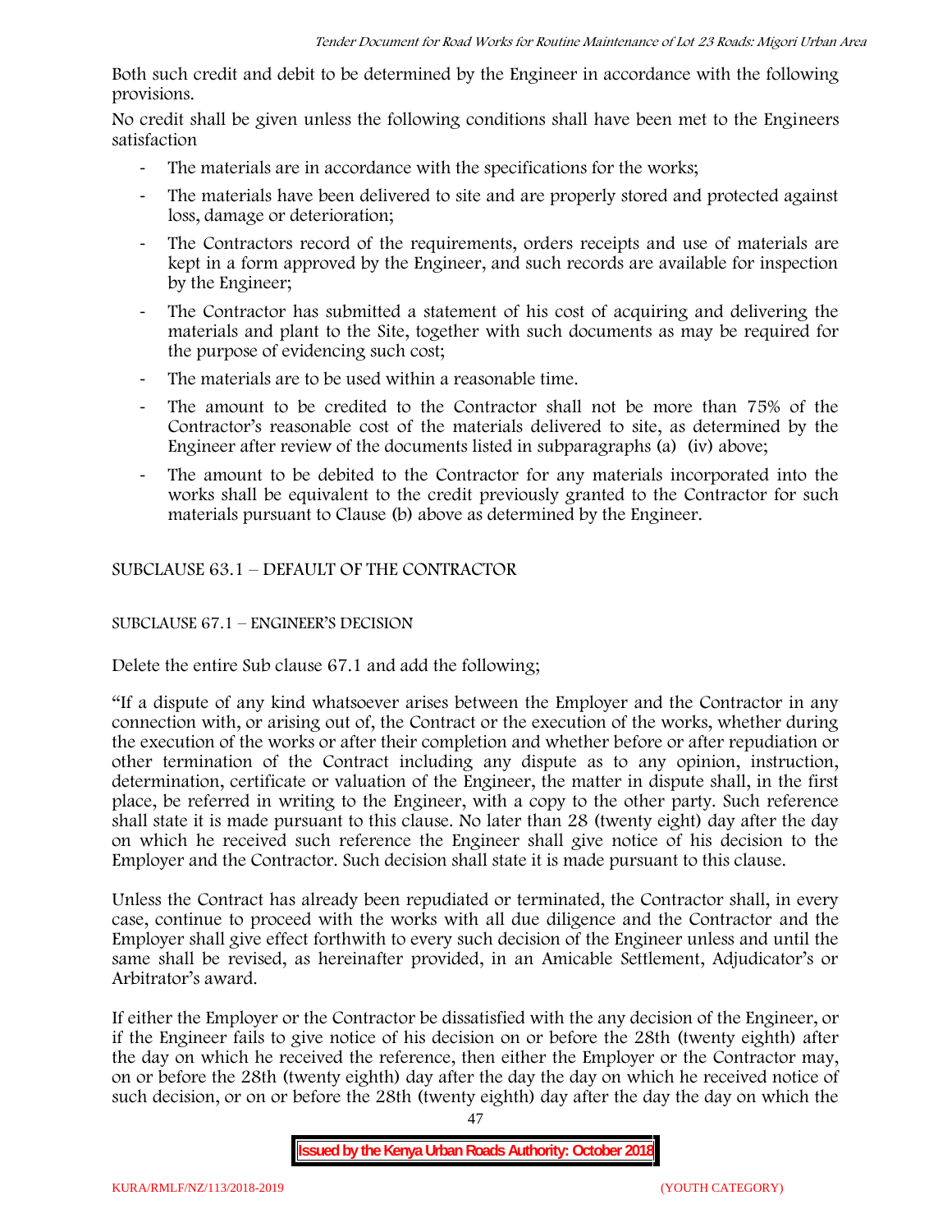Both such credit and debit to be determined by the Engineer in accordance with the following provisions.

No credit shall be given unless the following conditions shall have been met to the Engineers satisfaction

- The materials are in accordance with the specifications for the works;
- The materials have been delivered to site and are properly stored and protected against loss, damage or deterioration;
- The Contractors record of the requirements, orders receipts and use of materials are kept in a form approved by the Engineer, and such records are available for inspection by the Engineer;
- The Contractor has submitted a statement of his cost of acquiring and delivering the materials and plant to the Site, together with such documents as may be required for the purpose of evidencing such cost;
- The materials are to be used within a reasonable time.
- The amount to be credited to the Contractor shall not be more than 75% of the Contractor's reasonable cost of the materials delivered to site, as determined by the Engineer after review of the documents listed in subparagraphs (a) (iv) above;
- The amount to be debited to the Contractor for any materials incorporated into the works shall be equivalent to the credit previously granted to the Contractor for such materials pursuant to Clause (b) above as determined by the Engineer.

SUBCLAUSE 63.1 – DEFAULT OF THE CONTRACTOR

SUBCLAUSE 67.1 – ENGINEER'S DECISION

Delete the entire Sub clause 67.1 and add the following;

"If a dispute of any kind whatsoever arises between the Employer and the Contractor in any connection with, or arising out of, the Contract or the execution of the works, whether during the execution of the works or after their completion and whether before or after repudiation or other termination of the Contract including any dispute as to any opinion, instruction, determination, certificate or valuation of the Engineer, the matter in dispute shall, in the first place, be referred in writing to the Engineer, with a copy to the other party. Such reference shall state it is made pursuant to this clause. No later than 28 (twenty eight) day after the day on which he received such reference the Engineer shall give notice of his decision to the Employer and the Contractor. Such decision shall state it is made pursuant to this clause.

Unless the Contract has already been repudiated or terminated, the Contractor shall, in every case, continue to proceed with the works with all due diligence and the Contractor and the Employer shall give effect forthwith to every such decision of the Engineer unless and until the same shall be revised, as hereinafter provided, in an Amicable Settlement, Adjudicator's or Arbitrator's award.

If either the Employer or the Contractor be dissatisfied with the any decision of the Engineer, or if the Engineer fails to give notice of his decision on or before the 28th (twenty eighth) after the day on which he received the reference, then either the Employer or the Contractor may, on or before the 28th (twenty eighth) day after the day the day on which he received notice of such decision, or on or before the 28th (twenty eighth) day after the day the day on which the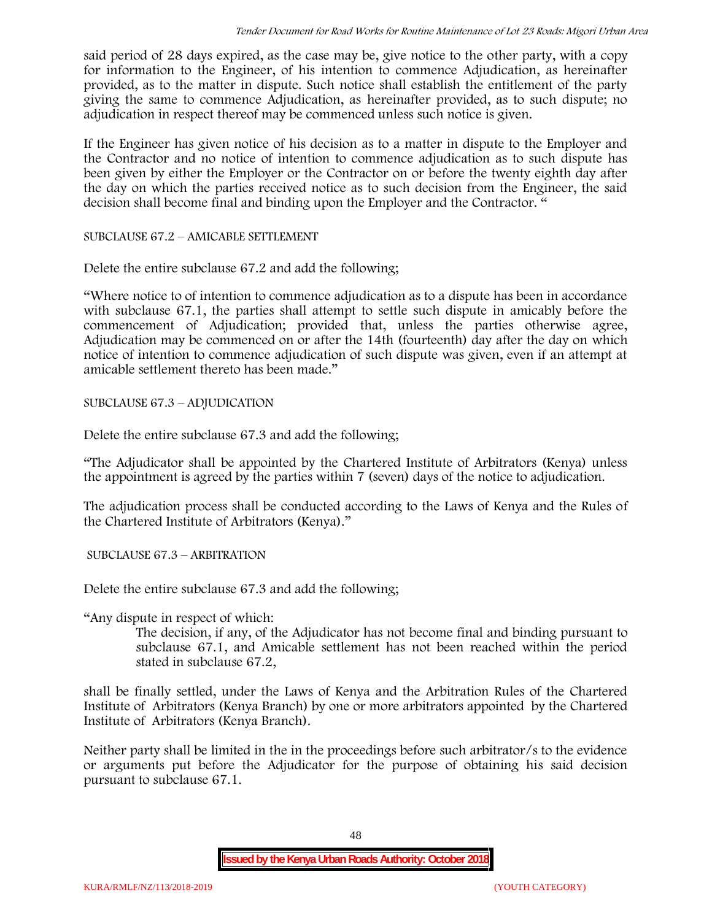said period of 28 days expired, as the case may be, give notice to the other party, with a copy for information to the Engineer, of his intention to commence Adjudication, as hereinafter provided, as to the matter in dispute. Such notice shall establish the entitlement of the party giving the same to commence Adjudication, as hereinafter provided, as to such dispute; no adjudication in respect thereof may be commenced unless such notice is given.

If the Engineer has given notice of his decision as to a matter in dispute to the Employer and the Contractor and no notice of intention to commence adjudication as to such dispute has been given by either the Employer or the Contractor on or before the twenty eighth day after the day on which the parties received notice as to such decision from the Engineer, the said decision shall become final and binding upon the Employer and the Contractor. "

SUBCLAUSE 67.2 – AMICABLE SETTLEMENT

Delete the entire subclause 67.2 and add the following;

"Where notice to of intention to commence adjudication as to a dispute has been in accordance with subclause 67.1, the parties shall attempt to settle such dispute in amicably before the commencement of Adjudication; provided that, unless the parties otherwise agree, Adjudication may be commenced on or after the 14th (fourteenth) day after the day on which notice of intention to commence adjudication of such dispute was given, even if an attempt at amicable settlement thereto has been made."

SUBCLAUSE 67.3 – ADJUDICATION

Delete the entire subclause 67.3 and add the following;

"The Adjudicator shall be appointed by the Chartered Institute of Arbitrators (Kenya) unless the appointment is agreed by the parties within 7 (seven) days of the notice to adjudication.

The adjudication process shall be conducted according to the Laws of Kenya and the Rules of the Chartered Institute of Arbitrators (Kenya)."

SUBCLAUSE 67.3 – ARBITRATION

Delete the entire subclause 67.3 and add the following;

"Any dispute in respect of which:

The decision, if any, of the Adjudicator has not become final and binding pursuant to subclause 67.1, and Amicable settlement has not been reached within the period stated in subclause 67.2,

shall be finally settled, under the Laws of Kenya and the Arbitration Rules of the Chartered Institute of Arbitrators (Kenya Branch) by one or more arbitrators appointed by the Chartered Institute of Arbitrators (Kenya Branch).

Neither party shall be limited in the in the proceedings before such arbitrator/s to the evidence or arguments put before the Adjudicator for the purpose of obtaining his said decision pursuant to subclause 67.1.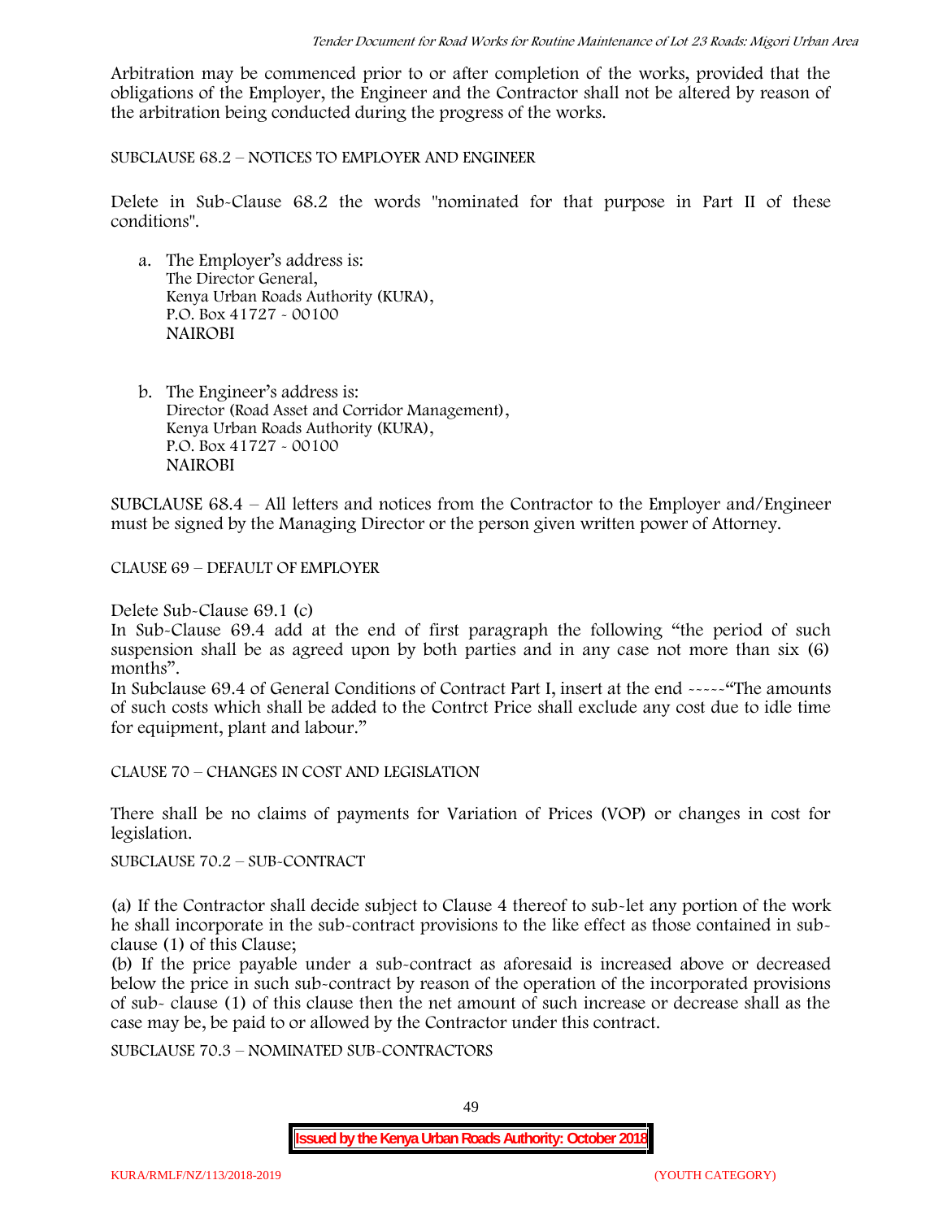Arbitration may be commenced prior to or after completion of the works, provided that the obligations of the Employer, the Engineer and the Contractor shall not be altered by reason of the arbitration being conducted during the progress of the works.

SUBCLAUSE 68.2 – NOTICES TO EMPLOYER AND ENGINEER

Delete in Sub-Clause 68.2 the words "nominated for that purpose in Part II of these conditions".

a. The Employer's address is:
   The Director General,
   Kenya Urban Roads Authority (KURA),
   P.O. Box 41727 - 00100
   NAIROBI

b. The Engineer's address is:
   Director (Road Asset and Corridor Management),
   Kenya Urban Roads Authority (KURA),
   P.O. Box 41727 - 00100
   NAIROBI

SUBCLAUSE 68.4 – All letters and notices from the Contractor to the Employer and/Engineer must be signed by the Managing Director or the person given written power of Attorney.

CLAUSE 69 – DEFAULT OF EMPLOYER

Delete Sub-Clause 69.1 (c)

In Sub-Clause 69.4 add at the end of first paragraph the following "the period of such suspension shall be as agreed upon by both parties and in any case not more than six (6) months".

In Subclause 69.4 of General Conditions of Contract Part I, insert at the end -----"The amounts of such costs which shall be added to the Contrct Price shall exclude any cost due to idle time for equipment, plant and labour."

CLAUSE 70 – CHANGES IN COST AND LEGISLATION

There shall be no claims of payments for Variation of Prices (VOP) or changes in cost for legislation.

SUBCLAUSE 70.2 – SUB-CONTRACT

(a) If the Contractor shall decide subject to Clause 4 thereof to sub-let any portion of the work he shall incorporate in the sub-contract provisions to the like effect as those contained in sub-clause (1) of this Clause;

(b) If the price payable under a sub-contract as aforesaid is increased above or decreased below the price in such sub-contract by reason of the operation of the incorporated provisions of sub- clause (1) of this clause then the net amount of such increase or decrease shall as the case may be, be paid to or allowed by the Contractor under this contract.

SUBCLAUSE 70.3 – NOMINATED SUB-CONTRACTORS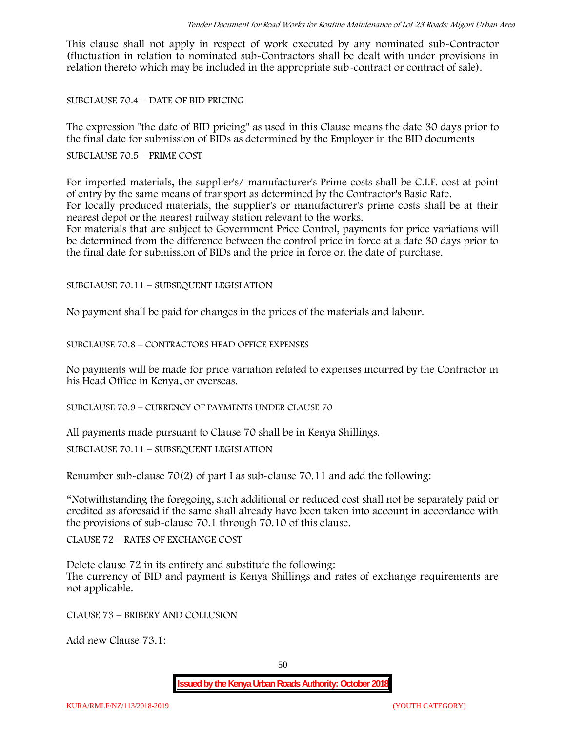This clause shall not apply in respect of work executed by any nominated sub-Contractor (fluctuation in relation to nominated sub-Contractors shall be dealt with under provisions in relation thereto which may be included in the appropriate sub-contract or contract of sale).

SUBCLAUSE 70.4 – DATE OF BID PRICING

The expression "the date of BID pricing" as used in this Clause means the date 30 days prior to the final date for submission of BIDs as determined by the Employer in the BID documents

SUBCLAUSE 70.5 – PRIME COST

For imported materials, the supplier's/ manufacturer's Prime costs shall be C.I.F. cost at point of entry by the same means of transport as determined by the Contractor's Basic Rate.
For locally produced materials, the supplier's or manufacturer's prime costs shall be at their nearest depot or the nearest railway station relevant to the works.
For materials that are subject to Government Price Control, payments for price variations will be determined from the difference between the control price in force at a date 30 days prior to the final date for submission of BIDs and the price in force on the date of purchase.

SUBCLAUSE 70.11 – SUBSEQUENT LEGISLATION

No payment shall be paid for changes in the prices of the materials and labour.

SUBCLAUSE 70.8 – CONTRACTORS HEAD OFFICE EXPENSES

No payments will be made for price variation related to expenses incurred by the Contractor in his Head Office in Kenya, or overseas.

SUBCLAUSE 70.9 – CURRENCY OF PAYMENTS UNDER CLAUSE 70

All payments made pursuant to Clause 70 shall be in Kenya Shillings.

SUBCLAUSE 70.11 – SUBSEQUENT LEGISLATION

Renumber sub-clause 70(2) of part I as sub-clause 70.11 and add the following:

"Notwithstanding the foregoing, such additional or reduced cost shall not be separately paid or credited as aforesaid if the same shall already have been taken into account in accordance with the provisions of sub-clause 70.1 through 70.10 of this clause.

CLAUSE 72 – RATES OF EXCHANGE COST

Delete clause 72 in its entirety and substitute the following:
The currency of BID and payment is Kenya Shillings and rates of exchange requirements are not applicable.

CLAUSE 73 – BRIBERY AND COLLUSION

Add new Clause 73.1: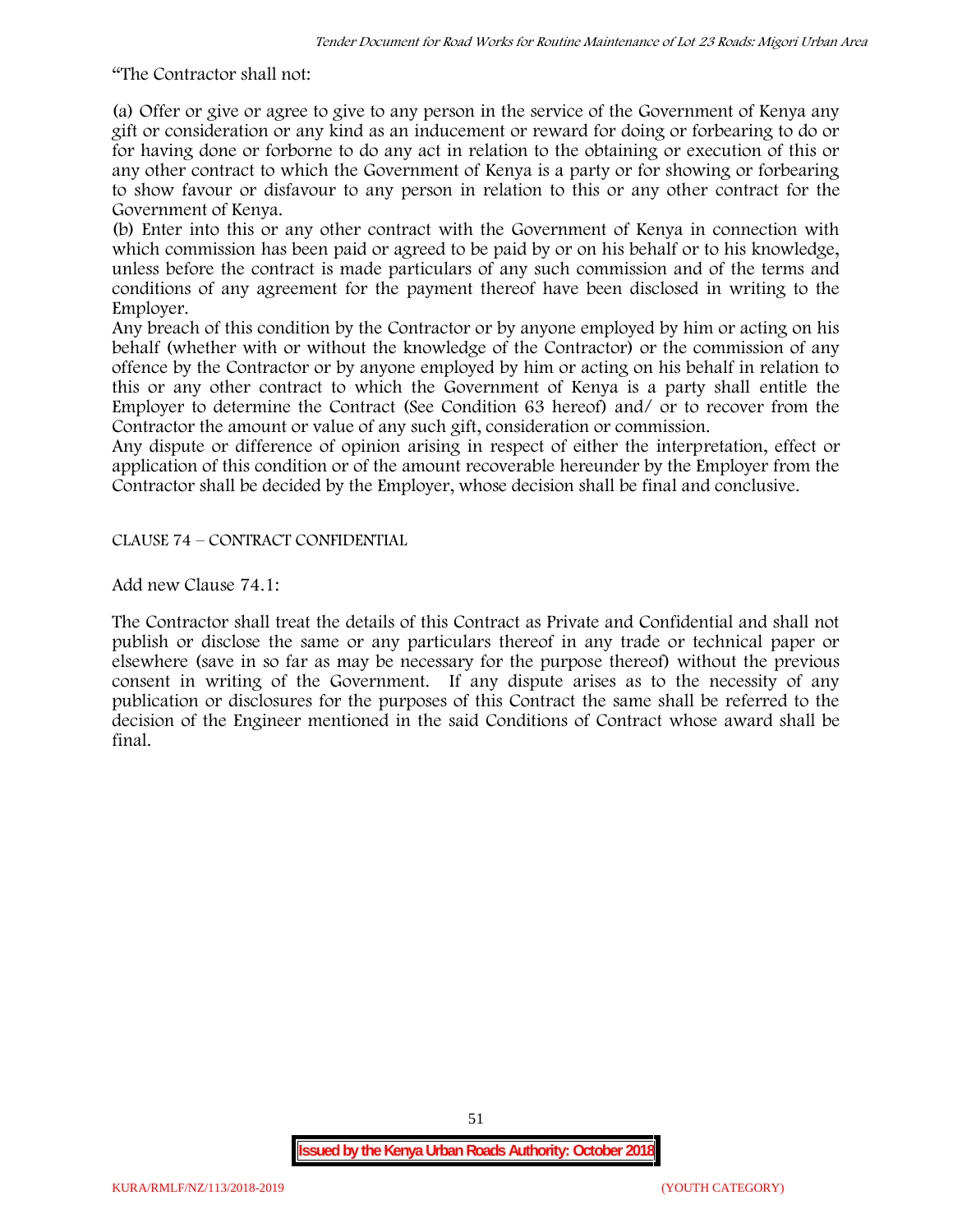"The Contractor shall not:

(a) Offer or give or agree to give to any person in the service of the Government of Kenya any gift or consideration or any kind as an inducement or reward for doing or forbearing to do or for having done or forborne to do any act in relation to the obtaining or execution of this or any other contract to which the Government of Kenya is a party or for showing or forbearing to show favour or disfavour to any person in relation to this or any other contract for the Government of Kenya.

(b) Enter into this or any other contract with the Government of Kenya in connection with which commission has been paid or agreed to be paid by or on his behalf or to his knowledge, unless before the contract is made particulars of any such commission and of the terms and conditions of any agreement for the payment thereof have been disclosed in writing to the Employer.

Any breach of this condition by the Contractor or by anyone employed by him or acting on his behalf (whether with or without the knowledge of the Contractor) or the commission of any offence by the Contractor or by anyone employed by him or acting on his behalf in relation to this or any other contract to which the Government of Kenya is a party shall entitle the Employer to determine the Contract (See Condition 63 hereof) and/ or to recover from the Contractor the amount or value of any such gift, consideration or commission.

Any dispute or difference of opinion arising in respect of either the interpretation, effect or application of this condition or of the amount recoverable hereunder by the Employer from the Contractor shall be decided by the Employer, whose decision shall be final and conclusive.

CLAUSE 74 – CONTRACT CONFIDENTIAL

Add new Clause 74.1:

The Contractor shall treat the details of this Contract as Private and Confidential and shall not publish or disclose the same or any particulars thereof in any trade or technical paper or elsewhere (save in so far as may be necessary for the purpose thereof) without the previous consent in writing of the Government. If any dispute arises as to the necessity of any publication or disclosures for the purposes of this Contract the same shall be referred to the decision of the Engineer mentioned in the said Conditions of Contract whose award shall be final.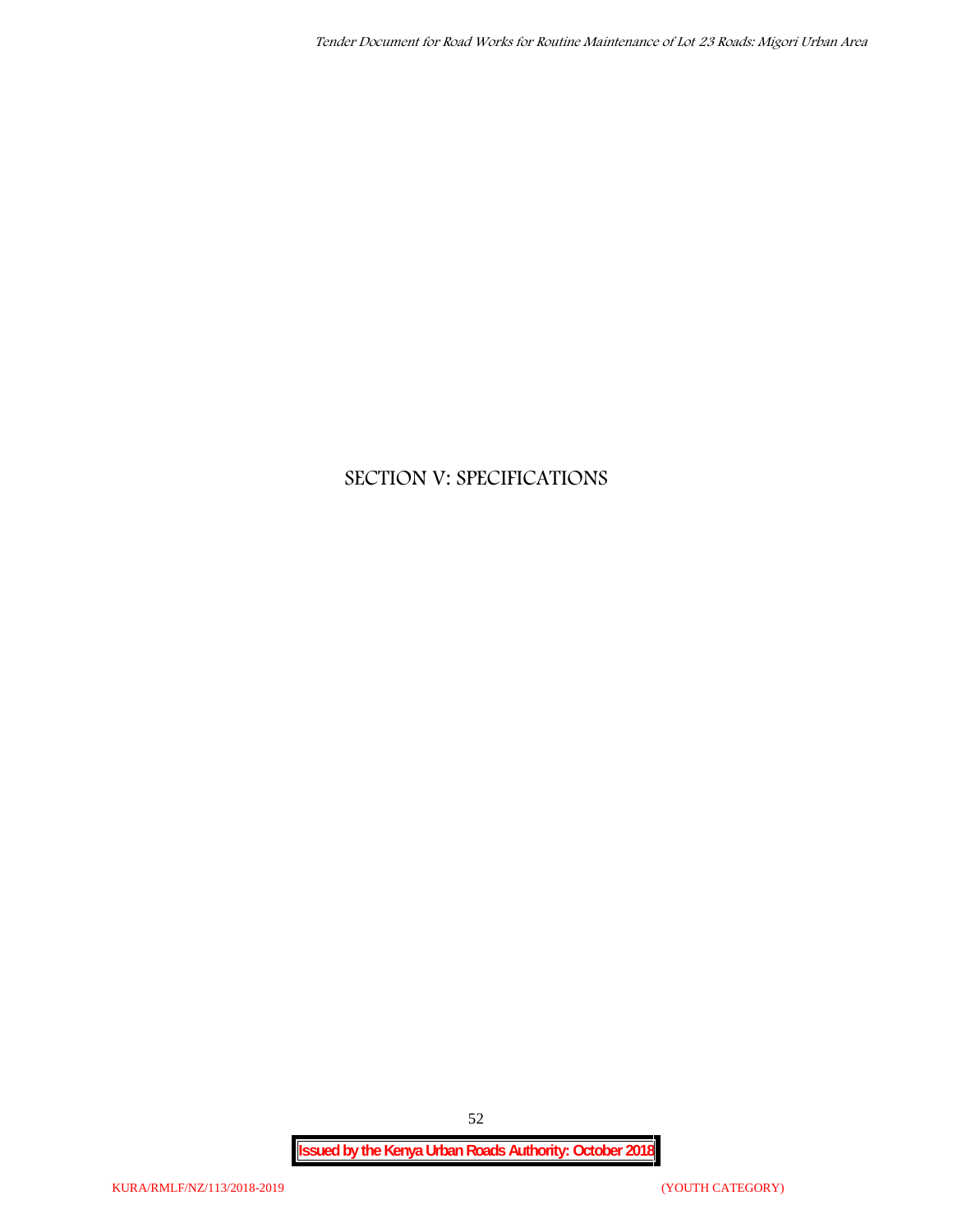# SECTION V: SPECIFICATIONS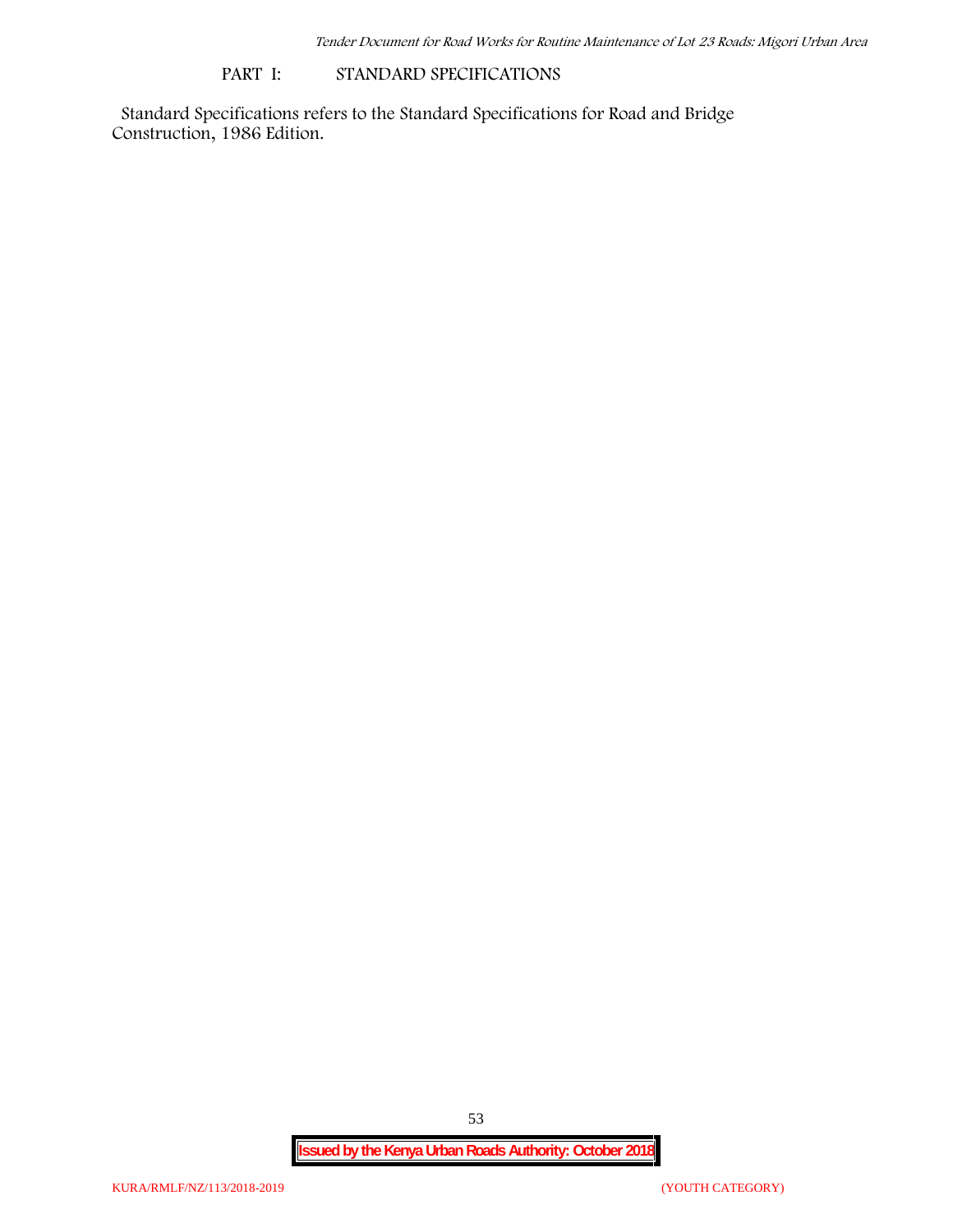## PART I: STANDARD SPECIFICATIONS

Standard Specifications refers to the Standard Specifications for Road and Bridge Construction, 1986 Edition.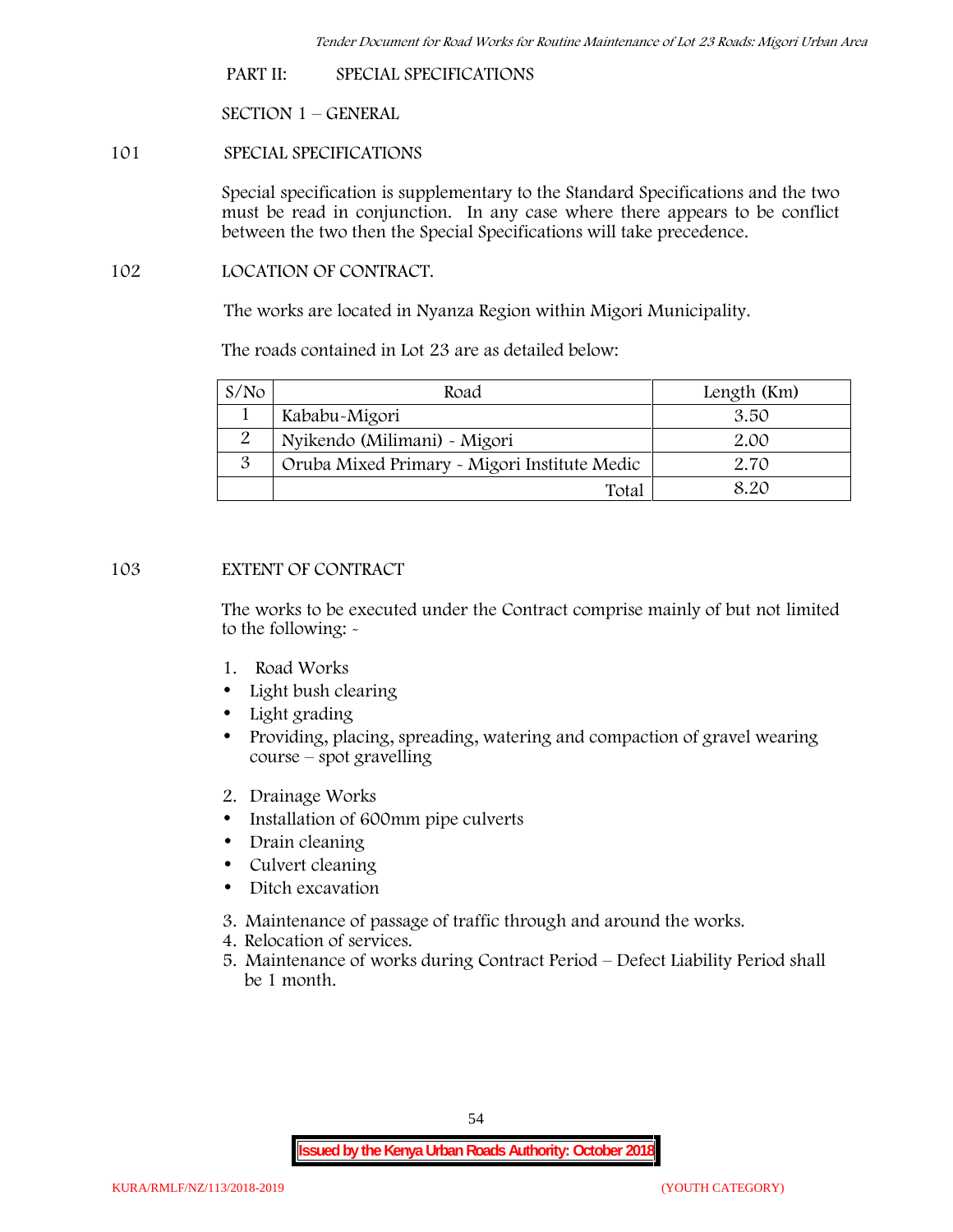PART II: SPECIAL SPECIFICATIONS

SECTION 1 – GENERAL

101 SPECIAL SPECIFICATIONS

Special specification is supplementary to the Standard Specifications and the two must be read in conjunction. In any case where there appears to be conflict between the two then the Special Specifications will take precedence.

102 LOCATION OF CONTRACT.

The works are located in Nyanza Region within Migori Municipality.

The roads contained in Lot 23 are as detailed below:

| S/No | Road | Length (Km) |
|---|---|---|
| 1 | Kababu-Migori | 3.50 |
| 2 | Nyikendo (Milimani) - Migori | 2.00 |
| 3 | Oruba Mixed Primary - Migori Institute Medic | 2.70 |
| | Total | 8.20 |

103 EXTENT OF CONTRACT

The works to be executed under the Contract comprise mainly of but not limited to the following: -

1. Road Works
- Light bush clearing
- Light grading
- Providing, placing, spreading, watering and compaction of gravel wearing course – spot gravelling

2. Drainage Works
- Installation of 600mm pipe culverts
- Drain cleaning
- Culvert cleaning
- Ditch excavation

3. Maintenance of passage of traffic through and around the works.
4. Relocation of services.
5. Maintenance of works during Contract Period – Defect Liability Period shall be 1 month.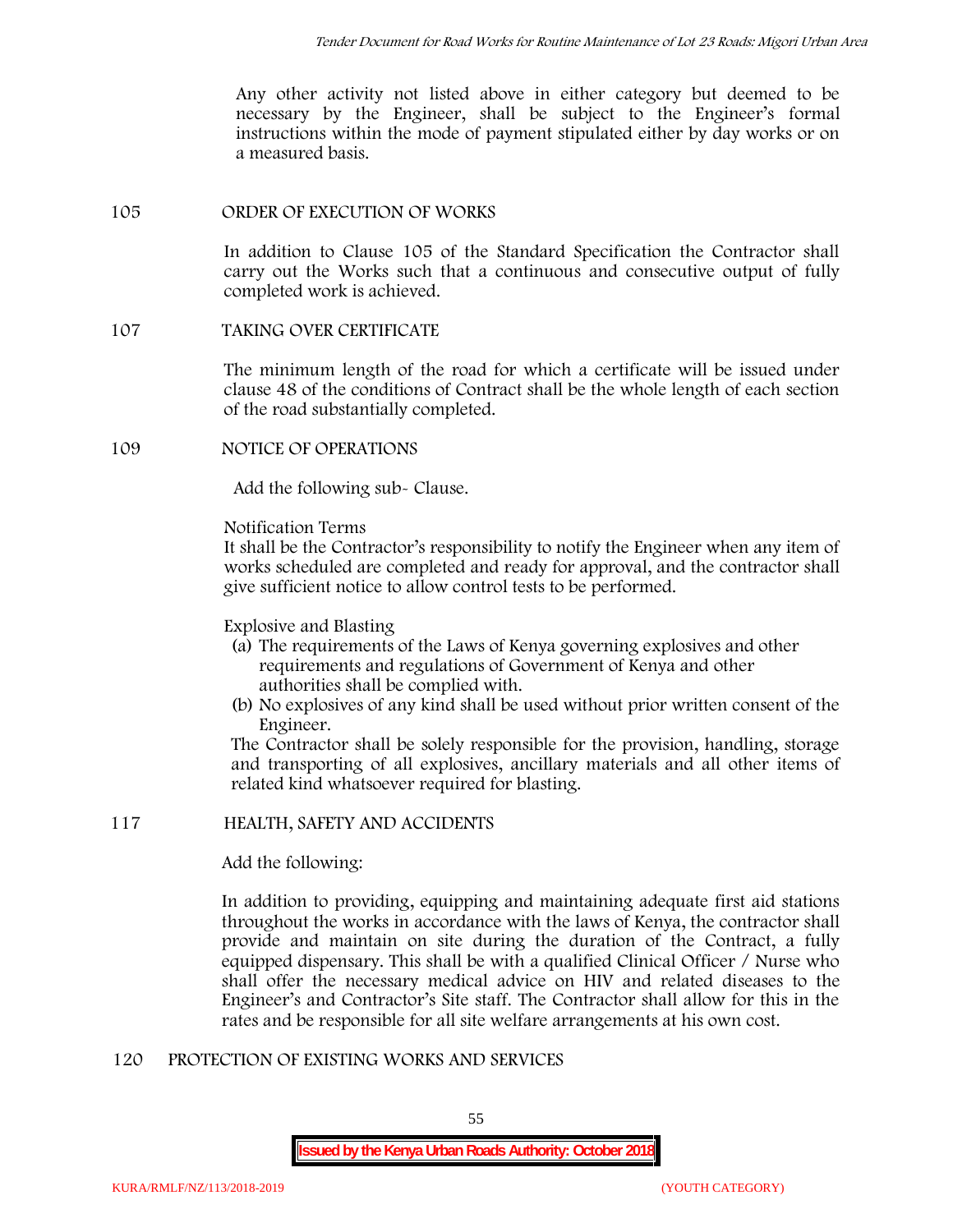Any other activity not listed above in either category but deemed to be necessary by the Engineer, shall be subject to the Engineer's formal instructions within the mode of payment stipulated either by day works or on a measured basis.

## 105 ORDER OF EXECUTION OF WORKS

In addition to Clause 105 of the Standard Specification the Contractor shall carry out the Works such that a continuous and consecutive output of fully completed work is achieved.

## 107 TAKING OVER CERTIFICATE

The minimum length of the road for which a certificate will be issued under clause 48 of the conditions of Contract shall be the whole length of each section of the road substantially completed.

## 109 NOTICE OF OPERATIONS

Add the following sub- Clause.

Notification Terms

It shall be the Contractor's responsibility to notify the Engineer when any item of works scheduled are completed and ready for approval, and the contractor shall give sufficient notice to allow control tests to be performed.

Explosive and Blasting

(a) The requirements of the Laws of Kenya governing explosives and other requirements and regulations of Government of Kenya and other authorities shall be complied with.
(b) No explosives of any kind shall be used without prior written consent of the Engineer.

The Contractor shall be solely responsible for the provision, handling, storage and transporting of all explosives, ancillary materials and all other items of related kind whatsoever required for blasting.

## 117 HEALTH, SAFETY AND ACCIDENTS

Add the following:

In addition to providing, equipping and maintaining adequate first aid stations throughout the works in accordance with the laws of Kenya, the contractor shall provide and maintain on site during the duration of the Contract, a fully equipped dispensary. This shall be with a qualified Clinical Officer / Nurse who shall offer the necessary medical advice on HIV and related diseases to the Engineer's and Contractor's Site staff. The Contractor shall allow for this in the rates and be responsible for all site welfare arrangements at his own cost.

## 120 PROTECTION OF EXISTING WORKS AND SERVICES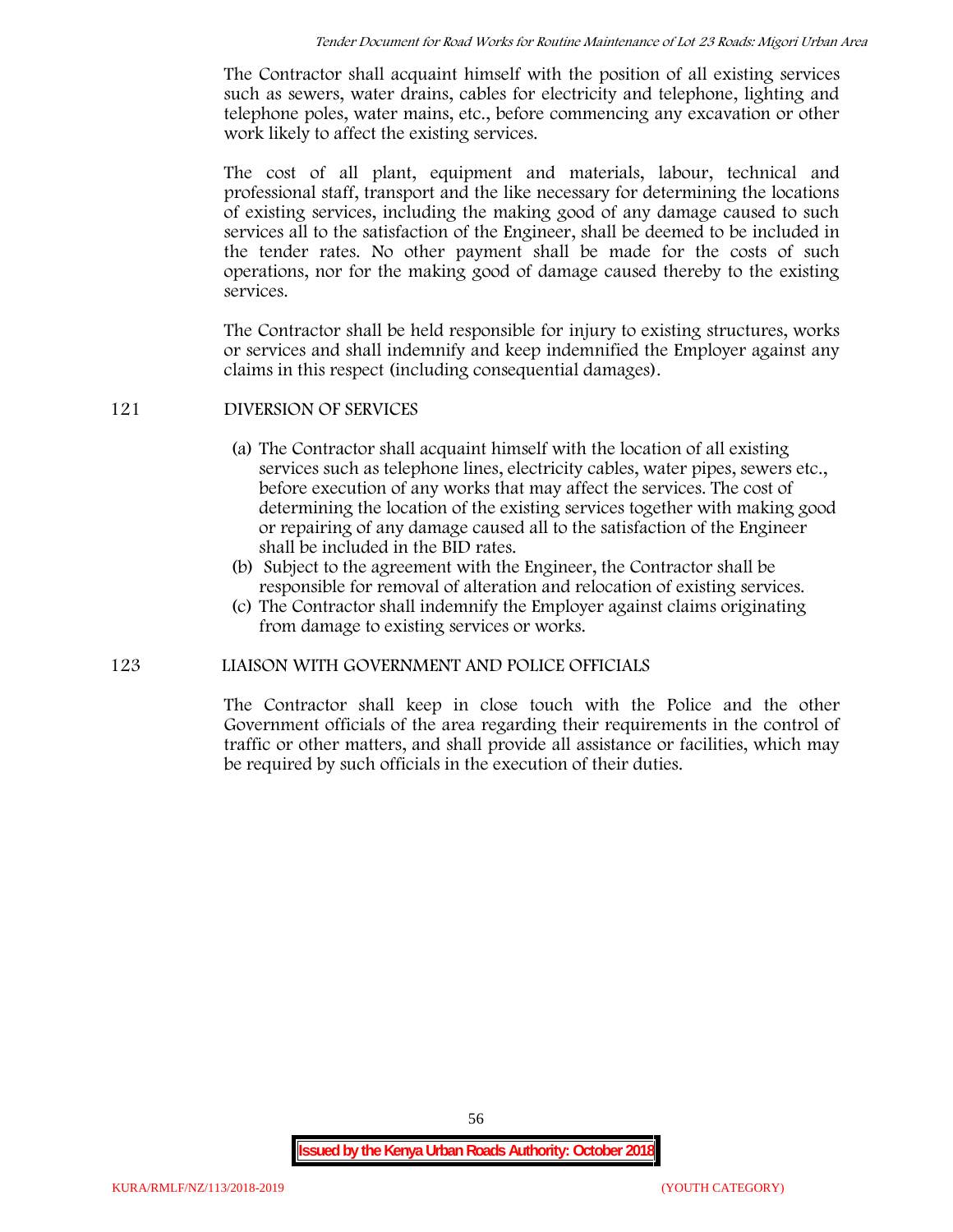The Contractor shall acquaint himself with the position of all existing services such as sewers, water drains, cables for electricity and telephone, lighting and telephone poles, water mains, etc., before commencing any excavation or other work likely to affect the existing services.

The cost of all plant, equipment and materials, labour, technical and professional staff, transport and the like necessary for determining the locations of existing services, including the making good of any damage caused to such services all to the satisfaction of the Engineer, shall be deemed to be included in the tender rates. No other payment shall be made for the costs of such operations, nor for the making good of damage caused thereby to the existing services.

The Contractor shall be held responsible for injury to existing structures, works or services and shall indemnify and keep indemnified the Employer against any claims in this respect (including consequential damages).

## 121 DIVERSION OF SERVICES

(a) The Contractor shall acquaint himself with the location of all existing services such as telephone lines, electricity cables, water pipes, sewers etc., before execution of any works that may affect the services. The cost of determining the location of the existing services together with making good or repairing of any damage caused all to the satisfaction of the Engineer shall be included in the BID rates.

(b) Subject to the agreement with the Engineer, the Contractor shall be responsible for removal of alteration and relocation of existing services.

(c) The Contractor shall indemnify the Employer against claims originating from damage to existing services or works.

## 123 LIAISON WITH GOVERNMENT AND POLICE OFFICIALS

The Contractor shall keep in close touch with the Police and the other Government officials of the area regarding their requirements in the control of traffic or other matters, and shall provide all assistance or facilities, which may be required by such officials in the execution of their duties.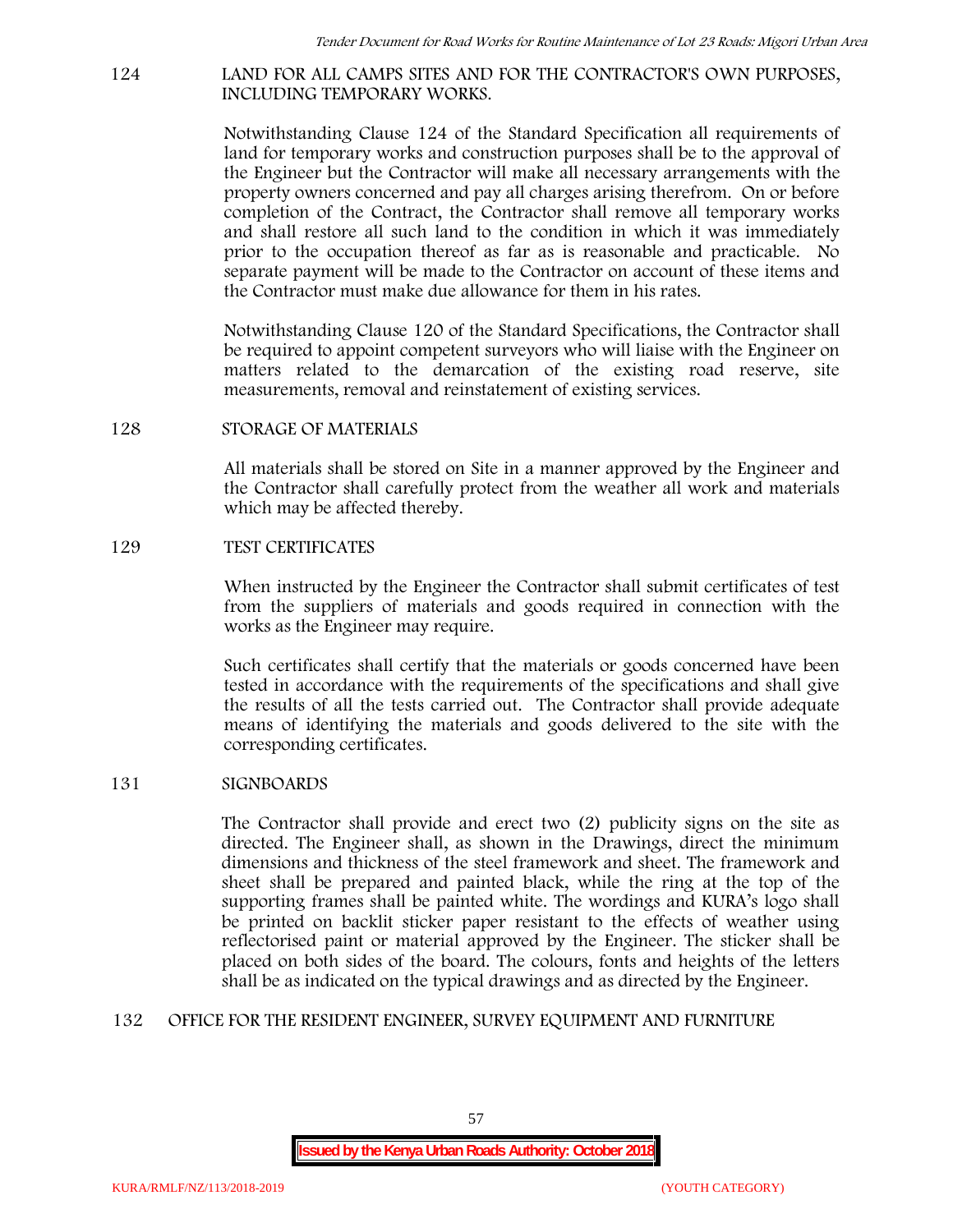## 124 LAND FOR ALL CAMPS SITES AND FOR THE CONTRACTOR'S OWN PURPOSES, INCLUDING TEMPORARY WORKS.

Notwithstanding Clause 124 of the Standard Specification all requirements of land for temporary works and construction purposes shall be to the approval of the Engineer but the Contractor will make all necessary arrangements with the property owners concerned and pay all charges arising therefrom. On or before completion of the Contract, the Contractor shall remove all temporary works and shall restore all such land to the condition in which it was immediately prior to the occupation thereof as far as is reasonable and practicable. No separate payment will be made to the Contractor on account of these items and the Contractor must make due allowance for them in his rates.

Notwithstanding Clause 120 of the Standard Specifications, the Contractor shall be required to appoint competent surveyors who will liaise with the Engineer on matters related to the demarcation of the existing road reserve, site measurements, removal and reinstatement of existing services.

## 128 STORAGE OF MATERIALS

All materials shall be stored on Site in a manner approved by the Engineer and the Contractor shall carefully protect from the weather all work and materials which may be affected thereby.

## 129 TEST CERTIFICATES

When instructed by the Engineer the Contractor shall submit certificates of test from the suppliers of materials and goods required in connection with the works as the Engineer may require.

Such certificates shall certify that the materials or goods concerned have been tested in accordance with the requirements of the specifications and shall give the results of all the tests carried out. The Contractor shall provide adequate means of identifying the materials and goods delivered to the site with the corresponding certificates.

## 131 SIGNBOARDS

The Contractor shall provide and erect two (2) publicity signs on the site as directed. The Engineer shall, as shown in the Drawings, direct the minimum dimensions and thickness of the steel framework and sheet. The framework and sheet shall be prepared and painted black, while the ring at the top of the supporting frames shall be painted white. The wordings and KURA's logo shall be printed on backlit sticker paper resistant to the effects of weather using reflectorised paint or material approved by the Engineer. The sticker shall be placed on both sides of the board. The colours, fonts and heights of the letters shall be as indicated on the typical drawings and as directed by the Engineer.

## 132 OFFICE FOR THE RESIDENT ENGINEER, SURVEY EQUIPMENT AND FURNITURE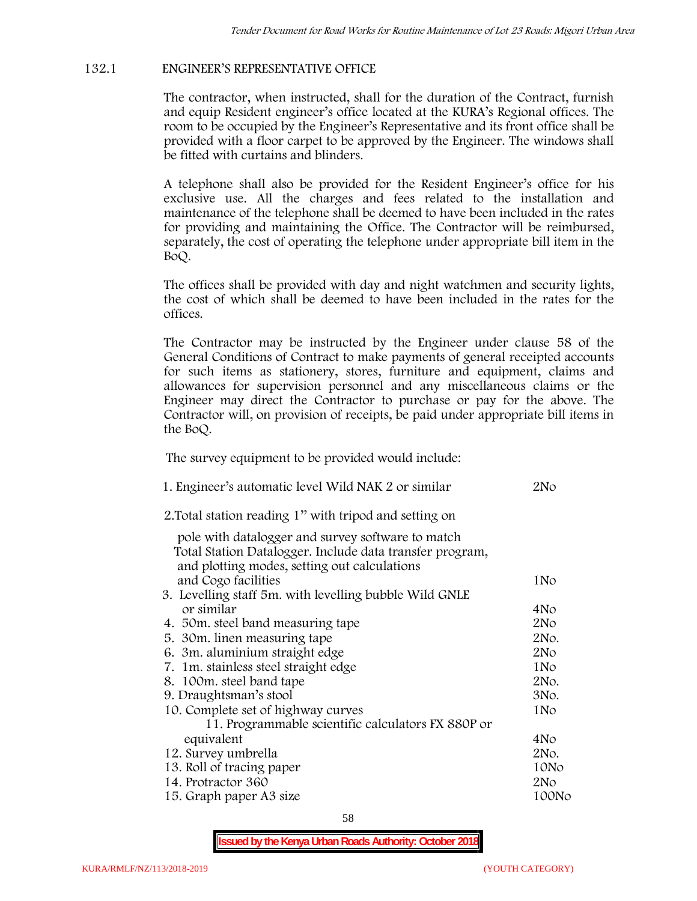## 132.1 ENGINEER'S REPRESENTATIVE OFFICE

The contractor, when instructed, shall for the duration of the Contract, furnish and equip Resident engineer's office located at the KURA's Regional offices. The room to be occupied by the Engineer's Representative and its front office shall be provided with a floor carpet to be approved by the Engineer. The windows shall be fitted with curtains and blinders.

A telephone shall also be provided for the Resident Engineer's office for his exclusive use. All the charges and fees related to the installation and maintenance of the telephone shall be deemed to have been included in the rates for providing and maintaining the Office. The Contractor will be reimbursed, separately, the cost of operating the telephone under appropriate bill item in the BoQ.

The offices shall be provided with day and night watchmen and security lights, the cost of which shall be deemed to have been included in the rates for the offices.

The Contractor may be instructed by the Engineer under clause 58 of the General Conditions of Contract to make payments of general receipted accounts for such items as stationery, stores, furniture and equipment, claims and allowances for supervision personnel and any miscellaneous claims or the Engineer may direct the Contractor to purchase or pay for the above. The Contractor will, on provision of receipts, be paid under appropriate bill items in the BoQ.

The survey equipment to be provided would include:

| Item | Quantity |
|---|---|
| 1. Engineer's automatic level Wild NAK 2 or similar | 2No |
| 2. Total station reading 1" with tripod and setting on pole with datalogger and survey software to match Total Station Datalogger. Include data transfer program, and plotting modes, setting out calculations and Cogo facilities | 1No |
| 3. Levelling staff 5m. with levelling bubble Wild GNLE or similar | 4No |
| 4. 50m. steel band measuring tape | 2No |
| 5. 30m. linen measuring tape | 2No. |
| 6. 3m. aluminium straight edge | 2No |
| 7. 1m. stainless steel straight edge | 1No |
| 8. 100m. steel band tape | 2No. |
| 9. Draughtsman's stool | 3No. |
| 10. Complete set of highway curves | 1No |
| 11. Programmable scientific calculators FX 880P or equivalent | 4No |
| 12. Survey umbrella | 2No. |
| 13. Roll of tracing paper | 10No |
| 14. Protractor 360 | 2No |
| 15. Graph paper A3 size | 100No |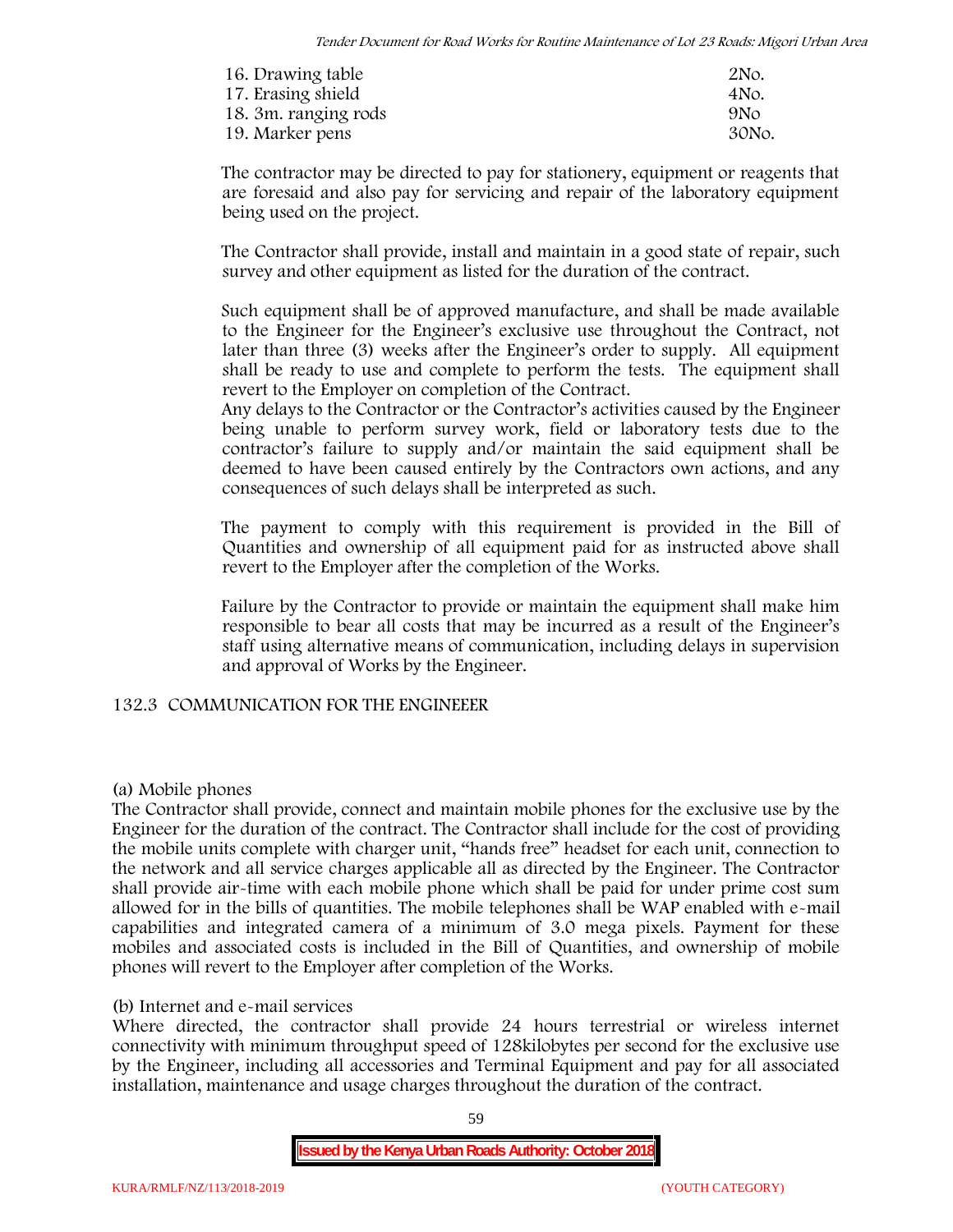| | |
|---|---|
| 16. Drawing table | 2No. |
| 17. Erasing shield | 4No. |
| 18. 3m. ranging rods | 9No |
| 19. Marker pens | 30No. |

The contractor may be directed to pay for stationery, equipment or reagents that are foresaid and also pay for servicing and repair of the laboratory equipment being used on the project.

The Contractor shall provide, install and maintain in a good state of repair, such survey and other equipment as listed for the duration of the contract.

Such equipment shall be of approved manufacture, and shall be made available to the Engineer for the Engineer's exclusive use throughout the Contract, not later than three (3) weeks after the Engineer's order to supply. All equipment shall be ready to use and complete to perform the tests. The equipment shall revert to the Employer on completion of the Contract.
Any delays to the Contractor or the Contractor's activities caused by the Engineer being unable to perform survey work, field or laboratory tests due to the contractor's failure to supply and/or maintain the said equipment shall be deemed to have been caused entirely by the Contractors own actions, and any consequences of such delays shall be interpreted as such.

The payment to comply with this requirement is provided in the Bill of Quantities and ownership of all equipment paid for as instructed above shall revert to the Employer after the completion of the Works.

Failure by the Contractor to provide or maintain the equipment shall make him responsible to bear all costs that may be incurred as a result of the Engineer's staff using alternative means of communication, including delays in supervision and approval of Works by the Engineer.

## 132.3 COMMUNICATION FOR THE ENGINEEER

(a) Mobile phones
The Contractor shall provide, connect and maintain mobile phones for the exclusive use by the Engineer for the duration of the contract. The Contractor shall include for the cost of providing the mobile units complete with charger unit, "hands free" headset for each unit, connection to the network and all service charges applicable all as directed by the Engineer. The Contractor shall provide air-time with each mobile phone which shall be paid for under prime cost sum allowed for in the bills of quantities. The mobile telephones shall be WAP enabled with e-mail capabilities and integrated camera of a minimum of 3.0 mega pixels. Payment for these mobiles and associated costs is included in the Bill of Quantities, and ownership of mobile phones will revert to the Employer after completion of the Works.

(b) Internet and e-mail services
Where directed, the contractor shall provide 24 hours terrestrial or wireless internet connectivity with minimum throughput speed of 128kilobytes per second for the exclusive use by the Engineer, including all accessories and Terminal Equipment and pay for all associated installation, maintenance and usage charges throughout the duration of the contract.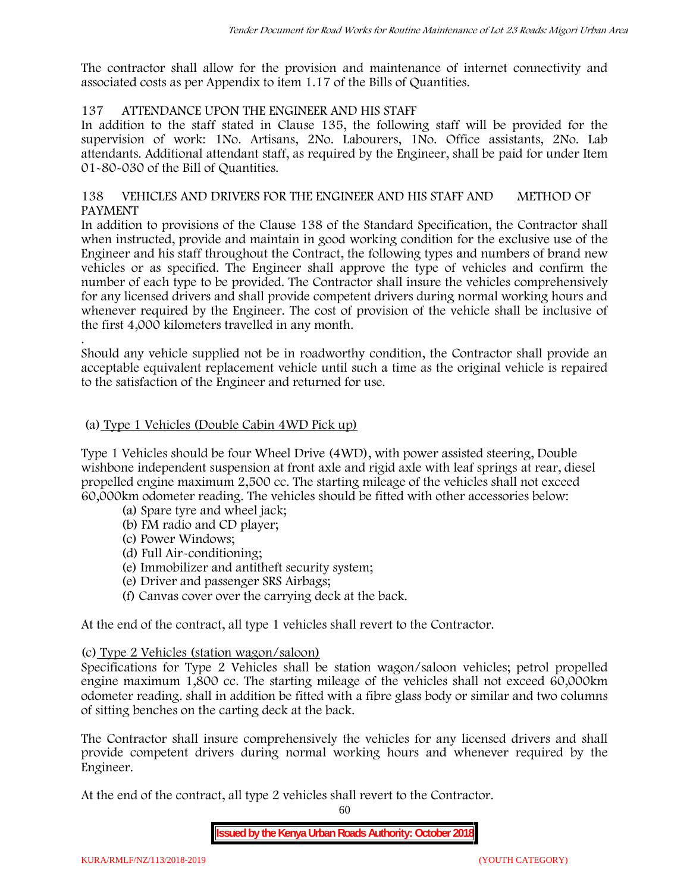The contractor shall allow for the provision and maintenance of internet connectivity and associated costs as per Appendix to item 1.17 of the Bills of Quantities.

## 137 ATTENDANCE UPON THE ENGINEER AND HIS STAFF

In addition to the staff stated in Clause 135, the following staff will be provided for the supervision of work: 1No. Artisans, 2No. Labourers, 1No. Office assistants, 2No. Lab attendants. Additional attendant staff, as required by the Engineer, shall be paid for under Item 01-80-030 of the Bill of Quantities.

## 138 VEHICLES AND DRIVERS FOR THE ENGINEER AND HIS STAFF AND METHOD OF PAYMENT

In addition to provisions of the Clause 138 of the Standard Specification, the Contractor shall when instructed, provide and maintain in good working condition for the exclusive use of the Engineer and his staff throughout the Contract, the following types and numbers of brand new vehicles or as specified. The Engineer shall approve the type of vehicles and confirm the number of each type to be provided. The Contractor shall insure the vehicles comprehensively for any licensed drivers and shall provide competent drivers during normal working hours and whenever required by the Engineer. The cost of provision of the vehicle shall be inclusive of the first 4,000 kilometers travelled in any month.

.

Should any vehicle supplied not be in roadworthy condition, the Contractor shall provide an acceptable equivalent replacement vehicle until such a time as the original vehicle is repaired to the satisfaction of the Engineer and returned for use.

(a) <u>Type 1 Vehicles (Double Cabin 4WD Pick up)</u>

Type 1 Vehicles should be four Wheel Drive (4WD), with power assisted steering, Double wishbone independent suspension at front axle and rigid axle with leaf springs at rear, diesel propelled engine maximum 2,500 cc. The starting mileage of the vehicles shall not exceed 60,000km odometer reading. The vehicles should be fitted with other accessories below:

- (a) Spare tyre and wheel jack;
- (b) FM radio and CD player;
- (c) Power Windows;
- (d) Full Air-conditioning;
- (e) Immobilizer and antitheft security system;
- (e) Driver and passenger SRS Airbags;
- (f) Canvas cover over the carrying deck at the back.

At the end of the contract, all type 1 vehicles shall revert to the Contractor.

(c) <u>Type 2 Vehicles (station wagon/saloon)</u>

Specifications for Type 2 Vehicles shall be station wagon/saloon vehicles; petrol propelled engine maximum 1,800 cc. The starting mileage of the vehicles shall not exceed 60,000km odometer reading. shall in addition be fitted with a fibre glass body or similar and two columns of sitting benches on the carting deck at the back.

The Contractor shall insure comprehensively the vehicles for any licensed drivers and shall provide competent drivers during normal working hours and whenever required by the Engineer.

At the end of the contract, all type 2 vehicles shall revert to the Contractor.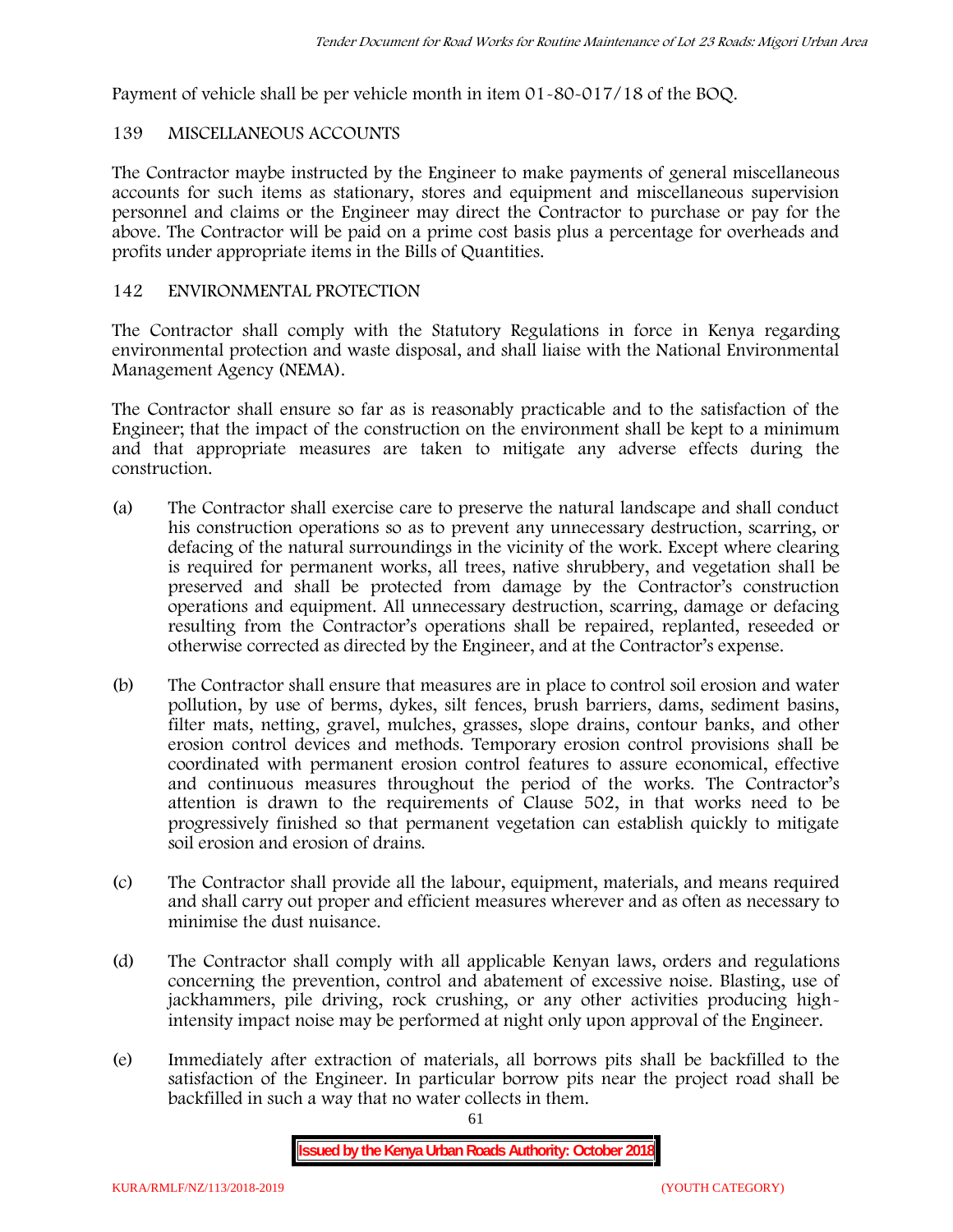Payment of vehicle shall be per vehicle month in item 01-80-017/18 of the BOQ.

## 139 MISCELLANEOUS ACCOUNTS

The Contractor maybe instructed by the Engineer to make payments of general miscellaneous accounts for such items as stationary, stores and equipment and miscellaneous supervision personnel and claims or the Engineer may direct the Contractor to purchase or pay for the above. The Contractor will be paid on a prime cost basis plus a percentage for overheads and profits under appropriate items in the Bills of Quantities.

## 142 ENVIRONMENTAL PROTECTION

The Contractor shall comply with the Statutory Regulations in force in Kenya regarding environmental protection and waste disposal, and shall liaise with the National Environmental Management Agency (NEMA).

The Contractor shall ensure so far as is reasonably practicable and to the satisfaction of the Engineer; that the impact of the construction on the environment shall be kept to a minimum and that appropriate measures are taken to mitigate any adverse effects during the construction.

(a) The Contractor shall exercise care to preserve the natural landscape and shall conduct his construction operations so as to prevent any unnecessary destruction, scarring, or defacing of the natural surroundings in the vicinity of the work. Except where clearing is required for permanent works, all trees, native shrubbery, and vegetation shall be preserved and shall be protected from damage by the Contractor's construction operations and equipment. All unnecessary destruction, scarring, damage or defacing resulting from the Contractor's operations shall be repaired, replanted, reseeded or otherwise corrected as directed by the Engineer, and at the Contractor's expense.

(b) The Contractor shall ensure that measures are in place to control soil erosion and water pollution, by use of berms, dykes, silt fences, brush barriers, dams, sediment basins, filter mats, netting, gravel, mulches, grasses, slope drains, contour banks, and other erosion control devices and methods. Temporary erosion control provisions shall be coordinated with permanent erosion control features to assure economical, effective and continuous measures throughout the period of the works. The Contractor's attention is drawn to the requirements of Clause 502, in that works need to be progressively finished so that permanent vegetation can establish quickly to mitigate soil erosion and erosion of drains.

(c) The Contractor shall provide all the labour, equipment, materials, and means required and shall carry out proper and efficient measures wherever and as often as necessary to minimise the dust nuisance.

(d) The Contractor shall comply with all applicable Kenyan laws, orders and regulations concerning the prevention, control and abatement of excessive noise. Blasting, use of jackhammers, pile driving, rock crushing, or any other activities producing high-intensity impact noise may be performed at night only upon approval of the Engineer.

(e) Immediately after extraction of materials, all borrows pits shall be backfilled to the satisfaction of the Engineer. In particular borrow pits near the project road shall be backfilled in such a way that no water collects in them.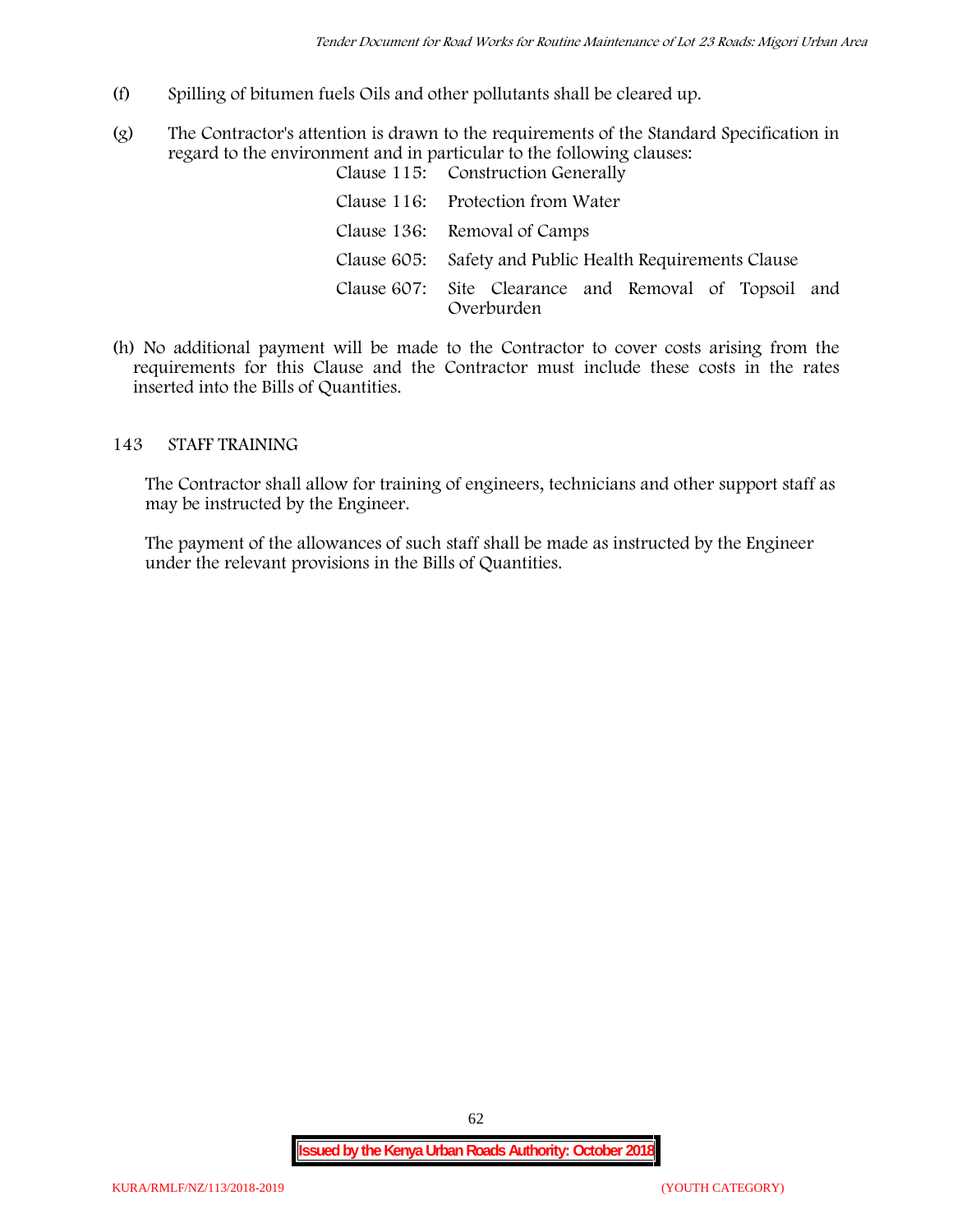(f) Spilling of bitumen fuels Oils and other pollutants shall be cleared up.

(g) The Contractor's attention is drawn to the requirements of the Standard Specification in regard to the environment and in particular to the following clauses:

| | |
|---|---|
| Clause 115: | Construction Generally |
| Clause 116: | Protection from Water |
| Clause 136: | Removal of Camps |
| Clause 605: | Safety and Public Health Requirements Clause |
| Clause 607: | Site Clearance and Removal of Topsoil and Overburden |

(h) No additional payment will be made to the Contractor to cover costs arising from the requirements for this Clause and the Contractor must include these costs in the rates inserted into the Bills of Quantities.

## 143 STAFF TRAINING

The Contractor shall allow for training of engineers, technicians and other support staff as may be instructed by the Engineer.

The payment of the allowances of such staff shall be made as instructed by the Engineer under the relevant provisions in the Bills of Quantities.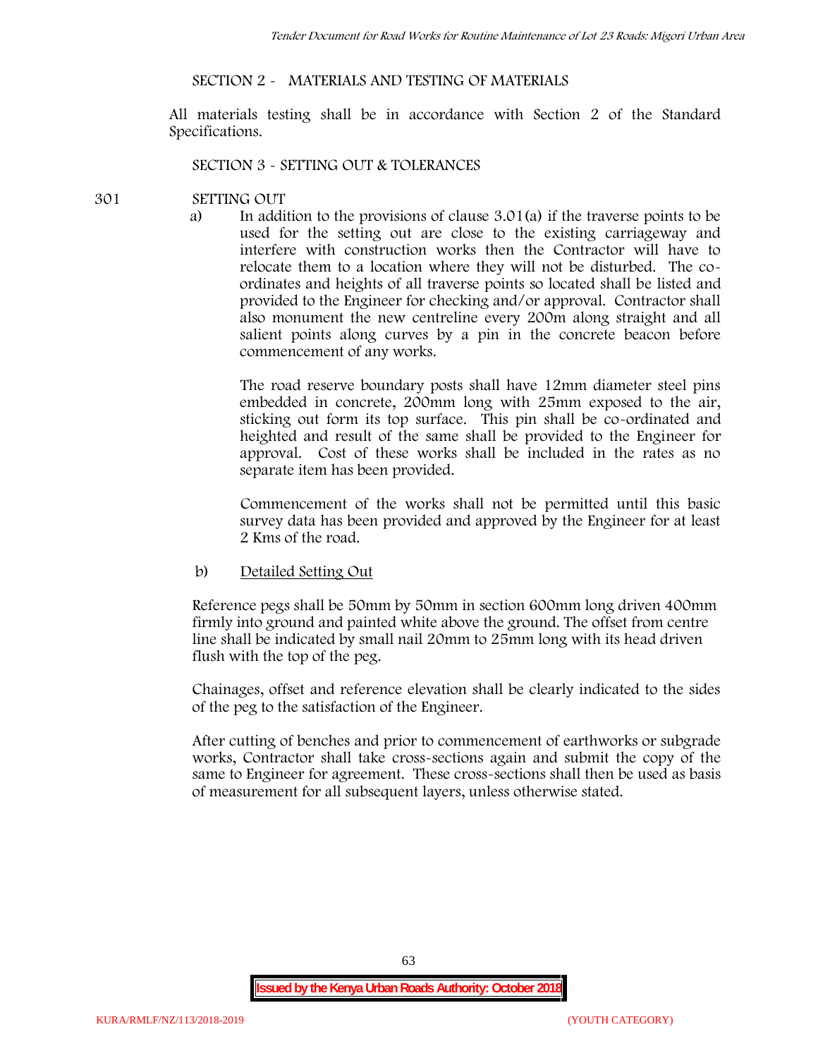## SECTION 2 - MATERIALS AND TESTING OF MATERIALS

All materials testing shall be in accordance with Section 2 of the Standard Specifications.

## SECTION 3 - SETTING OUT & TOLERANCES

### 301 SETTING OUT

a) In addition to the provisions of clause 3.01(a) if the traverse points to be used for the setting out are close to the existing carriageway and interfere with construction works then the Contractor will have to relocate them to a location where they will not be disturbed. The co-ordinates and heights of all traverse points so located shall be listed and provided to the Engineer for checking and/or approval. Contractor shall also monument the new centreline every 200m along straight and all salient points along curves by a pin in the concrete beacon before commencement of any works.

The road reserve boundary posts shall have 12mm diameter steel pins embedded in concrete, 200mm long with 25mm exposed to the air, sticking out form its top surface. This pin shall be co-ordinated and heighted and result of the same shall be provided to the Engineer for approval. Cost of these works shall be included in the rates as no separate item has been provided.

Commencement of the works shall not be permitted until this basic survey data has been provided and approved by the Engineer for at least 2 Kms of the road.

b) Detailed Setting Out

Reference pegs shall be 50mm by 50mm in section 600mm long driven 400mm firmly into ground and painted white above the ground. The offset from centre line shall be indicated by small nail 20mm to 25mm long with its head driven flush with the top of the peg.

Chainages, offset and reference elevation shall be clearly indicated to the sides of the peg to the satisfaction of the Engineer.

After cutting of benches and prior to commencement of earthworks or subgrade works, Contractor shall take cross-sections again and submit the copy of the same to Engineer for agreement. These cross-sections shall then be used as basis of measurement for all subsequent layers, unless otherwise stated.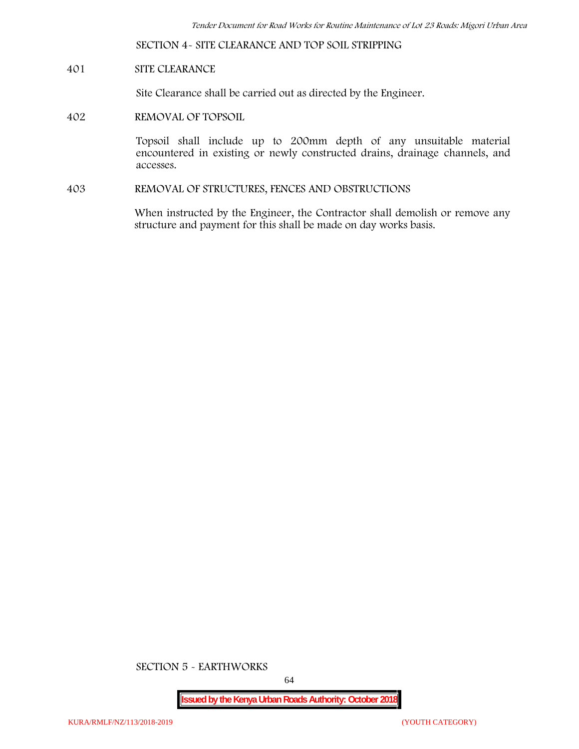## SECTION 4- SITE CLEARANCE AND TOP SOIL STRIPPING

### 401 SITE CLEARANCE

Site Clearance shall be carried out as directed by the Engineer.

### 402 REMOVAL OF TOPSOIL

Topsoil shall include up to 200mm depth of any unsuitable material encountered in existing or newly constructed drains, drainage channels, and accesses.

### 403 REMOVAL OF STRUCTURES, FENCES AND OBSTRUCTIONS

When instructed by the Engineer, the Contractor shall demolish or remove any structure and payment for this shall be made on day works basis.

## SECTION 5 - EARTHWORKS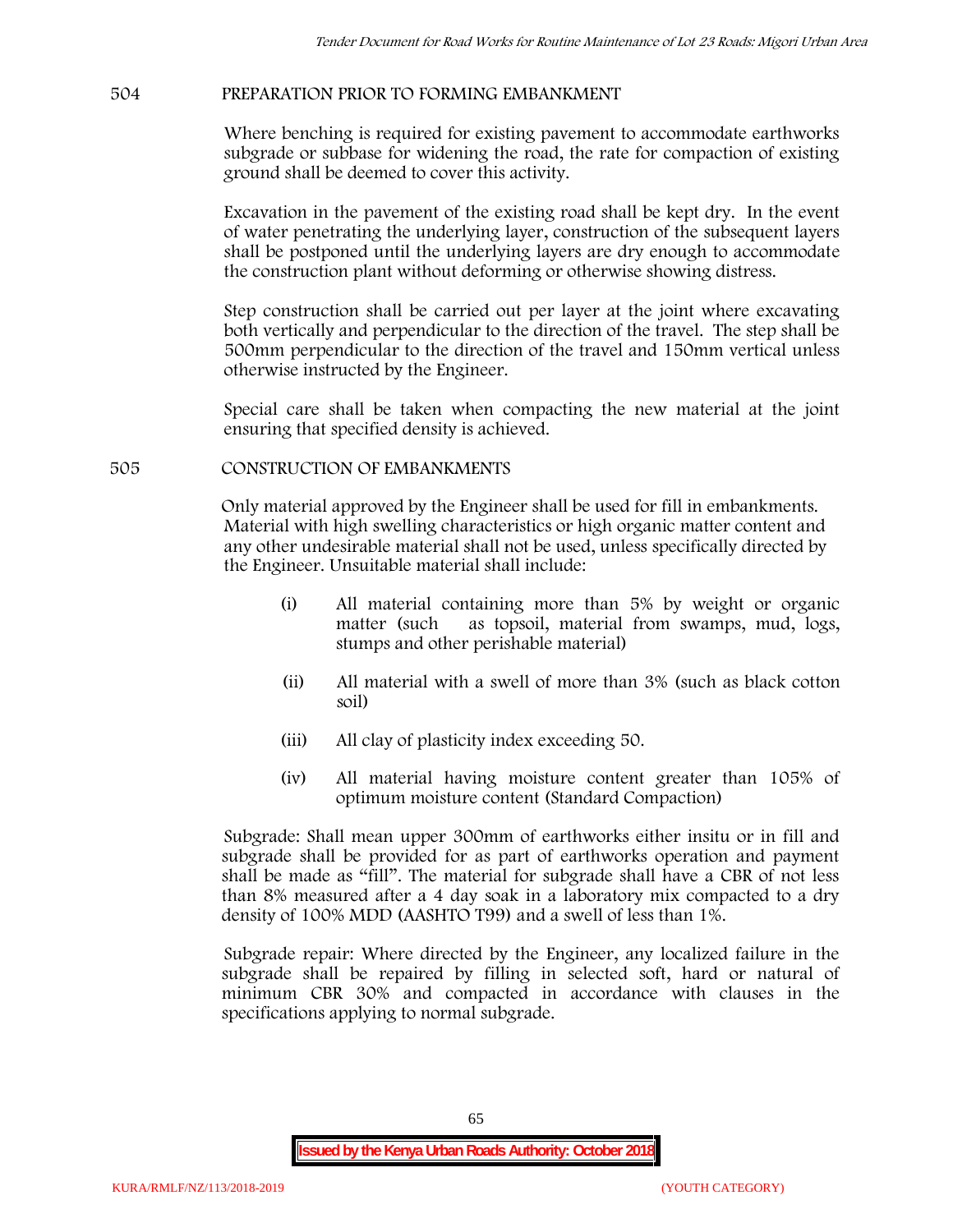504 PREPARATION PRIOR TO FORMING EMBANKMENT

Where benching is required for existing pavement to accommodate earthworks subgrade or subbase for widening the road, the rate for compaction of existing ground shall be deemed to cover this activity.

Excavation in the pavement of the existing road shall be kept dry. In the event of water penetrating the underlying layer, construction of the subsequent layers shall be postponed until the underlying layers are dry enough to accommodate the construction plant without deforming or otherwise showing distress.

Step construction shall be carried out per layer at the joint where excavating both vertically and perpendicular to the direction of the travel. The step shall be 500mm perpendicular to the direction of the travel and 150mm vertical unless otherwise instructed by the Engineer.

Special care shall be taken when compacting the new material at the joint ensuring that specified density is achieved.

505 CONSTRUCTION OF EMBANKMENTS

Only material approved by the Engineer shall be used for fill in embankments. Material with high swelling characteristics or high organic matter content and any other undesirable material shall not be used, unless specifically directed by the Engineer. Unsuitable material shall include:

(i) All material containing more than 5% by weight or organic matter (such as topsoil, material from swamps, mud, logs, stumps and other perishable material)

(ii) All material with a swell of more than 3% (such as black cotton soil)

(iii) All clay of plasticity index exceeding 50.

(iv) All material having moisture content greater than 105% of optimum moisture content (Standard Compaction)

Subgrade: Shall mean upper 300mm of earthworks either insitu or in fill and subgrade shall be provided for as part of earthworks operation and payment shall be made as "fill". The material for subgrade shall have a CBR of not less than 8% measured after a 4 day soak in a laboratory mix compacted to a dry density of 100% MDD (AASHTO T99) and a swell of less than 1%.

Subgrade repair: Where directed by the Engineer, any localized failure in the subgrade shall be repaired by filling in selected soft, hard or natural of minimum CBR 30% and compacted in accordance with clauses in the specifications applying to normal subgrade.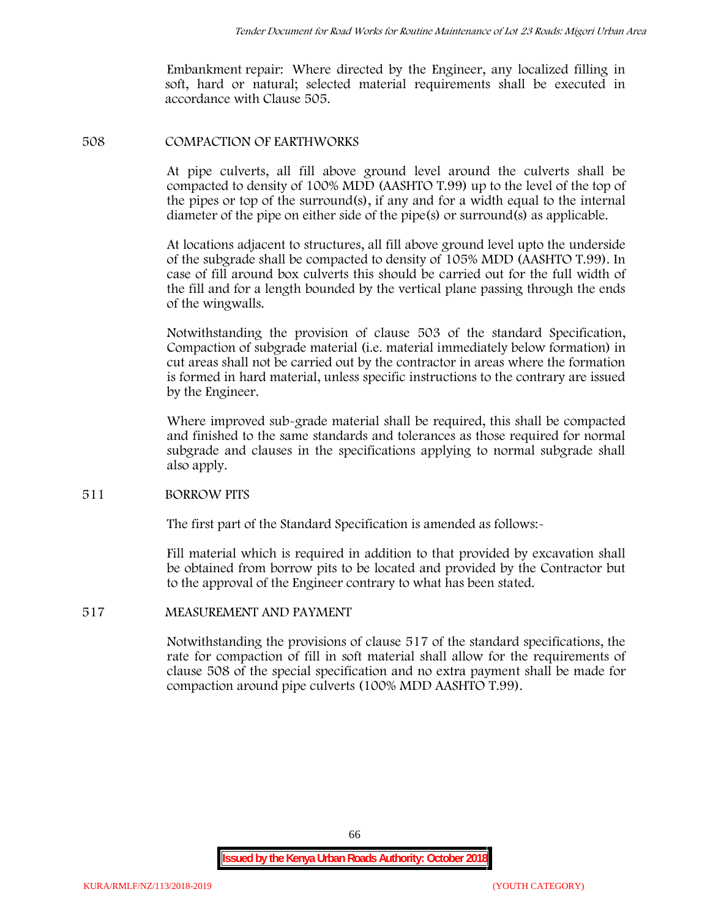Embankment repair: Where directed by the Engineer, any localized filling in soft, hard or natural; selected material requirements shall be executed in accordance with Clause 505.

## 508 COMPACTION OF EARTHWORKS

At pipe culverts, all fill above ground level around the culverts shall be compacted to density of 100% MDD (AASHTO T.99) up to the level of the top of the pipes or top of the surround(s), if any and for a width equal to the internal diameter of the pipe on either side of the pipe(s) or surround(s) as applicable.

At locations adjacent to structures, all fill above ground level upto the underside of the subgrade shall be compacted to density of 105% MDD (AASHTO T.99). In case of fill around box culverts this should be carried out for the full width of the fill and for a length bounded by the vertical plane passing through the ends of the wingwalls.

Notwithstanding the provision of clause 503 of the standard Specification, Compaction of subgrade material (i.e. material immediately below formation) in cut areas shall not be carried out by the contractor in areas where the formation is formed in hard material, unless specific instructions to the contrary are issued by the Engineer.

Where improved sub-grade material shall be required, this shall be compacted and finished to the same standards and tolerances as those required for normal subgrade and clauses in the specifications applying to normal subgrade shall also apply.

## 511 BORROW PITS

The first part of the Standard Specification is amended as follows:-

Fill material which is required in addition to that provided by excavation shall be obtained from borrow pits to be located and provided by the Contractor but to the approval of the Engineer contrary to what has been stated.

## 517 MEASUREMENT AND PAYMENT

Notwithstanding the provisions of clause 517 of the standard specifications, the rate for compaction of fill in soft material shall allow for the requirements of clause 508 of the special specification and no extra payment shall be made for compaction around pipe culverts (100% MDD AASHTO T.99).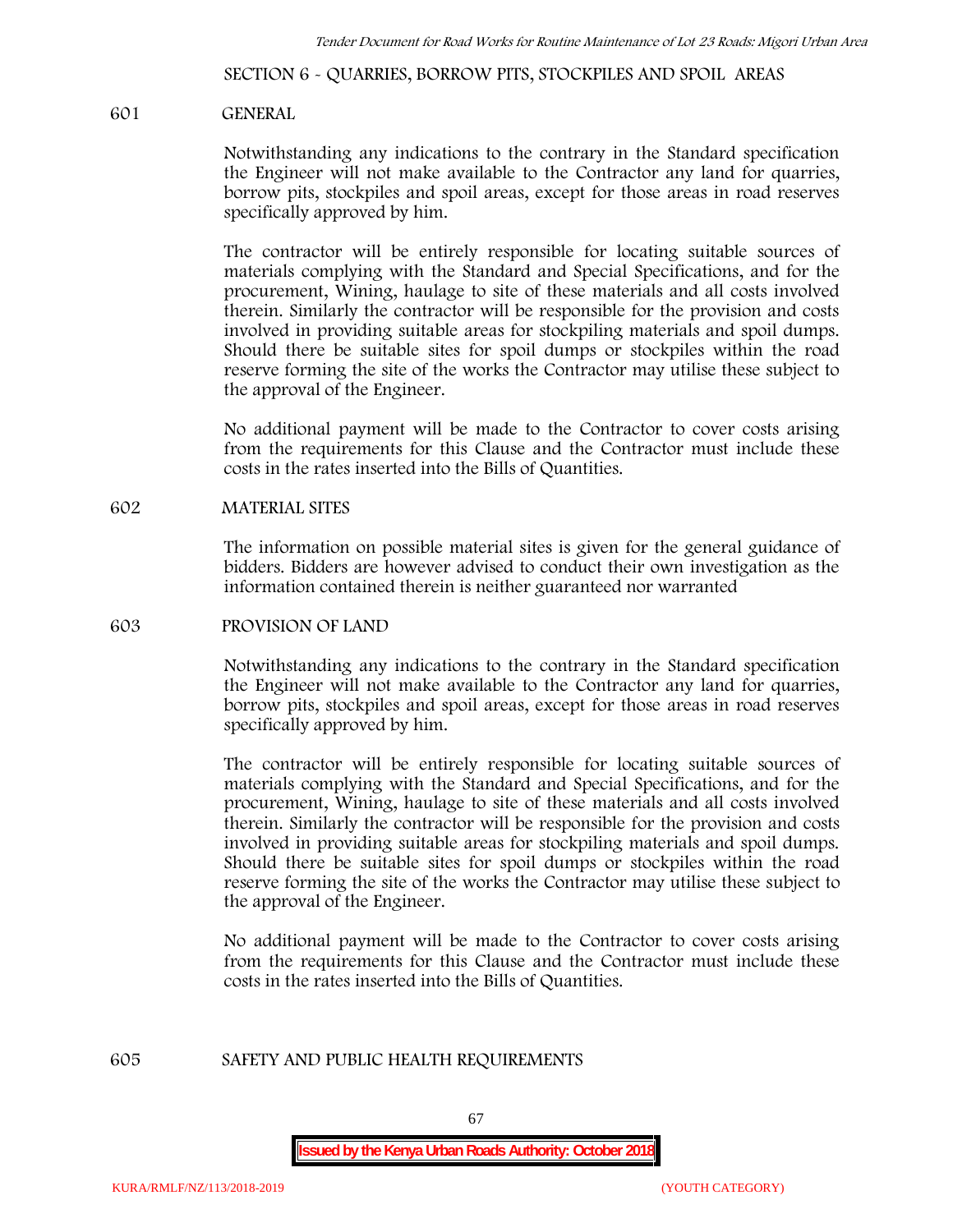SECTION 6 - QUARRIES, BORROW PITS, STOCKPILES AND SPOIL AREAS

601 GENERAL

Notwithstanding any indications to the contrary in the Standard specification the Engineer will not make available to the Contractor any land for quarries, borrow pits, stockpiles and spoil areas, except for those areas in road reserves specifically approved by him.

The contractor will be entirely responsible for locating suitable sources of materials complying with the Standard and Special Specifications, and for the procurement, Wining, haulage to site of these materials and all costs involved therein. Similarly the contractor will be responsible for the provision and costs involved in providing suitable areas for stockpiling materials and spoil dumps. Should there be suitable sites for spoil dumps or stockpiles within the road reserve forming the site of the works the Contractor may utilise these subject to the approval of the Engineer.

No additional payment will be made to the Contractor to cover costs arising from the requirements for this Clause and the Contractor must include these costs in the rates inserted into the Bills of Quantities.

602 MATERIAL SITES

The information on possible material sites is given for the general guidance of bidders. Bidders are however advised to conduct their own investigation as the information contained therein is neither guaranteed nor warranted

603 PROVISION OF LAND

Notwithstanding any indications to the contrary in the Standard specification the Engineer will not make available to the Contractor any land for quarries, borrow pits, stockpiles and spoil areas, except for those areas in road reserves specifically approved by him.

The contractor will be entirely responsible for locating suitable sources of materials complying with the Standard and Special Specifications, and for the procurement, Wining, haulage to site of these materials and all costs involved therein. Similarly the contractor will be responsible for the provision and costs involved in providing suitable areas for stockpiling materials and spoil dumps. Should there be suitable sites for spoil dumps or stockpiles within the road reserve forming the site of the works the Contractor may utilise these subject to the approval of the Engineer.

No additional payment will be made to the Contractor to cover costs arising from the requirements for this Clause and the Contractor must include these costs in the rates inserted into the Bills of Quantities.

605 SAFETY AND PUBLIC HEALTH REQUIREMENTS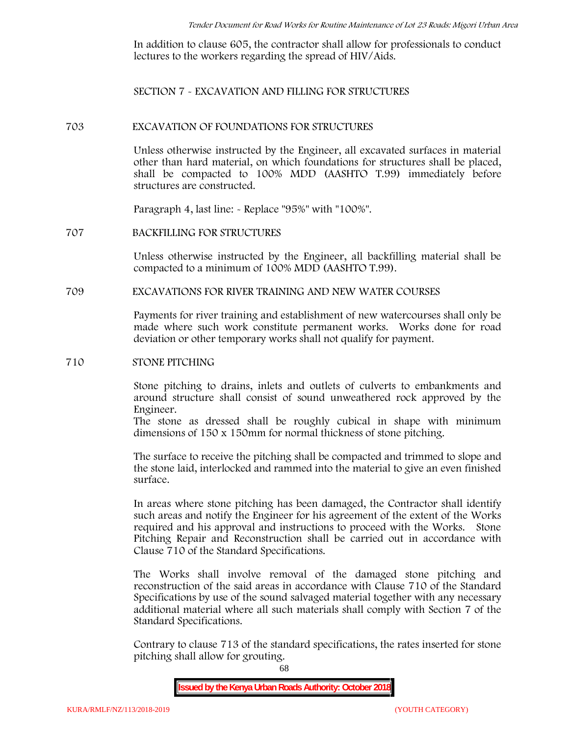In addition to clause 605, the contractor shall allow for professionals to conduct lectures to the workers regarding the spread of HIV/Aids.

## SECTION 7 - EXCAVATION AND FILLING FOR STRUCTURES

### 703 EXCAVATION OF FOUNDATIONS FOR STRUCTURES

Unless otherwise instructed by the Engineer, all excavated surfaces in material other than hard material, on which foundations for structures shall be placed, shall be compacted to 100% MDD (AASHTO T.99) immediately before structures are constructed.

Paragraph 4, last line: - Replace "95%" with "100%".

### 707 BACKFILLING FOR STRUCTURES

Unless otherwise instructed by the Engineer, all backfilling material shall be compacted to a minimum of 100% MDD (AASHTO T.99).

### 709 EXCAVATIONS FOR RIVER TRAINING AND NEW WATER COURSES

Payments for river training and establishment of new watercourses shall only be made where such work constitute permanent works. Works done for road deviation or other temporary works shall not qualify for payment.

### 710 STONE PITCHING

Stone pitching to drains, inlets and outlets of culverts to embankments and around structure shall consist of sound unweathered rock approved by the Engineer.
The stone as dressed shall be roughly cubical in shape with minimum dimensions of 150 x 150mm for normal thickness of stone pitching.

The surface to receive the pitching shall be compacted and trimmed to slope and the stone laid, interlocked and rammed into the material to give an even finished surface.

In areas where stone pitching has been damaged, the Contractor shall identify such areas and notify the Engineer for his agreement of the extent of the Works required and his approval and instructions to proceed with the Works. Stone Pitching Repair and Reconstruction shall be carried out in accordance with Clause 710 of the Standard Specifications.

The Works shall involve removal of the damaged stone pitching and reconstruction of the said areas in accordance with Clause 710 of the Standard Specifications by use of the sound salvaged material together with any necessary additional material where all such materials shall comply with Section 7 of the Standard Specifications.

Contrary to clause 713 of the standard specifications, the rates inserted for stone pitching shall allow for grouting.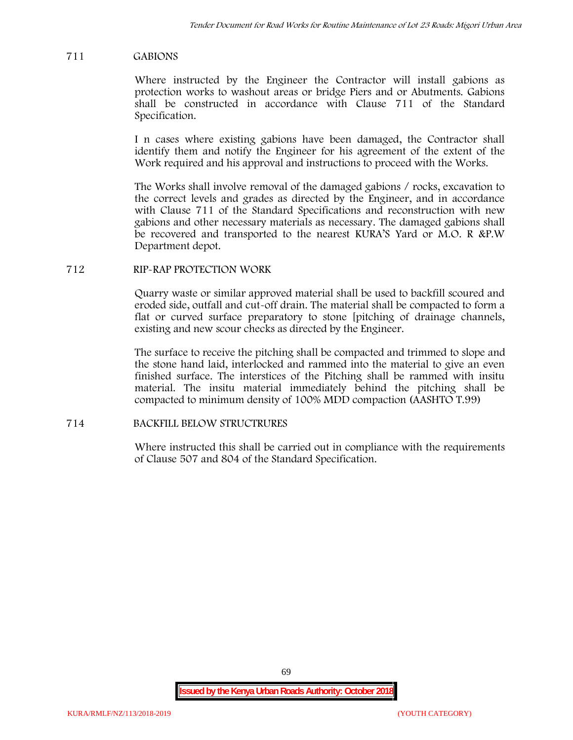## 711 GABIONS

Where instructed by the Engineer the Contractor will install gabions as protection works to washout areas or bridge Piers and or Abutments. Gabions shall be constructed in accordance with Clause 711 of the Standard Specification.

I n cases where existing gabions have been damaged, the Contractor shall identify them and notify the Engineer for his agreement of the extent of the Work required and his approval and instructions to proceed with the Works.

The Works shall involve removal of the damaged gabions / rocks, excavation to the correct levels and grades as directed by the Engineer, and in accordance with Clause 711 of the Standard Specifications and reconstruction with new gabions and other necessary materials as necessary. The damaged gabions shall be recovered and transported to the nearest KURA'S Yard or M.O. R &P.W Department depot.

## 712 RIP-RAP PROTECTION WORK

Quarry waste or similar approved material shall be used to backfill scoured and eroded side, outfall and cut-off drain. The material shall be compacted to form a flat or curved surface preparatory to stone [pitching of drainage channels, existing and new scour checks as directed by the Engineer.

The surface to receive the pitching shall be compacted and trimmed to slope and the stone hand laid, interlocked and rammed into the material to give an even finished surface. The interstices of the Pitching shall be rammed with insitu material. The insitu material immediately behind the pitching shall be compacted to minimum density of 100% MDD compaction (AASHTO T.99)

## 714 BACKFILL BELOW STRUCTRURES

Where instructed this shall be carried out in compliance with the requirements of Clause 507 and 804 of the Standard Specification.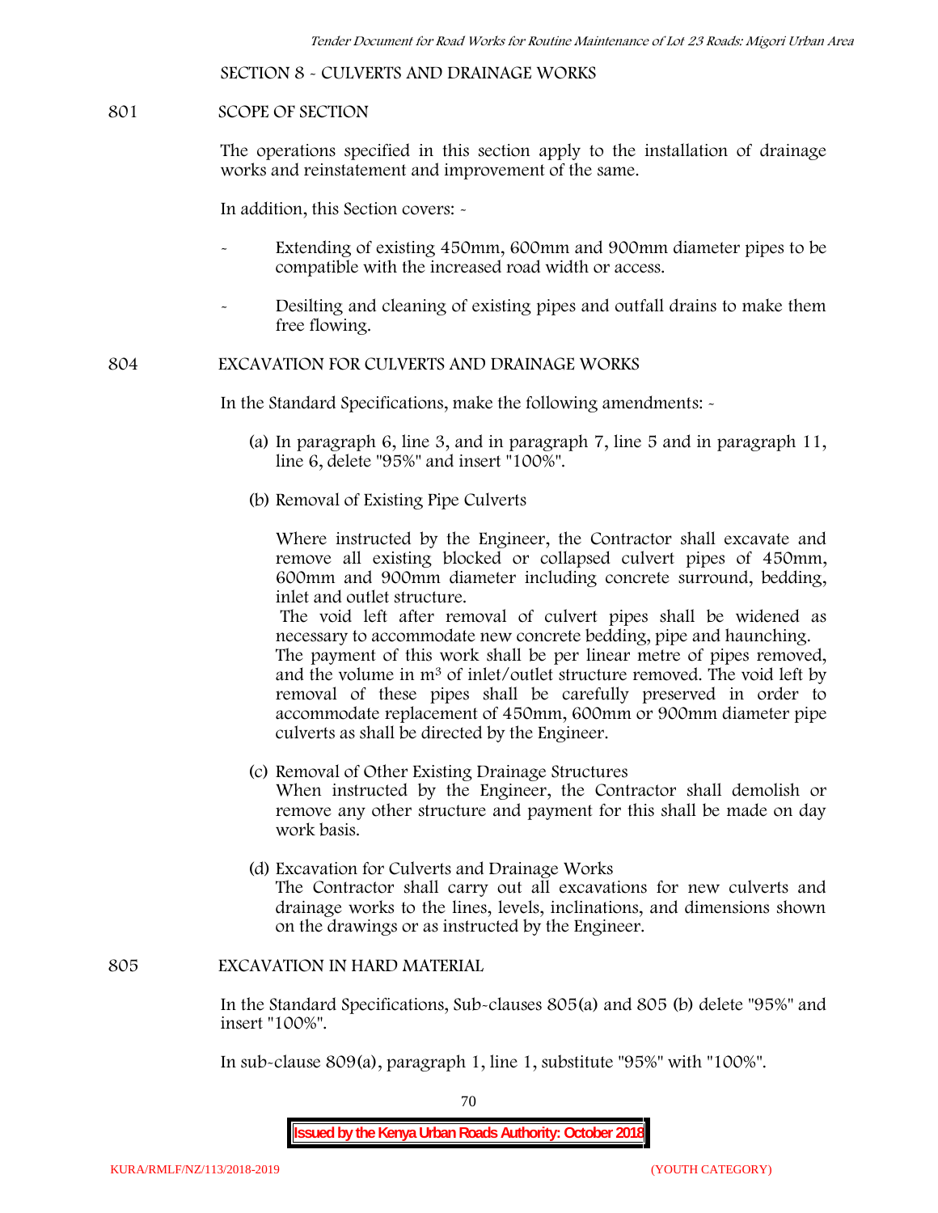## SECTION 8 - CULVERTS AND DRAINAGE WORKS

### 801 SCOPE OF SECTION

The operations specified in this section apply to the installation of drainage works and reinstatement and improvement of the same.

In addition, this Section covers: -

- Extending of existing 450mm, 600mm and 900mm diameter pipes to be compatible with the increased road width or access.
- Desilting and cleaning of existing pipes and outfall drains to make them free flowing.

### 804 EXCAVATION FOR CULVERTS AND DRAINAGE WORKS

In the Standard Specifications, make the following amendments: -

(a) In paragraph 6, line 3, and in paragraph 7, line 5 and in paragraph 11, line 6, delete "95%" and insert "100%".

(b) Removal of Existing Pipe Culverts

Where instructed by the Engineer, the Contractor shall excavate and remove all existing blocked or collapsed culvert pipes of 450mm, 600mm and 900mm diameter including concrete surround, bedding, inlet and outlet structure.

The void left after removal of culvert pipes shall be widened as necessary to accommodate new concrete bedding, pipe and haunching.

The payment of this work shall be per linear metre of pipes removed, and the volume in $m^3$ of inlet/outlet structure removed. The void left by removal of these pipes shall be carefully preserved in order to accommodate replacement of 450mm, 600mm or 900mm diameter pipe culverts as shall be directed by the Engineer.

(c) Removal of Other Existing Drainage Structures

When instructed by the Engineer, the Contractor shall demolish or remove any other structure and payment for this shall be made on day work basis.

(d) Excavation for Culverts and Drainage Works

The Contractor shall carry out all excavations for new culverts and drainage works to the lines, levels, inclinations, and dimensions shown on the drawings or as instructed by the Engineer.

### 805 EXCAVATION IN HARD MATERIAL

In the Standard Specifications, Sub-clauses 805(a) and 805 (b) delete "95%" and insert "100%".

In sub-clause 809(a), paragraph 1, line 1, substitute "95%" with "100%".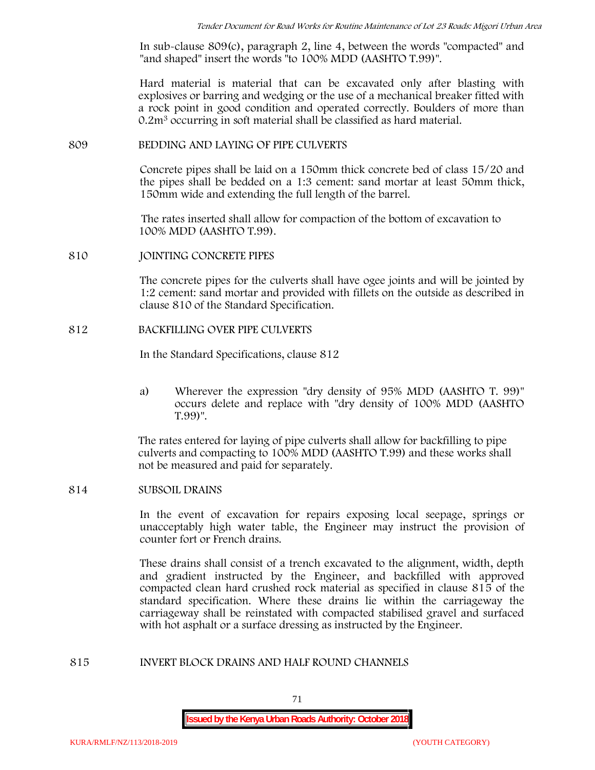In sub-clause 809(c), paragraph 2, line 4, between the words "compacted" and "and shaped" insert the words "to 100% MDD (AASHTO T.99)".

Hard material is material that can be excavated only after blasting with explosives or barring and wedging or the use of a mechanical breaker fitted with a rock point in good condition and operated correctly. Boulders of more than $0.2m^3$ occurring in soft material shall be classified as hard material.

809 BEDDING AND LAYING OF PIPE CULVERTS

Concrete pipes shall be laid on a 150mm thick concrete bed of class 15/20 and the pipes shall be bedded on a 1:3 cement: sand mortar at least 50mm thick, 150mm wide and extending the full length of the barrel.

The rates inserted shall allow for compaction of the bottom of excavation to 100% MDD (AASHTO T.99).

810 JOINTING CONCRETE PIPES

The concrete pipes for the culverts shall have ogee joints and will be jointed by 1:2 cement: sand mortar and provided with fillets on the outside as described in clause 810 of the Standard Specification.

812 BACKFILLING OVER PIPE CULVERTS

In the Standard Specifications, clause 812

a) Wherever the expression "dry density of 95% MDD (AASHTO T. 99)" occurs delete and replace with "dry density of 100% MDD (AASHTO T.99)".

The rates entered for laying of pipe culverts shall allow for backfilling to pipe culverts and compacting to 100% MDD (AASHTO T.99) and these works shall not be measured and paid for separately.

814 SUBSOIL DRAINS

In the event of excavation for repairs exposing local seepage, springs or unacceptably high water table, the Engineer may instruct the provision of counter fort or French drains.

These drains shall consist of a trench excavated to the alignment, width, depth and gradient instructed by the Engineer, and backfilled with approved compacted clean hard crushed rock material as specified in clause 815 of the standard specification. Where these drains lie within the carriageway the carriageway shall be reinstated with compacted stabilised gravel and surfaced with hot asphalt or a surface dressing as instructed by the Engineer.

815 INVERT BLOCK DRAINS AND HALF ROUND CHANNELS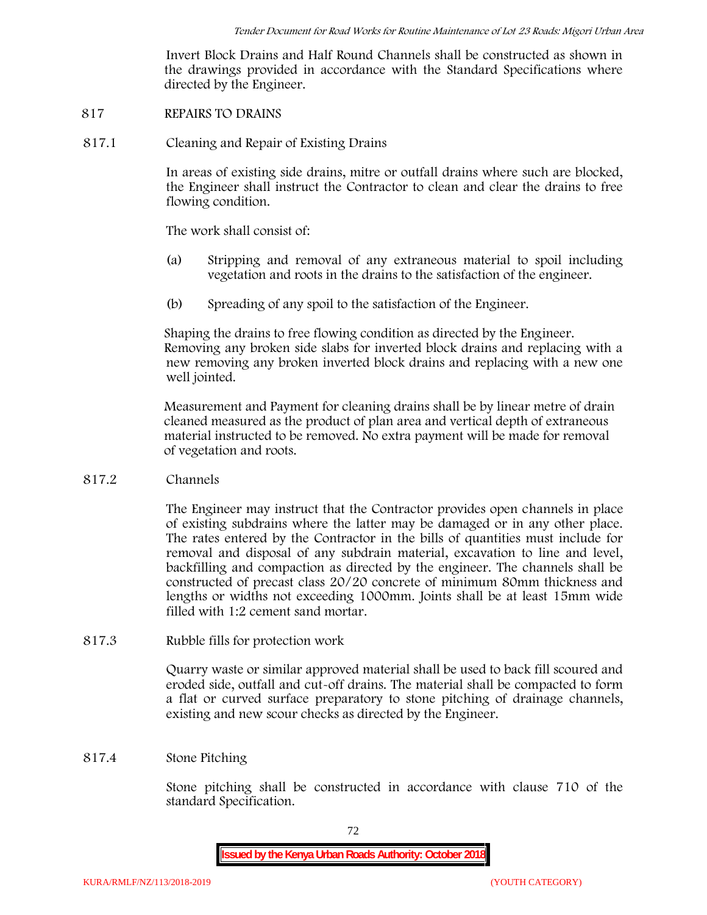Invert Block Drains and Half Round Channels shall be constructed as shown in the drawings provided in accordance with the Standard Specifications where directed by the Engineer.

## 817 REPAIRS TO DRAINS

### 817.1 Cleaning and Repair of Existing Drains

In areas of existing side drains, mitre or outfall drains where such are blocked, the Engineer shall instruct the Contractor to clean and clear the drains to free flowing condition.

The work shall consist of:

(a) Stripping and removal of any extraneous material to spoil including vegetation and roots in the drains to the satisfaction of the engineer.

(b) Spreading of any spoil to the satisfaction of the Engineer.

Shaping the drains to free flowing condition as directed by the Engineer. Removing any broken side slabs for inverted block drains and replacing with a new removing any broken inverted block drains and replacing with a new one well jointed.

Measurement and Payment for cleaning drains shall be by linear metre of drain cleaned measured as the product of plan area and vertical depth of extraneous material instructed to be removed. No extra payment will be made for removal of vegetation and roots.

### 817.2 Channels

The Engineer may instruct that the Contractor provides open channels in place of existing subdrains where the latter may be damaged or in any other place. The rates entered by the Contractor in the bills of quantities must include for removal and disposal of any subdrain material, excavation to line and level, backfilling and compaction as directed by the engineer. The channels shall be constructed of precast class 20/20 concrete of minimum 80mm thickness and lengths or widths not exceeding 1000mm. Joints shall be at least 15mm wide filled with 1:2 cement sand mortar.

### 817.3 Rubble fills for protection work

Quarry waste or similar approved material shall be used to back fill scoured and eroded side, outfall and cut-off drains. The material shall be compacted to form a flat or curved surface preparatory to stone pitching of drainage channels, existing and new scour checks as directed by the Engineer.

### 817.4 Stone Pitching

Stone pitching shall be constructed in accordance with clause 710 of the standard Specification.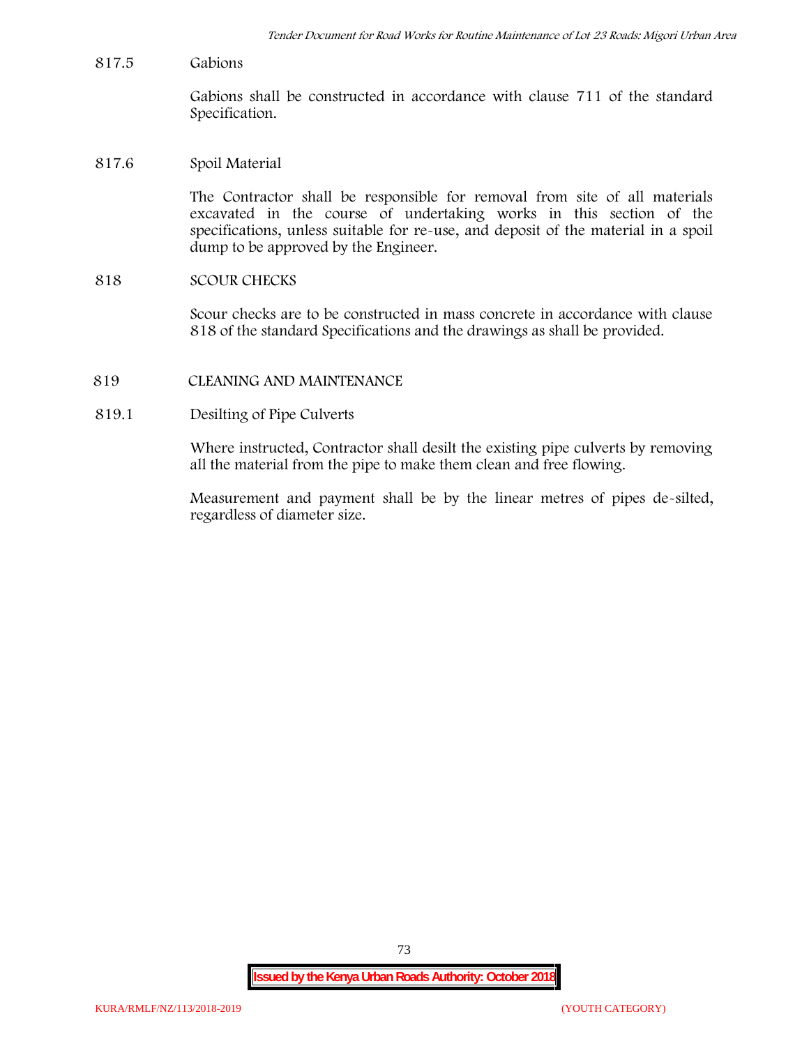817.5 Gabions

Gabions shall be constructed in accordance with clause 711 of the standard Specification.

817.6 Spoil Material

The Contractor shall be responsible for removal from site of all materials excavated in the course of undertaking works in this section of the specifications, unless suitable for re-use, and deposit of the material in a spoil dump to be approved by the Engineer.

## 818 SCOUR CHECKS

Scour checks are to be constructed in mass concrete in accordance with clause 818 of the standard Specifications and the drawings as shall be provided.

## 819 CLEANING AND MAINTENANCE

819.1 Desilting of Pipe Culverts

Where instructed, Contractor shall desilt the existing pipe culverts by removing all the material from the pipe to make them clean and free flowing.

Measurement and payment shall be by the linear metres of pipes de-silted, regardless of diameter size.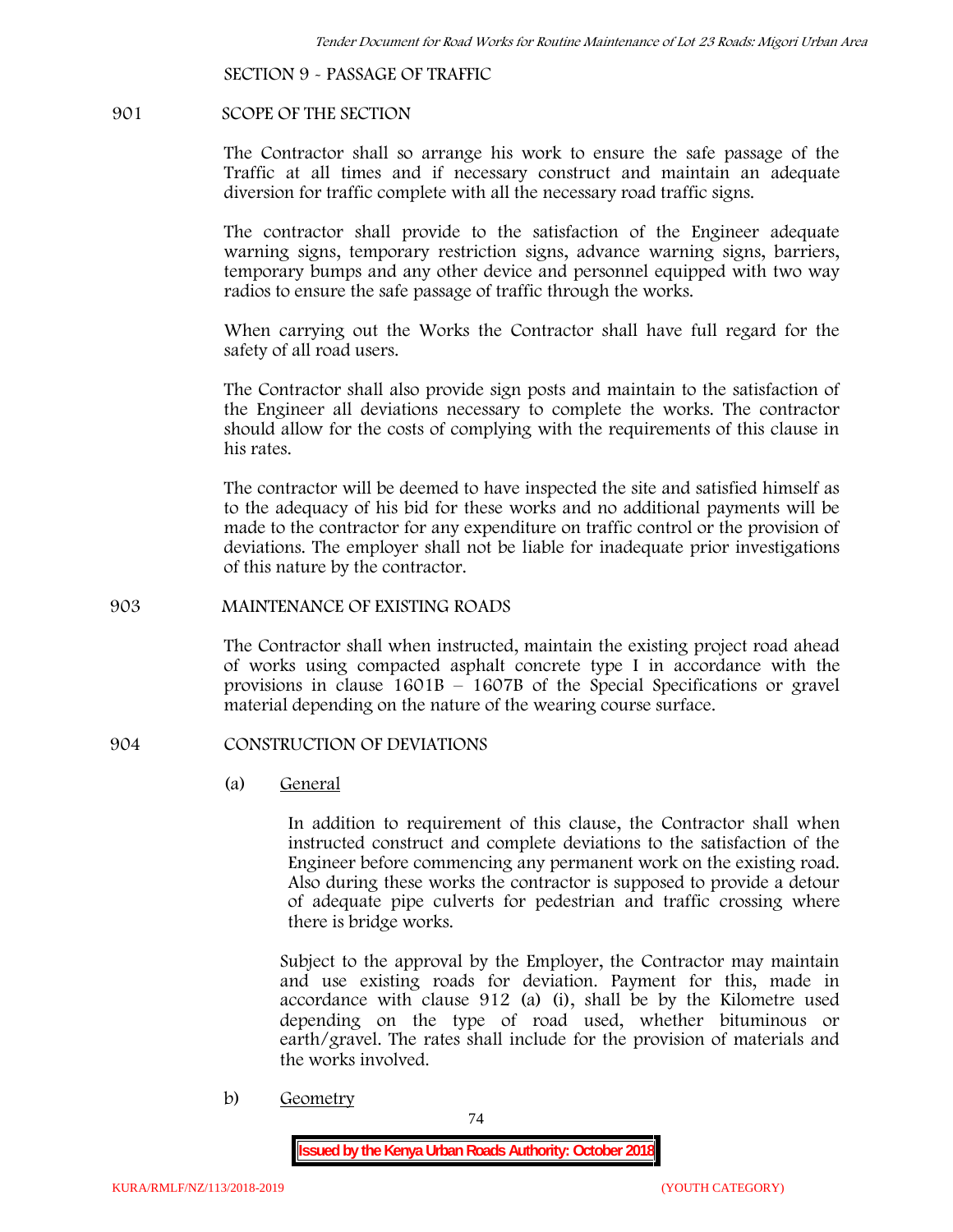SECTION 9 - PASSAGE OF TRAFFIC

## 901 SCOPE OF THE SECTION

The Contractor shall so arrange his work to ensure the safe passage of the Traffic at all times and if necessary construct and maintain an adequate diversion for traffic complete with all the necessary road traffic signs.

The contractor shall provide to the satisfaction of the Engineer adequate warning signs, temporary restriction signs, advance warning signs, barriers, temporary bumps and any other device and personnel equipped with two way radios to ensure the safe passage of traffic through the works.

When carrying out the Works the Contractor shall have full regard for the safety of all road users.

The Contractor shall also provide sign posts and maintain to the satisfaction of the Engineer all deviations necessary to complete the works. The contractor should allow for the costs of complying with the requirements of this clause in his rates.

The contractor will be deemed to have inspected the site and satisfied himself as to the adequacy of his bid for these works and no additional payments will be made to the contractor for any expenditure on traffic control or the provision of deviations. The employer shall not be liable for inadequate prior investigations of this nature by the contractor.

## 903 MAINTENANCE OF EXISTING ROADS

The Contractor shall when instructed, maintain the existing project road ahead of works using compacted asphalt concrete type I in accordance with the provisions in clause 1601B – 1607B of the Special Specifications or gravel material depending on the nature of the wearing course surface.

## 904 CONSTRUCTION OF DEVIATIONS

(a) General

In addition to requirement of this clause, the Contractor shall when instructed construct and complete deviations to the satisfaction of the Engineer before commencing any permanent work on the existing road. Also during these works the contractor is supposed to provide a detour of adequate pipe culverts for pedestrian and traffic crossing where there is bridge works.

Subject to the approval by the Employer, the Contractor may maintain and use existing roads for deviation. Payment for this, made in accordance with clause 912 (a) (i), shall be by the Kilometre used depending on the type of road used, whether bituminous or earth/gravel. The rates shall include for the provision of materials and the works involved.

b) Geometry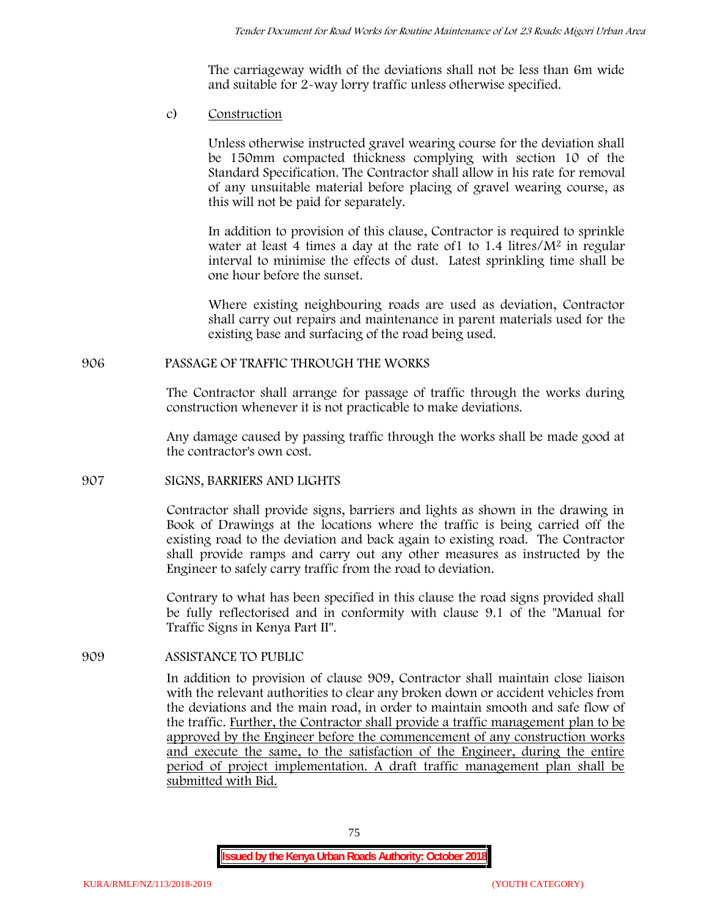The carriageway width of the deviations shall not be less than 6m wide and suitable for 2-way lorry traffic unless otherwise specified.

c) <u>Construction</u>

Unless otherwise instructed gravel wearing course for the deviation shall be 150mm compacted thickness complying with section 10 of the Standard Specification. The Contractor shall allow in his rate for removal of any unsuitable material before placing of gravel wearing course, as this will not be paid for separately.

In addition to provision of this clause, Contractor is required to sprinkle water at least 4 times a day at the rate of1 to 1.4 litres/$M^2$ in regular interval to minimise the effects of dust. Latest sprinkling time shall be one hour before the sunset.

Where existing neighbouring roads are used as deviation, Contractor shall carry out repairs and maintenance in parent materials used for the existing base and surfacing of the road being used.

## 906 PASSAGE OF TRAFFIC THROUGH THE WORKS

The Contractor shall arrange for passage of traffic through the works during construction whenever it is not practicable to make deviations.

Any damage caused by passing traffic through the works shall be made good at the contractor's own cost.

## 907 SIGNS, BARRIERS AND LIGHTS

Contractor shall provide signs, barriers and lights as shown in the drawing in Book of Drawings at the locations where the traffic is being carried off the existing road to the deviation and back again to existing road. The Contractor shall provide ramps and carry out any other measures as instructed by the Engineer to safely carry traffic from the road to deviation.

Contrary to what has been specified in this clause the road signs provided shall be fully reflectorised and in conformity with clause 9.1 of the "Manual for Traffic Signs in Kenya Part II".

## 909 ASSISTANCE TO PUBLIC

In addition to provision of clause 909, Contractor shall maintain close liaison with the relevant authorities to clear any broken down or accident vehicles from the deviations and the main road, in order to maintain smooth and safe flow of the traffic. <u>Further, the Contractor shall provide a traffic management plan to be approved by the Engineer before the commencement of any construction works and execute the same, to the satisfaction of the Engineer, during the entire period of project implementation. A draft traffic management plan shall be submitted with Bid.</u>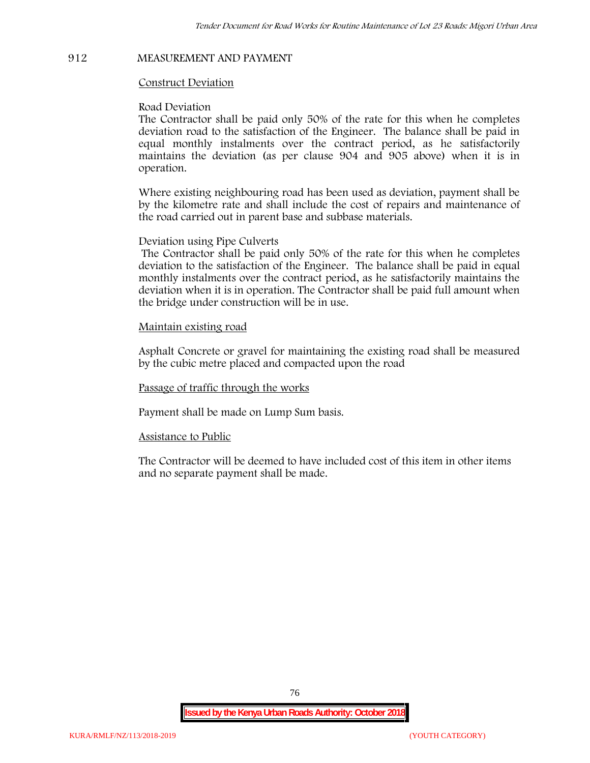## 912 MEASUREMENT AND PAYMENT

<u>Construct Deviation</u>

Road Deviation

The Contractor shall be paid only 50% of the rate for this when he completes deviation road to the satisfaction of the Engineer. The balance shall be paid in equal monthly instalments over the contract period, as he satisfactorily maintains the deviation (as per clause 904 and 905 above) when it is in operation.

Where existing neighbouring road has been used as deviation, payment shall be by the kilometre rate and shall include the cost of repairs and maintenance of the road carried out in parent base and subbase materials.

Deviation using Pipe Culverts

The Contractor shall be paid only 50% of the rate for this when he completes deviation to the satisfaction of the Engineer. The balance shall be paid in equal monthly instalments over the contract period, as he satisfactorily maintains the deviation when it is in operation. The Contractor shall be paid full amount when the bridge under construction will be in use.

<u>Maintain existing road</u>

Asphalt Concrete or gravel for maintaining the existing road shall be measured by the cubic metre placed and compacted upon the road

<u>Passage of traffic through the works</u>

Payment shall be made on Lump Sum basis.

<u>Assistance to Public</u>

The Contractor will be deemed to have included cost of this item in other items and no separate payment shall be made.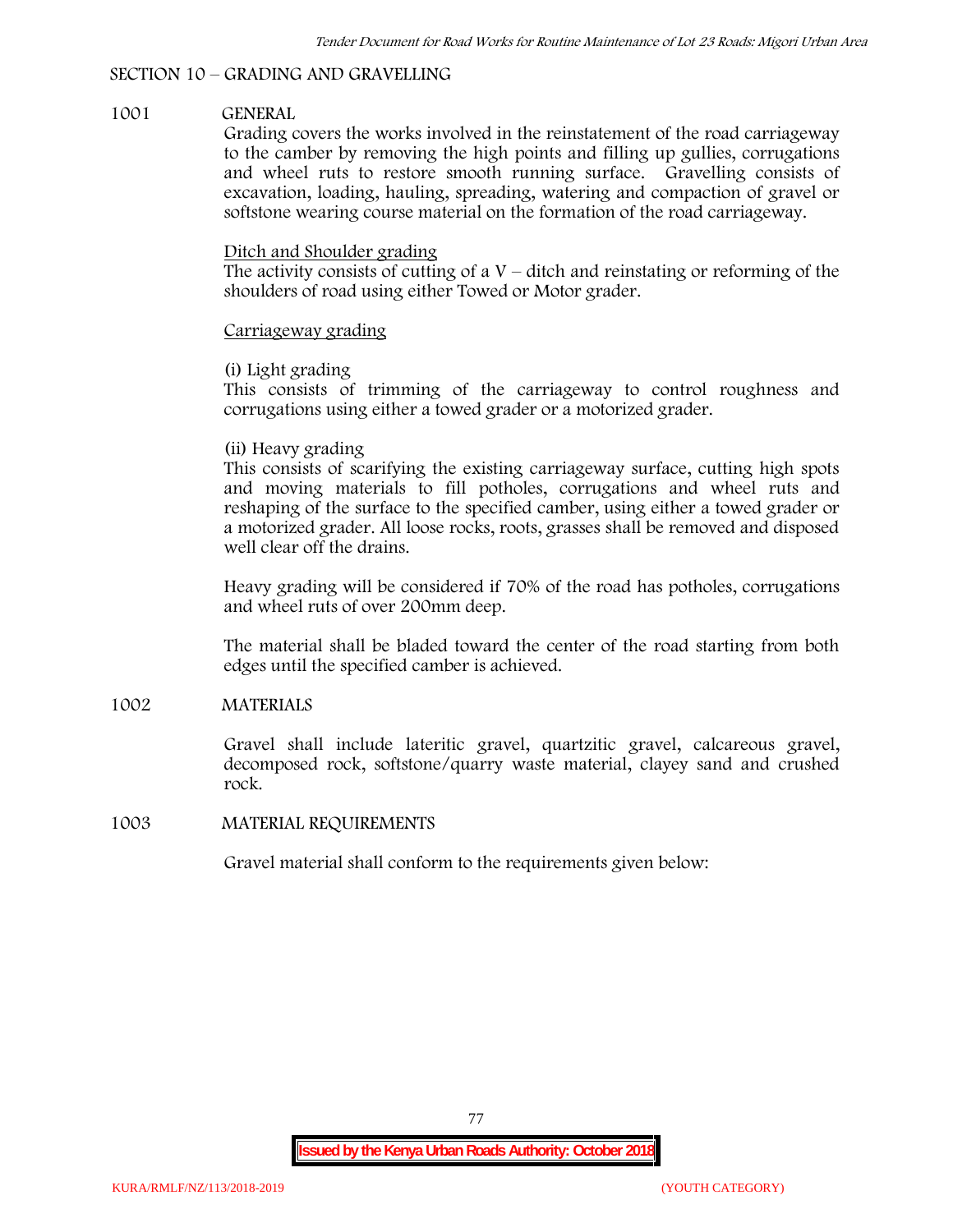## SECTION 10 – GRADING AND GRAVELLING

### 1001 GENERAL

Grading covers the works involved in the reinstatement of the road carriageway to the camber by removing the high points and filling up gullies, corrugations and wheel ruts to restore smooth running surface. Gravelling consists of excavation, loading, hauling, spreading, watering and compaction of gravel or softstone wearing course material on the formation of the road carriageway.

<u>Ditch and Shoulder grading</u>

The activity consists of cutting of a V – ditch and reinstating or reforming of the shoulders of road using either Towed or Motor grader.

<u>Carriageway grading</u>

(i) Light grading

This consists of trimming of the carriageway to control roughness and corrugations using either a towed grader or a motorized grader.

(ii) Heavy grading

This consists of scarifying the existing carriageway surface, cutting high spots and moving materials to fill potholes, corrugations and wheel ruts and reshaping of the surface to the specified camber, using either a towed grader or a motorized grader. All loose rocks, roots, grasses shall be removed and disposed well clear off the drains.

Heavy grading will be considered if 70% of the road has potholes, corrugations and wheel ruts of over 200mm deep.

The material shall be bladed toward the center of the road starting from both edges until the specified camber is achieved.

### 1002 MATERIALS

Gravel shall include lateritic gravel, quartzitic gravel, calcareous gravel, decomposed rock, softstone/quarry waste material, clayey sand and crushed rock.

### 1003 MATERIAL REQUIREMENTS

Gravel material shall conform to the requirements given below: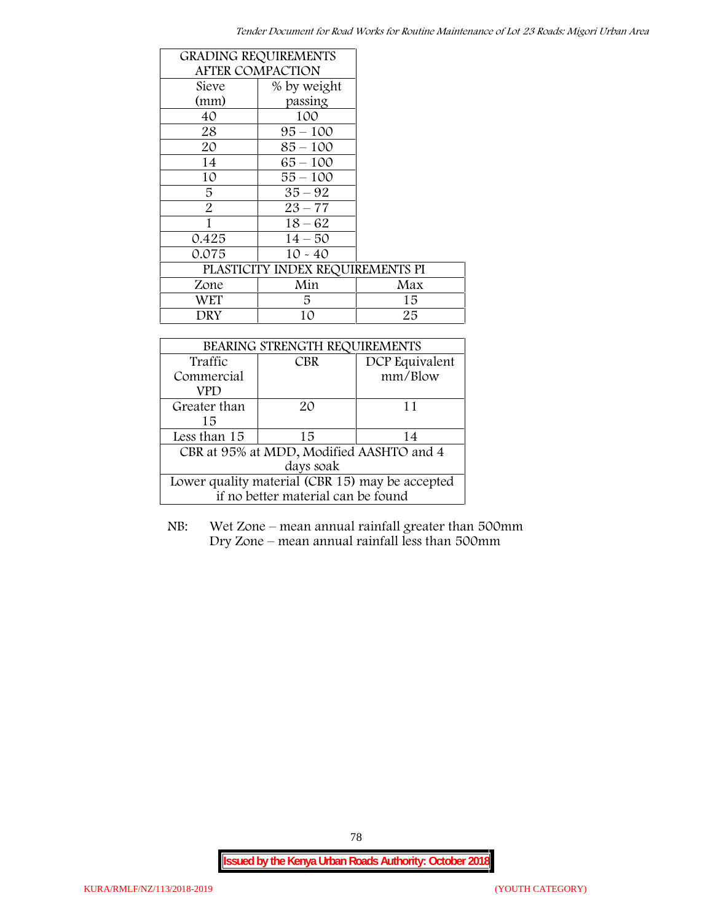| GRADING REQUIREMENTS AFTER COMPACTION | |
|---|---|
| Sieve (mm) | % by weight passing |
| 40 | 100 |
| 28 | 95 – 100 |
| 20 | 85 – 100 |
| 14 | 65 – 100 |
| 10 | 55 – 100 |
| 5 | 35 – 92 |
| 2 | 23 – 77 |
| 1 | 18 – 62 |
| 0.425 | 14 – 50 |
| 0.075 | 10 - 40 |

| PLASTICITY INDEX REQUIREMENTS PI | | |
|---|---|---|
| Zone | Min | Max |
| WET | 5 | 15 |
| DRY | 10 | 25 |

| BEARING STRENGTH REQUIREMENTS | | |
|---|---|---|
| Traffic Commercial VPD | CBR | DCP Equivalent mm/Blow |
| Greater than 15 | 20 | 11 |
| Less than 15 | 15 | 14 |
| CBR at 95% at MDD, Modified AASHTO and 4 days soak | | |
| Lower quality material (CBR 15) may be accepted if no better material can be found | | |

NB: Wet Zone – mean annual rainfall greater than 500mm
Dry Zone – mean annual rainfall less than 500mm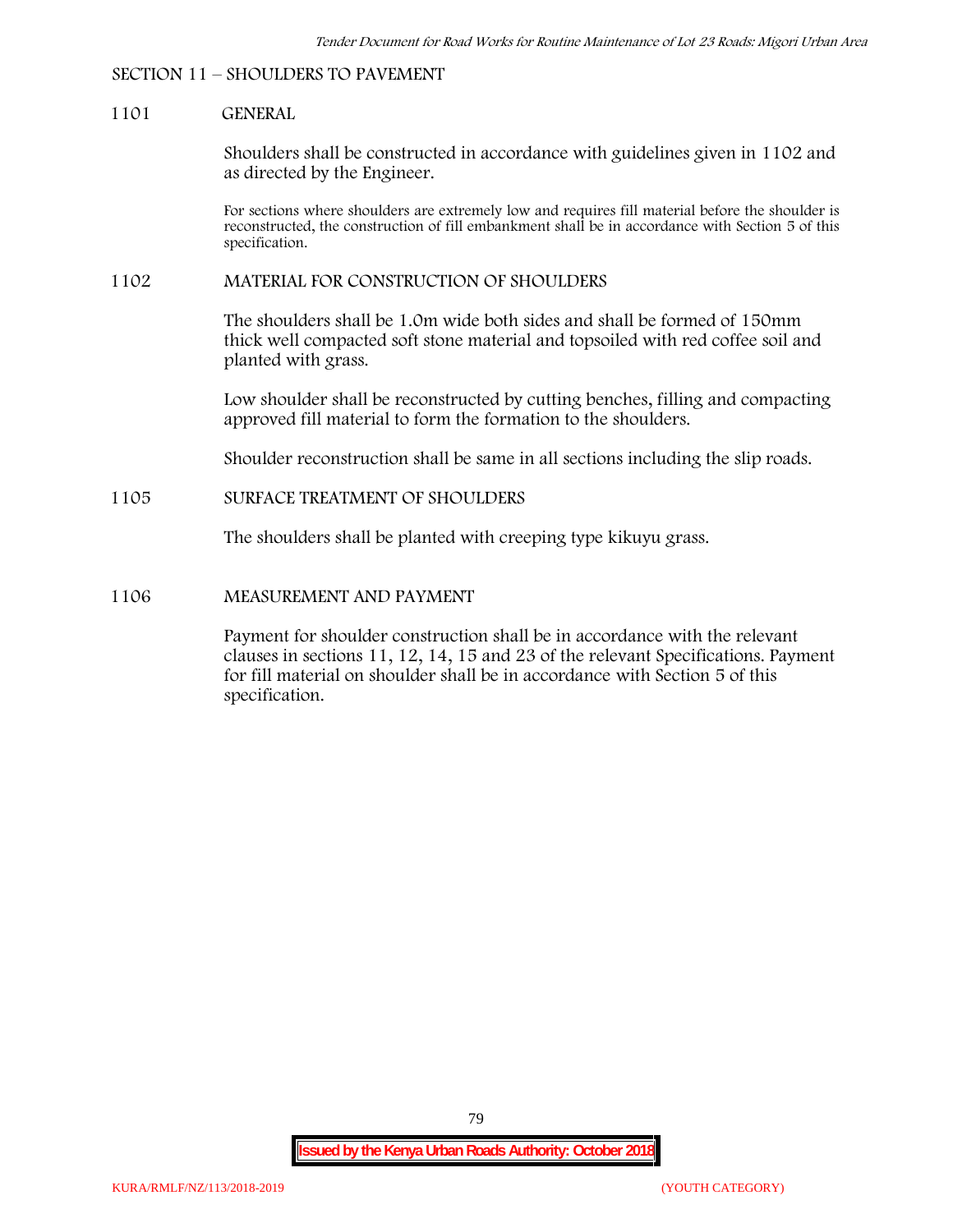## SECTION 11 – SHOULDERS TO PAVEMENT

### 1101 GENERAL

Shoulders shall be constructed in accordance with guidelines given in 1102 and as directed by the Engineer.

For sections where shoulders are extremely low and requires fill material before the shoulder is reconstructed, the construction of fill embankment shall be in accordance with Section 5 of this specification.

### 1102 MATERIAL FOR CONSTRUCTION OF SHOULDERS

The shoulders shall be 1.0m wide both sides and shall be formed of 150mm thick well compacted soft stone material and topsoiled with red coffee soil and planted with grass.

Low shoulder shall be reconstructed by cutting benches, filling and compacting approved fill material to form the formation to the shoulders.

Shoulder reconstruction shall be same in all sections including the slip roads.

### 1105 SURFACE TREATMENT OF SHOULDERS

The shoulders shall be planted with creeping type kikuyu grass.

### 1106 MEASUREMENT AND PAYMENT

Payment for shoulder construction shall be in accordance with the relevant clauses in sections 11, 12, 14, 15 and 23 of the relevant Specifications. Payment for fill material on shoulder shall be in accordance with Section 5 of this specification.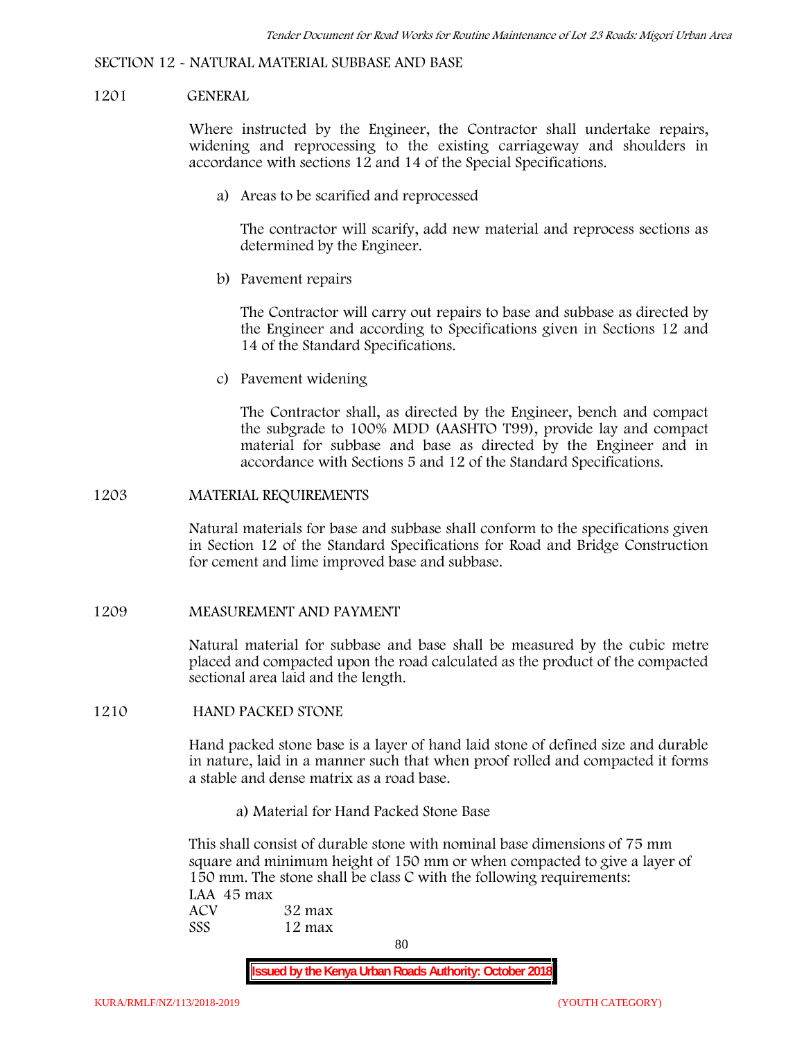## SECTION 12 - NATURAL MATERIAL SUBBASE AND BASE

### 1201 GENERAL

Where instructed by the Engineer, the Contractor shall undertake repairs, widening and reprocessing to the existing carriageway and shoulders in accordance with sections 12 and 14 of the Special Specifications.

a) Areas to be scarified and reprocessed

The contractor will scarify, add new material and reprocess sections as determined by the Engineer.

b) Pavement repairs

The Contractor will carry out repairs to base and subbase as directed by the Engineer and according to Specifications given in Sections 12 and 14 of the Standard Specifications.

c) Pavement widening

The Contractor shall, as directed by the Engineer, bench and compact the subgrade to 100% MDD (AASHTO T99), provide lay and compact material for subbase and base as directed by the Engineer and in accordance with Sections 5 and 12 of the Standard Specifications.

### 1203 MATERIAL REQUIREMENTS

Natural materials for base and subbase shall conform to the specifications given in Section 12 of the Standard Specifications for Road and Bridge Construction for cement and lime improved base and subbase.

### 1209 MEASUREMENT AND PAYMENT

Natural material for subbase and base shall be measured by the cubic metre placed and compacted upon the road calculated as the product of the compacted sectional area laid and the length.

### 1210 HAND PACKED STONE

Hand packed stone base is a layer of hand laid stone of defined size and durable in nature, laid in a manner such that when proof rolled and compacted it forms a stable and dense matrix as a road base.

a) Material for Hand Packed Stone Base

This shall consist of durable stone with nominal base dimensions of 75 mm square and minimum height of 150 mm or when compacted to give a layer of 150 mm. The stone shall be class C with the following requirements:

LAA 45 max
ACV 32 max
SSS 12 max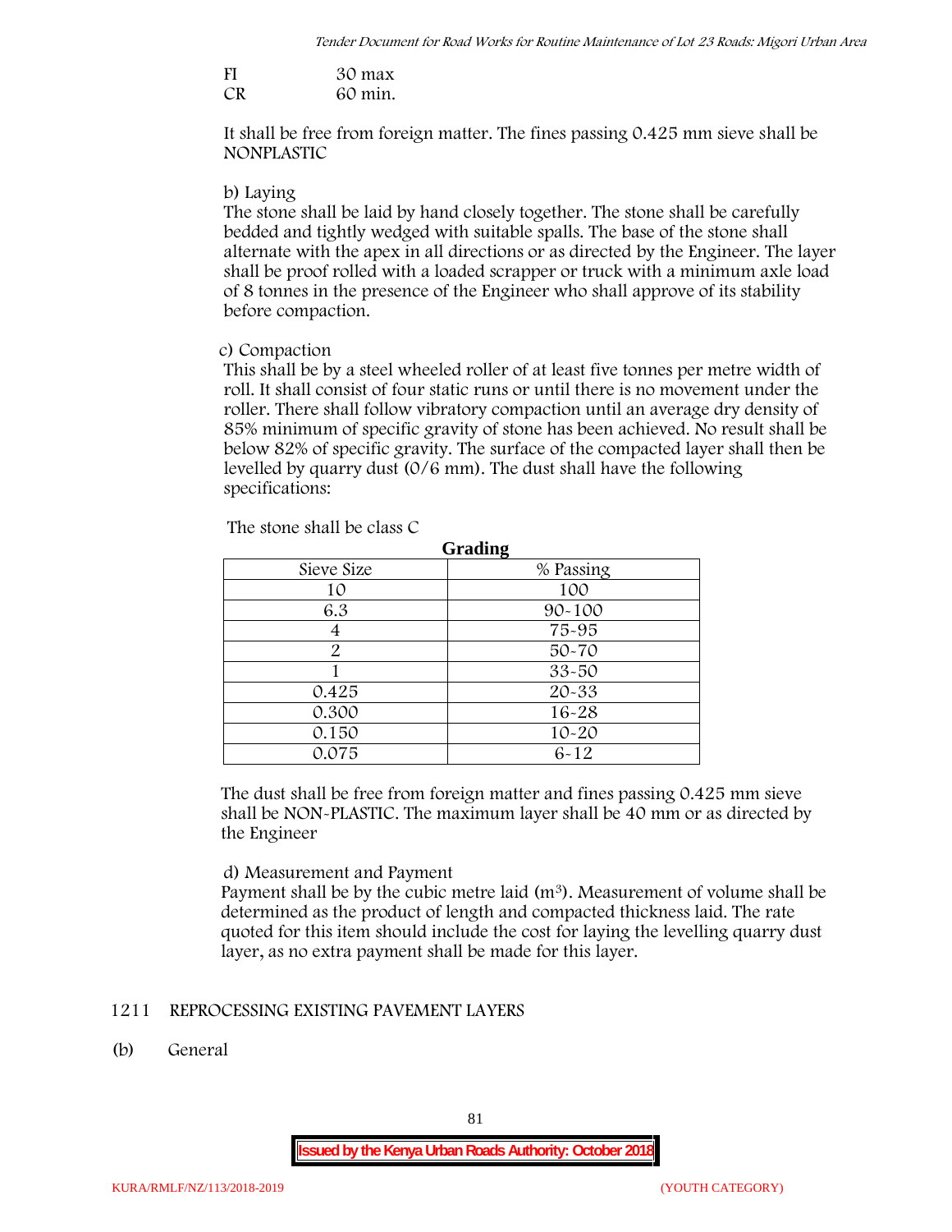FI 30 max

CR 60 min.

It shall be free from foreign matter. The fines passing 0.425 mm sieve shall be NONPLASTIC

b) Laying

The stone shall be laid by hand closely together. The stone shall be carefully bedded and tightly wedged with suitable spalls. The base of the stone shall alternate with the apex in all directions or as directed by the Engineer. The layer shall be proof rolled with a loaded scrapper or truck with a minimum axle load of 8 tonnes in the presence of the Engineer who shall approve of its stability before compaction.

c) Compaction

This shall be by a steel wheeled roller of at least five tonnes per metre width of roll. It shall consist of four static runs or until there is no movement under the roller. There shall follow vibratory compaction until an average dry density of 85% minimum of specific gravity of stone has been achieved. No result shall be below 82% of specific gravity. The surface of the compacted layer shall then be levelled by quarry dust (0/6 mm). The dust shall have the following specifications:

The stone shall be class C

**Grading**

| Sieve Size | % Passing |
|---|---|
| 10 | 100 |
| 6.3 | 90-100 |
| 4 | 75-95 |
| 2 | 50-70 |
| 1 | 33-50 |
| 0.425 | 20-33 |
| 0.300 | 16-28 |
| 0.150 | 10-20 |
| 0.075 | 6-12 |

The dust shall be free from foreign matter and fines passing 0.425 mm sieve shall be NON-PLASTIC. The maximum layer shall be 40 mm or as directed by the Engineer

d) Measurement and Payment

Payment shall be by the cubic metre laid ($m^3$). Measurement of volume shall be determined as the product of length and compacted thickness laid. The rate quoted for this item should include the cost for laying the levelling quarry dust layer, as no extra payment shall be made for this layer.

## 1211 REPROCESSING EXISTING PAVEMENT LAYERS

(b) General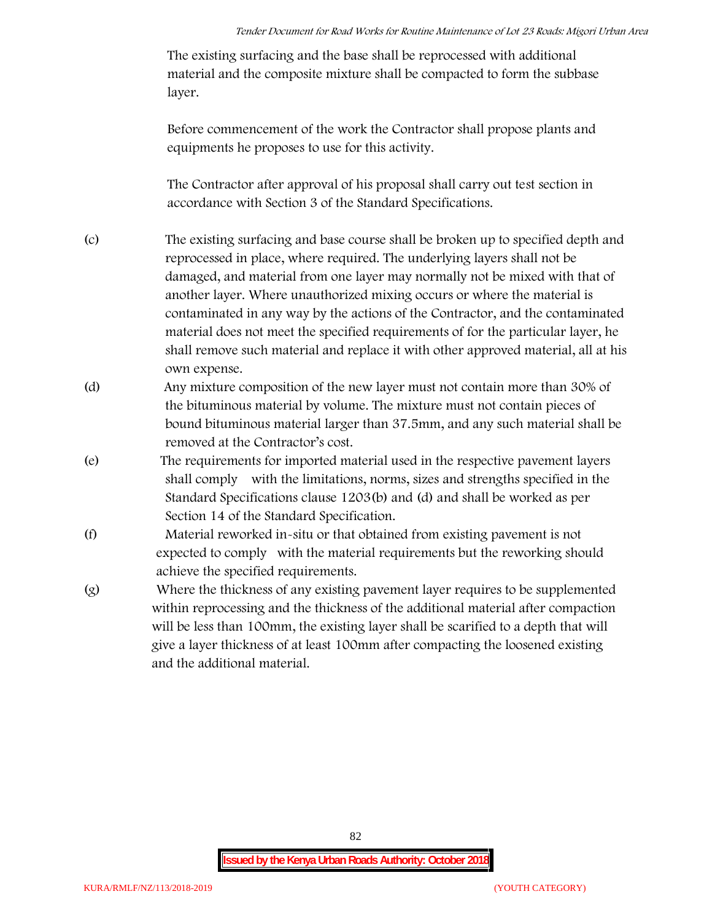The existing surfacing and the base shall be reprocessed with additional material and the composite mixture shall be compacted to form the subbase layer.

Before commencement of the work the Contractor shall propose plants and equipments he proposes to use for this activity.

The Contractor after approval of his proposal shall carry out test section in accordance with Section 3 of the Standard Specifications.

(c) The existing surfacing and base course shall be broken up to specified depth and reprocessed in place, where required. The underlying layers shall not be damaged, and material from one layer may normally not be mixed with that of another layer. Where unauthorized mixing occurs or where the material is contaminated in any way by the actions of the Contractor, and the contaminated material does not meet the specified requirements of for the particular layer, he shall remove such material and replace it with other approved material, all at his own expense.

(d) Any mixture composition of the new layer must not contain more than 30% of the bituminous material by volume. The mixture must not contain pieces of bound bituminous material larger than 37.5mm, and any such material shall be removed at the Contractor's cost.

(e) The requirements for imported material used in the respective pavement layers shall comply with the limitations, norms, sizes and strengths specified in the Standard Specifications clause 1203(b) and (d) and shall be worked as per Section 14 of the Standard Specification.

(f) Material reworked in-situ or that obtained from existing pavement is not expected to comply with the material requirements but the reworking should achieve the specified requirements.

(g) Where the thickness of any existing pavement layer requires to be supplemented within reprocessing and the thickness of the additional material after compaction will be less than 100mm, the existing layer shall be scarified to a depth that will give a layer thickness of at least 100mm after compacting the loosened existing and the additional material.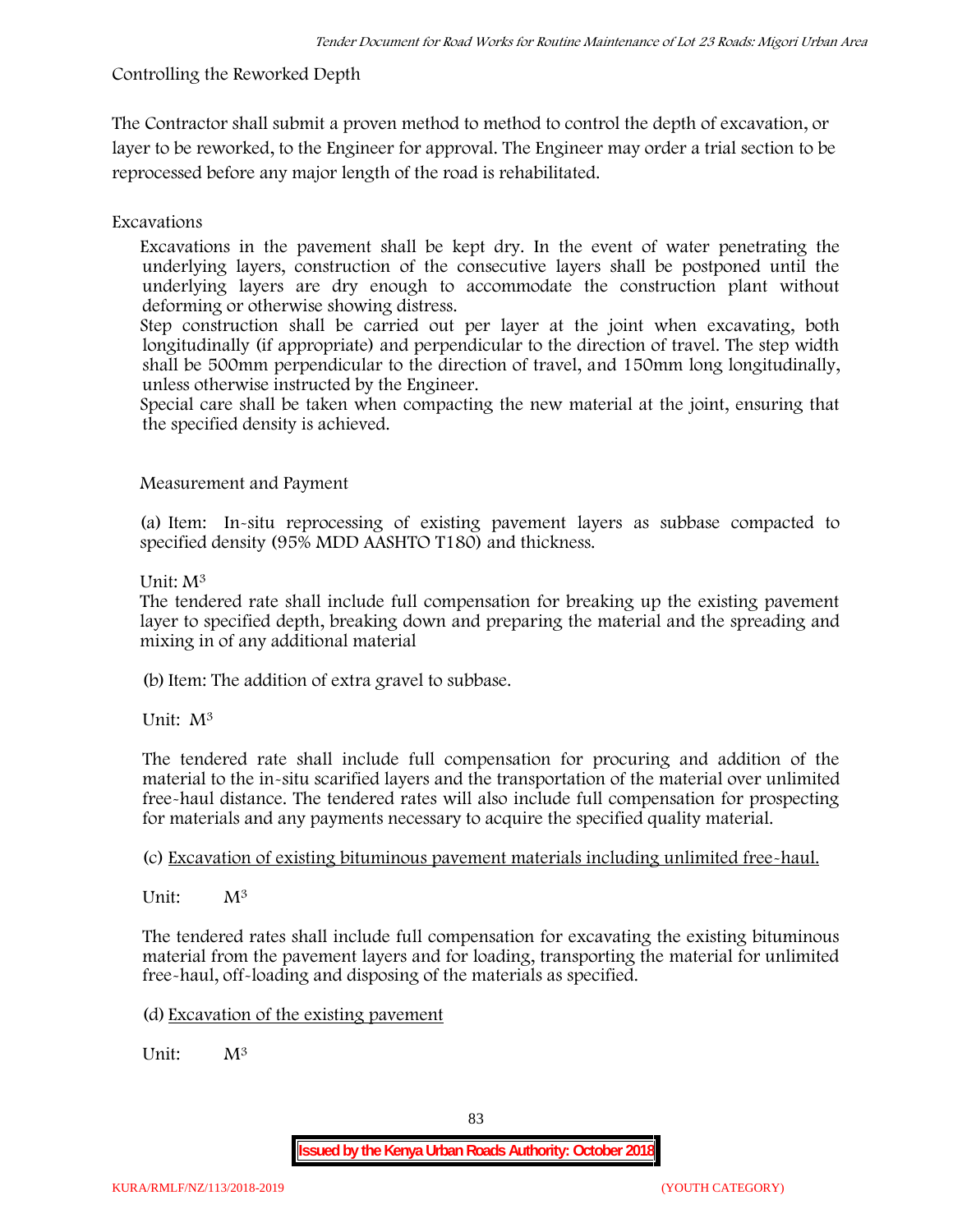Controlling the Reworked Depth

The Contractor shall submit a proven method to method to control the depth of excavation, or layer to be reworked, to the Engineer for approval. The Engineer may order a trial section to be reprocessed before any major length of the road is rehabilitated.

Excavations

Excavations in the pavement shall be kept dry. In the event of water penetrating the underlying layers, construction of the consecutive layers shall be postponed until the underlying layers are dry enough to accommodate the construction plant without deforming or otherwise showing distress.

Step construction shall be carried out per layer at the joint when excavating, both longitudinally (if appropriate) and perpendicular to the direction of travel. The step width shall be 500mm perpendicular to the direction of travel, and 150mm long longitudinally, unless otherwise instructed by the Engineer.

Special care shall be taken when compacting the new material at the joint, ensuring that the specified density is achieved.

Measurement and Payment

(a) Item: In-situ reprocessing of existing pavement layers as subbase compacted to specified density (95% MDD AASHTO T180) and thickness.

Unit: $M^3$

The tendered rate shall include full compensation for breaking up the existing pavement layer to specified depth, breaking down and preparing the material and the spreading and mixing in of any additional material

(b) Item: The addition of extra gravel to subbase.

Unit: $M^3$

The tendered rate shall include full compensation for procuring and addition of the material to the in-situ scarified layers and the transportation of the material over unlimited free-haul distance. The tendered rates will also include full compensation for prospecting for materials and any payments necessary to acquire the specified quality material.

(c) Excavation of existing bituminous pavement materials including unlimited free-haul.

Unit: $M^3$

The tendered rates shall include full compensation for excavating the existing bituminous material from the pavement layers and for loading, transporting the material for unlimited free-haul, off-loading and disposing of the materials as specified.

(d) Excavation of the existing pavement

Unit: $M^3$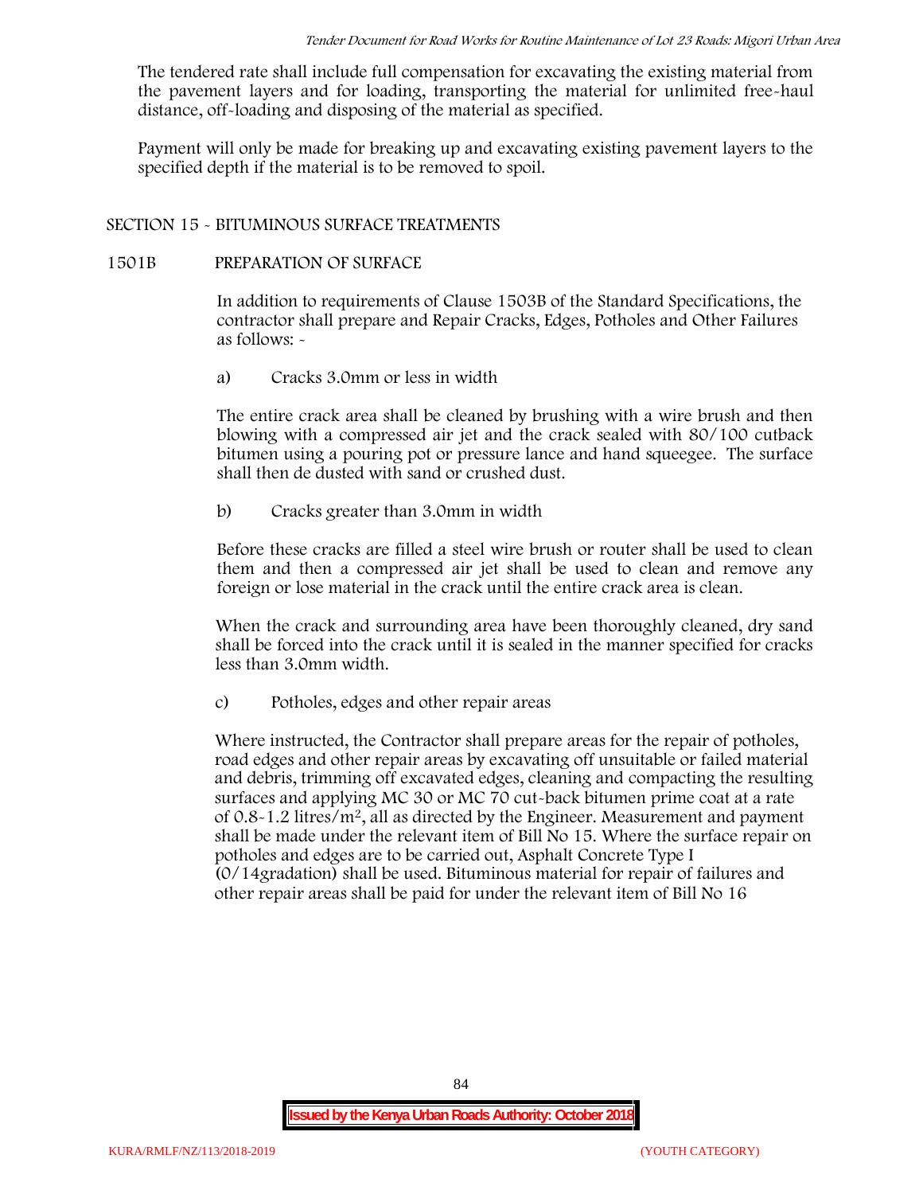The tendered rate shall include full compensation for excavating the existing material from the pavement layers and for loading, transporting the material for unlimited free-haul distance, off-loading and disposing of the material as specified.

Payment will only be made for breaking up and excavating existing pavement layers to the specified depth if the material is to be removed to spoil.

## SECTION 15 - BITUMINOUS SURFACE TREATMENTS

### 1501B PREPARATION OF SURFACE

In addition to requirements of Clause 1503B of the Standard Specifications, the contractor shall prepare and Repair Cracks, Edges, Potholes and Other Failures as follows: -

a) Cracks 3.0mm or less in width

The entire crack area shall be cleaned by brushing with a wire brush and then blowing with a compressed air jet and the crack sealed with 80/100 cutback bitumen using a pouring pot or pressure lance and hand squeegee. The surface shall then de dusted with sand or crushed dust.

b) Cracks greater than 3.0mm in width

Before these cracks are filled a steel wire brush or router shall be used to clean them and then a compressed air jet shall be used to clean and remove any foreign or lose material in the crack until the entire crack area is clean.

When the crack and surrounding area have been thoroughly cleaned, dry sand shall be forced into the crack until it is sealed in the manner specified for cracks less than 3.0mm width.

c) Potholes, edges and other repair areas

Where instructed, the Contractor shall prepare areas for the repair of potholes, road edges and other repair areas by excavating off unsuitable or failed material and debris, trimming off excavated edges, cleaning and compacting the resulting surfaces and applying MC 30 or MC 70 cut-back bitumen prime coat at a rate of 0.8-1.2 litres/m$^2$, all as directed by the Engineer. Measurement and payment shall be made under the relevant item of Bill No 15. Where the surface repair on potholes and edges are to be carried out, Asphalt Concrete Type I (0/14gradation) shall be used. Bituminous material for repair of failures and other repair areas shall be paid for under the relevant item of Bill No 16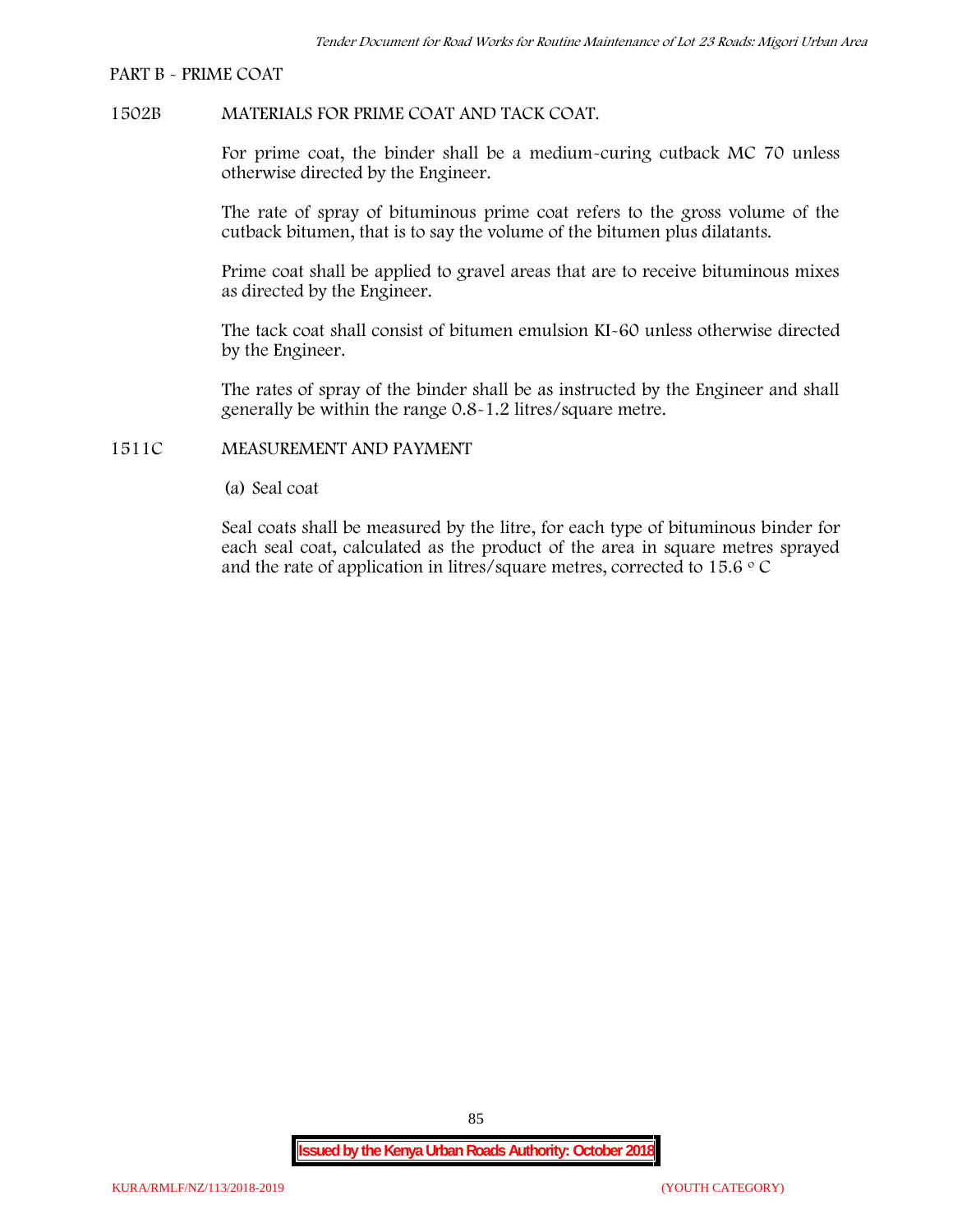PART B - PRIME COAT

1502B MATERIALS FOR PRIME COAT AND TACK COAT.

For prime coat, the binder shall be a medium-curing cutback MC 70 unless otherwise directed by the Engineer.

The rate of spray of bituminous prime coat refers to the gross volume of the cutback bitumen, that is to say the volume of the bitumen plus dilatants.

Prime coat shall be applied to gravel areas that are to receive bituminous mixes as directed by the Engineer.

The tack coat shall consist of bitumen emulsion KI-60 unless otherwise directed by the Engineer.

The rates of spray of the binder shall be as instructed by the Engineer and shall generally be within the range 0.8-1.2 litres/square metre.

1511C MEASUREMENT AND PAYMENT

(a) Seal coat

Seal coats shall be measured by the litre, for each type of bituminous binder for each seal coat, calculated as the product of the area in square metres sprayed and the rate of application in litres/square metres, corrected to 15.6 $^{\circ}$C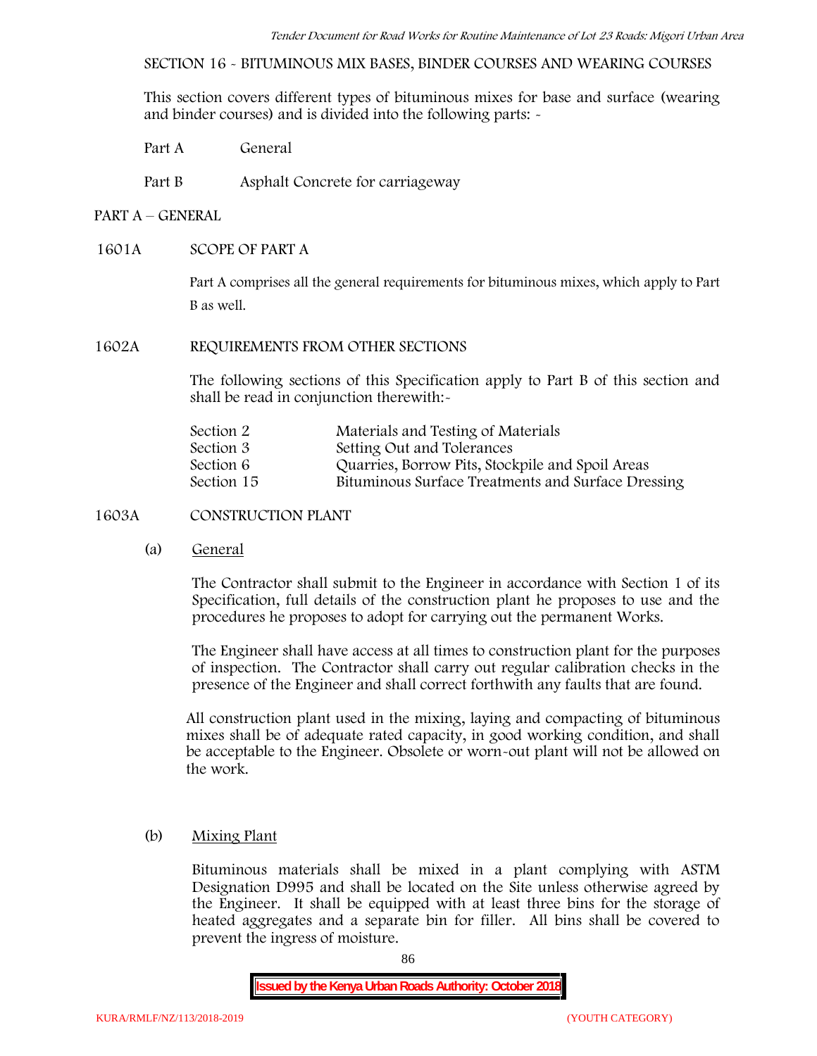## SECTION 16 - BITUMINOUS MIX BASES, BINDER COURSES AND WEARING COURSES

This section covers different types of bituminous mixes for base and surface (wearing and binder courses) and is divided into the following parts: -

Part A General

Part B Asphalt Concrete for carriageway

### PART A – GENERAL

#### 1601A SCOPE OF PART A

Part A comprises all the general requirements for bituminous mixes, which apply to Part B as well.

#### 1602A REQUIREMENTS FROM OTHER SECTIONS

The following sections of this Specification apply to Part B of this section and shall be read in conjunction therewith:-

| | |
|---|---|
| Section 2 | Materials and Testing of Materials |
| Section 3 | Setting Out and Tolerances |
| Section 6 | Quarries, Borrow Pits, Stockpile and Spoil Areas |
| Section 15 | Bituminous Surface Treatments and Surface Dressing |

#### 1603A CONSTRUCTION PLANT

(a) General

The Contractor shall submit to the Engineer in accordance with Section 1 of its Specification, full details of the construction plant he proposes to use and the procedures he proposes to adopt for carrying out the permanent Works.

The Engineer shall have access at all times to construction plant for the purposes of inspection. The Contractor shall carry out regular calibration checks in the presence of the Engineer and shall correct forthwith any faults that are found.

All construction plant used in the mixing, laying and compacting of bituminous mixes shall be of adequate rated capacity, in good working condition, and shall be acceptable to the Engineer. Obsolete or worn-out plant will not be allowed on the work.

(b) Mixing Plant

Bituminous materials shall be mixed in a plant complying with ASTM Designation D995 and shall be located on the Site unless otherwise agreed by the Engineer. It shall be equipped with at least three bins for the storage of heated aggregates and a separate bin for filler. All bins shall be covered to prevent the ingress of moisture.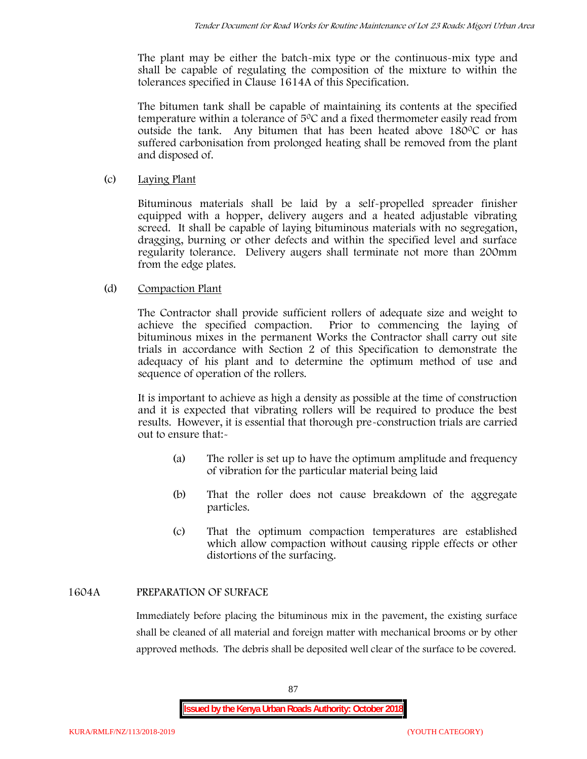The plant may be either the batch-mix type or the continuous-mix type and shall be capable of regulating the composition of the mixture to within the tolerances specified in Clause 1614A of this Specification.

The bitumen tank shall be capable of maintaining its contents at the specified temperature within a tolerance of $5^0C$ and a fixed thermometer easily read from outside the tank. Any bitumen that has been heated above $180^0C$ or has suffered carbonisation from prolonged heating shall be removed from the plant and disposed of.

(c) Laying Plant

Bituminous materials shall be laid by a self-propelled spreader finisher equipped with a hopper, delivery augers and a heated adjustable vibrating screed. It shall be capable of laying bituminous materials with no segregation, dragging, burning or other defects and within the specified level and surface regularity tolerance. Delivery augers shall terminate not more than 200mm from the edge plates.

(d) Compaction Plant

The Contractor shall provide sufficient rollers of adequate size and weight to achieve the specified compaction. Prior to commencing the laying of bituminous mixes in the permanent Works the Contractor shall carry out site trials in accordance with Section 2 of this Specification to demonstrate the adequacy of his plant and to determine the optimum method of use and sequence of operation of the rollers.

It is important to achieve as high a density as possible at the time of construction and it is expected that vibrating rollers will be required to produce the best results. However, it is essential that thorough pre-construction trials are carried out to ensure that:-

(a) The roller is set up to have the optimum amplitude and frequency of vibration for the particular material being laid

(b) That the roller does not cause breakdown of the aggregate particles.

(c) That the optimum compaction temperatures are established which allow compaction without causing ripple effects or other distortions of the surfacing.

## 1604A PREPARATION OF SURFACE

Immediately before placing the bituminous mix in the pavement, the existing surface shall be cleaned of all material and foreign matter with mechanical brooms or by other approved methods. The debris shall be deposited well clear of the surface to be covered.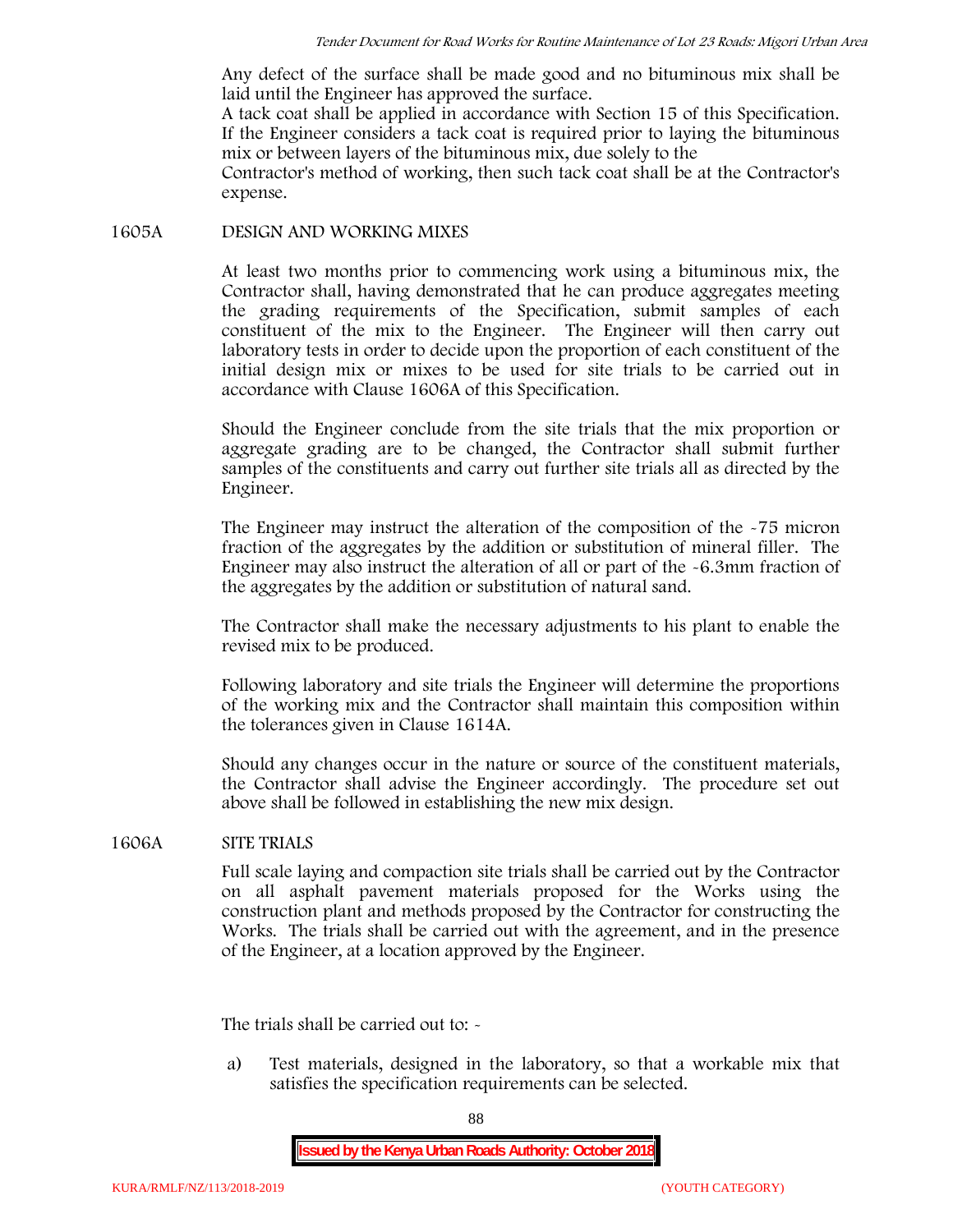Any defect of the surface shall be made good and no bituminous mix shall be laid until the Engineer has approved the surface.

A tack coat shall be applied in accordance with Section 15 of this Specification. If the Engineer considers a tack coat is required prior to laying the bituminous mix or between layers of the bituminous mix, due solely to the Contractor's method of working, then such tack coat shall be at the Contractor's expense.

## 1605A DESIGN AND WORKING MIXES

At least two months prior to commencing work using a bituminous mix, the Contractor shall, having demonstrated that he can produce aggregates meeting the grading requirements of the Specification, submit samples of each constituent of the mix to the Engineer. The Engineer will then carry out laboratory tests in order to decide upon the proportion of each constituent of the initial design mix or mixes to be used for site trials to be carried out in accordance with Clause 1606A of this Specification.

Should the Engineer conclude from the site trials that the mix proportion or aggregate grading are to be changed, the Contractor shall submit further samples of the constituents and carry out further site trials all as directed by the Engineer.

The Engineer may instruct the alteration of the composition of the -75 micron fraction of the aggregates by the addition or substitution of mineral filler. The Engineer may also instruct the alteration of all or part of the -6.3mm fraction of the aggregates by the addition or substitution of natural sand.

The Contractor shall make the necessary adjustments to his plant to enable the revised mix to be produced.

Following laboratory and site trials the Engineer will determine the proportions of the working mix and the Contractor shall maintain this composition within the tolerances given in Clause 1614A.

Should any changes occur in the nature or source of the constituent materials, the Contractor shall advise the Engineer accordingly. The procedure set out above shall be followed in establishing the new mix design.

## 1606A SITE TRIALS

Full scale laying and compaction site trials shall be carried out by the Contractor on all asphalt pavement materials proposed for the Works using the construction plant and methods proposed by the Contractor for constructing the Works. The trials shall be carried out with the agreement, and in the presence of the Engineer, at a location approved by the Engineer.

The trials shall be carried out to: -

a) Test materials, designed in the laboratory, so that a workable mix that satisfies the specification requirements can be selected.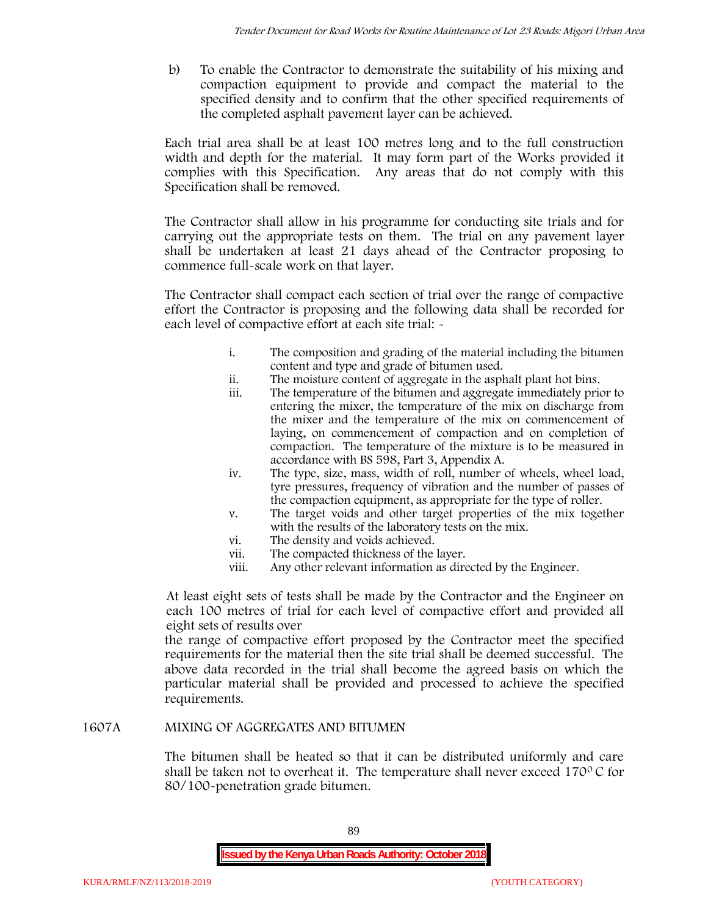b) To enable the Contractor to demonstrate the suitability of his mixing and compaction equipment to provide and compact the material to the specified density and to confirm that the other specified requirements of the completed asphalt pavement layer can be achieved.

Each trial area shall be at least 100 metres long and to the full construction width and depth for the material. It may form part of the Works provided it complies with this Specification. Any areas that do not comply with this Specification shall be removed.

The Contractor shall allow in his programme for conducting site trials and for carrying out the appropriate tests on them. The trial on any pavement layer shall be undertaken at least 21 days ahead of the Contractor proposing to commence full-scale work on that layer.

The Contractor shall compact each section of trial over the range of compactive effort the Contractor is proposing and the following data shall be recorded for each level of compactive effort at each site trial: -

i. The composition and grading of the material including the bitumen content and type and grade of bitumen used.
ii. The moisture content of aggregate in the asphalt plant hot bins.
iii. The temperature of the bitumen and aggregate immediately prior to entering the mixer, the temperature of the mix on discharge from the mixer and the temperature of the mix on commencement of laying, on commencement of compaction and on completion of compaction. The temperature of the mixture is to be measured in accordance with BS 598, Part 3, Appendix A.
iv. The type, size, mass, width of roll, number of wheels, wheel load, tyre pressures, frequency of vibration and the number of passes of the compaction equipment, as appropriate for the type of roller.
v. The target voids and other target properties of the mix together with the results of the laboratory tests on the mix.
vi. The density and voids achieved.
vii. The compacted thickness of the layer.
viii. Any other relevant information as directed by the Engineer.

At least eight sets of tests shall be made by the Contractor and the Engineer on each 100 metres of trial for each level of compactive effort and provided all eight sets of results over the range of compactive effort proposed by the Contractor meet the specified requirements for the material then the site trial shall be deemed successful. The above data recorded in the trial shall become the agreed basis on which the particular material shall be provided and processed to achieve the specified requirements.

## 1607A MIXING OF AGGREGATES AND BITUMEN

The bitumen shall be heated so that it can be distributed uniformly and care shall be taken not to overheat it. The temperature shall never exceed 170$^{0}$ C for 80/100-penetration grade bitumen.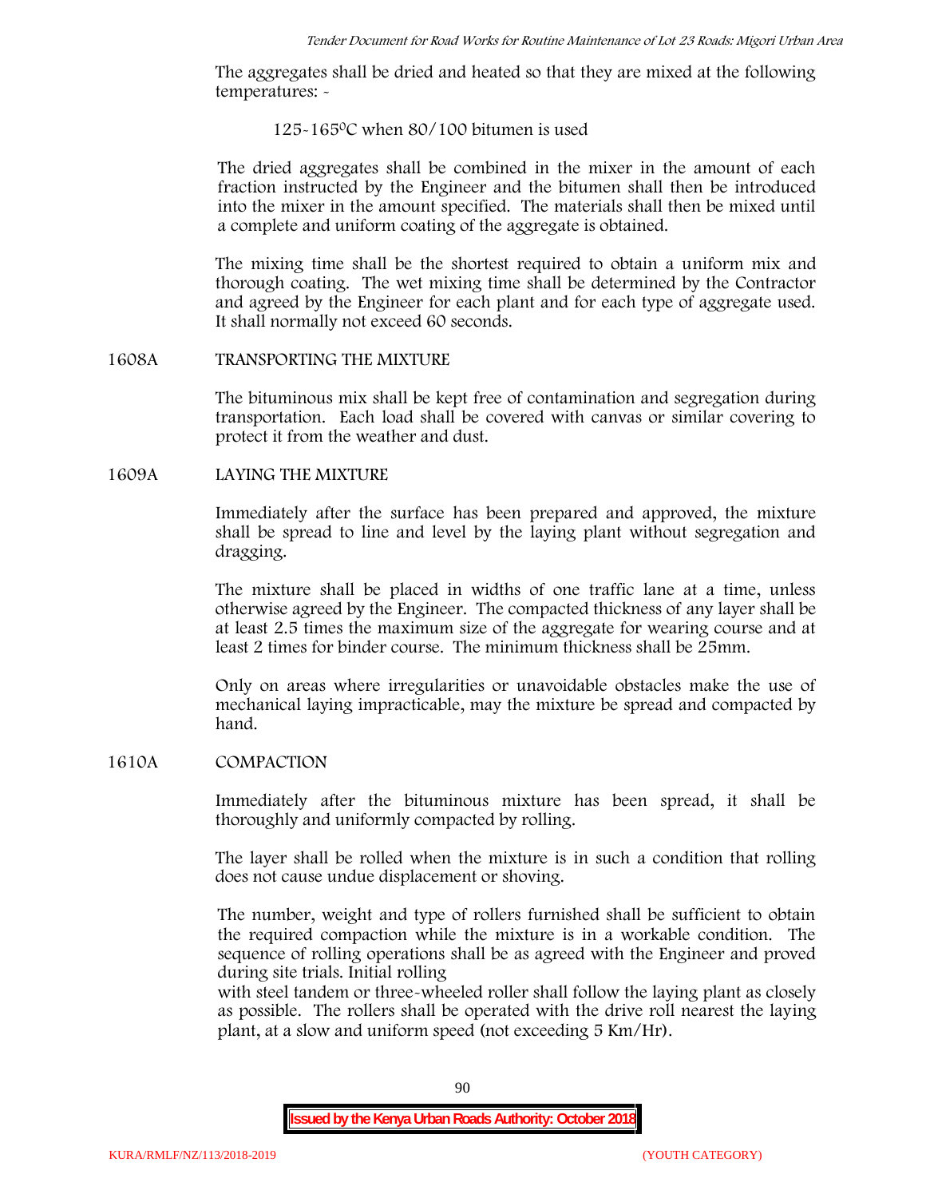The aggregates shall be dried and heated so that they are mixed at the following temperatures: -

125-165$^0$C when 80/100 bitumen is used

The dried aggregates shall be combined in the mixer in the amount of each fraction instructed by the Engineer and the bitumen shall then be introduced into the mixer in the amount specified. The materials shall then be mixed until a complete and uniform coating of the aggregate is obtained.

The mixing time shall be the shortest required to obtain a uniform mix and thorough coating. The wet mixing time shall be determined by the Contractor and agreed by the Engineer for each plant and for each type of aggregate used. It shall normally not exceed 60 seconds.

## 1608A TRANSPORTING THE MIXTURE

The bituminous mix shall be kept free of contamination and segregation during transportation. Each load shall be covered with canvas or similar covering to protect it from the weather and dust.

## 1609A LAYING THE MIXTURE

Immediately after the surface has been prepared and approved, the mixture shall be spread to line and level by the laying plant without segregation and dragging.

The mixture shall be placed in widths of one traffic lane at a time, unless otherwise agreed by the Engineer. The compacted thickness of any layer shall be at least 2.5 times the maximum size of the aggregate for wearing course and at least 2 times for binder course. The minimum thickness shall be 25mm.

Only on areas where irregularities or unavoidable obstacles make the use of mechanical laying impracticable, may the mixture be spread and compacted by hand.

## 1610A COMPACTION

Immediately after the bituminous mixture has been spread, it shall be thoroughly and uniformly compacted by rolling.

The layer shall be rolled when the mixture is in such a condition that rolling does not cause undue displacement or shoving.

The number, weight and type of rollers furnished shall be sufficient to obtain the required compaction while the mixture is in a workable condition. The sequence of rolling operations shall be as agreed with the Engineer and proved during site trials. Initial rolling with steel tandem or three-wheeled roller shall follow the laying plant as closely as possible. The rollers shall be operated with the drive roll nearest the laying plant, at a slow and uniform speed (not exceeding 5 Km/Hr).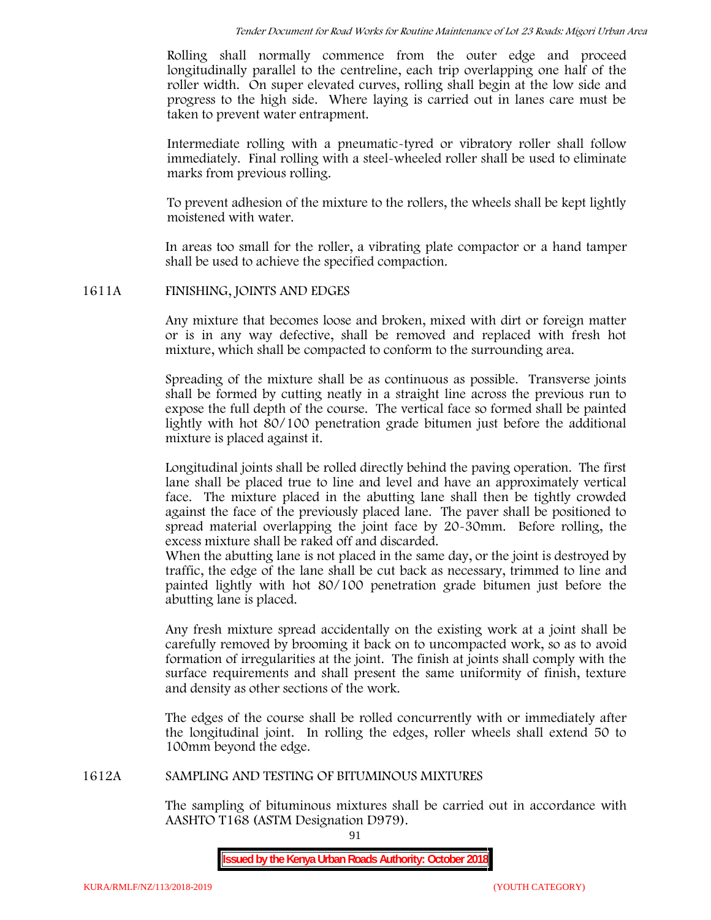Rolling shall normally commence from the outer edge and proceed longitudinally parallel to the centreline, each trip overlapping one half of the roller width. On super elevated curves, rolling shall begin at the low side and progress to the high side. Where laying is carried out in lanes care must be taken to prevent water entrapment.

Intermediate rolling with a pneumatic-tyred or vibratory roller shall follow immediately. Final rolling with a steel-wheeled roller shall be used to eliminate marks from previous rolling.

To prevent adhesion of the mixture to the rollers, the wheels shall be kept lightly moistened with water.

In areas too small for the roller, a vibrating plate compactor or a hand tamper shall be used to achieve the specified compaction.

## 1611A FINISHING, JOINTS AND EDGES

Any mixture that becomes loose and broken, mixed with dirt or foreign matter or is in any way defective, shall be removed and replaced with fresh hot mixture, which shall be compacted to conform to the surrounding area.

Spreading of the mixture shall be as continuous as possible. Transverse joints shall be formed by cutting neatly in a straight line across the previous run to expose the full depth of the course. The vertical face so formed shall be painted lightly with hot 80/100 penetration grade bitumen just before the additional mixture is placed against it.

Longitudinal joints shall be rolled directly behind the paving operation. The first lane shall be placed true to line and level and have an approximately vertical face. The mixture placed in the abutting lane shall then be tightly crowded against the face of the previously placed lane. The paver shall be positioned to spread material overlapping the joint face by 20-30mm. Before rolling, the excess mixture shall be raked off and discarded.
When the abutting lane is not placed in the same day, or the joint is destroyed by traffic, the edge of the lane shall be cut back as necessary, trimmed to line and painted lightly with hot 80/100 penetration grade bitumen just before the abutting lane is placed.

Any fresh mixture spread accidentally on the existing work at a joint shall be carefully removed by brooming it back on to uncompacted work, so as to avoid formation of irregularities at the joint. The finish at joints shall comply with the surface requirements and shall present the same uniformity of finish, texture and density as other sections of the work.

The edges of the course shall be rolled concurrently with or immediately after the longitudinal joint. In rolling the edges, roller wheels shall extend 50 to 100mm beyond the edge.

## 1612A SAMPLING AND TESTING OF BITUMINOUS MIXTURES

The sampling of bituminous mixtures shall be carried out in accordance with AASHTO T168 (ASTM Designation D979).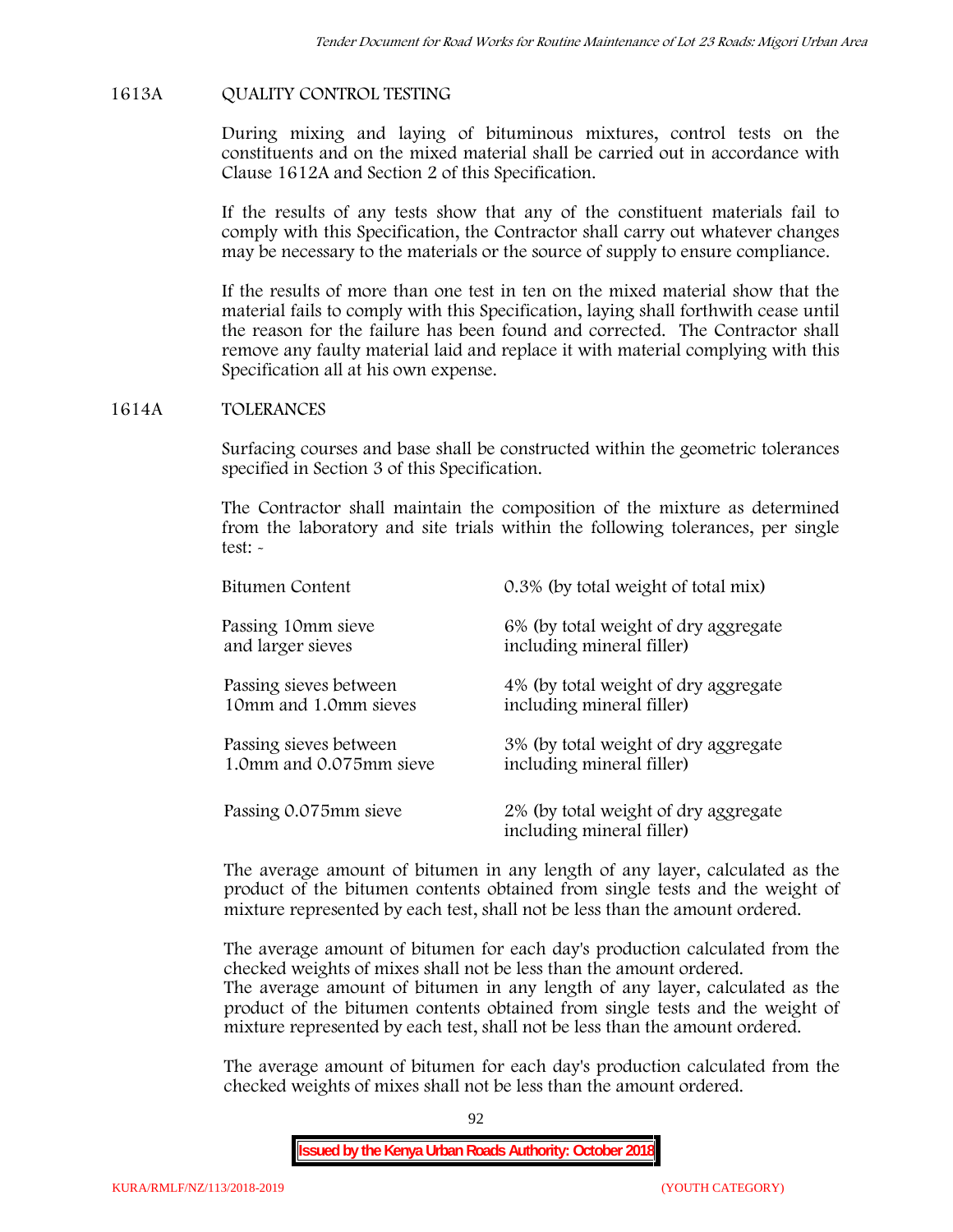## 1613A QUALITY CONTROL TESTING

During mixing and laying of bituminous mixtures, control tests on the constituents and on the mixed material shall be carried out in accordance with Clause 1612A and Section 2 of this Specification.

If the results of any tests show that any of the constituent materials fail to comply with this Specification, the Contractor shall carry out whatever changes may be necessary to the materials or the source of supply to ensure compliance.

If the results of more than one test in ten on the mixed material show that the material fails to comply with this Specification, laying shall forthwith cease until the reason for the failure has been found and corrected. The Contractor shall remove any faulty material laid and replace it with material complying with this Specification all at his own expense.

## 1614A TOLERANCES

Surfacing courses and base shall be constructed within the geometric tolerances specified in Section 3 of this Specification.

The Contractor shall maintain the composition of the mixture as determined from the laboratory and site trials within the following tolerances, per single test: -

| | |
|---|---|
| Bitumen Content | 0.3% (by total weight of total mix) |
| Passing 10mm sieve and larger sieves | 6% (by total weight of dry aggregate including mineral filler) |
| Passing sieves between 10mm and 1.0mm sieves | 4% (by total weight of dry aggregate including mineral filler) |
| Passing sieves between 1.0mm and 0.075mm sieve | 3% (by total weight of dry aggregate including mineral filler) |
| Passing 0.075mm sieve | 2% (by total weight of dry aggregate including mineral filler) |

The average amount of bitumen in any length of any layer, calculated as the product of the bitumen contents obtained from single tests and the weight of mixture represented by each test, shall not be less than the amount ordered.

The average amount of bitumen for each day's production calculated from the checked weights of mixes shall not be less than the amount ordered.
The average amount of bitumen in any length of any layer, calculated as the product of the bitumen contents obtained from single tests and the weight of mixture represented by each test, shall not be less than the amount ordered.

The average amount of bitumen for each day's production calculated from the checked weights of mixes shall not be less than the amount ordered.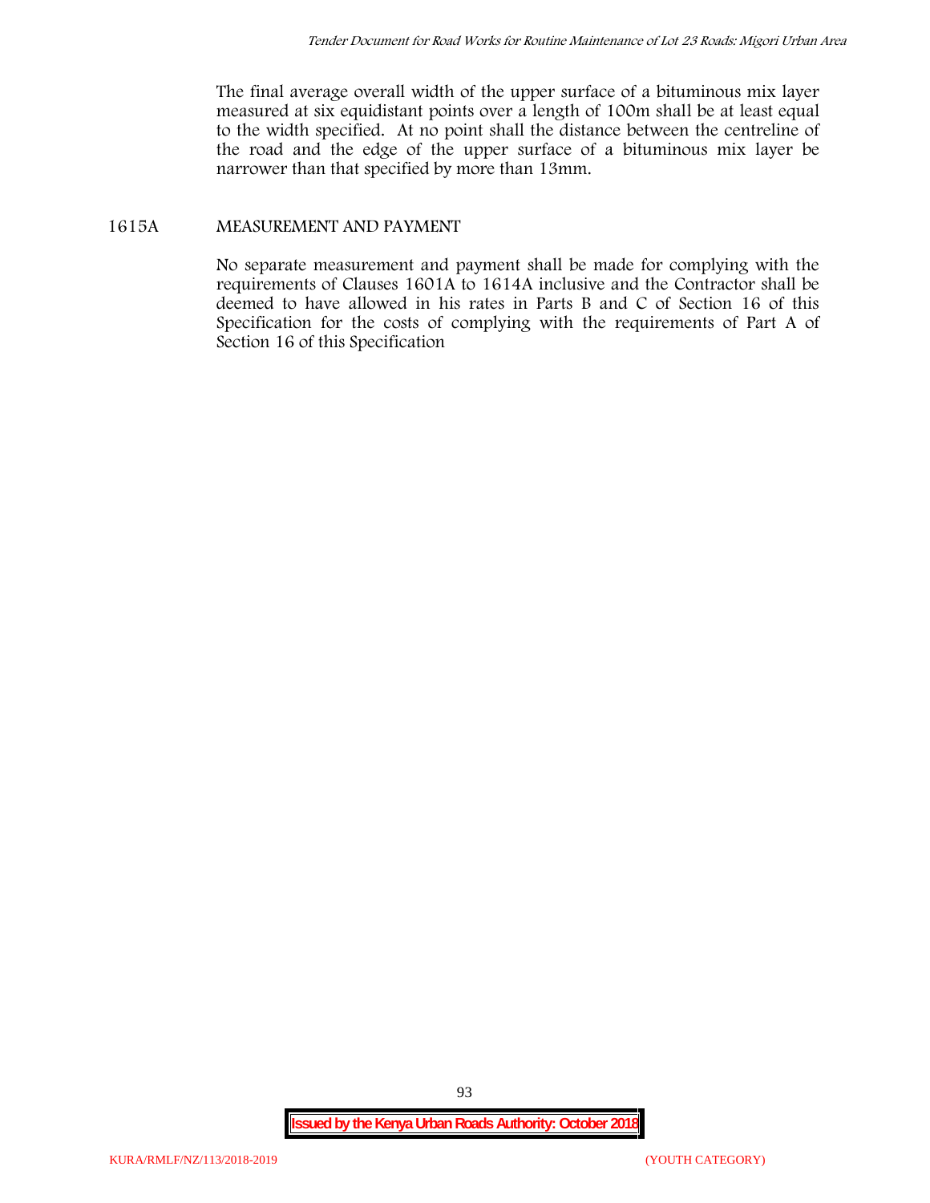The final average overall width of the upper surface of a bituminous mix layer measured at six equidistant points over a length of 100m shall be at least equal to the width specified. At no point shall the distance between the centreline of the road and the edge of the upper surface of a bituminous mix layer be narrower than that specified by more than 13mm.

## 1615A MEASUREMENT AND PAYMENT

No separate measurement and payment shall be made for complying with the requirements of Clauses 1601A to 1614A inclusive and the Contractor shall be deemed to have allowed in his rates in Parts B and C of Section 16 of this Specification for the costs of complying with the requirements of Part A of Section 16 of this Specification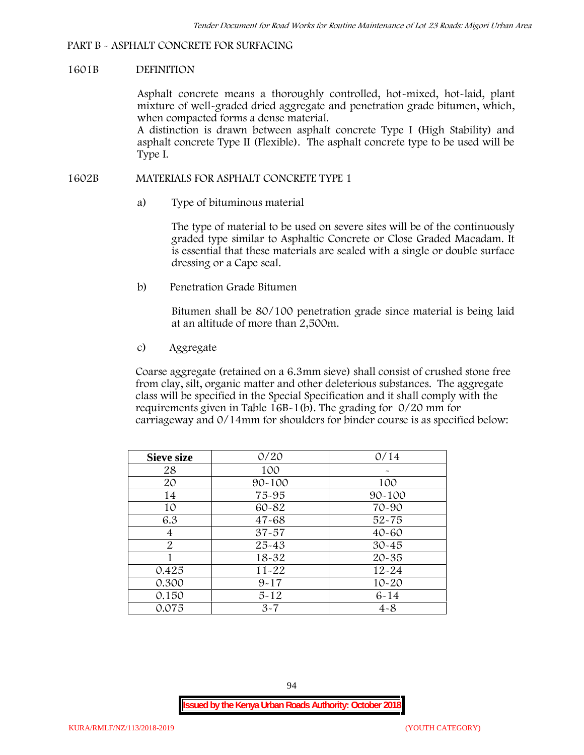## PART B - ASPHALT CONCRETE FOR SURFACING

### 1601B DEFINITION

Asphalt concrete means a thoroughly controlled, hot-mixed, hot-laid, plant mixture of well-graded dried aggregate and penetration grade bitumen, which, when compacted forms a dense material.

A distinction is drawn between asphalt concrete Type I (High Stability) and asphalt concrete Type II (Flexible). The asphalt concrete type to be used will be Type I.

### 1602B MATERIALS FOR ASPHALT CONCRETE TYPE 1

a) Type of bituminous material

The type of material to be used on severe sites will be of the continuously graded type similar to Asphaltic Concrete or Close Graded Macadam. It is essential that these materials are sealed with a single or double surface dressing or a Cape seal.

b) Penetration Grade Bitumen

Bitumen shall be 80/100 penetration grade since material is being laid at an altitude of more than 2,500m.

c) Aggregate

Coarse aggregate (retained on a 6.3mm sieve) shall consist of crushed stone free from clay, silt, organic matter and other deleterious substances. The aggregate class will be specified in the Special Specification and it shall comply with the requirements given in Table 16B-1(b). The grading for 0/20 mm for carriageway and 0/14mm for shoulders for binder course is as specified below:

| Sieve size | 0/20 | 0/14 |
|---|---|---|
| 28 | 100 | - |
| 20 | 90-100 | 100 |
| 14 | 75-95 | 90-100 |
| 10 | 60-82 | 70-90 |
| 6.3 | 47-68 | 52-75 |
| 4 | 37-57 | 40-60 |
| 2 | 25-43 | 30-45 |
| 1 | 18-32 | 20-35 |
| 0.425 | 11-22 | 12-24 |
| 0.300 | 9-17 | 10-20 |
| 0.150 | 5-12 | 6-14 |
| 0.075 | 3-7 | 4-8 |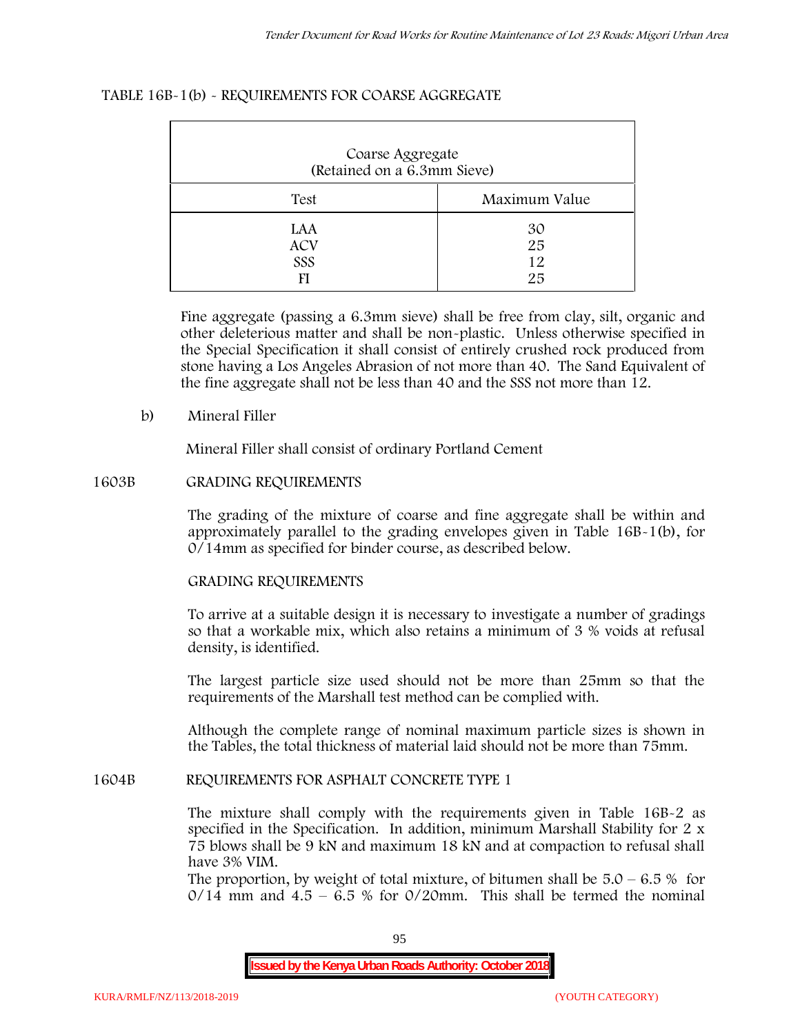TABLE 16B-1(b) - REQUIREMENTS FOR COARSE AGGREGATE

| Coarse Aggregate (Retained on a 6.3mm Sieve) | |
|---|---|
| Test | Maximum Value |
| LAA | 30 |
| ACV | 25 |
| SSS | 12 |
| FI | 25 |

Fine aggregate (passing a 6.3mm sieve) shall be free from clay, silt, organic and other deleterious matter and shall be non-plastic. Unless otherwise specified in the Special Specification it shall consist of entirely crushed rock produced from stone having a Los Angeles Abrasion of not more than 40. The Sand Equivalent of the fine aggregate shall not be less than 40 and the SSS not more than 12.

b) Mineral Filler

Mineral Filler shall consist of ordinary Portland Cement

## 1603B GRADING REQUIREMENTS

The grading of the mixture of coarse and fine aggregate shall be within and approximately parallel to the grading envelopes given in Table 16B-1(b), for 0/14mm as specified for binder course, as described below.

GRADING REQUIREMENTS

To arrive at a suitable design it is necessary to investigate a number of gradings so that a workable mix, which also retains a minimum of 3 % voids at refusal density, is identified.

The largest particle size used should not be more than 25mm so that the requirements of the Marshall test method can be complied with.

Although the complete range of nominal maximum particle sizes is shown in the Tables, the total thickness of material laid should not be more than 75mm.

## 1604B REQUIREMENTS FOR ASPHALT CONCRETE TYPE 1

The mixture shall comply with the requirements given in Table 16B-2 as specified in the Specification. In addition, minimum Marshall Stability for 2 x 75 blows shall be 9 kN and maximum 18 kN and at compaction to refusal shall have 3% VIM.

The proportion, by weight of total mixture, of bitumen shall be 5.0 – 6.5 % for 0/14 mm and 4.5 – 6.5 % for 0/20mm. This shall be termed the nominal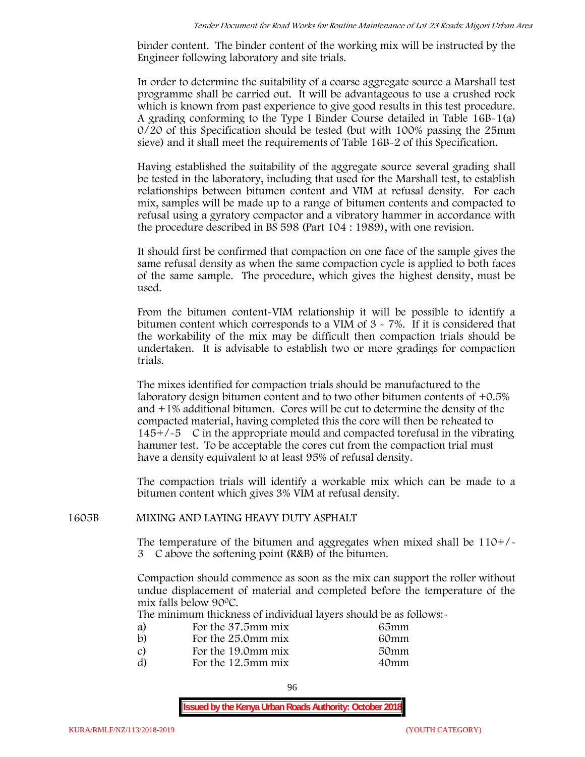binder content. The binder content of the working mix will be instructed by the Engineer following laboratory and site trials.

In order to determine the suitability of a coarse aggregate source a Marshall test programme shall be carried out. It will be advantageous to use a crushed rock which is known from past experience to give good results in this test procedure. A grading conforming to the Type I Binder Course detailed in Table 16B-1(a) 0/20 of this Specification should be tested (but with 100% passing the 25mm sieve) and it shall meet the requirements of Table 16B-2 of this Specification.

Having established the suitability of the aggregate source several grading shall be tested in the laboratory, including that used for the Marshall test, to establish relationships between bitumen content and VIM at refusal density. For each mix, samples will be made up to a range of bitumen contents and compacted to refusal using a gyratory compactor and a vibratory hammer in accordance with the procedure described in BS 598 (Part 104 : 1989), with one revision.

It should first be confirmed that compaction on one face of the sample gives the same refusal density as when the same compaction cycle is applied to both faces of the same sample. The procedure, which gives the highest density, must be used.

From the bitumen content-VIM relationship it will be possible to identify a bitumen content which corresponds to a VIM of 3 - 7%. If it is considered that the workability of the mix may be difficult then compaction trials should be undertaken. It is advisable to establish two or more gradings for compaction trials.

The mixes identified for compaction trials should be manufactured to the laboratory design bitumen content and to two other bitumen contents of +0.5% and +1% additional bitumen. Cores will be cut to determine the density of the compacted material, having completed this the core will then be reheated to 145+/-5 C in the appropriate mould and compacted torefusal in the vibrating hammer test. To be acceptable the cores cut from the compaction trial must have a density equivalent to at least 95% of refusal density.

The compaction trials will identify a workable mix which can be made to a bitumen content which gives 3% VIM at refusal density.

## 1605B MIXING AND LAYING HEAVY DUTY ASPHALT

The temperature of the bitumen and aggregates when mixed shall be 110+/-3 C above the softening point (R&B) of the bitumen.

Compaction should commence as soon as the mix can support the roller without undue displacement of material and completed before the temperature of the mix falls below 90$^{0}$C.

The minimum thickness of individual layers should be as follows:-

| | | |
|---|---|---|
| a) | For the 37.5mm mix | 65mm |
| b) | For the 25.0mm mix | 60mm |
| c) | For the 19.0mm mix | 50mm |
| d) | For the 12.5mm mix | 40mm |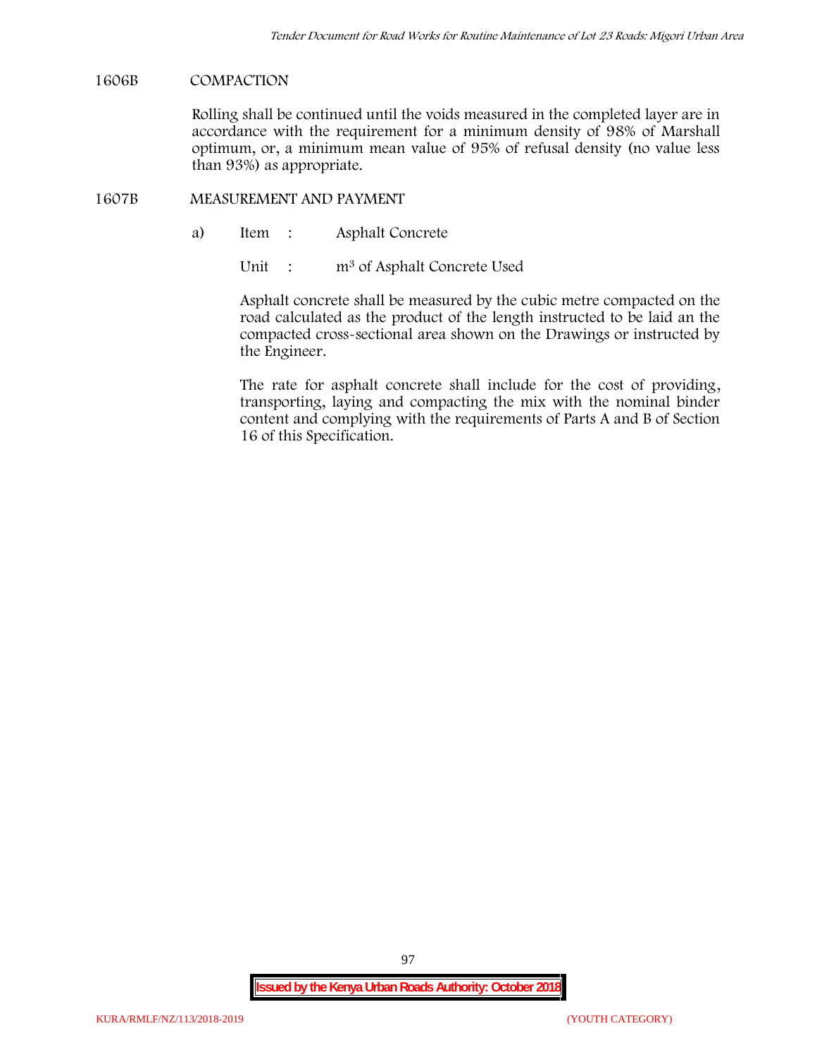## 1606B COMPACTION

Rolling shall be continued until the voids measured in the completed layer are in accordance with the requirement for a minimum density of 98% of Marshall optimum, or, a minimum mean value of 95% of refusal density (no value less than 93%) as appropriate.

## 1607B MEASUREMENT AND PAYMENT

a) Item : Asphalt Concrete

Unit : $m^3$ of Asphalt Concrete Used

Asphalt concrete shall be measured by the cubic metre compacted on the road calculated as the product of the length instructed to be laid an the compacted cross-sectional area shown on the Drawings or instructed by the Engineer.

The rate for asphalt concrete shall include for the cost of providing, transporting, laying and compacting the mix with the nominal binder content and complying with the requirements of Parts A and B of Section 16 of this Specification.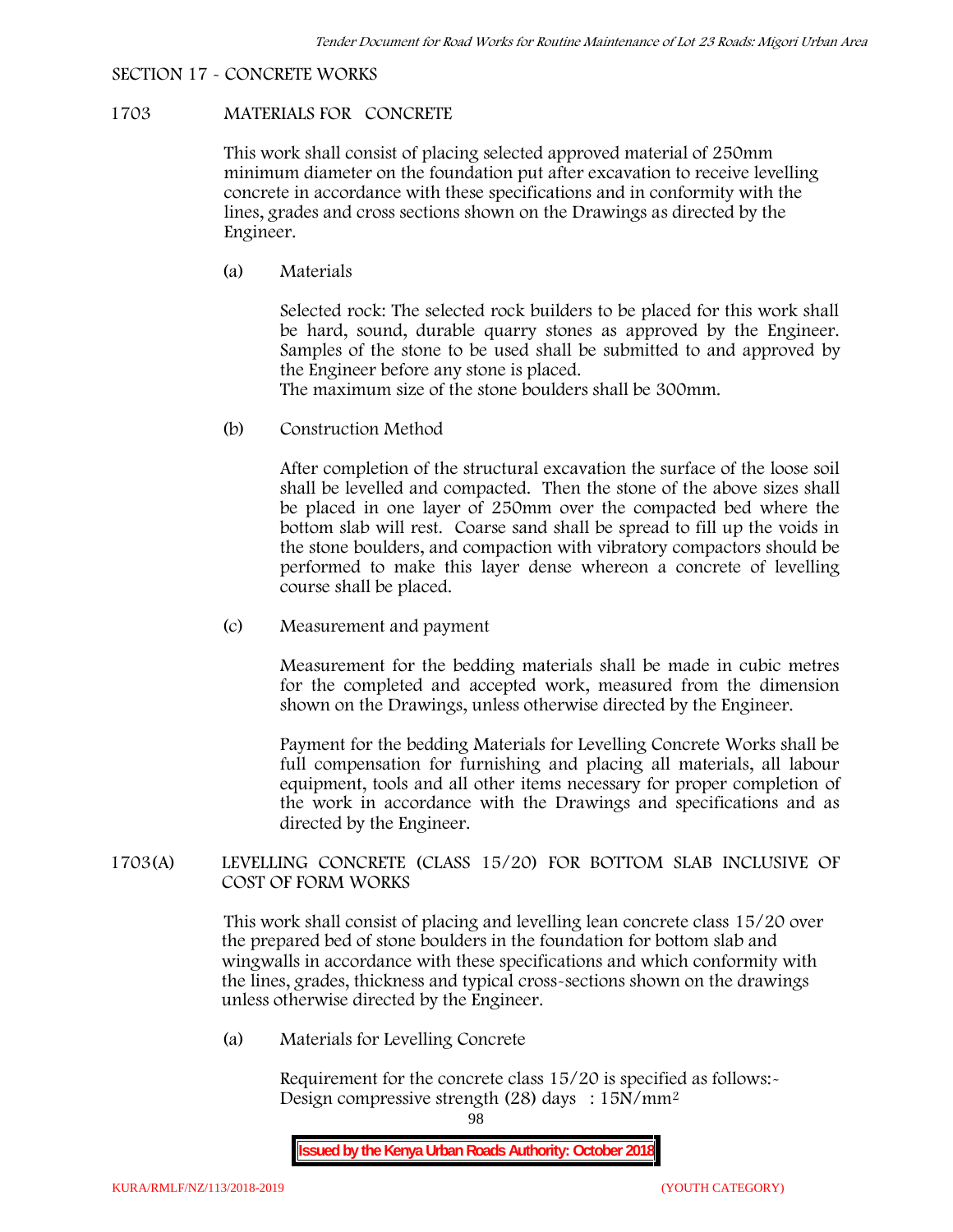SECTION 17 - CONCRETE WORKS

## 1703 MATERIALS FOR CONCRETE

This work shall consist of placing selected approved material of 250mm minimum diameter on the foundation put after excavation to receive levelling concrete in accordance with these specifications and in conformity with the lines, grades and cross sections shown on the Drawings as directed by the Engineer.

(a) Materials

Selected rock: The selected rock builders to be placed for this work shall be hard, sound, durable quarry stones as approved by the Engineer. Samples of the stone to be used shall be submitted to and approved by the Engineer before any stone is placed.
The maximum size of the stone boulders shall be 300mm.

(b) Construction Method

After completion of the structural excavation the surface of the loose soil shall be levelled and compacted. Then the stone of the above sizes shall be placed in one layer of 250mm over the compacted bed where the bottom slab will rest. Coarse sand shall be spread to fill up the voids in the stone boulders, and compaction with vibratory compactors should be performed to make this layer dense whereon a concrete of levelling course shall be placed.

(c) Measurement and payment

Measurement for the bedding materials shall be made in cubic metres for the completed and accepted work, measured from the dimension shown on the Drawings, unless otherwise directed by the Engineer.

Payment for the bedding Materials for Levelling Concrete Works shall be full compensation for furnishing and placing all materials, all labour equipment, tools and all other items necessary for proper completion of the work in accordance with the Drawings and specifications and as directed by the Engineer.

## 1703(A) LEVELLING CONCRETE (CLASS 15/20) FOR BOTTOM SLAB INCLUSIVE OF COST OF FORM WORKS

This work shall consist of placing and levelling lean concrete class 15/20 over the prepared bed of stone boulders in the foundation for bottom slab and wingwalls in accordance with these specifications and which conformity with the lines, grades, thickness and typical cross-sections shown on the drawings unless otherwise directed by the Engineer.

(a) Materials for Levelling Concrete

Requirement for the concrete class 15/20 is specified as follows:-
Design compressive strength (28) days : $15N/mm^2$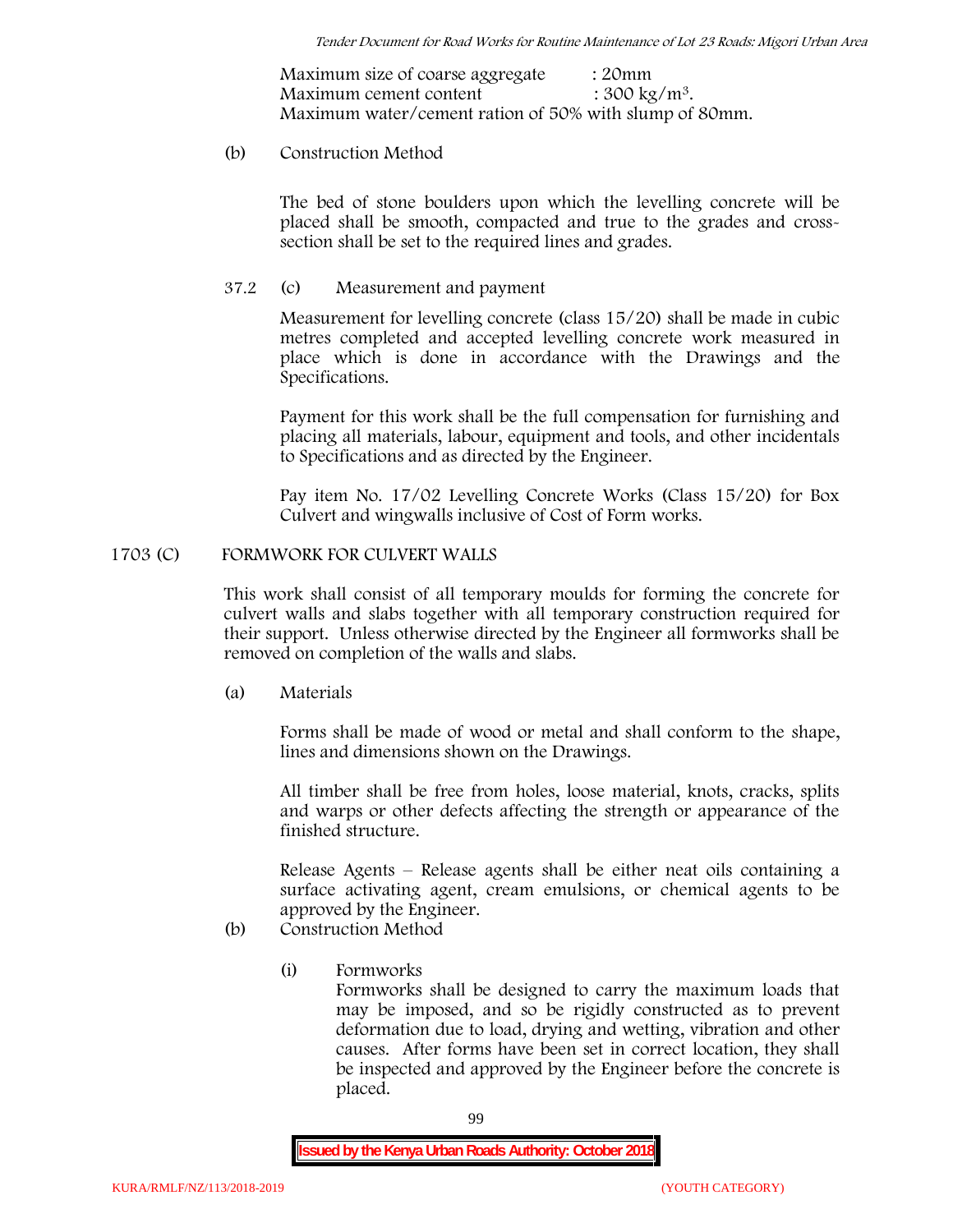Maximum size of coarse aggregate : 20mm
Maximum cement content : 300 kg/m$^3$.
Maximum water/cement ration of 50% with slump of 80mm.

(b) Construction Method

The bed of stone boulders upon which the levelling concrete will be placed shall be smooth, compacted and true to the grades and cross-section shall be set to the required lines and grades.

37.2 (c) Measurement and payment

Measurement for levelling concrete (class 15/20) shall be made in cubic metres completed and accepted levelling concrete work measured in place which is done in accordance with the Drawings and the Specifications.

Payment for this work shall be the full compensation for furnishing and placing all materials, labour, equipment and tools, and other incidentals to Specifications and as directed by the Engineer.

Pay item No. 17/02 Levelling Concrete Works (Class 15/20) for Box Culvert and wingwalls inclusive of Cost of Form works.

## 1703 (C) FORMWORK FOR CULVERT WALLS

This work shall consist of all temporary moulds for forming the concrete for culvert walls and slabs together with all temporary construction required for their support. Unless otherwise directed by the Engineer all formworks shall be removed on completion of the walls and slabs.

(a) Materials

Forms shall be made of wood or metal and shall conform to the shape, lines and dimensions shown on the Drawings.

All timber shall be free from holes, loose material, knots, cracks, splits and warps or other defects affecting the strength or appearance of the finished structure.

Release Agents – Release agents shall be either neat oils containing a surface activating agent, cream emulsions, or chemical agents to be approved by the Engineer.

(b) Construction Method

(i) Formworks
Formworks shall be designed to carry the maximum loads that may be imposed, and so be rigidly constructed as to prevent deformation due to load, drying and wetting, vibration and other causes. After forms have been set in correct location, they shall be inspected and approved by the Engineer before the concrete is placed.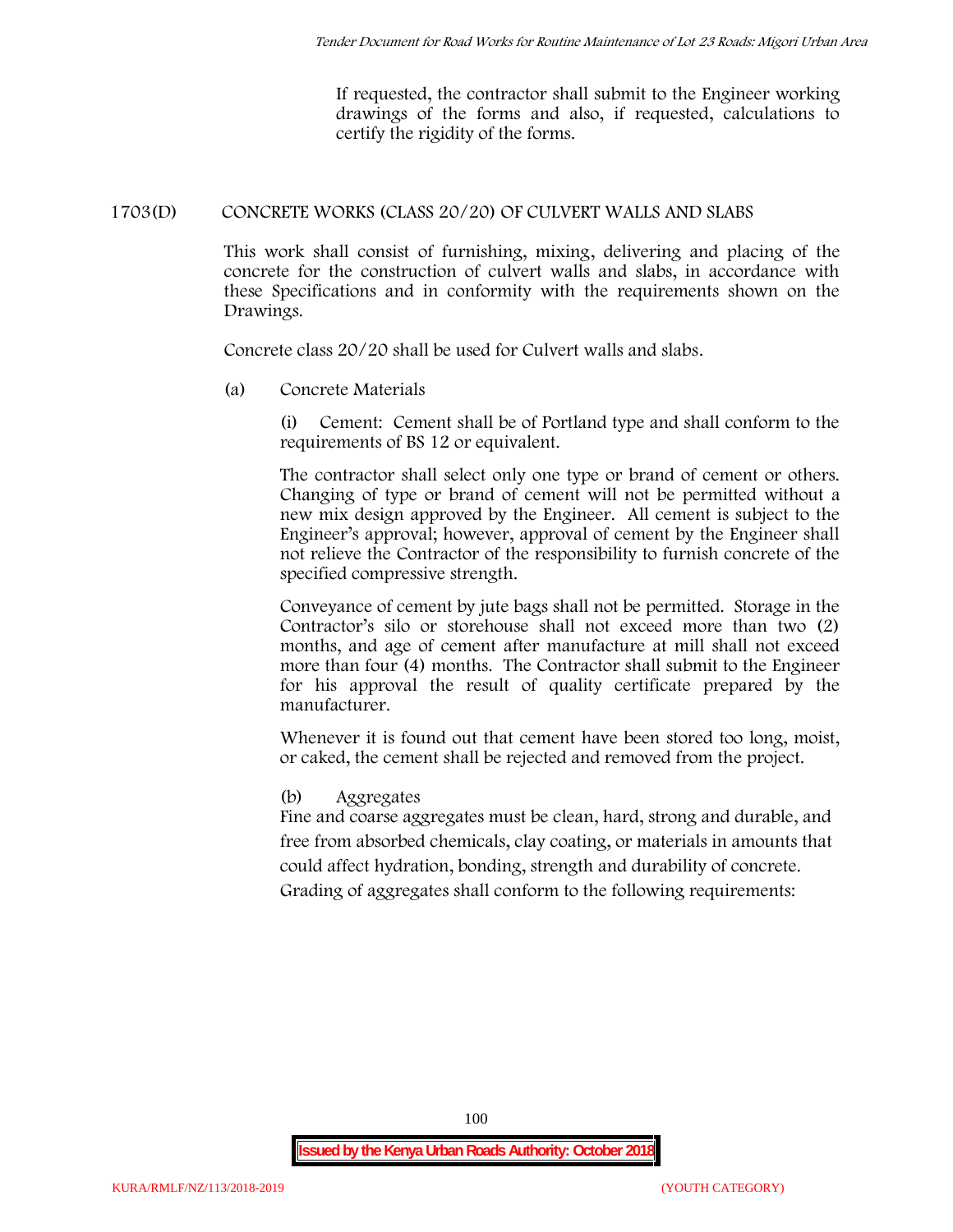If requested, the contractor shall submit to the Engineer working drawings of the forms and also, if requested, calculations to certify the rigidity of the forms.

## 1703(D) CONCRETE WORKS (CLASS 20/20) OF CULVERT WALLS AND SLABS

This work shall consist of furnishing, mixing, delivering and placing of the concrete for the construction of culvert walls and slabs, in accordance with these Specifications and in conformity with the requirements shown on the Drawings.

Concrete class 20/20 shall be used for Culvert walls and slabs.

(a) Concrete Materials

(i) Cement: Cement shall be of Portland type and shall conform to the requirements of BS 12 or equivalent.

The contractor shall select only one type or brand of cement or others. Changing of type or brand of cement will not be permitted without a new mix design approved by the Engineer. All cement is subject to the Engineer's approval; however, approval of cement by the Engineer shall not relieve the Contractor of the responsibility to furnish concrete of the specified compressive strength.

Conveyance of cement by jute bags shall not be permitted. Storage in the Contractor's silo or storehouse shall not exceed more than two (2) months, and age of cement after manufacture at mill shall not exceed more than four (4) months. The Contractor shall submit to the Engineer for his approval the result of quality certificate prepared by the manufacturer.

Whenever it is found out that cement have been stored too long, moist, or caked, the cement shall be rejected and removed from the project.

(b) Aggregates

Fine and coarse aggregates must be clean, hard, strong and durable, and free from absorbed chemicals, clay coating, or materials in amounts that could affect hydration, bonding, strength and durability of concrete. Grading of aggregates shall conform to the following requirements: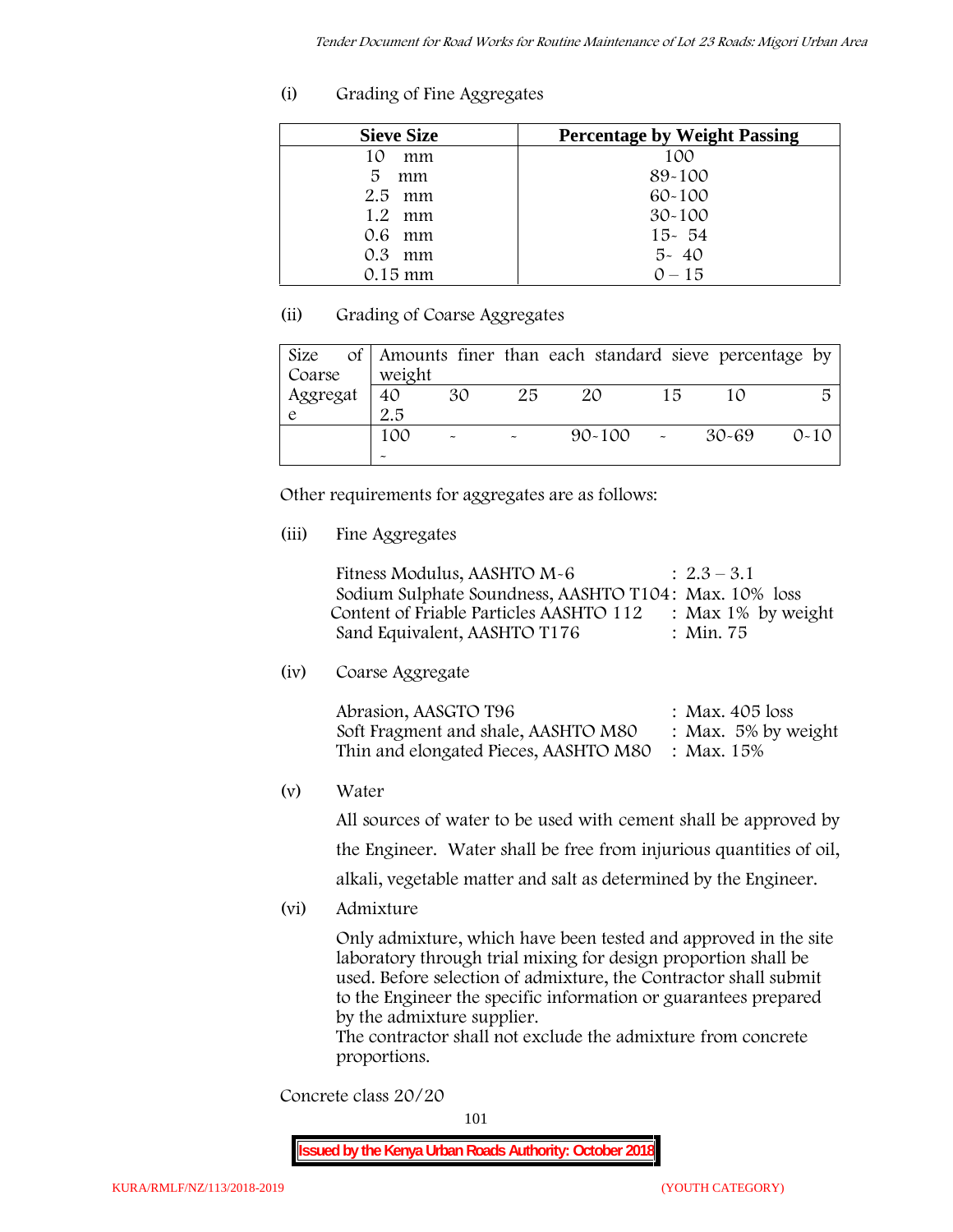(i) Grading of Fine Aggregates

| Sieve Size | Percentage by Weight Passing |
|---|---|
| 10 mm | 100 |
| 5 mm | 89-100 |
| 2.5 mm | 60-100 |
| 1.2 mm | 30-100 |
| 0.6 mm | 15- 54 |
| 0.3 mm | 5- 40 |
| 0.15 mm | 0 – 15 |

(ii) Grading of Coarse Aggregates

| Size of Coarse Aggregate | Amounts finer than each standard sieve percentage by weight | | | | | | |
|---|---|---|---|---|---|---|---|
| | 40 2.5 | 30 | 25 | 20 | 15 | 10 | 5 |
| | 100 - | - | - | 90-100 | - | 30-69 | 0-10 |

Other requirements for aggregates are as follows:

(iii) Fine Aggregates

Fitness Modulus, AASHTO M-6 : 2.3 – 3.1
Sodium Sulphate Soundness, AASHTO T104: Max. 10% loss
Content of Friable Particles AASHTO 112 : Max 1% by weight
Sand Equivalent, AASHTO T176 : Min. 75

(iv) Coarse Aggregate

Abrasion, AASGTO T96 : Max. 405 loss
Soft Fragment and shale, AASHTO M80 : Max. 5% by weight
Thin and elongated Pieces, AASHTO M80 : Max. 15%

(v) Water

All sources of water to be used with cement shall be approved by the Engineer. Water shall be free from injurious quantities of oil, alkali, vegetable matter and salt as determined by the Engineer.

(vi) Admixture

Only admixture, which have been tested and approved in the site laboratory through trial mixing for design proportion shall be used. Before selection of admixture, the Contractor shall submit to the Engineer the specific information or guarantees prepared by the admixture supplier.
The contractor shall not exclude the admixture from concrete proportions.

Concrete class 20/20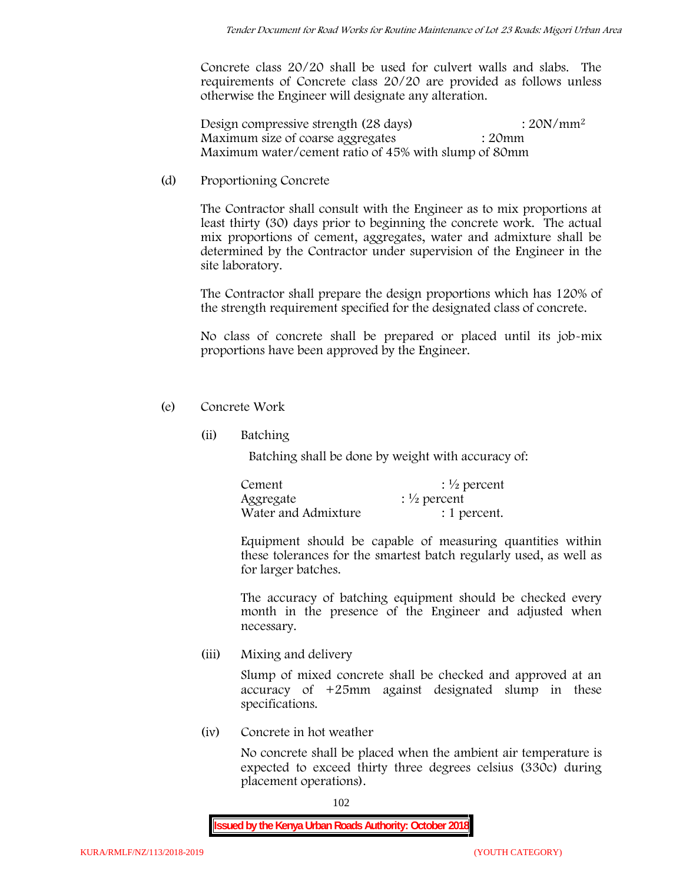Concrete class 20/20 shall be used for culvert walls and slabs. The requirements of Concrete class 20/20 are provided as follows unless otherwise the Engineer will designate any alteration.

Design compressive strength (28 days) : $20N/mm^2$
Maximum size of coarse aggregates : 20mm
Maximum water/cement ratio of 45% with slump of 80mm

(d) Proportioning Concrete

The Contractor shall consult with the Engineer as to mix proportions at least thirty (30) days prior to beginning the concrete work. The actual mix proportions of cement, aggregates, water and admixture shall be determined by the Contractor under supervision of the Engineer in the site laboratory.

The Contractor shall prepare the design proportions which has 120% of the strength requirement specified for the designated class of concrete.

No class of concrete shall be prepared or placed until its job-mix proportions have been approved by the Engineer.

(e) Concrete Work

(ii) Batching

Batching shall be done by weight with accuracy of:

| | |
|---|---|
| Cement | : ½ percent |
| Aggregate | : ½ percent |
| Water and Admixture | : 1 percent. |

Equipment should be capable of measuring quantities within these tolerances for the smartest batch regularly used, as well as for larger batches.

The accuracy of batching equipment should be checked every month in the presence of the Engineer and adjusted when necessary.

(iii) Mixing and delivery

Slump of mixed concrete shall be checked and approved at an accuracy of +25mm against designated slump in these specifications.

(iv) Concrete in hot weather

No concrete shall be placed when the ambient air temperature is expected to exceed thirty three degrees celsius (330c) during placement operations).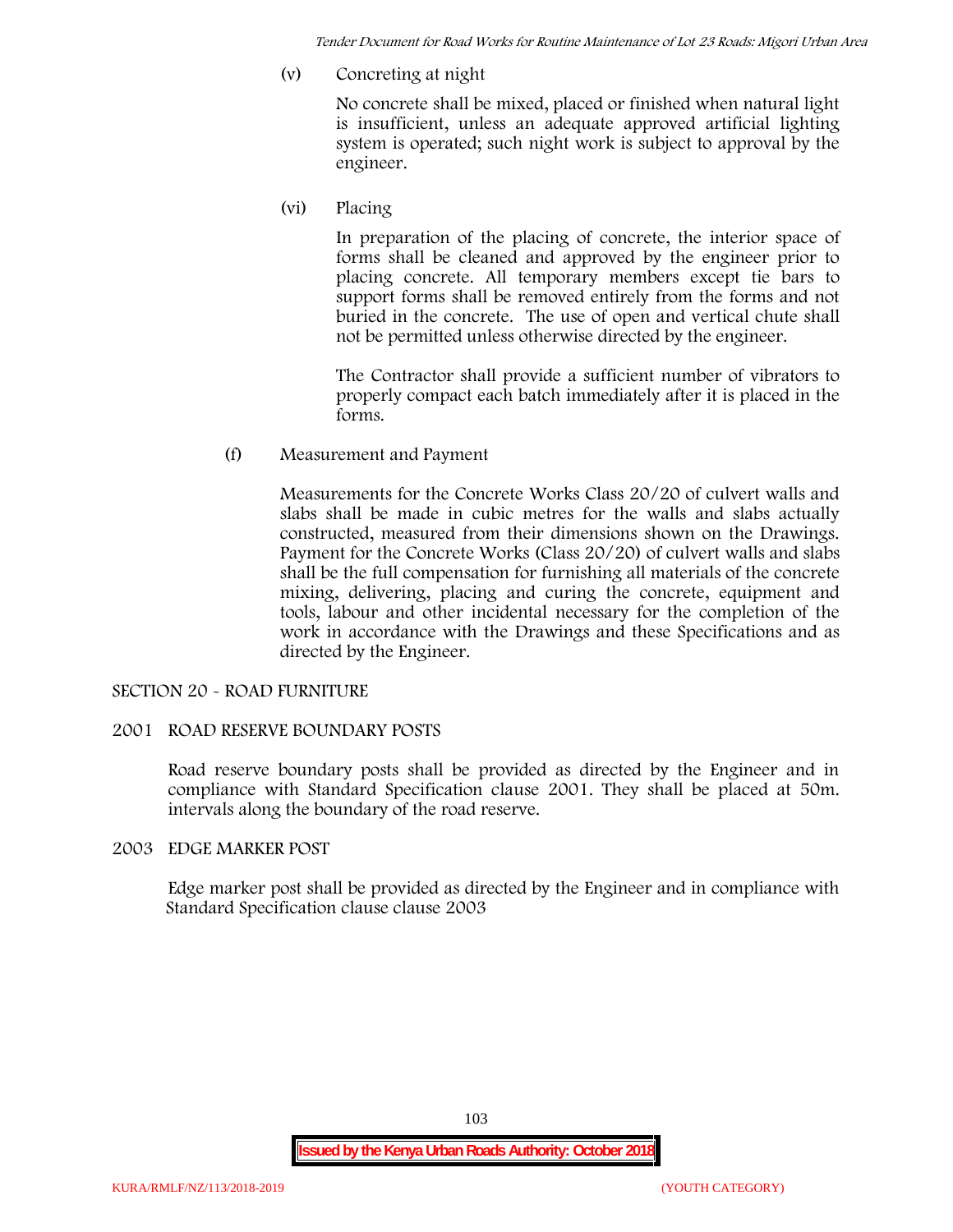(v) Concreting at night

No concrete shall be mixed, placed or finished when natural light is insufficient, unless an adequate approved artificial lighting system is operated; such night work is subject to approval by the engineer.

(vi) Placing

In preparation of the placing of concrete, the interior space of forms shall be cleaned and approved by the engineer prior to placing concrete. All temporary members except tie bars to support forms shall be removed entirely from the forms and not buried in the concrete. The use of open and vertical chute shall not be permitted unless otherwise directed by the engineer.

The Contractor shall provide a sufficient number of vibrators to properly compact each batch immediately after it is placed in the forms.

(f) Measurement and Payment

Measurements for the Concrete Works Class 20/20 of culvert walls and slabs shall be made in cubic metres for the walls and slabs actually constructed, measured from their dimensions shown on the Drawings. Payment for the Concrete Works (Class 20/20) of culvert walls and slabs shall be the full compensation for furnishing all materials of the concrete mixing, delivering, placing and curing the concrete, equipment and tools, labour and other incidental necessary for the completion of the work in accordance with the Drawings and these Specifications and as directed by the Engineer.

## SECTION 20 - ROAD FURNITURE

### 2001 ROAD RESERVE BOUNDARY POSTS

Road reserve boundary posts shall be provided as directed by the Engineer and in compliance with Standard Specification clause 2001. They shall be placed at 50m. intervals along the boundary of the road reserve.

### 2003 EDGE MARKER POST

Edge marker post shall be provided as directed by the Engineer and in compliance with Standard Specification clause clause 2003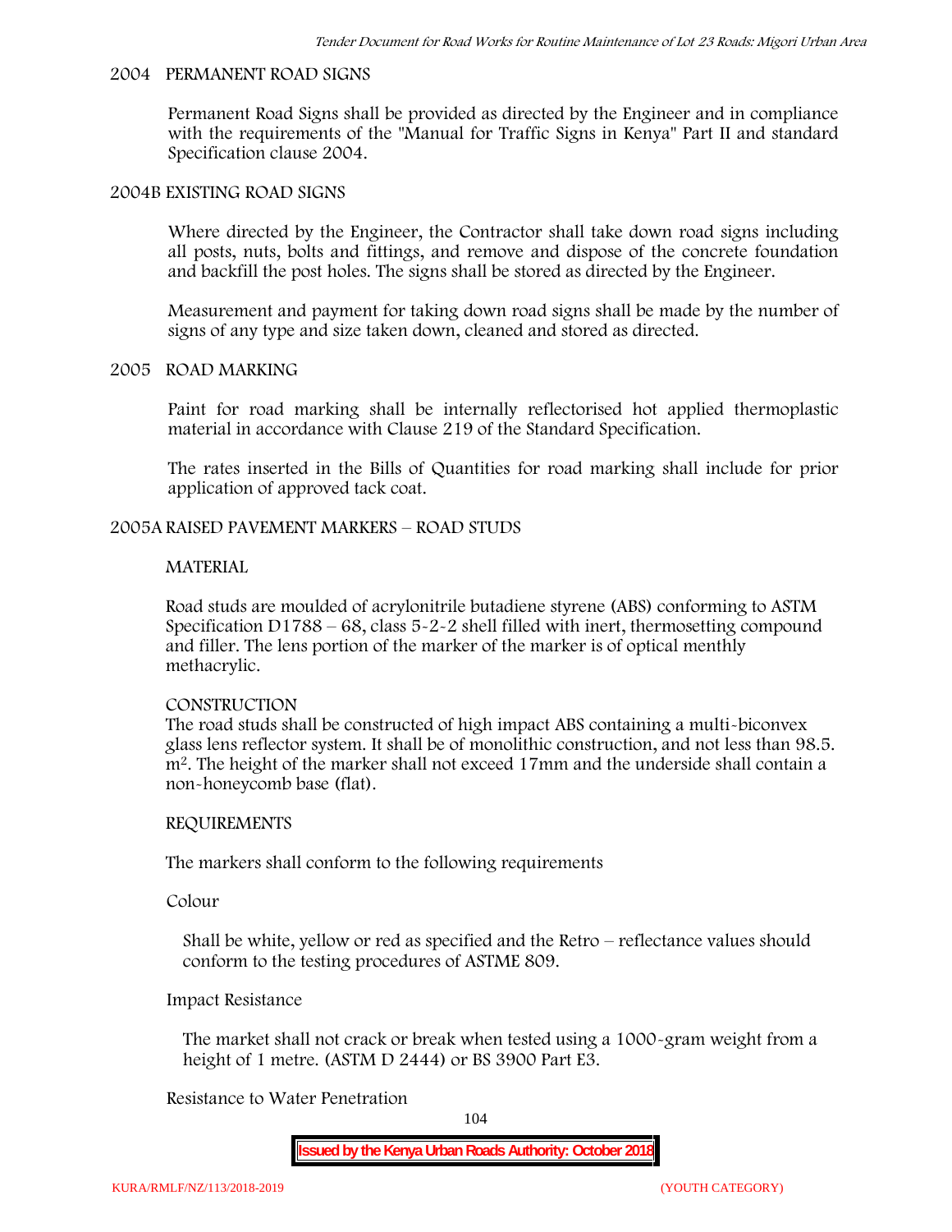## 2004 PERMANENT ROAD SIGNS

Permanent Road Signs shall be provided as directed by the Engineer and in compliance with the requirements of the "Manual for Traffic Signs in Kenya" Part II and standard Specification clause 2004.

## 2004B EXISTING ROAD SIGNS

Where directed by the Engineer, the Contractor shall take down road signs including all posts, nuts, bolts and fittings, and remove and dispose of the concrete foundation and backfill the post holes. The signs shall be stored as directed by the Engineer.

Measurement and payment for taking down road signs shall be made by the number of signs of any type and size taken down, cleaned and stored as directed.

## 2005 ROAD MARKING

Paint for road marking shall be internally reflectorised hot applied thermoplastic material in accordance with Clause 219 of the Standard Specification.

The rates inserted in the Bills of Quantities for road marking shall include for prior application of approved tack coat.

## 2005A RAISED PAVEMENT MARKERS – ROAD STUDS

### MATERIAL

Road studs are moulded of acrylonitrile butadiene styrene (ABS) conforming to ASTM Specification D1788 – 68, class 5-2-2 shell filled with inert, thermosetting compound and filler. The lens portion of the marker of the marker is of optical menthly methacrylic.

### CONSTRUCTION

The road studs shall be constructed of high impact ABS containing a multi-biconvex glass lens reflector system. It shall be of monolithic construction, and not less than 98.5. $m^2$. The height of the marker shall not exceed 17mm and the underside shall contain a non-honeycomb base (flat).

### REQUIREMENTS

The markers shall conform to the following requirements

Colour

Shall be white, yellow or red as specified and the Retro – reflectance values should conform to the testing procedures of ASTME 809.

Impact Resistance

The market shall not crack or break when tested using a 1000-gram weight from a height of 1 metre. (ASTM D 2444) or BS 3900 Part E3.

Resistance to Water Penetration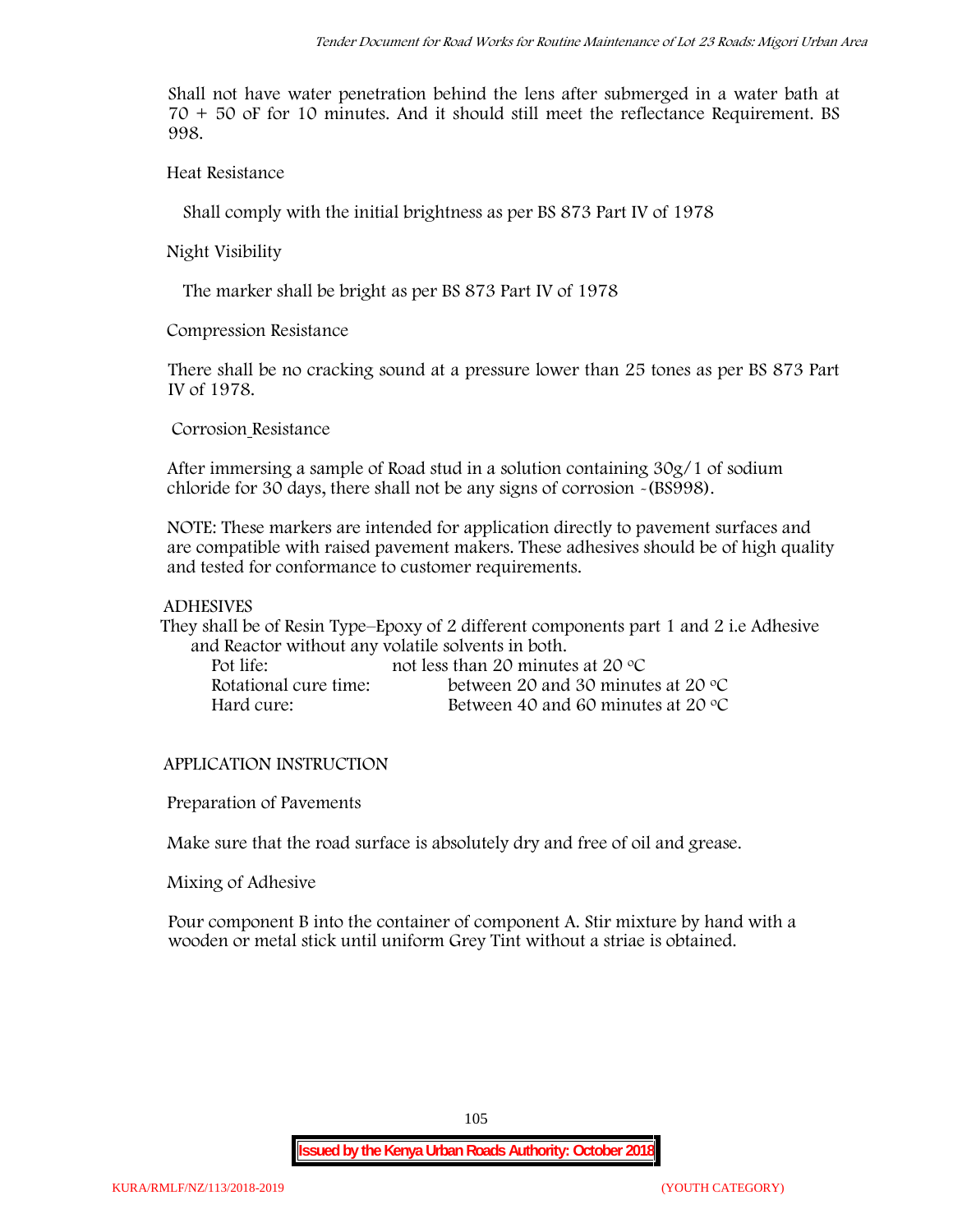Shall not have water penetration behind the lens after submerged in a water bath at 70 + 50 oF for 10 minutes. And it should still meet the reflectance Requirement. BS 998.

Heat Resistance

Shall comply with the initial brightness as per BS 873 Part IV of 1978

Night Visibility

The marker shall be bright as per BS 873 Part IV of 1978

Compression Resistance

There shall be no cracking sound at a pressure lower than 25 tones as per BS 873 Part IV of 1978.

Corrosion Resistance

After immersing a sample of Road stud in a solution containing 30g/1 of sodium chloride for 30 days, there shall not be any signs of corrosion -(BS998).

NOTE: These markers are intended for application directly to pavement surfaces and are compatible with raised pavement makers. These adhesives should be of high quality and tested for conformance to customer requirements.

ADHESIVES

They shall be of Resin Type–Epoxy of 2 different components part 1 and 2 i.e Adhesive and Reactor without any volatile solvents in both.

| | |
|---|---|
| Pot life: | not less than 20 minutes at 20 °C |
| Rotational cure time: | between 20 and 30 minutes at 20 °C |
| Hard cure: | Between 40 and 60 minutes at 20 °C |

APPLICATION INSTRUCTION

Preparation of Pavements

Make sure that the road surface is absolutely dry and free of oil and grease.

Mixing of Adhesive

Pour component B into the container of component A. Stir mixture by hand with a wooden or metal stick until uniform Grey Tint without a striae is obtained.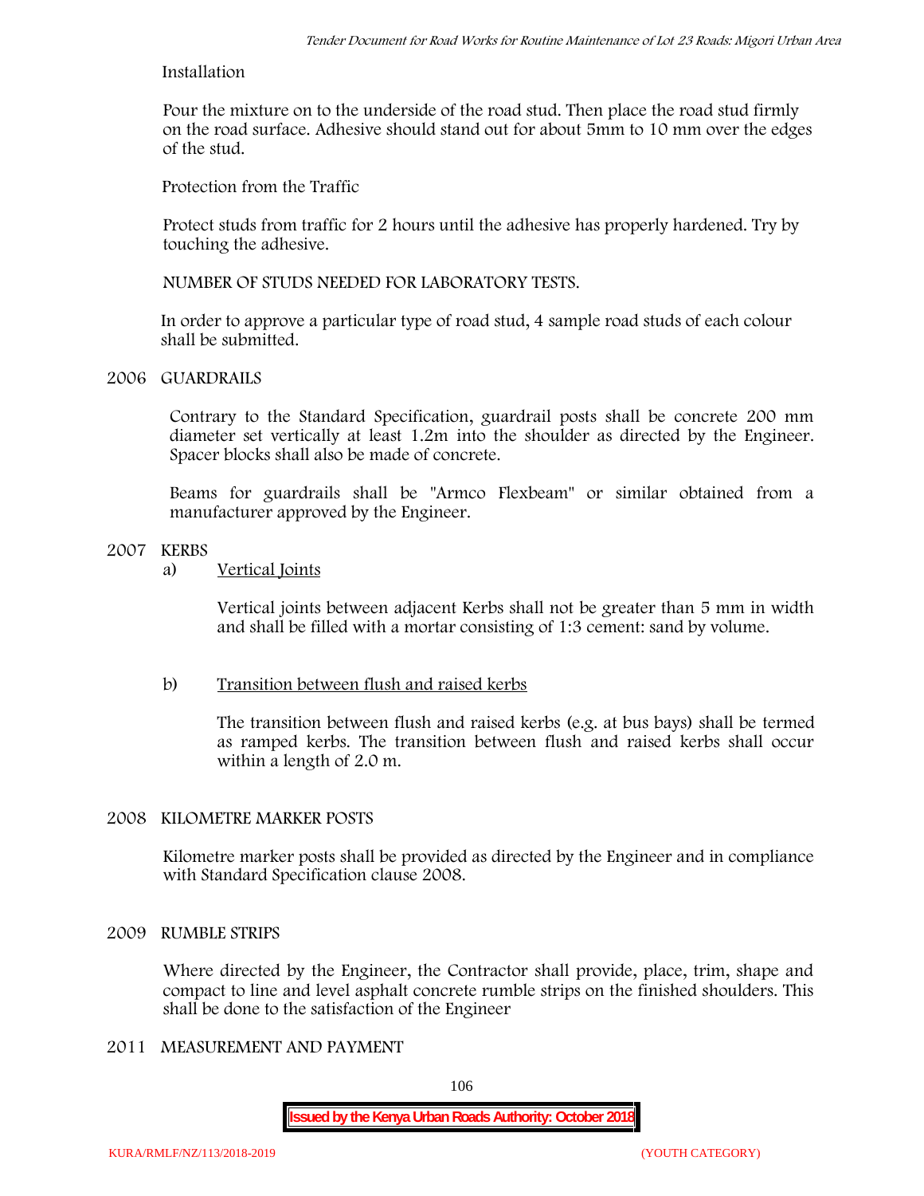Installation

Pour the mixture on to the underside of the road stud. Then place the road stud firmly on the road surface. Adhesive should stand out for about 5mm to 10 mm over the edges of the stud.

Protection from the Traffic

Protect studs from traffic for 2 hours until the adhesive has properly hardened. Try by touching the adhesive.

NUMBER OF STUDS NEEDED FOR LABORATORY TESTS.

In order to approve a particular type of road stud, 4 sample road studs of each colour shall be submitted.

## 2006 GUARDRAILS

Contrary to the Standard Specification, guardrail posts shall be concrete 200 mm diameter set vertically at least 1.2m into the shoulder as directed by the Engineer. Spacer blocks shall also be made of concrete.

Beams for guardrails shall be "Armco Flexbeam" or similar obtained from a manufacturer approved by the Engineer.

## 2007 KERBS

a) Vertical Joints

Vertical joints between adjacent Kerbs shall not be greater than 5 mm in width and shall be filled with a mortar consisting of 1:3 cement: sand by volume.

b) Transition between flush and raised kerbs

The transition between flush and raised kerbs (e.g. at bus bays) shall be termed as ramped kerbs. The transition between flush and raised kerbs shall occur within a length of 2.0 m.

## 2008 KILOMETRE MARKER POSTS

Kilometre marker posts shall be provided as directed by the Engineer and in compliance with Standard Specification clause 2008.

## 2009 RUMBLE STRIPS

Where directed by the Engineer, the Contractor shall provide, place, trim, shape and compact to line and level asphalt concrete rumble strips on the finished shoulders. This shall be done to the satisfaction of the Engineer

## 2011 MEASUREMENT AND PAYMENT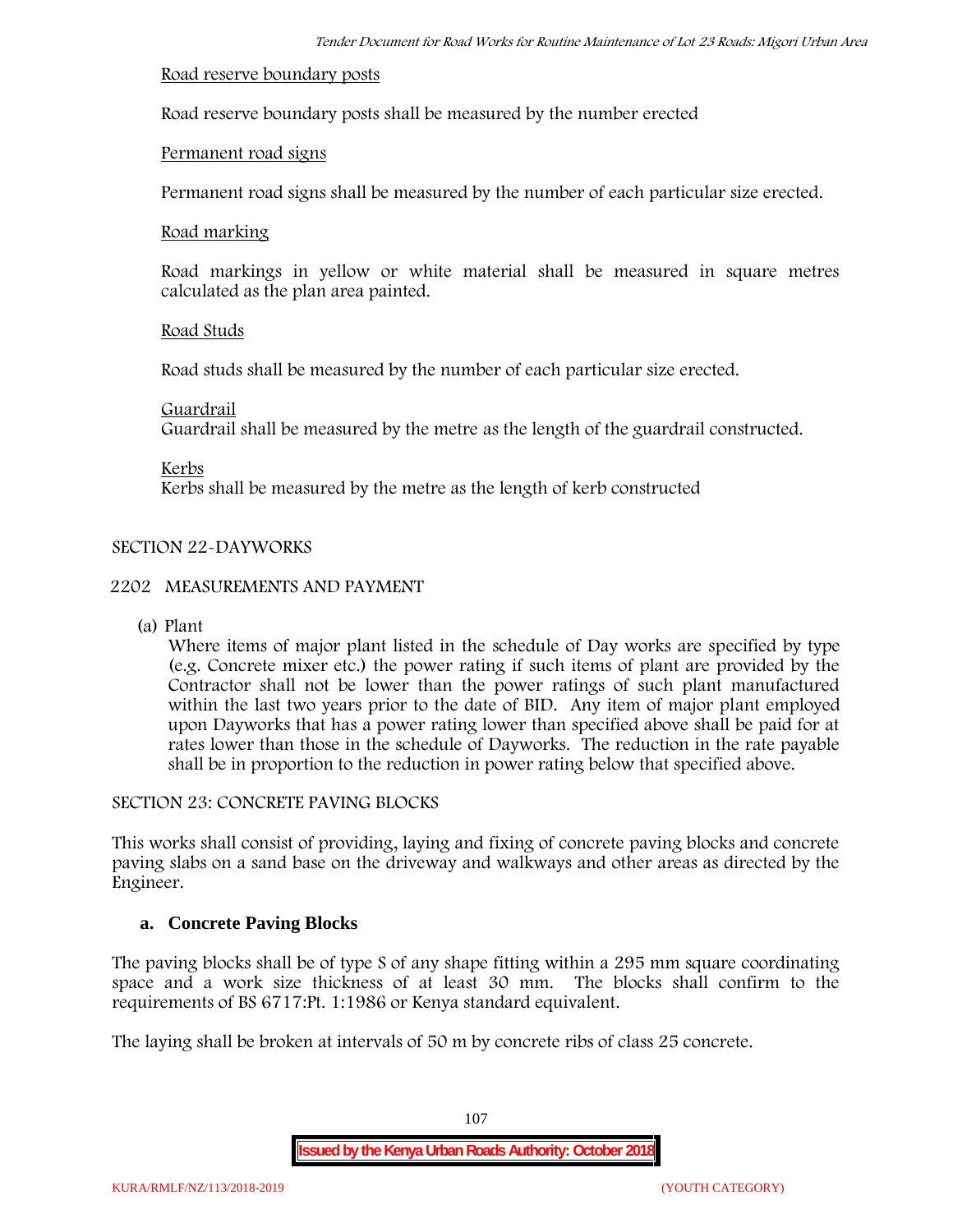Road reserve boundary posts

Road reserve boundary posts shall be measured by the number erected

Permanent road signs

Permanent road signs shall be measured by the number of each particular size erected.

Road marking

Road markings in yellow or white material shall be measured in square metres calculated as the plan area painted.

Road Studs

Road studs shall be measured by the number of each particular size erected.

Guardrail

Guardrail shall be measured by the metre as the length of the guardrail constructed.

Kerbs

Kerbs shall be measured by the metre as the length of kerb constructed

SECTION 22-DAYWORKS

2202 MEASUREMENTS AND PAYMENT

(a) Plant

Where items of major plant listed in the schedule of Day works are specified by type (e.g. Concrete mixer etc.) the power rating if such items of plant are provided by the Contractor shall not be lower than the power ratings of such plant manufactured within the last two years prior to the date of BID. Any item of major plant employed upon Dayworks that has a power rating lower than specified above shall be paid for at rates lower than those in the schedule of Dayworks. The reduction in the rate payable shall be in proportion to the reduction in power rating below that specified above.

SECTION 23: CONCRETE PAVING BLOCKS

This works shall consist of providing, laying and fixing of concrete paving blocks and concrete paving slabs on a sand base on the driveway and walkways and other areas as directed by the Engineer.

### a. Concrete Paving Blocks

The paving blocks shall be of type S of any shape fitting within a 295 mm square coordinating space and a work size thickness of at least 30 mm. The blocks shall confirm to the requirements of BS 6717:Pt. 1:1986 or Kenya standard equivalent.

The laying shall be broken at intervals of 50 m by concrete ribs of class 25 concrete.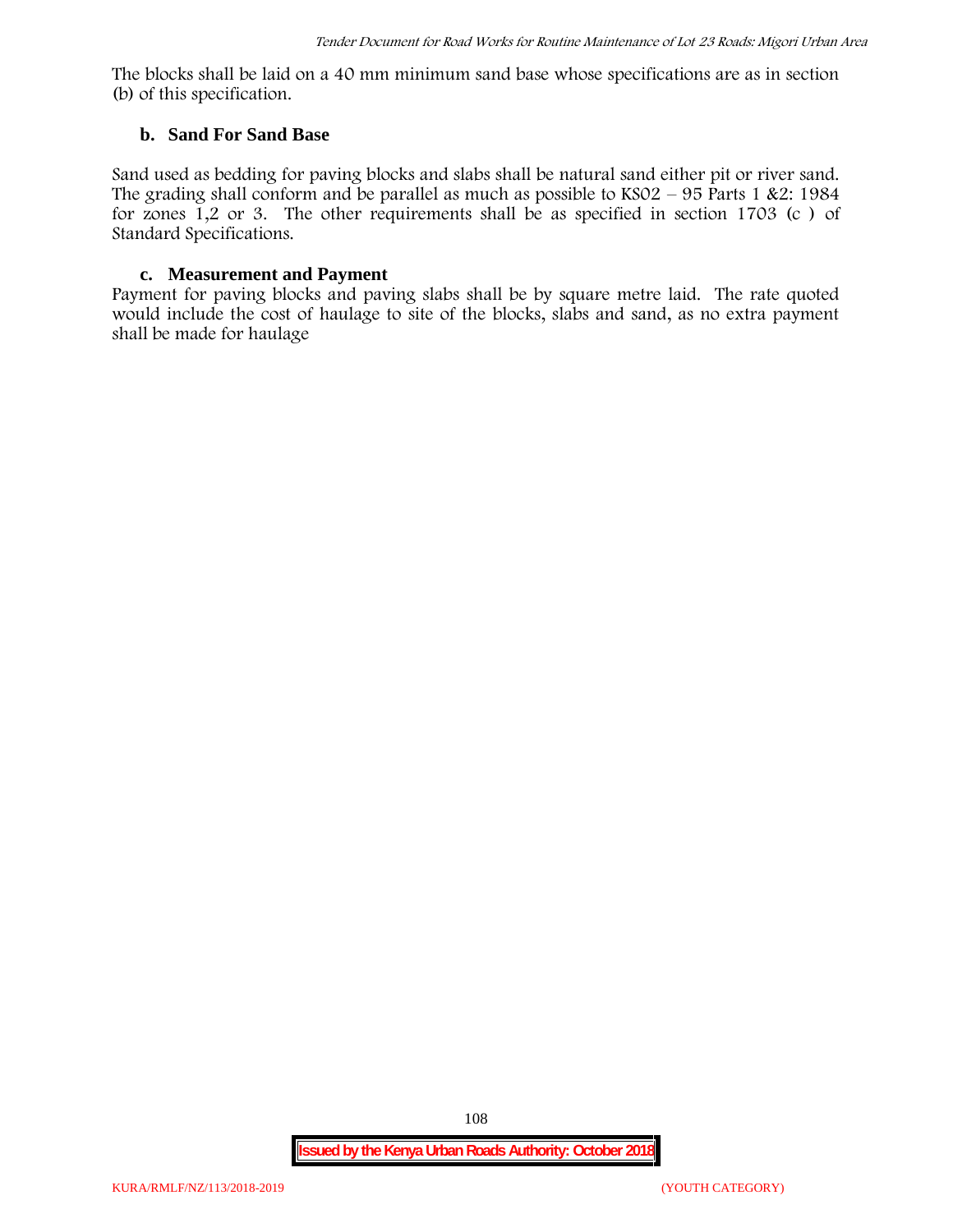The blocks shall be laid on a 40 mm minimum sand base whose specifications are as in section (b) of this specification.

### b. Sand For Sand Base

Sand used as bedding for paving blocks and slabs shall be natural sand either pit or river sand. The grading shall conform and be parallel as much as possible to KS02 – 95 Parts 1 &2: 1984 for zones 1,2 or 3. The other requirements shall be as specified in section 1703 (c ) of Standard Specifications.

### c. Measurement and Payment

Payment for paving blocks and paving slabs shall be by square metre laid. The rate quoted would include the cost of haulage to site of the blocks, slabs and sand, as no extra payment shall be made for haulage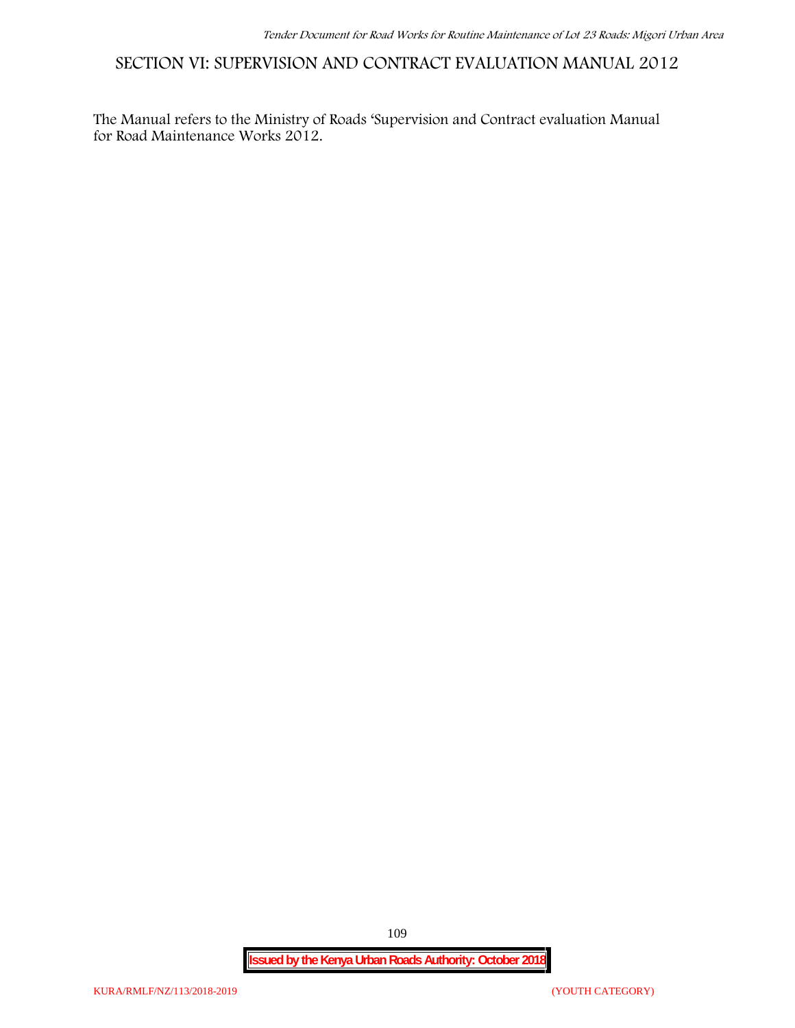# SECTION VI: SUPERVISION AND CONTRACT EVALUATION MANUAL 2012

The Manual refers to the Ministry of Roads 'Supervision and Contract evaluation Manual for Road Maintenance Works 2012.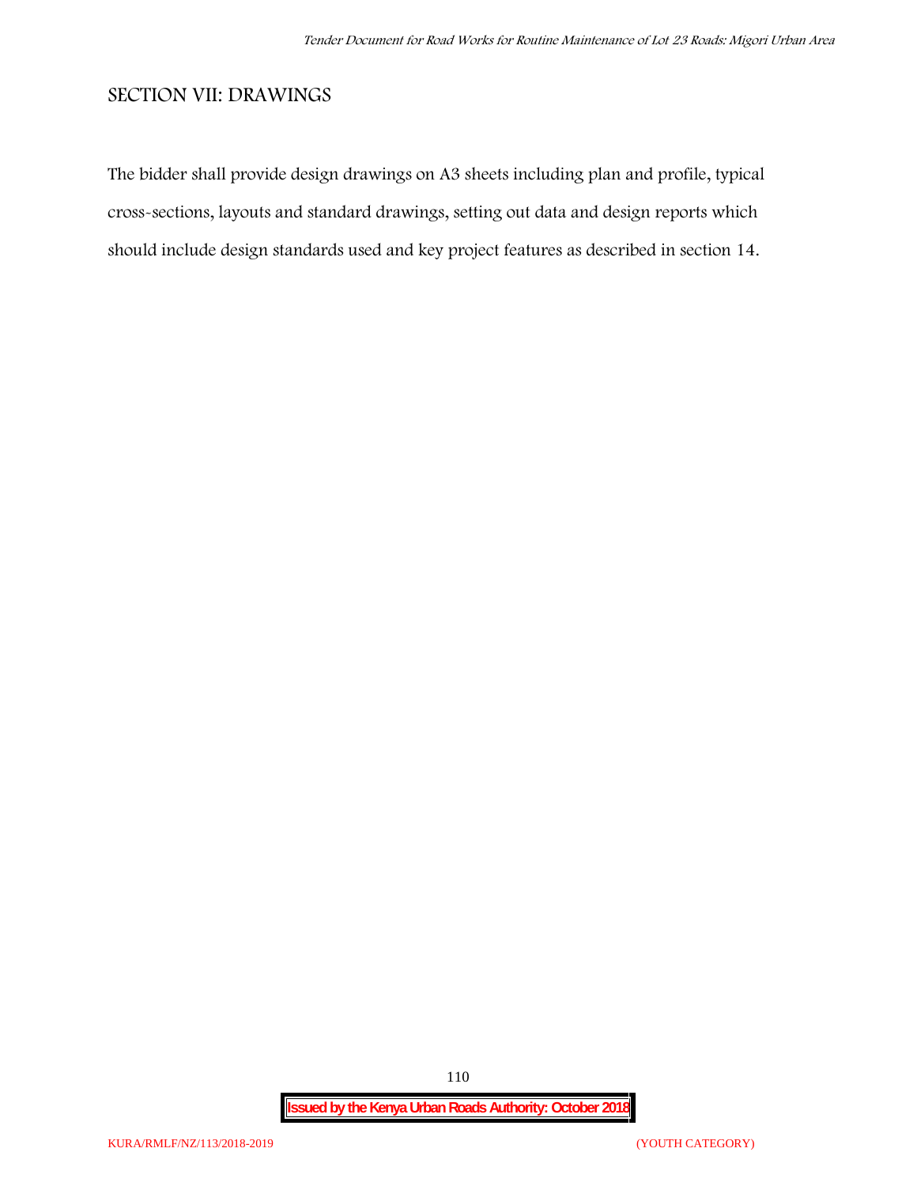## SECTION VII: DRAWINGS

The bidder shall provide design drawings on A3 sheets including plan and profile, typical cross-sections, layouts and standard drawings, setting out data and design reports which should include design standards used and key project features as described in section 14.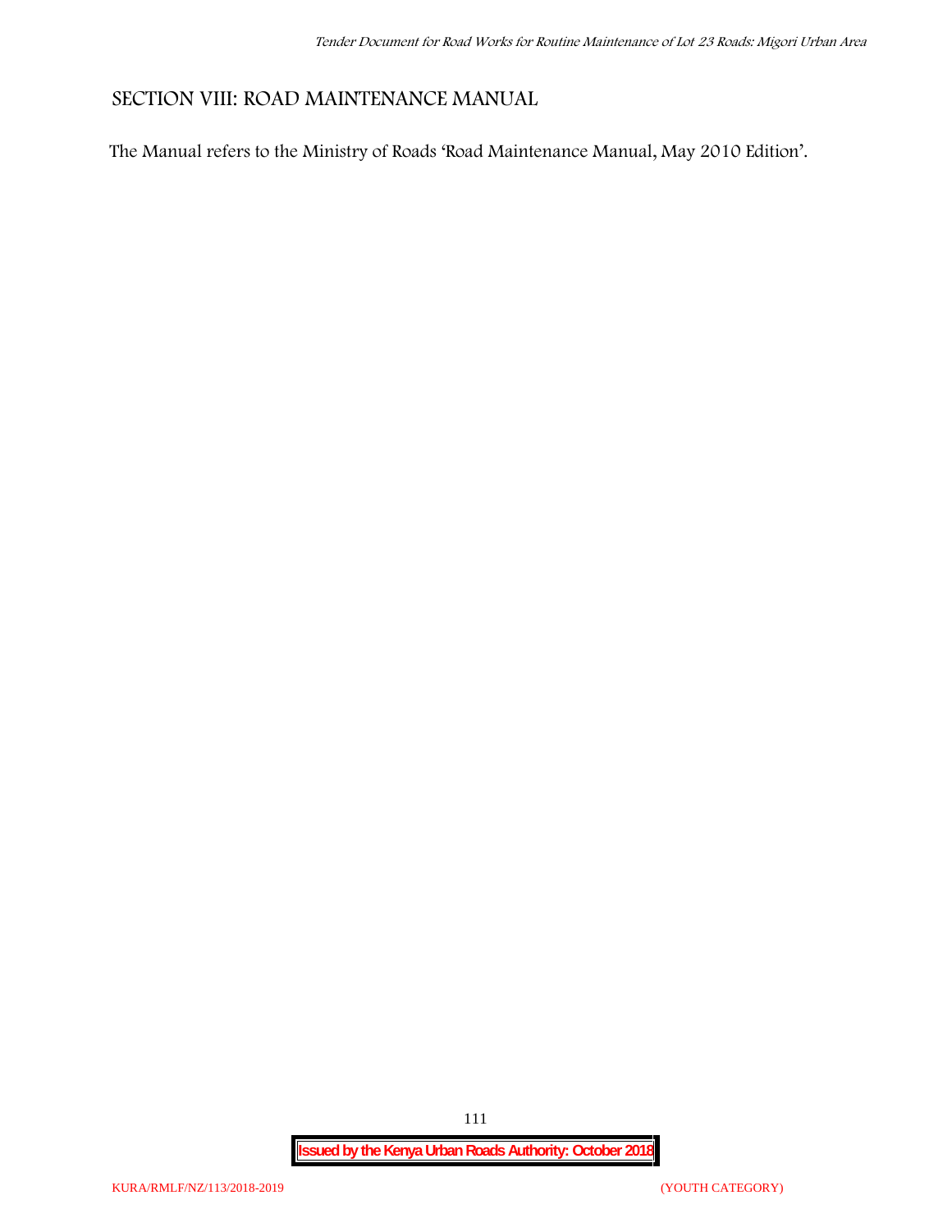# SECTION VIII: ROAD MAINTENANCE MANUAL

The Manual refers to the Ministry of Roads 'Road Maintenance Manual, May 2010 Edition'.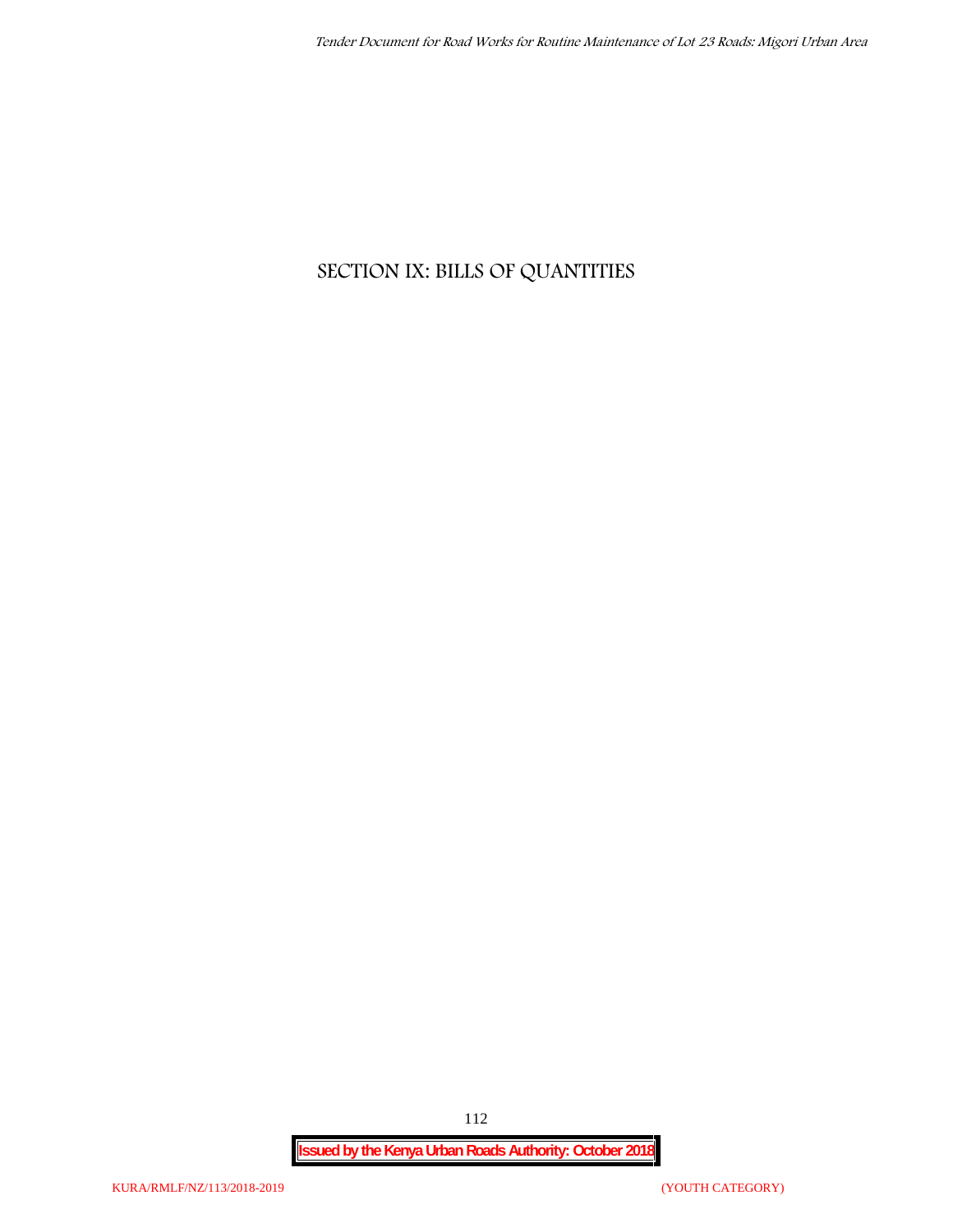# SECTION IX: BILLS OF QUANTITIES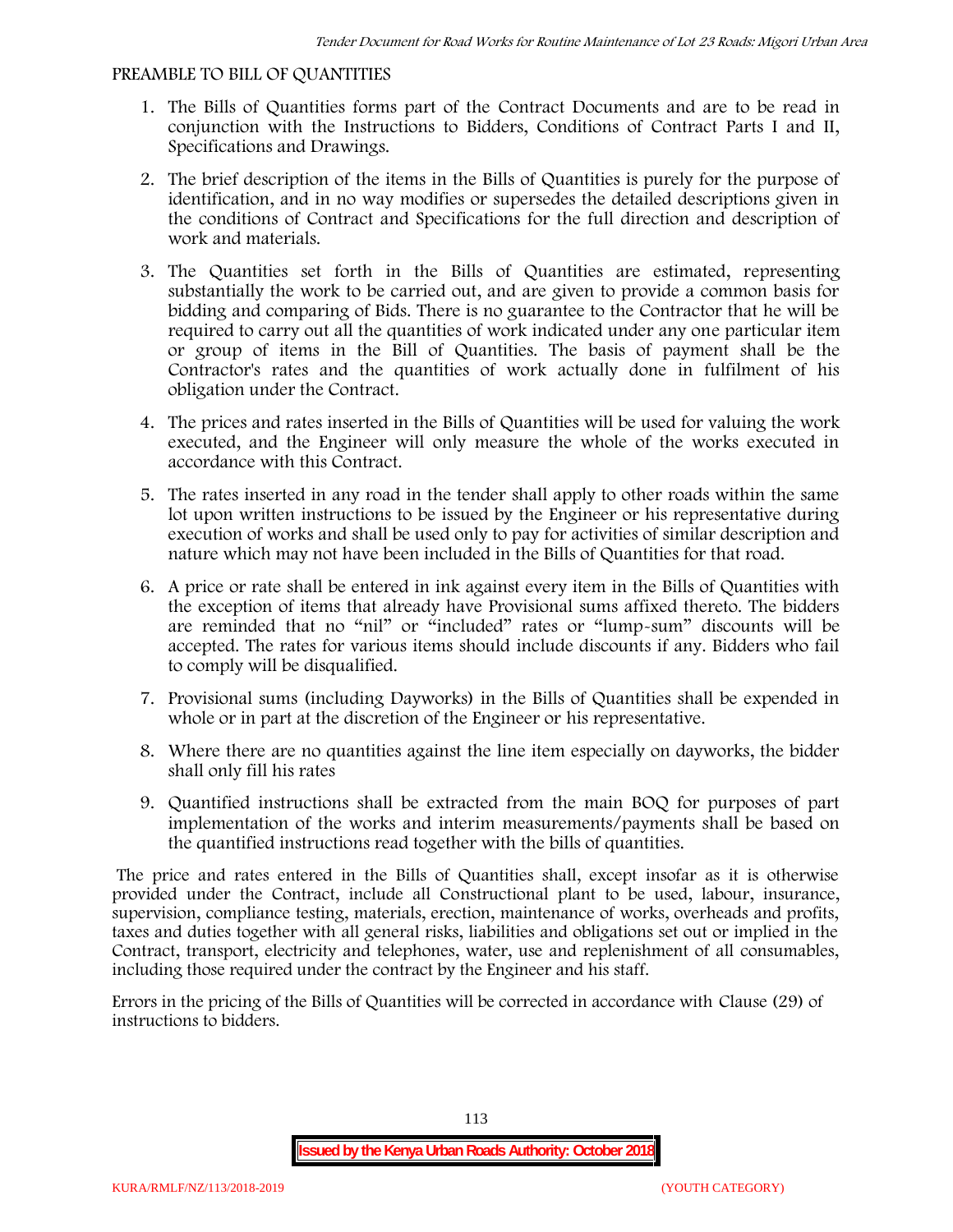## PREAMBLE TO BILL OF QUANTITIES

1. The Bills of Quantities forms part of the Contract Documents and are to be read in conjunction with the Instructions to Bidders, Conditions of Contract Parts I and II, Specifications and Drawings.
2. The brief description of the items in the Bills of Quantities is purely for the purpose of identification, and in no way modifies or supersedes the detailed descriptions given in the conditions of Contract and Specifications for the full direction and description of work and materials.
3. The Quantities set forth in the Bills of Quantities are estimated, representing substantially the work to be carried out, and are given to provide a common basis for bidding and comparing of Bids. There is no guarantee to the Contractor that he will be required to carry out all the quantities of work indicated under any one particular item or group of items in the Bill of Quantities. The basis of payment shall be the Contractor's rates and the quantities of work actually done in fulfilment of his obligation under the Contract.
4. The prices and rates inserted in the Bills of Quantities will be used for valuing the work executed, and the Engineer will only measure the whole of the works executed in accordance with this Contract.
5. The rates inserted in any road in the tender shall apply to other roads within the same lot upon written instructions to be issued by the Engineer or his representative during execution of works and shall be used only to pay for activities of similar description and nature which may not have been included in the Bills of Quantities for that road.
6. A price or rate shall be entered in ink against every item in the Bills of Quantities with the exception of items that already have Provisional sums affixed thereto. The bidders are reminded that no "nil" or "included" rates or "lump-sum" discounts will be accepted. The rates for various items should include discounts if any. Bidders who fail to comply will be disqualified.
7. Provisional sums (including Dayworks) in the Bills of Quantities shall be expended in whole or in part at the discretion of the Engineer or his representative.
8. Where there are no quantities against the line item especially on dayworks, the bidder shall only fill his rates
9. Quantified instructions shall be extracted from the main BOQ for purposes of part implementation of the works and interim measurements/payments shall be based on the quantified instructions read together with the bills of quantities.

The price and rates entered in the Bills of Quantities shall, except insofar as it is otherwise provided under the Contract, include all Constructional plant to be used, labour, insurance, supervision, compliance testing, materials, erection, maintenance of works, overheads and profits, taxes and duties together with all general risks, liabilities and obligations set out or implied in the Contract, transport, electricity and telephones, water, use and replenishment of all consumables, including those required under the contract by the Engineer and his staff.

Errors in the pricing of the Bills of Quantities will be corrected in accordance with Clause (29) of instructions to bidders.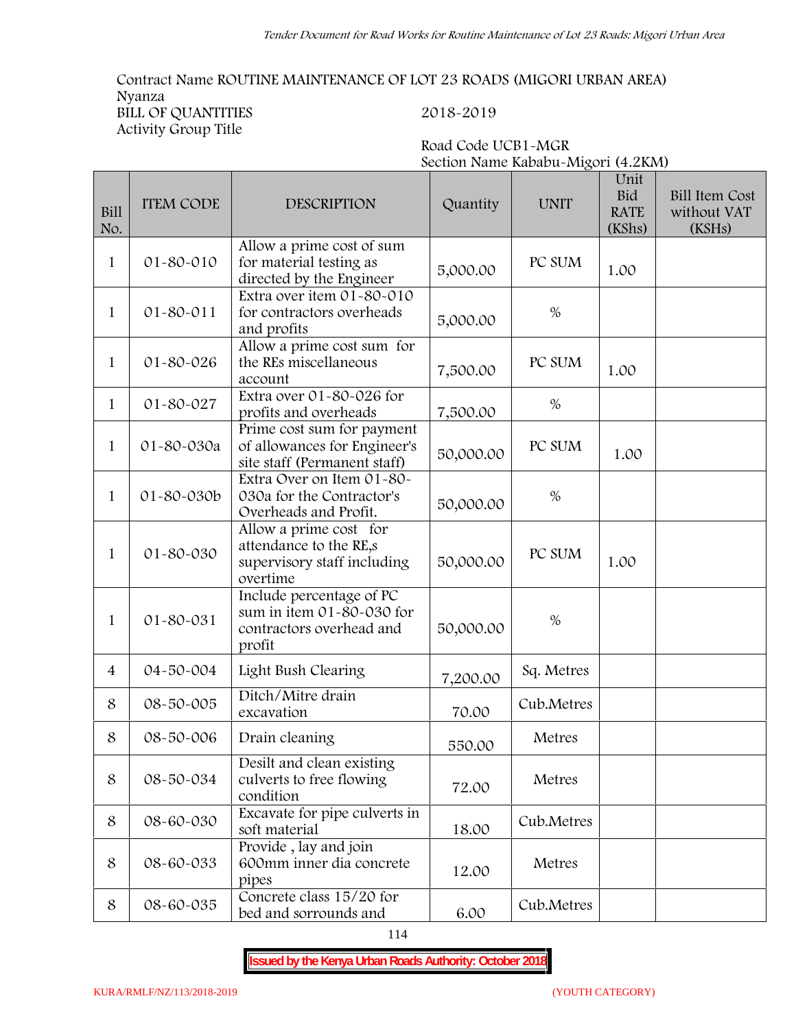Contract Name ROUTINE MAINTENANCE OF LOT 23 ROADS (MIGORI URBAN AREA)
Nyanza
BILL OF QUANTITIES 2018-2019
Activity Group Title

Road Code UCB1-MGR
Section Name Kababu-Migori (4.2KM)

| Bill No. | ITEM CODE | DESCRIPTION | Quantity | UNIT | Unit Bid RATE (KShs) | Bill Item Cost without VAT (KSHs) |
|---|---|---|---|---|---|---|
| 1 | 01-80-010 | Allow a prime cost of sum for material testing as directed by the Engineer | 5,000.00 | PC SUM | 1.00 | |
| 1 | 01-80-011 | Extra over item 01-80-010 for contractors overheads and profits | 5,000.00 | % | | |
| 1 | 01-80-026 | Allow a prime cost sum for the REs miscellaneous account | 7,500.00 | PC SUM | 1.00 | |
| 1 | 01-80-027 | Extra over 01-80-026 for profits and overheads | 7,500.00 | % | | |
| 1 | 01-80-030a | Prime cost sum for payment of allowances for Engineer's site staff (Permanent staff) | 50,000.00 | PC SUM | 1.00 | |
| 1 | 01-80-030b | Extra Over on Item 01-80-030a for the Contractor's Overheads and Profit. | 50,000.00 | % | | |
| 1 | 01-80-030 | Allow a prime cost for attendance to the RE,s supervisory staff including overtime | 50,000.00 | PC SUM | 1.00 | |
| 1 | 01-80-031 | Include percentage of PC sum in item 01-80-030 for contractors overhead and profit | 50,000.00 | % | | |
| 4 | 04-50-004 | Light Bush Clearing | 7,200.00 | Sq. Metres | | |
| 8 | 08-50-005 | Ditch/Mitre drain excavation | 70.00 | Cub.Metres | | |
| 8 | 08-50-006 | Drain cleaning | 550.00 | Metres | | |
| 8 | 08-50-034 | Desilt and clean existing culverts to free flowing condition | 72.00 | Metres | | |
| 8 | 08-60-030 | Excavate for pipe culverts in soft material | 18.00 | Cub.Metres | | |
| 8 | 08-60-033 | Provide , lay and join 600mm inner dia concrete pipes | 12.00 | Metres | | |
| 8 | 08-60-035 | Concrete class 15/20 for bed and sorrounds and | 6.00 | Cub.Metres | | |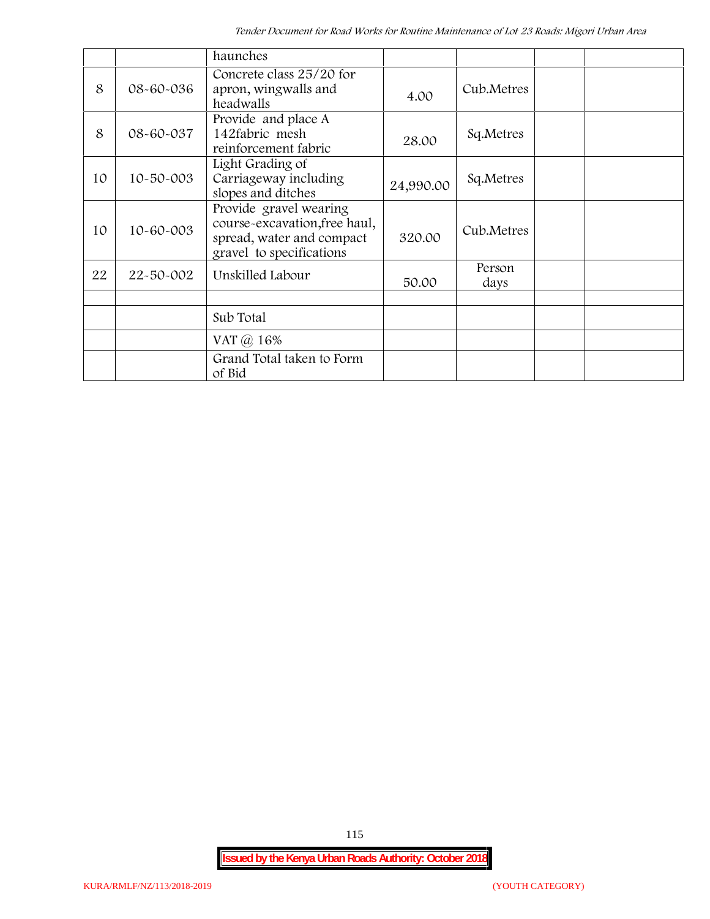|  |  | haunches |  |  |  |  |
|---|---|---|---|---|---|---|
| 8 | 08-60-036 | Concrete class 25/20 for apron, wingwalls and headwalls | 4.00 | Cub.Metres |  |  |
| 8 | 08-60-037 | Provide and place A 142fabric mesh reinforcement fabric | 28.00 | Sq.Metres |  |  |
| 10 | 10-50-003 | Light Grading of Carriageway including slopes and ditches | 24,990.00 | Sq.Metres |  |  |
| 10 | 10-60-003 | Provide gravel wearing course-excavation,free haul, spread, water and compact gravel to specifications | 320.00 | Cub.Metres |  |  |
| 22 | 22-50-002 | Unskilled Labour | 50.00 | Person days |  |  |
|  |  |  |  |  |  |  |
|  |  | Sub Total |  |  |  |  |
|  |  | VAT @ 16% |  |  |  |  |
|  |  | Grand Total taken to Form of Bid |  |  |  |  |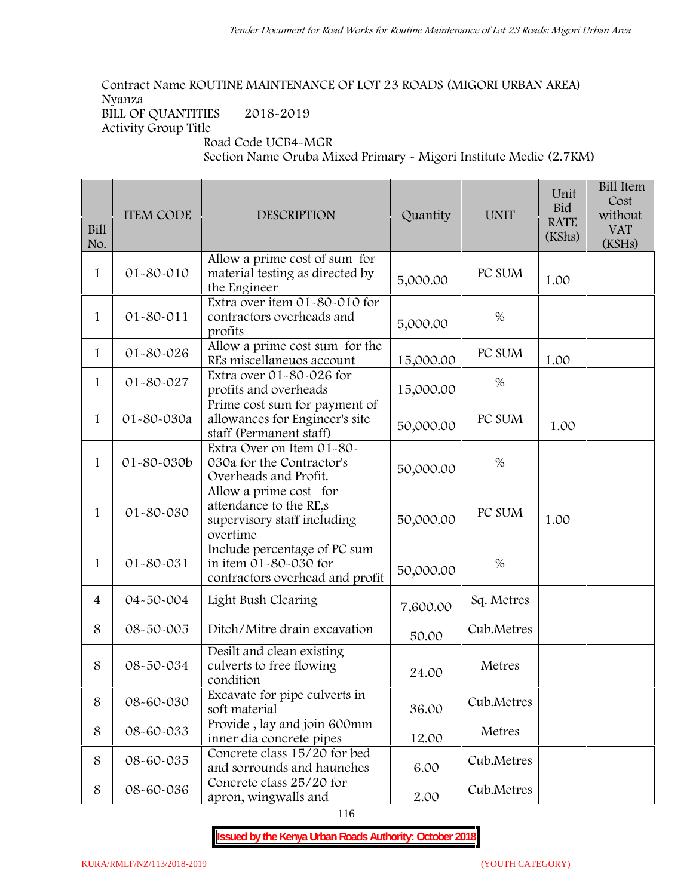Contract Name ROUTINE MAINTENANCE OF LOT 23 ROADS (MIGORI URBAN AREA)
Nyanza
BILL OF QUANTITIES 2018-2019
Activity Group Title
Road Code UCB4-MGR
Section Name Oruba Mixed Primary - Migori Institute Medic (2.7KM)

| Bill No. | ITEM CODE | DESCRIPTION | Quantity | UNIT | Unit Bid RATE (KShs) | Bill Item Cost without VAT (KSHs) |
|---|---|---|---|---|---|---|
| 1 | 01-80-010 | Allow a prime cost of sum for material testing as directed by the Engineer | 5,000.00 | PC SUM | 1.00 | |
| 1 | 01-80-011 | Extra over item 01-80-010 for contractors overheads and profits | 5,000.00 | % | | |
| 1 | 01-80-026 | Allow a prime cost sum for the REs miscellaneuos account | 15,000.00 | PC SUM | 1.00 | |
| 1 | 01-80-027 | Extra over 01-80-026 for profits and overheads | 15,000.00 | % | | |
| 1 | 01-80-030a | Prime cost sum for payment of allowances for Engineer's site staff (Permanent staff) | 50,000.00 | PC SUM | 1.00 | |
| 1 | 01-80-030b | Extra Over on Item 01-80-030a for the Contractor's Overheads and Profit. | 50,000.00 | % | | |
| 1 | 01-80-030 | Allow a prime cost for attendance to the RE,s supervisory staff including overtime | 50,000.00 | PC SUM | 1.00 | |
| 1 | 01-80-031 | Include percentage of PC sum in item 01-80-030 for contractors overhead and profit | 50,000.00 | % | | |
| 4 | 04-50-004 | Light Bush Clearing | 7,600.00 | Sq. Metres | | |
| 8 | 08-50-005 | Ditch/Mitre drain excavation | 50.00 | Cub.Metres | | |
| 8 | 08-50-034 | Desilt and clean existing culverts to free flowing condition | 24.00 | Metres | | |
| 8 | 08-60-030 | Excavate for pipe culverts in soft material | 36.00 | Cub.Metres | | |
| 8 | 08-60-033 | Provide , lay and join 600mm inner dia concrete pipes | 12.00 | Metres | | |
| 8 | 08-60-035 | Concrete class 15/20 for bed and sorrounds and haunches | 6.00 | Cub.Metres | | |
| 8 | 08-60-036 | Concrete class 25/20 for apron, wingwalls and | 2.00 | Cub.Metres | | |

**Issued by the Kenya Urban Roads Authority: October 2018**

KURA/RMLF/NZ/113/2018-2019 (YOUTH CATEGORY)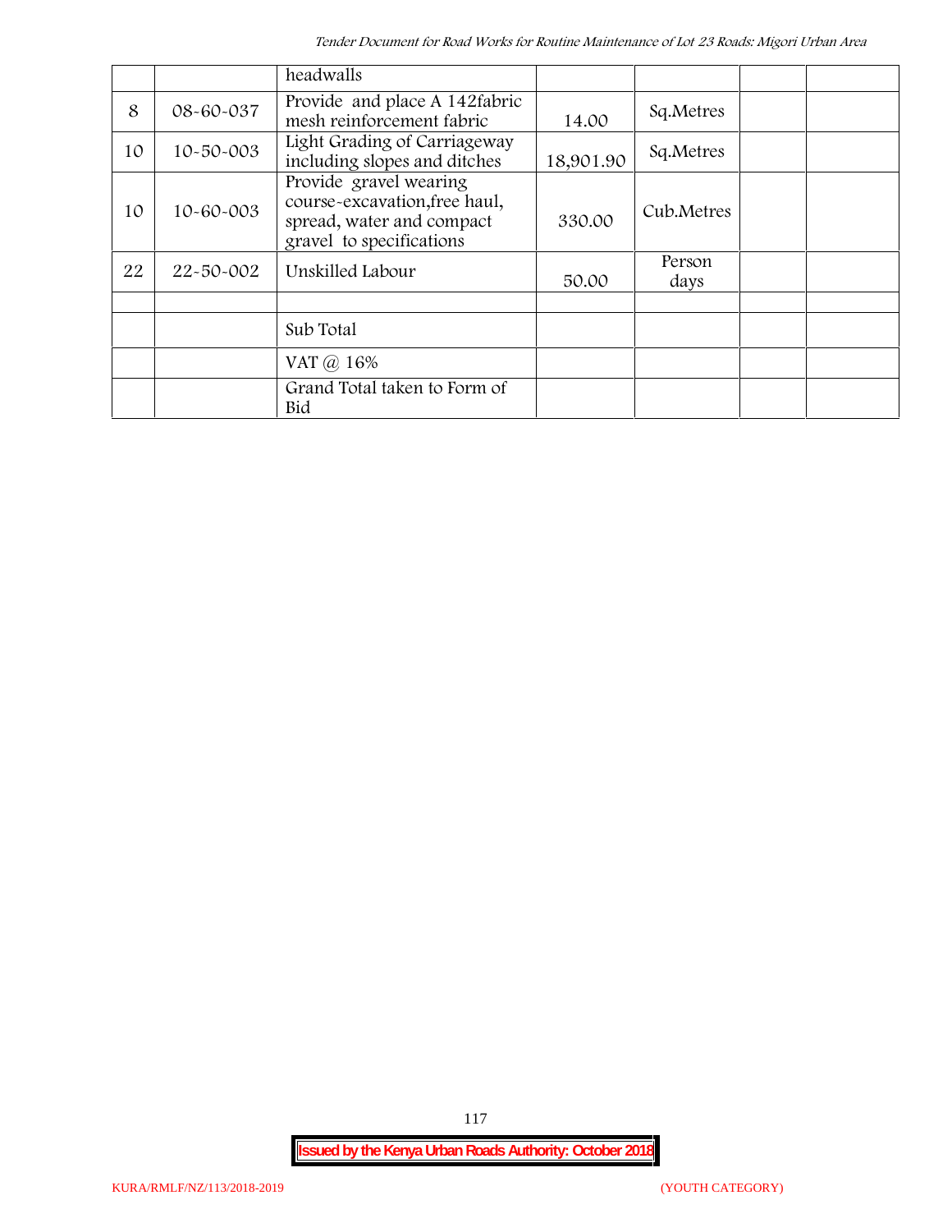| | | headwalls | | | | |
|---|---|---|---|---|---|---|
| 8 | 08-60-037 | Provide and place A 142fabric mesh reinforcement fabric | 14.00 | Sq.Metres | | |
| 10 | 10-50-003 | Light Grading of Carriageway including slopes and ditches | 18,901.90 | Sq.Metres | | |
| 10 | 10-60-003 | Provide gravel wearing course-excavation,free haul, spread, water and compact gravel to specifications | 330.00 | Cub.Metres | | |
| 22 | 22-50-002 | Unskilled Labour | 50.00 | Person days | | |
| | | | | | | |
| | | Sub Total | | | | |
| | | VAT @ 16% | | | | |
| | | Grand Total taken to Form of Bid | | | | |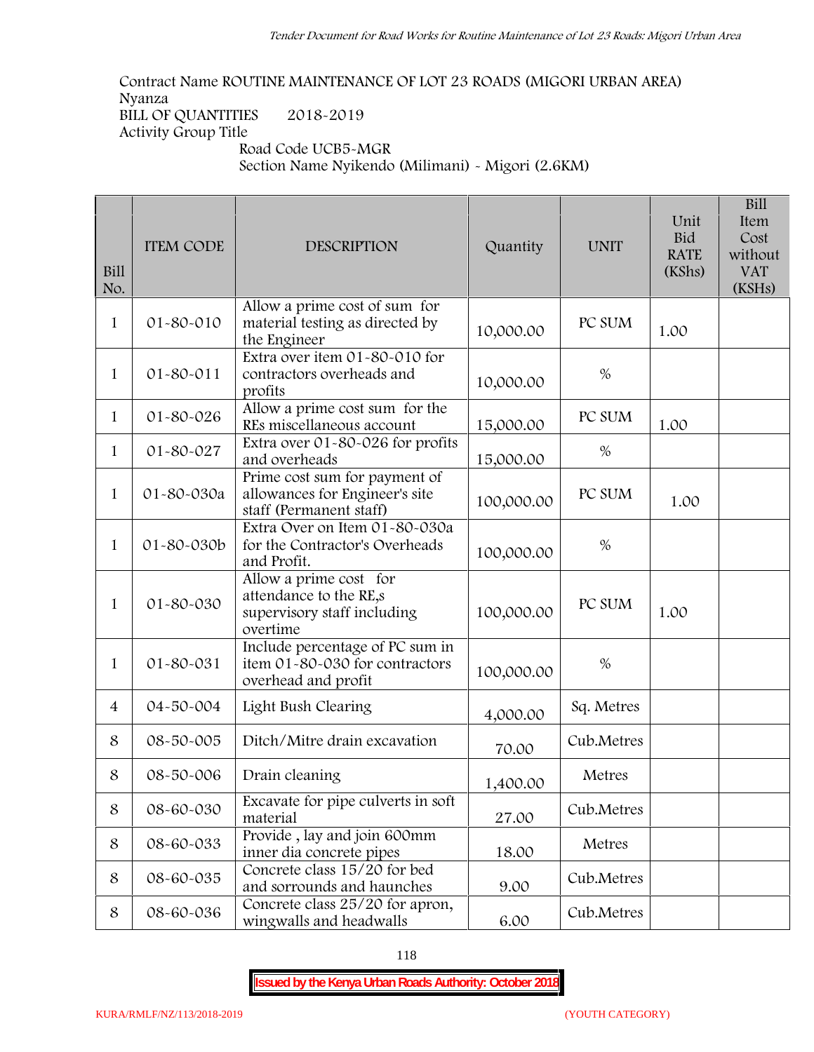Contract Name ROUTINE MAINTENANCE OF LOT 23 ROADS (MIGORI URBAN AREA)
Nyanza
BILL OF QUANTITIES 2018-2019
Activity Group Title
Road Code UCB5-MGR
Section Name Nyikendo (Milimani) - Migori (2.6KM)

| Bill No. | ITEM CODE | DESCRIPTION | Quantity | UNIT | Unit Bid RATE (KShs) | Bill Item Cost without VAT (KSHs) |
|---|---|---|---|---|---|---|
| 1 | 01-80-010 | Allow a prime cost of sum for material testing as directed by the Engineer | 10,000.00 | PC SUM | 1.00 | |
| 1 | 01-80-011 | Extra over item 01-80-010 for contractors overheads and profits | 10,000.00 | % | | |
| 1 | 01-80-026 | Allow a prime cost sum for the REs miscellaneous account | 15,000.00 | PC SUM | 1.00 | |
| 1 | 01-80-027 | Extra over 01-80-026 for profits and overheads | 15,000.00 | % | | |
| 1 | 01-80-030a | Prime cost sum for payment of allowances for Engineer's site staff (Permanent staff) | 100,000.00 | PC SUM | 1.00 | |
| 1 | 01-80-030b | Extra Over on Item 01-80-030a for the Contractor's Overheads and Profit. | 100,000.00 | % | | |
| 1 | 01-80-030 | Allow a prime cost for attendance to the RE,s supervisory staff including overtime | 100,000.00 | PC SUM | 1.00 | |
| 1 | 01-80-031 | Include percentage of PC sum in item 01-80-030 for contractors overhead and profit | 100,000.00 | % | | |
| 4 | 04-50-004 | Light Bush Clearing | 4,000.00 | Sq. Metres | | |
| 8 | 08-50-005 | Ditch/Mitre drain excavation | 70.00 | Cub.Metres | | |
| 8 | 08-50-006 | Drain cleaning | 1,400.00 | Metres | | |
| 8 | 08-60-030 | Excavate for pipe culverts in soft material | 27.00 | Cub.Metres | | |
| 8 | 08-60-033 | Provide , lay and join 600mm inner dia concrete pipes | 18.00 | Metres | | |
| 8 | 08-60-035 | Concrete class 15/20 for bed and sorrounds and haunches | 9.00 | Cub.Metres | | |
| 8 | 08-60-036 | Concrete class 25/20 for apron, wingwalls and headwalls | 6.00 | Cub.Metres | | |

**Issued by the Kenya Urban Roads Authority: October 2018**

KURA/RMLF/NZ/113/2018-2019 (YOUTH CATEGORY)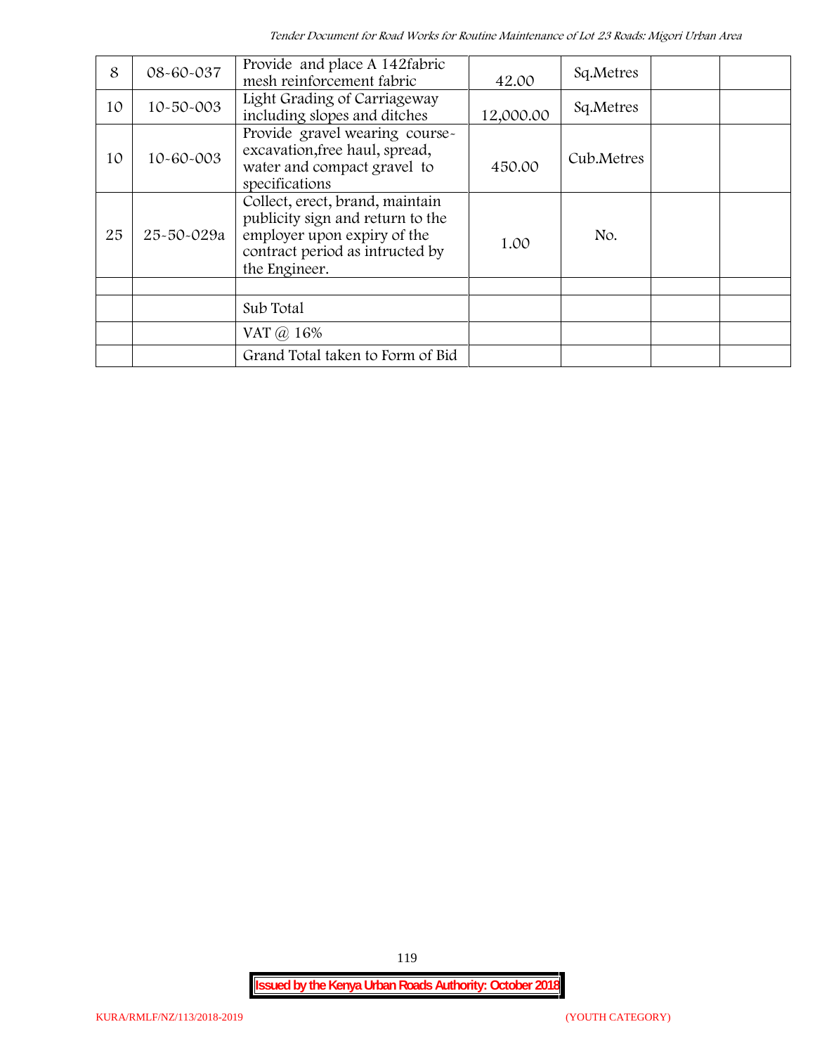| 8 | 08-60-037 | Provide and place A 142fabric mesh reinforcement fabric | 42.00 | Sq.Metres | | |
|---|---|---|---|---|---|---|
| 10 | 10-50-003 | Light Grading of Carriageway including slopes and ditches | 12,000.00 | Sq.Metres | | |
| 10 | 10-60-003 | Provide gravel wearing course-excavation,free haul, spread, water and compact gravel to specifications | 450.00 | Cub.Metres | | |
| 25 | 25-50-029a | Collect, erect, brand, maintain publicity sign and return to the employer upon expiry of the contract period as intructed by the Engineer. | 1.00 | No. | | |
| | | | | | | |
| | | Sub Total | | | | |
| | | VAT @ 16% | | | | |
| | | Grand Total taken to Form of Bid | | | | |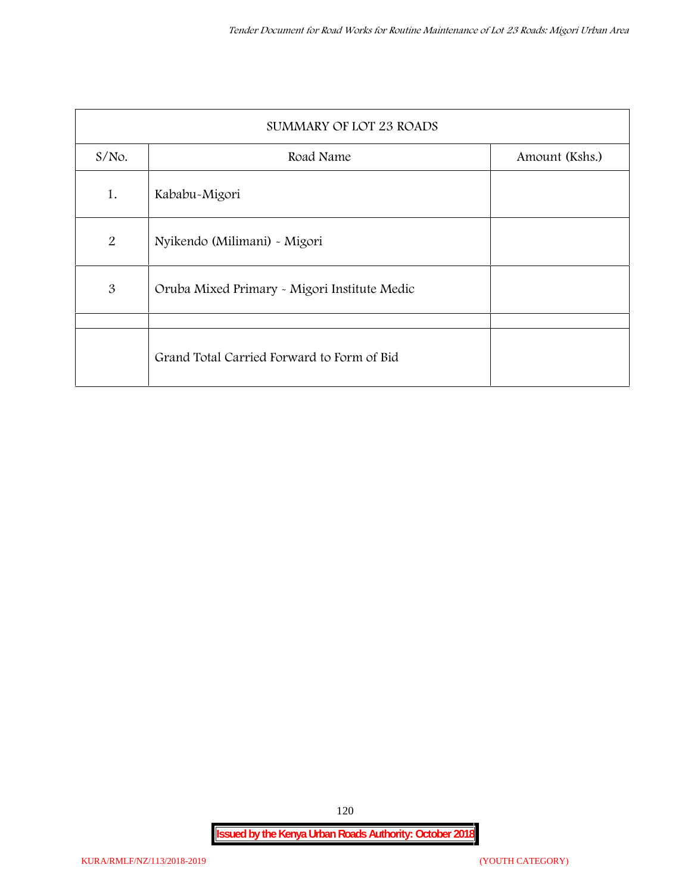| SUMMARY OF LOT 23 ROADS | | |
|---|---|---|
| S/No. | Road Name | Amount (Kshs.) |
| 1. | Kababu-Migori | |
| 2 | Nyikendo (Milimani) - Migori | |
| 3 | Oruba Mixed Primary - Migori Institute Medic | |
| | | |
| | Grand Total Carried Forward to Form of Bid | |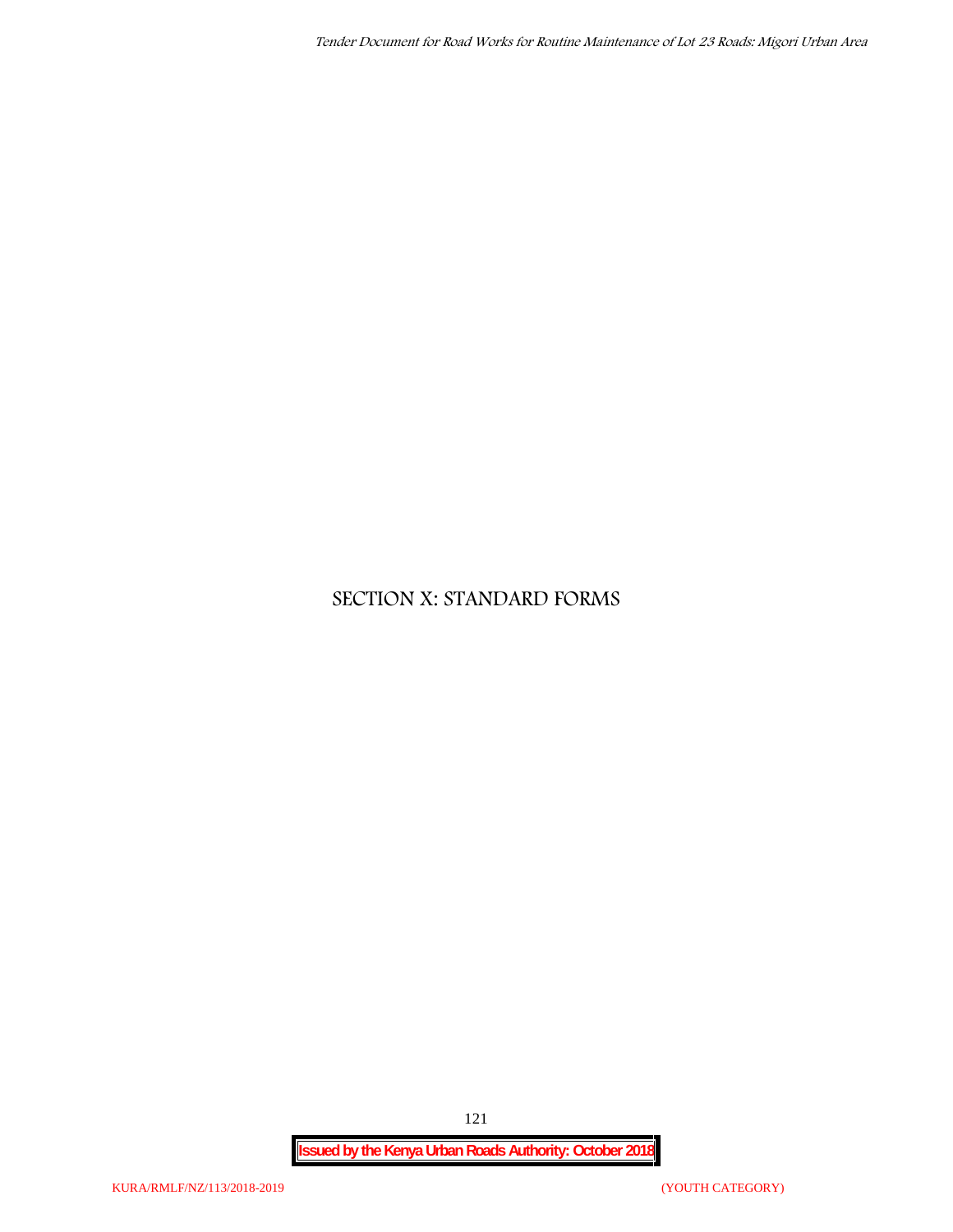# SECTION X: STANDARD FORMS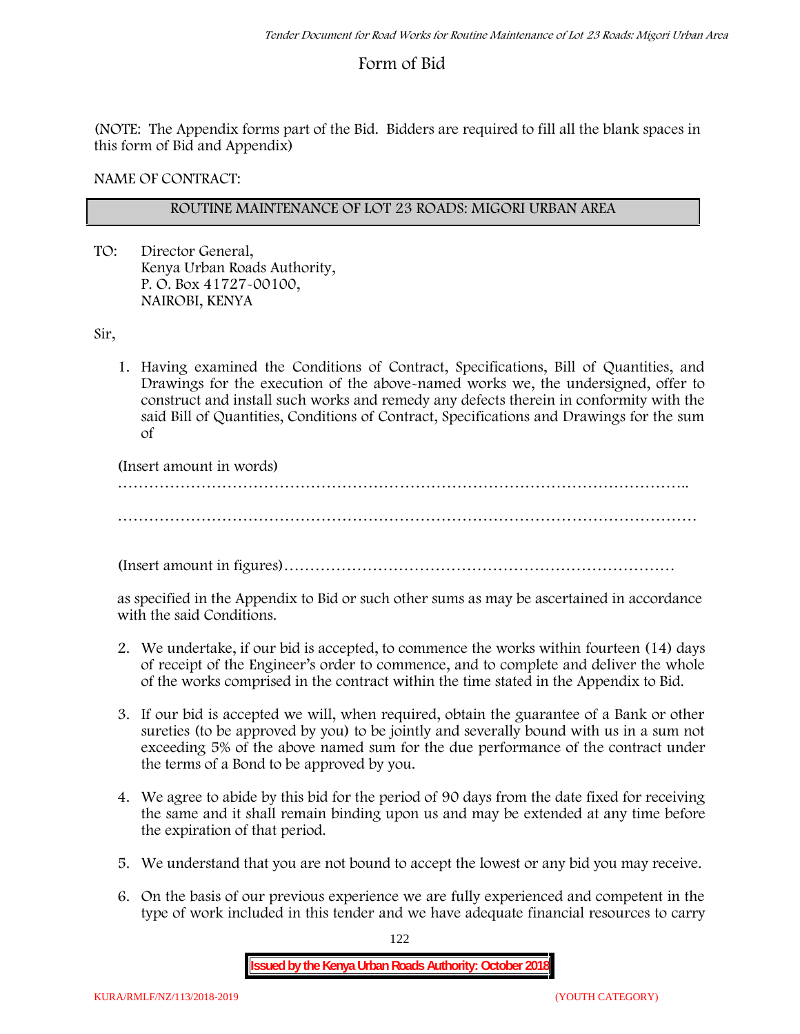# Form of Bid

(NOTE: The Appendix forms part of the Bid. Bidders are required to fill all the blank spaces in this form of Bid and Appendix)

NAME OF CONTRACT:

| ROUTINE MAINTENANCE OF LOT 23 ROADS: MIGORI URBAN AREA |
|---|

TO: Director General,
Kenya Urban Roads Authority,
P. O. Box 41727-00100,
NAIROBI, KENYA

Sir,

1. Having examined the Conditions of Contract, Specifications, Bill of Quantities, and Drawings for the execution of the above-named works we, the undersigned, offer to construct and install such works and remedy any defects therein in conformity with the said Bill of Quantities, Conditions of Contract, Specifications and Drawings for the sum of

   (Insert amount in words)
   …………………………………………………………………………………………………..

   …………………………………………………………………………………………………

   (Insert amount in figures)…………………………………………………………………

   as specified in the Appendix to Bid or such other sums as may be ascertained in accordance with the said Conditions.

2. We undertake, if our bid is accepted, to commence the works within fourteen (14) days of receipt of the Engineer's order to commence, and to complete and deliver the whole of the works comprised in the contract within the time stated in the Appendix to Bid.

3. If our bid is accepted we will, when required, obtain the guarantee of a Bank or other sureties (to be approved by you) to be jointly and severally bound with us in a sum not exceeding 5% of the above named sum for the due performance of the contract under the terms of a Bond to be approved by you.

4. We agree to abide by this bid for the period of 90 days from the date fixed for receiving the same and it shall remain binding upon us and may be extended at any time before the expiration of that period.

5. We understand that you are not bound to accept the lowest or any bid you may receive.

6. On the basis of our previous experience we are fully experienced and competent in the type of work included in this tender and we have adequate financial resources to carry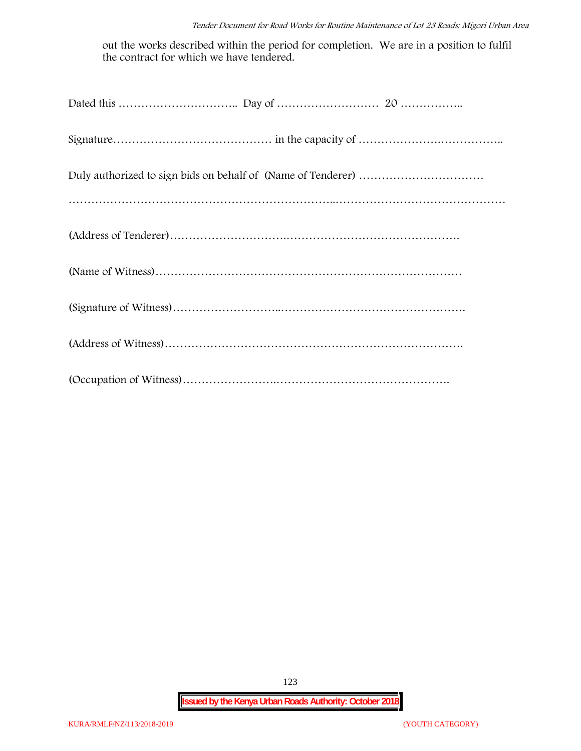out the works described within the period for completion. We are in a position to fulfil the contract for which we have tendered.

Dated this ………………………….. Day of ……………………… 20 ……………..

Signature…………………………………… in the capacity of ……………….……………..

Duly authorized to sign bids on behalf of (Name of Tenderer) ……………………………

…………………………………………………………..………………………………………

(Address of Tenderer)……………………….……………………………………….

(Name of Witness)………………………………………………………………………

(Signature of Witness)………………………..………………………………………….

(Address of Witness)…………………………………………………………………….

(Occupation of Witness)…………………….……………………………………….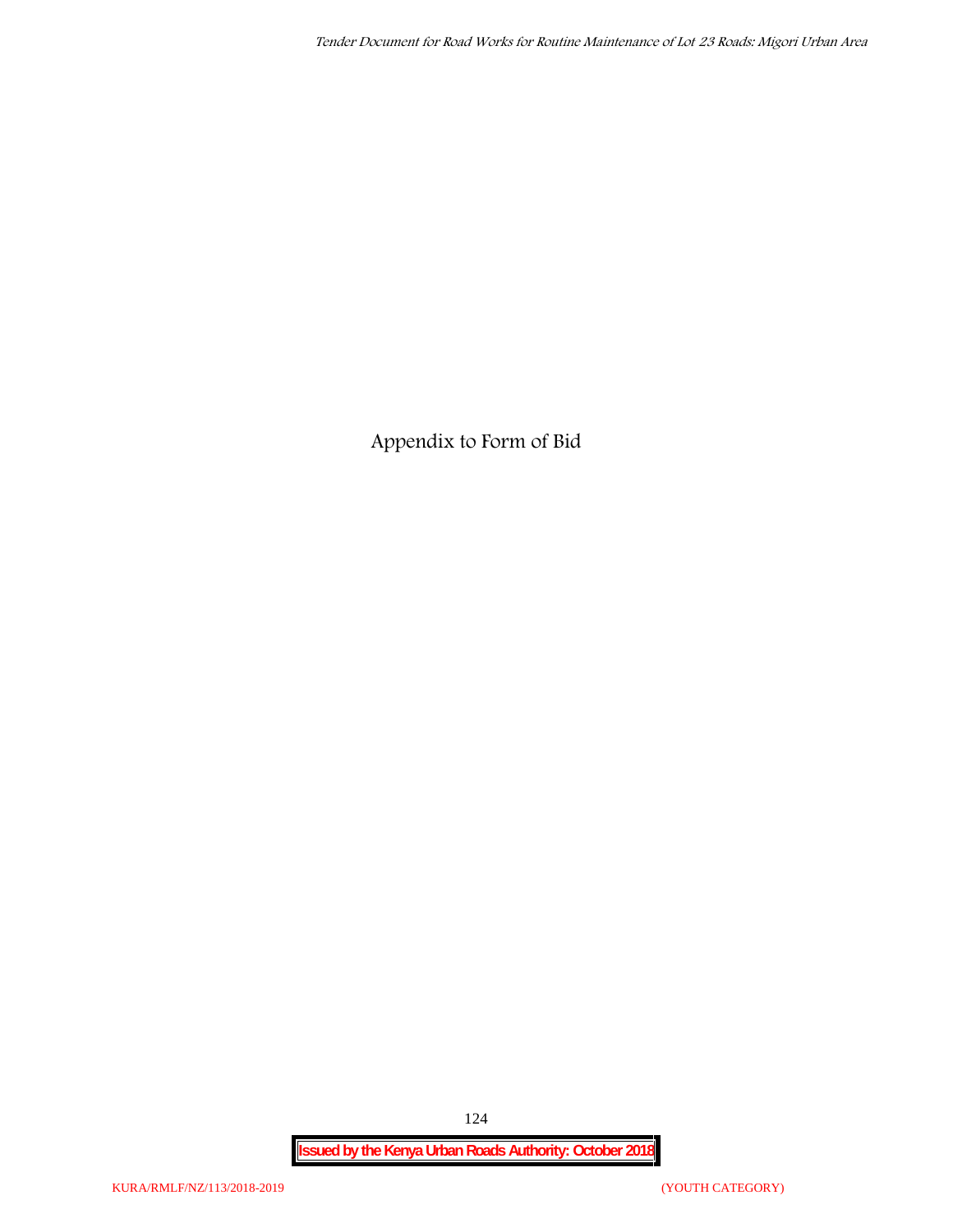# Appendix to Form of Bid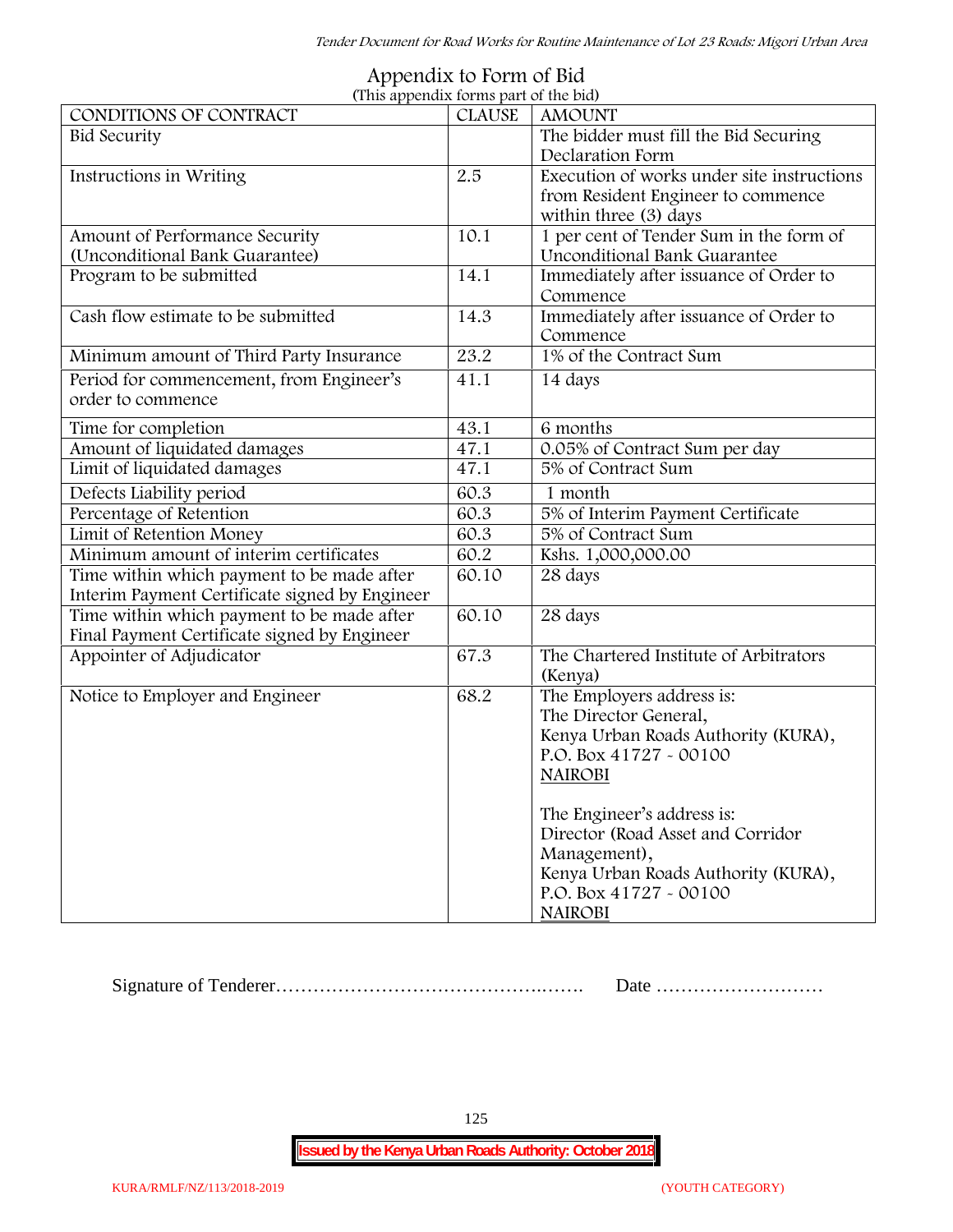# Appendix to Form of Bid

(This appendix forms part of the bid)

| CONDITIONS OF CONTRACT | CLAUSE | AMOUNT |
|---|---|---|
| Bid Security | | The bidder must fill the Bid Securing Declaration Form |
| Instructions in Writing | 2.5 | Execution of works under site instructions from Resident Engineer to commence within three (3) days |
| Amount of Performance Security (Unconditional Bank Guarantee) | 10.1 | 1 per cent of Tender Sum in the form of Unconditional Bank Guarantee |
| Program to be submitted | 14.1 | Immediately after issuance of Order to Commence |
| Cash flow estimate to be submitted | 14.3 | Immediately after issuance of Order to Commence |
| Minimum amount of Third Party Insurance | 23.2 | 1% of the Contract Sum |
| Period for commencement, from Engineer's order to commence | 41.1 | 14 days |
| Time for completion | 43.1 | 6 months |
| Amount of liquidated damages | 47.1 | 0.05% of Contract Sum per day |
| Limit of liquidated damages | 47.1 | 5% of Contract Sum |
| Defects Liability period | 60.3 | 1 month |
| Percentage of Retention | 60.3 | 5% of Interim Payment Certificate |
| Limit of Retention Money | 60.3 | 5% of Contract Sum |
| Minimum amount of interim certificates | 60.2 | Kshs. 1,000,000.00 |
| Time within which payment to be made after Interim Payment Certificate signed by Engineer | 60.10 | 28 days |
| Time within which payment to be made after Final Payment Certificate signed by Engineer | 60.10 | 28 days |
| Appointer of Adjudicator | 67.3 | The Chartered Institute of Arbitrators (Kenya) |
| Notice to Employer and Engineer | 68.2 | The Employers address is:<br>The Director General,<br>Kenya Urban Roads Authority (KURA),<br>P.O. Box 41727 - 00100<br>NAIROBI<br><br>The Engineer's address is:<br>Director (Road Asset and Corridor Management),<br>Kenya Urban Roads Authority (KURA),<br>P.O. Box 41727 - 00100<br>NAIROBI |

Signature of Tenderer……………………………………..……. Date ………………………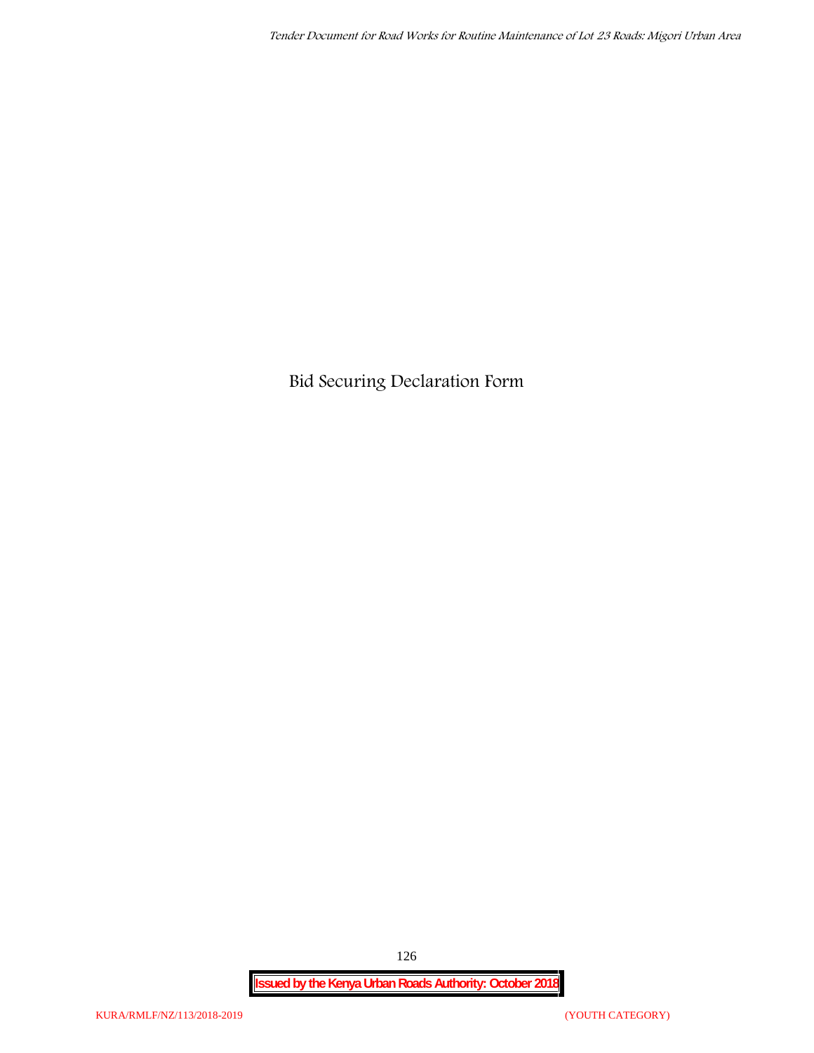# Bid Securing Declaration Form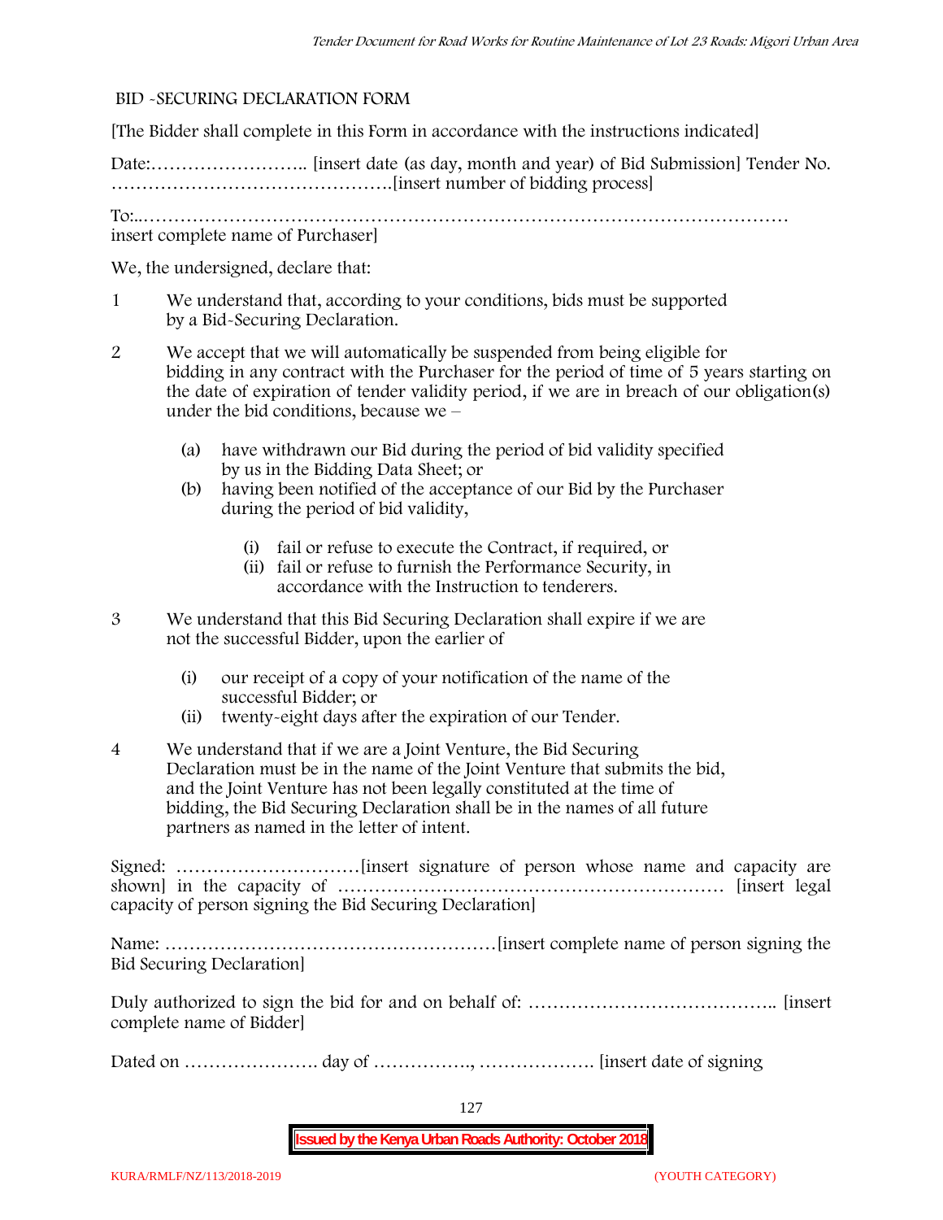## BID -SECURING DECLARATION FORM

[The Bidder shall complete in this Form in accordance with the instructions indicated]

Date:…………………….. [insert date (as day, month and year) of Bid Submission] Tender No. ……………………………………….[insert number of bidding process]

To:..…………………………………………………………………………………………… insert complete name of Purchaser]

We, the undersigned, declare that:

1. We understand that, according to your conditions, bids must be supported by a Bid-Securing Declaration.
2. We accept that we will automatically be suspended from being eligible for bidding in any contract with the Purchaser for the period of time of 5 years starting on the date of expiration of tender validity period, if we are in breach of our obligation(s) under the bid conditions, because we –
   - (a) have withdrawn our Bid during the period of bid validity specified by us in the Bidding Data Sheet; or
   - (b) having been notified of the acceptance of our Bid by the Purchaser during the period of bid validity,
     - (i) fail or refuse to execute the Contract, if required, or
     - (ii) fail or refuse to furnish the Performance Security, in accordance with the Instruction to tenderers.
3. We understand that this Bid Securing Declaration shall expire if we are not the successful Bidder, upon the earlier of
   - (i) our receipt of a copy of your notification of the name of the successful Bidder; or
   - (ii) twenty-eight days after the expiration of our Tender.
4. We understand that if we are a Joint Venture, the Bid Securing Declaration must be in the name of the Joint Venture that submits the bid, and the Joint Venture has not been legally constituted at the time of bidding, the Bid Securing Declaration shall be in the names of all future partners as named in the letter of intent.

Signed: …………………………[insert signature of person whose name and capacity are shown] in the capacity of ……………………………………………………… [insert legal capacity of person signing the Bid Securing Declaration]

Name: ………………………………………………[insert complete name of person signing the Bid Securing Declaration]

Duly authorized to sign the bid for and on behalf of: ………………………………….. [insert complete name of Bidder]

Dated on …………………. day of ……………., ………………. [insert date of signing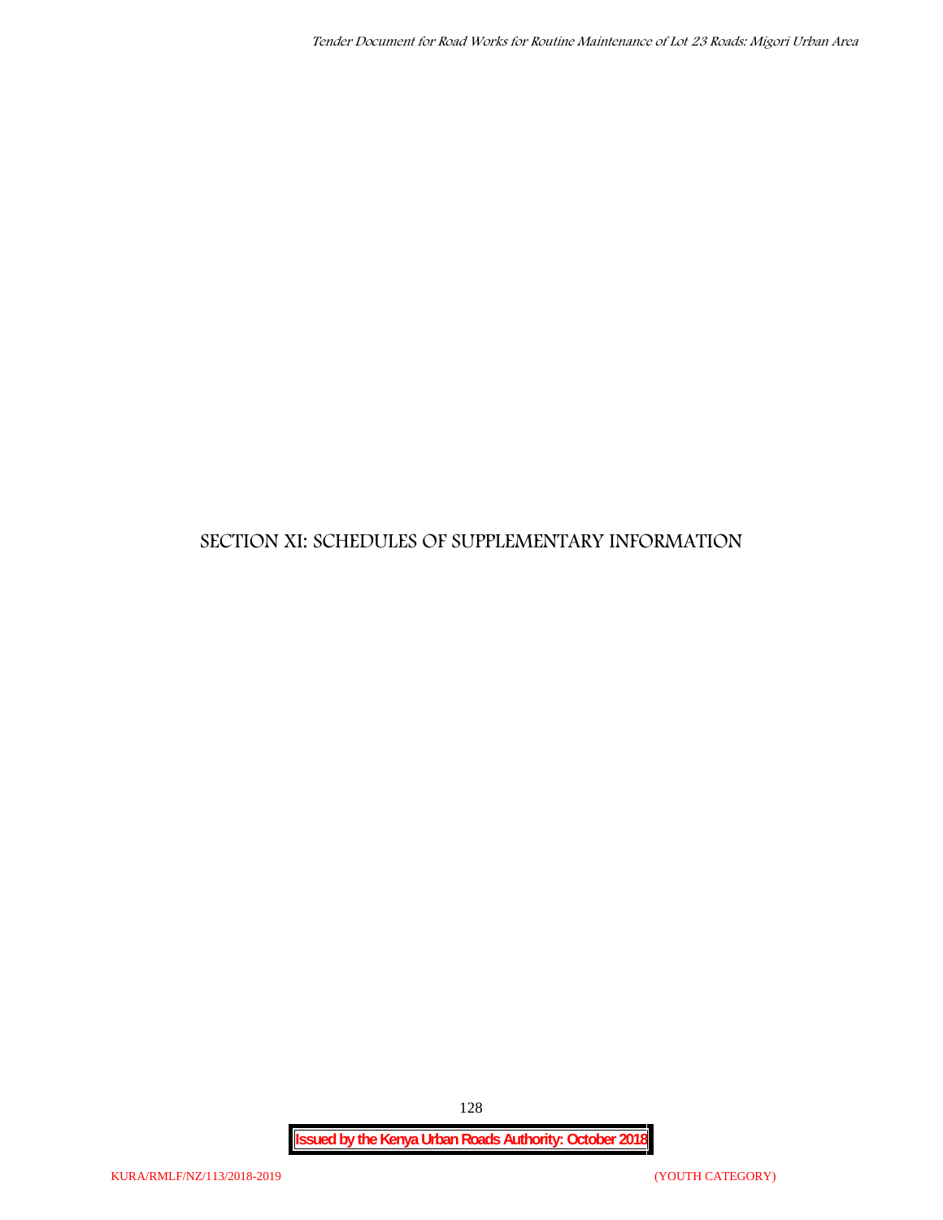# SECTION XI: SCHEDULES OF SUPPLEMENTARY INFORMATION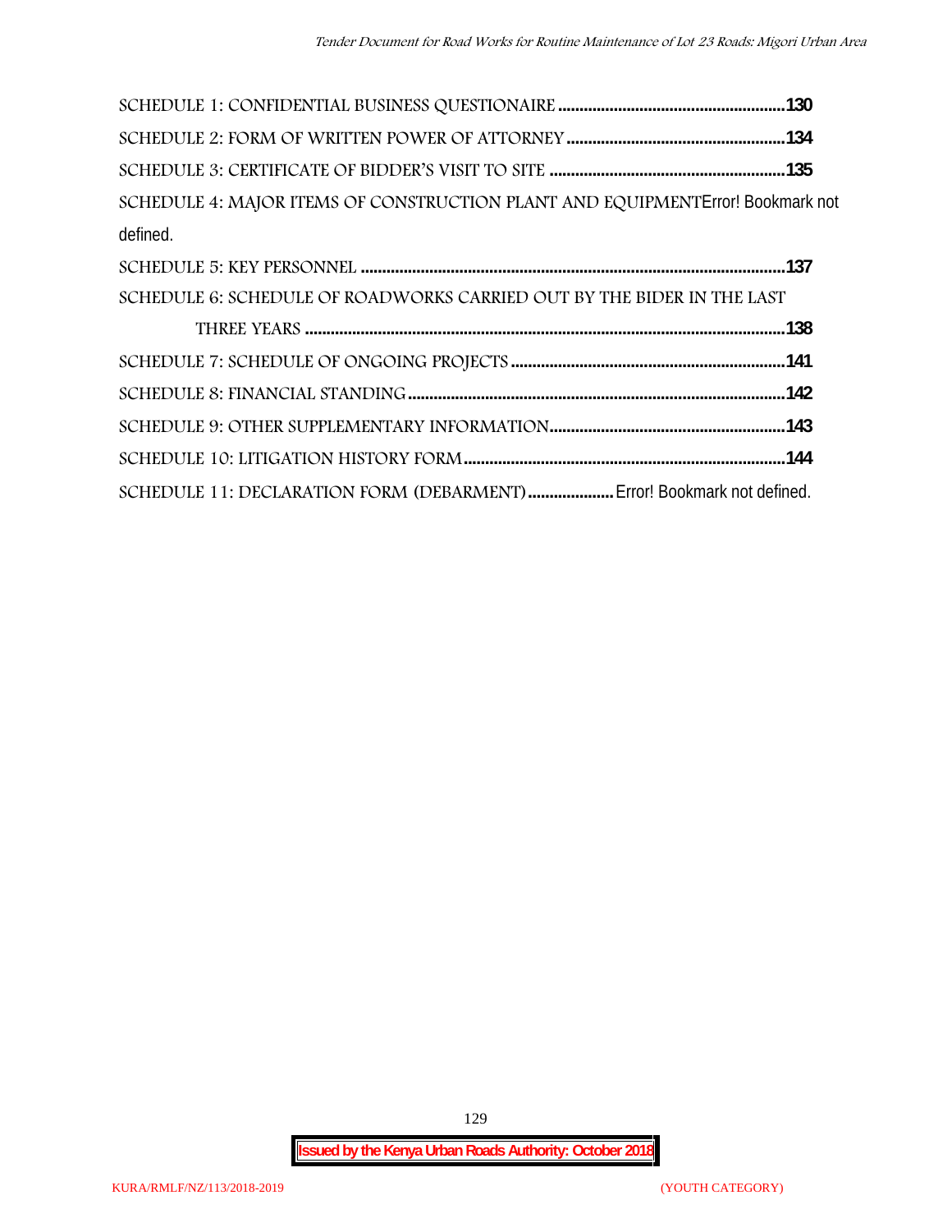SCHEDULE 1: CONFIDENTIAL BUSINESS QUESTIONAIRE ....................................................130

SCHEDULE 2: FORM OF WRITTEN POWER OF ATTORNEY ..................................................134

SCHEDULE 3: CERTIFICATE OF BIDDER'S VISIT TO SITE ......................................................135

SCHEDULE 4: MAJOR ITEMS OF CONSTRUCTION PLANT AND EQUIPMENTError! Bookmark not defined.

SCHEDULE 5: KEY PERSONNEL ..................................................................................................137

SCHEDULE 6: SCHEDULE OF ROADWORKS CARRIED OUT BY THE BIDER IN THE LAST THREE YEARS ...............................................................................................................138

SCHEDULE 7: SCHEDULE OF ONGOING PROJECTS ...............................................................141

SCHEDULE 8: FINANCIAL STANDING.......................................................................................142

SCHEDULE 9: OTHER SUPPLEMENTARY INFORMATION......................................................143

SCHEDULE 10: LITIGATION HISTORY FORM..........................................................................144

SCHEDULE 11: DECLARATION FORM (DEBARMENT).................... Error! Bookmark not defined.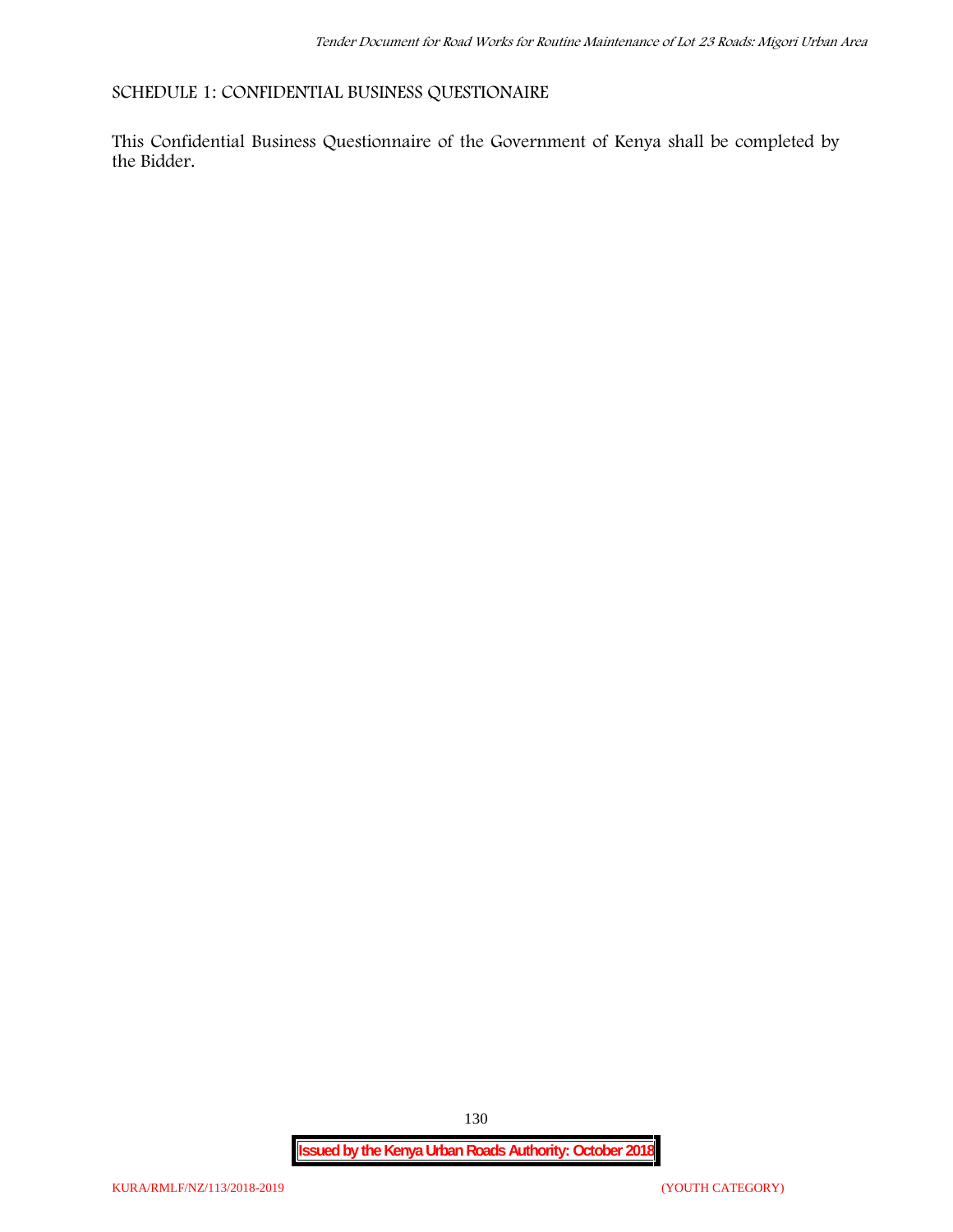## SCHEDULE 1: CONFIDENTIAL BUSINESS QUESTIONAIRE

This Confidential Business Questionnaire of the Government of Kenya shall be completed by the Bidder.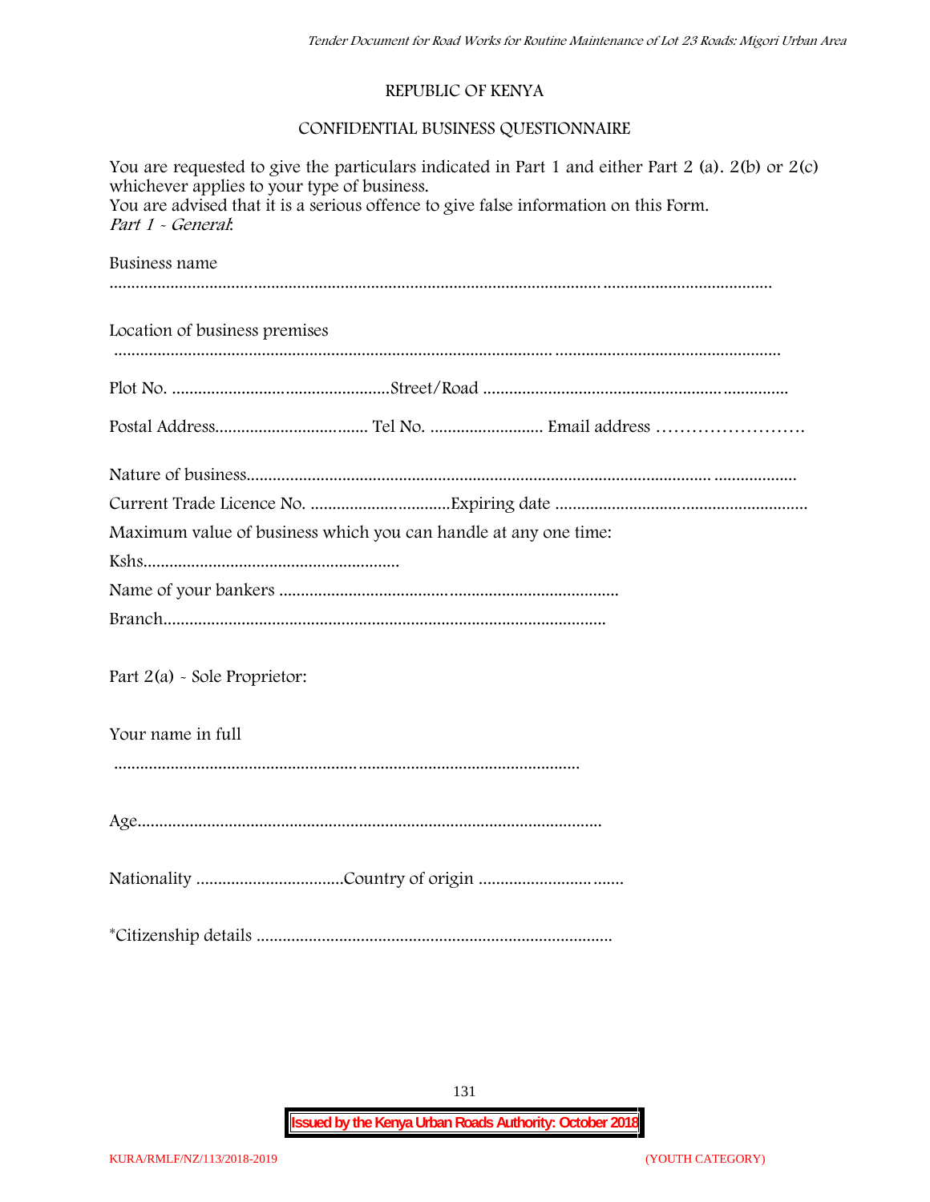REPUBLIC OF KENYA

CONFIDENTIAL BUSINESS QUESTIONNAIRE

You are requested to give the particulars indicated in Part 1 and either Part 2 (a). 2(b) or 2(c) whichever applies to your type of business.
You are advised that it is a serious offence to give false information on this Form.
*Part 1 - General*:

Business name

.................................................................................................................................................................

Location of business premises

.................................................................................................................................................................

Plot No. .................................................Street/Road ......................................................................

Postal Address.................................. Tel No. ......................... Email address ……………………

Nature of business.................................................................................................................................

Current Trade Licence No. ...............................Expiring date ........................................................

Maximum value of business which you can handle at any one time:

Kshs.........................................................

Name of your bankers .............................................................................

Branch......................................................................................................

Part 2(a) - Sole Proprietor:

Your name in full

.........................................................................................................................

Age..........................................................................................................

Nationality .................................Country of origin ...................................

*Citizenship details .................................................................................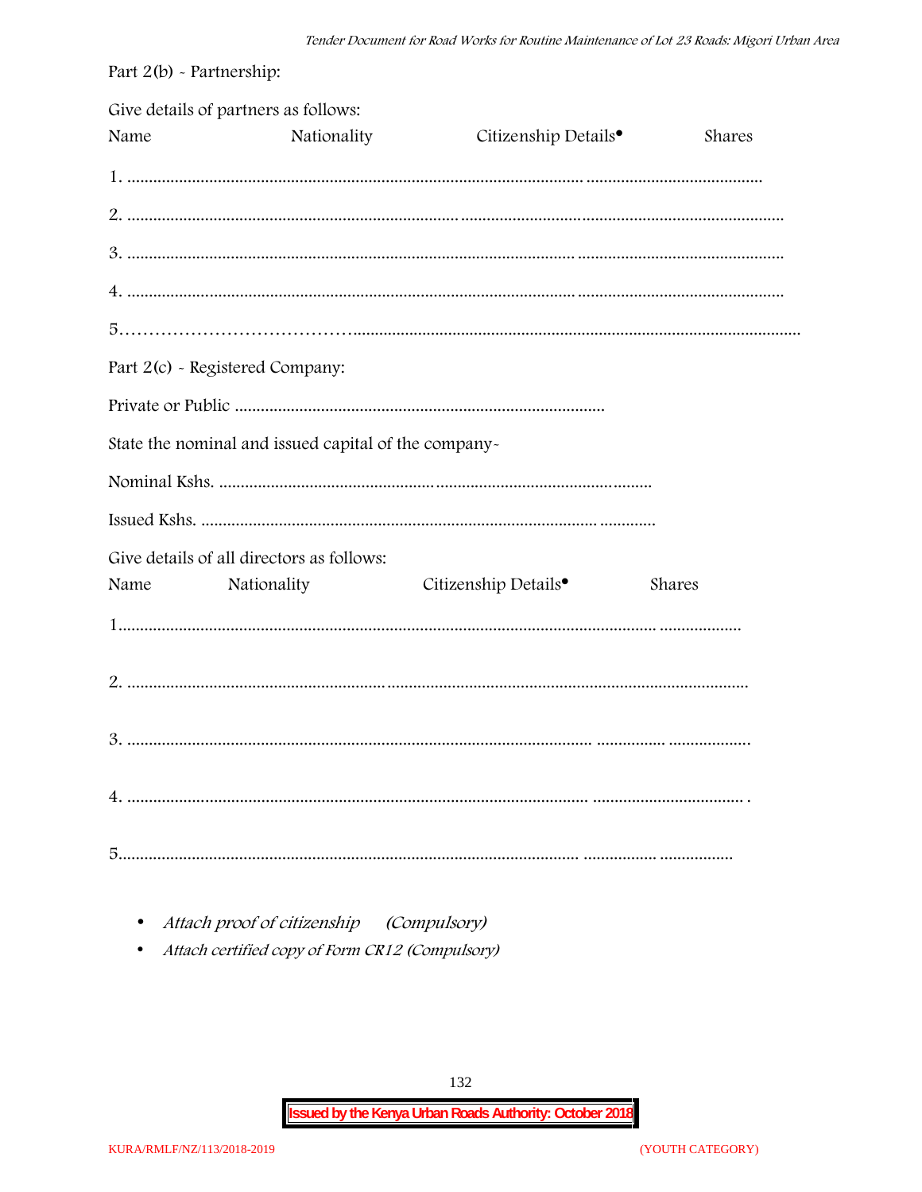Part 2(b) - Partnership:

Give details of partners as follows:

| Name | Nationality | Citizenship Details• | Shares |
|---|---|---|---|
| 1. | | | |
| 2. | | | |
| 3. | | | |
| 4. | | | |
| 5. | | | |

Part 2(c) - Registered Company:

Private or Public ..........................................................................................

State the nominal and issued capital of the company-

Nominal Kshs. ....................................................................................................

Issued Kshs. ..........................................................................................................

Give details of all directors as follows:

| Name | Nationality | Citizenship Details• | Shares |
|---|---|---|---|
| 1. | | | |
| 2. | | | |
| 3. | | | |
| 4. | | | |
| 5. | | | |

- *Attach proof of citizenship (Compulsory)*
- *Attach certified copy of Form CR12 (Compulsory)*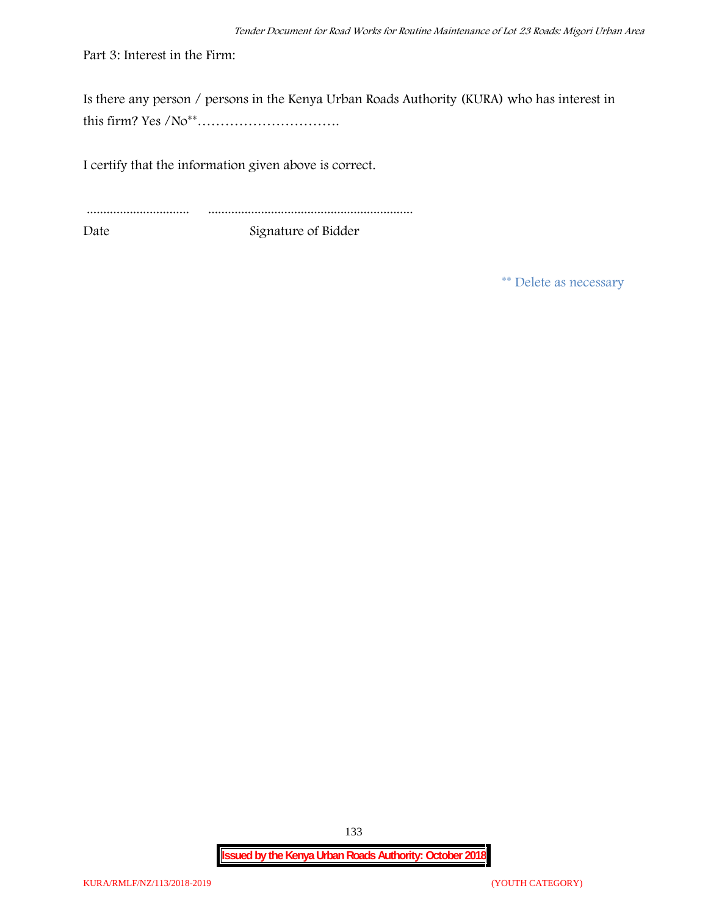Part 3: Interest in the Firm:

Is there any person / persons in the Kenya Urban Roads Authority (KURA) who has interest in this firm? Yes /No** ………………………….

I certify that the information given above is correct.

............................... ..............................................................

Date Signature of Bidder

** Delete as necessary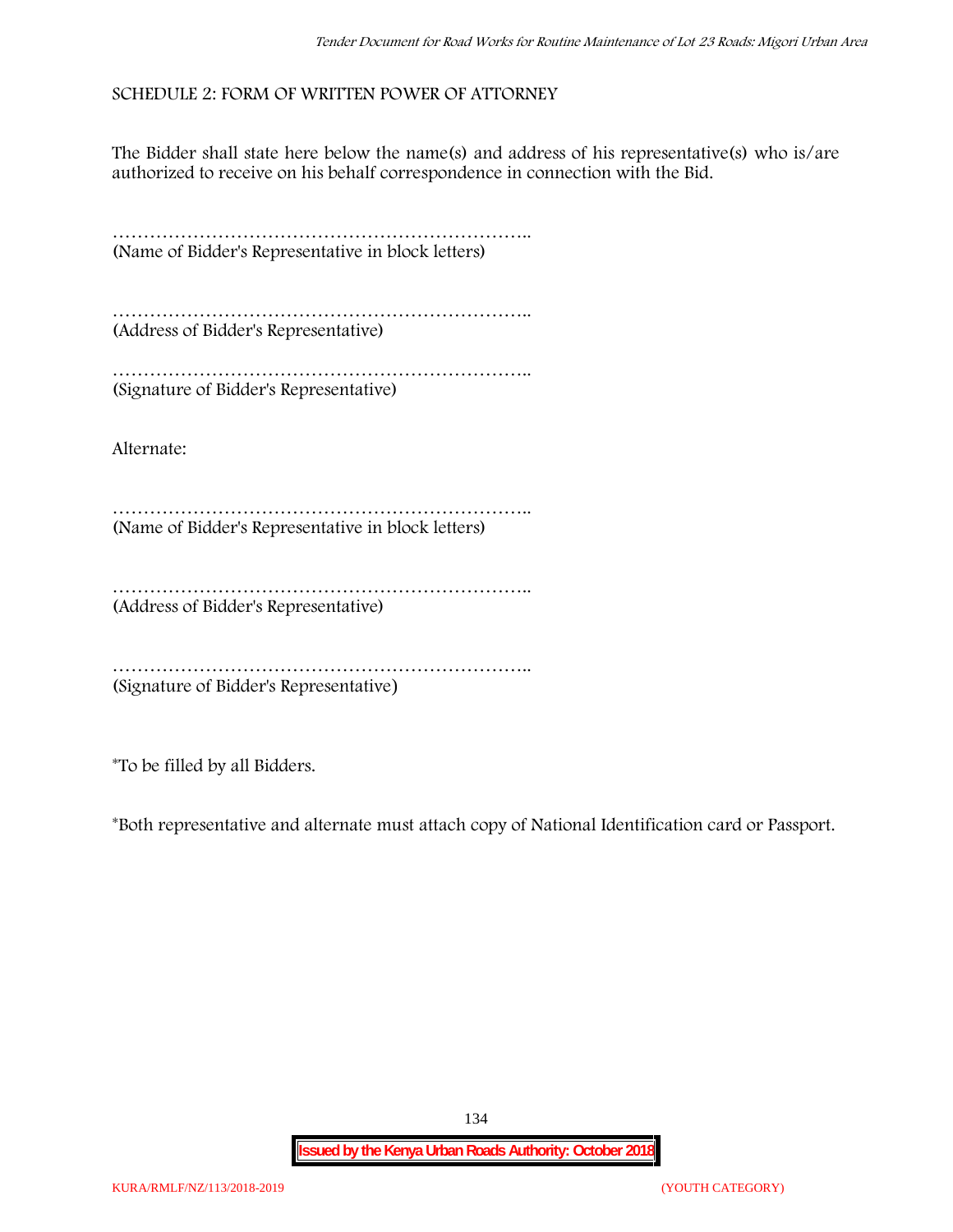SCHEDULE 2: FORM OF WRITTEN POWER OF ATTORNEY

The Bidder shall state here below the name(s) and address of his representative(s) who is/are authorized to receive on his behalf correspondence in connection with the Bid.

…………………………………………………………..
(Name of Bidder's Representative in block letters)

…………………………………………………………..
(Address of Bidder's Representative)

…………………………………………………………..
(Signature of Bidder's Representative)

Alternate:

…………………………………………………………..
(Name of Bidder's Representative in block letters)

…………………………………………………………..
(Address of Bidder's Representative)

…………………………………………………………..
(Signature of Bidder's Representative)

*To be filled by all Bidders.

*Both representative and alternate must attach copy of National Identification card or Passport.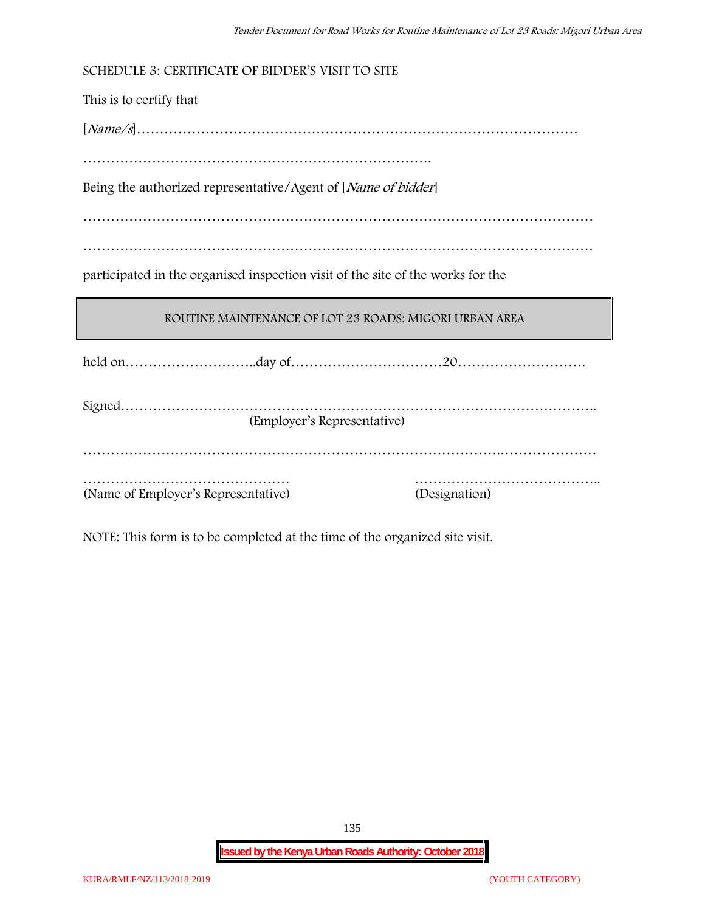SCHEDULE 3: CERTIFICATE OF BIDDER'S VISIT TO SITE

This is to certify that

[*Name/s*]……………………………………………………………………………………

………………………………………………………………….

Being the authorized representative/Agent of [*Name of bidder*]

…………………………………………………………………………………………………

…………………………………………………………………………………………………

participated in the organised inspection visit of the site of the works for the

| ROUTINE MAINTENANCE OF LOT 23 ROADS: MIGORI URBAN AREA |
|---|

held on………………………..day of……………………………20……………………….

Signed………………………………………………………………………………………..
(Employer's Representative)

…………………………………………………………………………….…………………

……………………………………… (Name of Employer's Representative)

………………………………….. (Designation)

NOTE: This form is to be completed at the time of the organized site visit.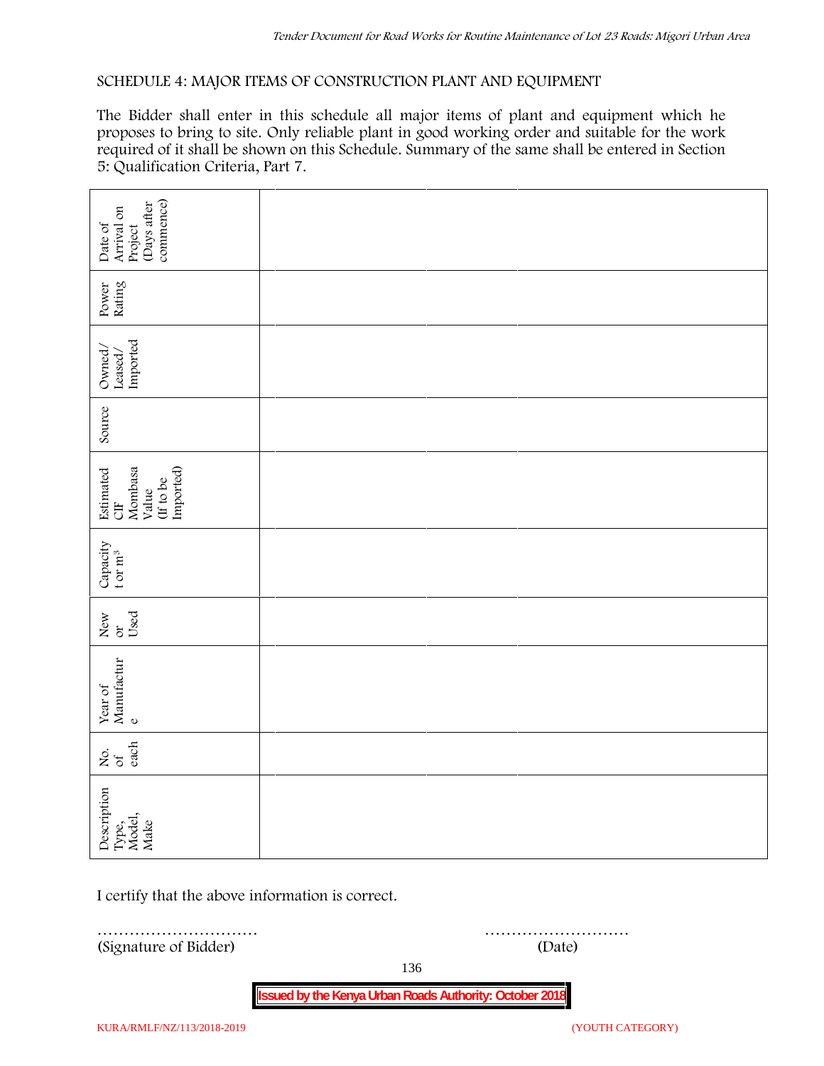SCHEDULE 4: MAJOR ITEMS OF CONSTRUCTION PLANT AND EQUIPMENT

The Bidder shall enter in this schedule all major items of plant and equipment which he proposes to bring to site. Only reliable plant in good working order and suitable for the work required of it shall be shown on this Schedule. Summary of the same shall be entered in Section 5: Qualification Criteria, Part 7.

| Description Type, Model, Make | No. of each | Year of Manufacture | New or Used | Capacity t or $m^3$ | Estimated CIF Mombasa Value (If to be Imported) | Source | Owned/ Leased/ Imported | Power Rating | Date of Arrival on Project (Days after commence) |
|---|---|---|---|---|---|---|---|---|---|
| | | | | | | | | | |
| | | | | | | | | | |
| | | | | | | | | | |

I certify that the above information is correct.

………………………… (Signature of Bidder)

……………………… (Date)

KURA/RMLF/NZ/113/2018-2019 (YOUTH CATEGORY)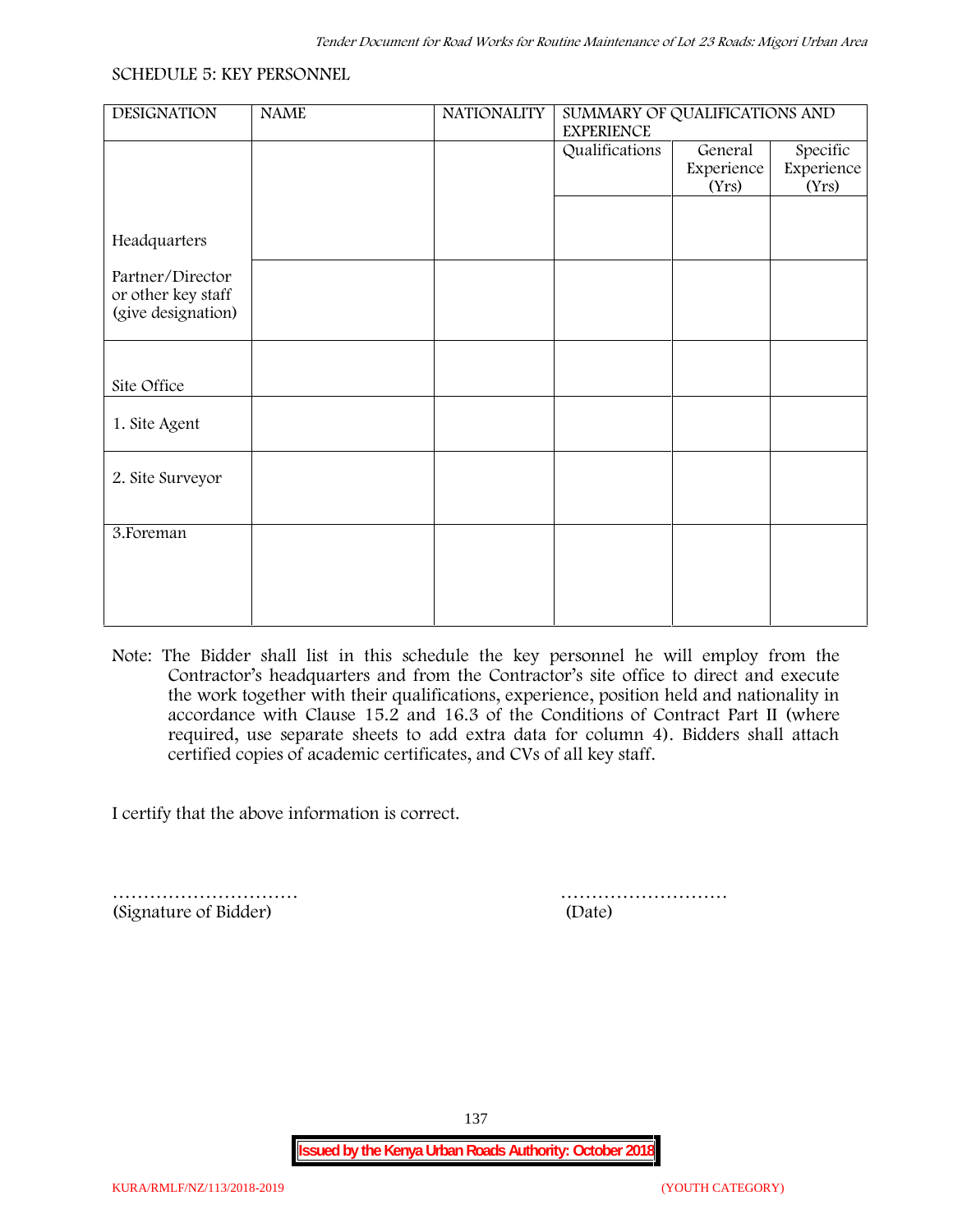SCHEDULE 5: KEY PERSONNEL

| DESIGNATION | NAME | NATIONALITY | SUMMARY OF QUALIFICATIONS AND EXPERIENCE | | |
|---|---|---|---|---|---|
| | | | Qualifications | General Experience (Yrs) | Specific Experience (Yrs) |
| Headquarters | | | | | |
| Partner/Director or other key staff (give designation) | | | | | |
| Site Office | | | | | |
| 1. Site Agent | | | | | |
| 2. Site Surveyor | | | | | |
| 3.Foreman | | | | | |

Note: The Bidder shall list in this schedule the key personnel he will employ from the Contractor's headquarters and from the Contractor's site office to direct and execute the work together with their qualifications, experience, position held and nationality in accordance with Clause 15.2 and 16.3 of the Conditions of Contract Part II (where required, use separate sheets to add extra data for column 4). Bidders shall attach certified copies of academic certificates, and CVs of all key staff.

I certify that the above information is correct.

………………………… (Signature of Bidder)

……………………… (Date)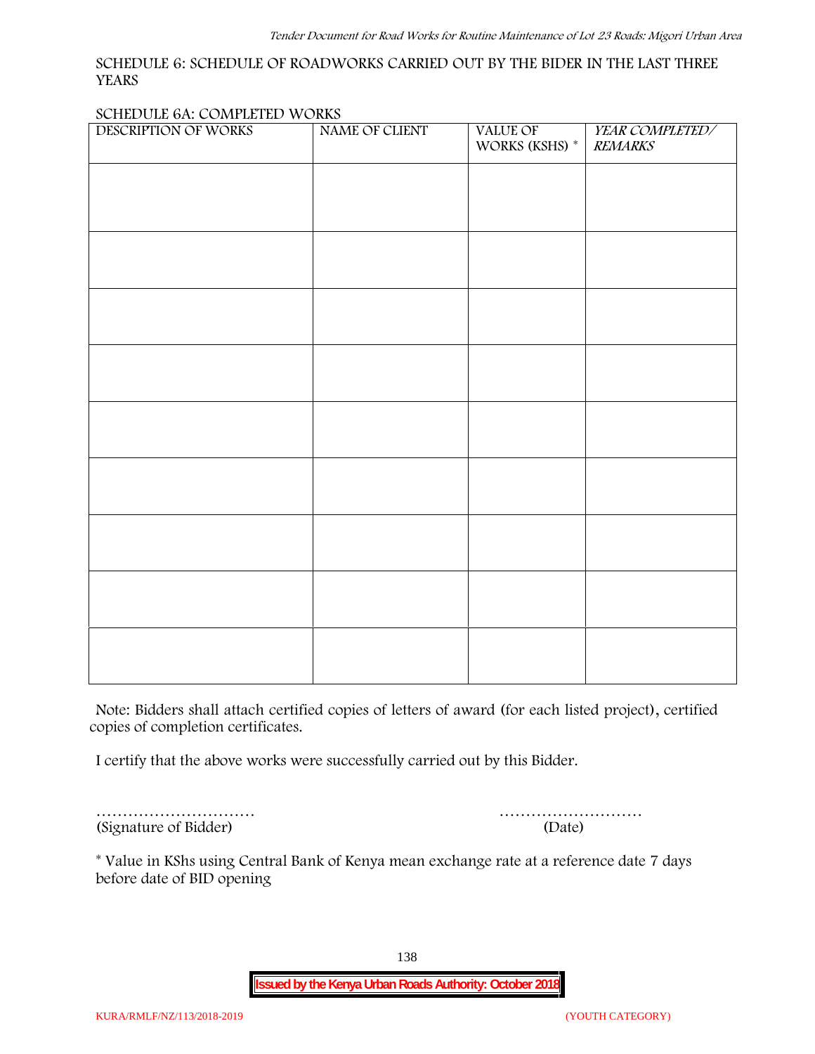SCHEDULE 6: SCHEDULE OF ROADWORKS CARRIED OUT BY THE BIDER IN THE LAST THREE YEARS

SCHEDULE 6A: COMPLETED WORKS

| DESCRIPTION OF WORKS | NAME OF CLIENT | VALUE OF WORKS (KSHS) * | *YEAR COMPLETED/ REMARKS* |
|---|---|---|---|
| | | | |
| | | | |
| | | | |
| | | | |
| | | | |
| | | | |
| | | | |
| | | | |
| | | | |

Note: Bidders shall attach certified copies of letters of award (for each listed project), certified copies of completion certificates.

I certify that the above works were successfully carried out by this Bidder.

………………………… ………………………
(Signature of Bidder) (Date)

* Value in KShs using Central Bank of Kenya mean exchange rate at a reference date 7 days before date of BID opening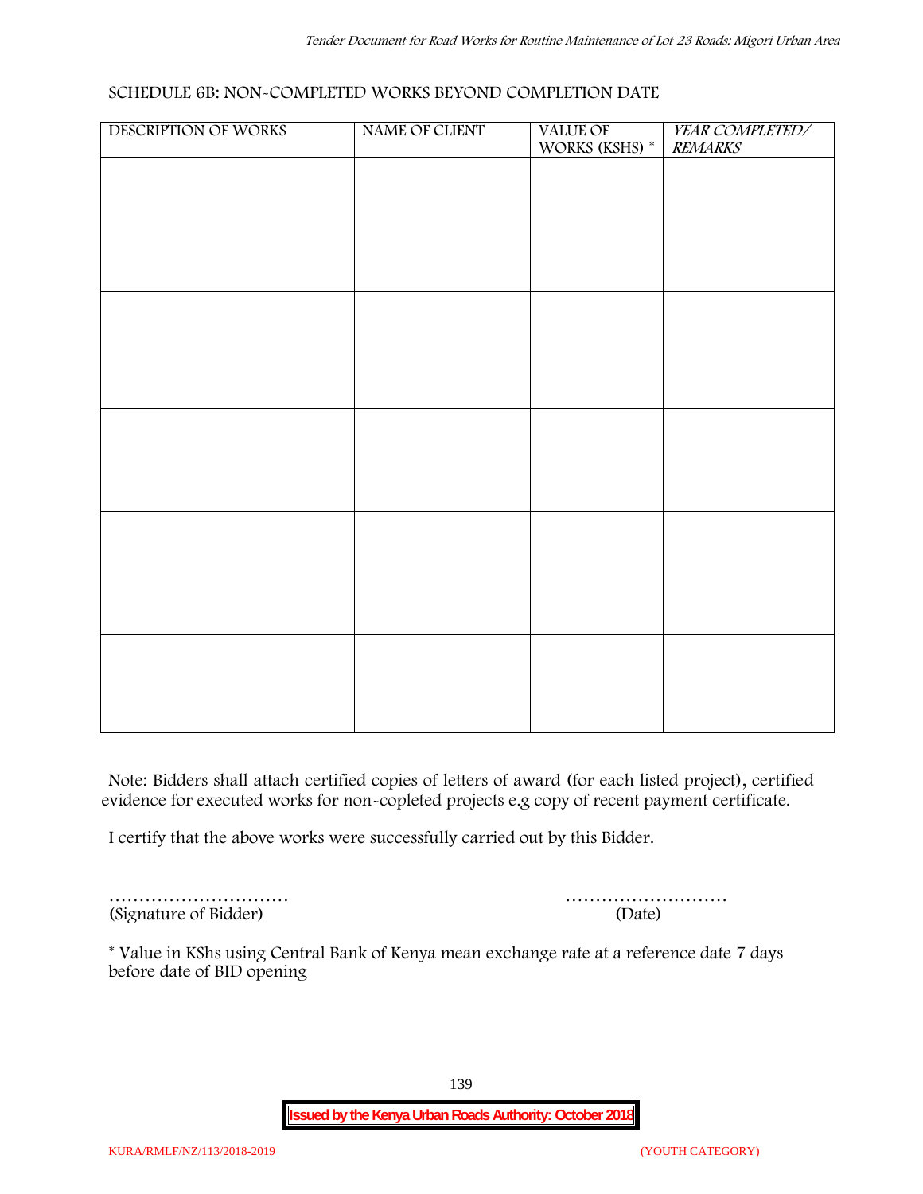SCHEDULE 6B: NON-COMPLETED WORKS BEYOND COMPLETION DATE

| DESCRIPTION OF WORKS | NAME OF CLIENT | VALUE OF WORKS (KSHS) * | *YEAR COMPLETED/ REMARKS* |
|---|---|---|---|
| | | | |
| | | | |
| | | | |
| | | | |
| | | | |

Note: Bidders shall attach certified copies of letters of award (for each listed project), certified evidence for executed works for non-copleted projects e.g copy of recent payment certificate.

I certify that the above works were successfully carried out by this Bidder.

………………………… ………………………

(Signature of Bidder) (Date)

* Value in KShs using Central Bank of Kenya mean exchange rate at a reference date 7 days before date of BID opening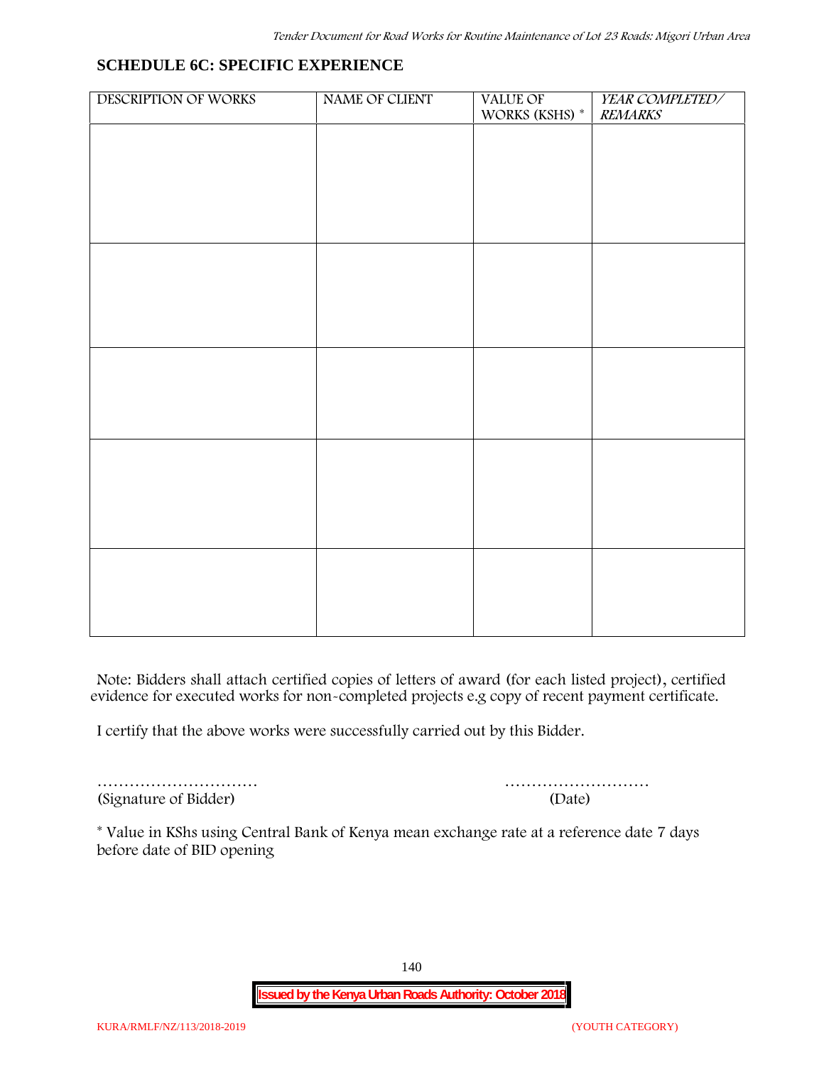## SCHEDULE 6C: SPECIFIC EXPERIENCE

| DESCRIPTION OF WORKS | NAME OF CLIENT | VALUE OF WORKS (KSHS) * | *YEAR COMPLETED/ REMARKS* |
|---|---|---|---|
| | | | |
| | | | |
| | | | |
| | | | |
| | | | |

Note: Bidders shall attach certified copies of letters of award (for each listed project), certified evidence for executed works for non-completed projects e.g copy of recent payment certificate.

I certify that the above works were successfully carried out by this Bidder.

………………………… ………………………

(Signature of Bidder) (Date)

\* Value in KShs using Central Bank of Kenya mean exchange rate at a reference date 7 days before date of BID opening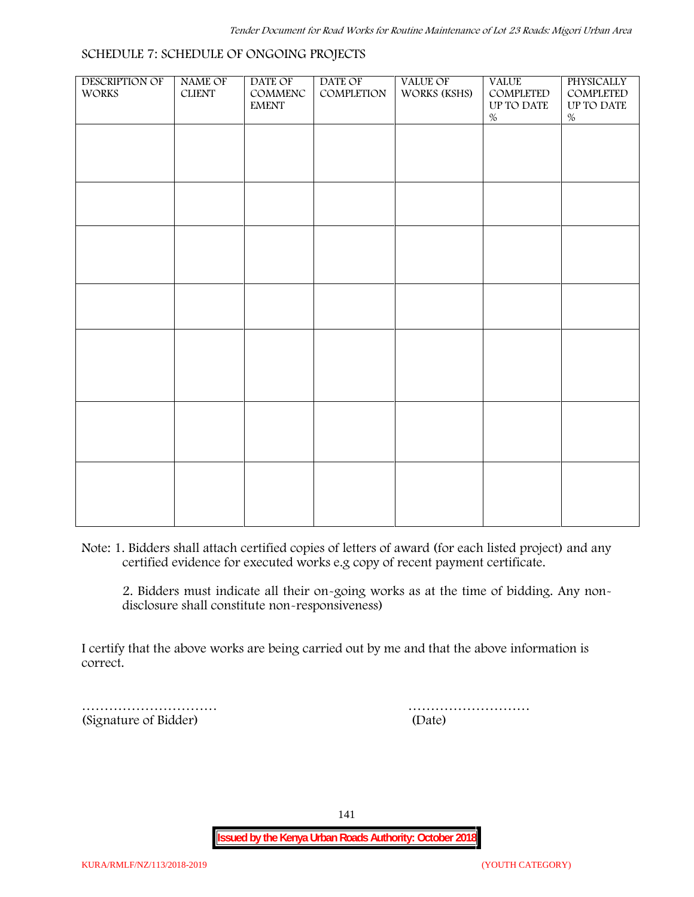## SCHEDULE 7: SCHEDULE OF ONGOING PROJECTS

| DESCRIPTION OF WORKS | NAME OF CLIENT | DATE OF COMMENCEMENT | DATE OF COMPLETION | VALUE OF WORKS (KSHS) | VALUE COMPLETED UP TO DATE % | PHYSICALLY COMPLETED UP TO DATE % |
|---|---|---|---|---|---|---|
| | | | | | | |
| | | | | | | |
| | | | | | | |
| | | | | | | |
| | | | | | | |
| | | | | | | |
| | | | | | | |

Note: 1. Bidders shall attach certified copies of letters of award (for each listed project) and any certified evidence for executed works e.g copy of recent payment certificate.

2. Bidders must indicate all their on-going works as at the time of bidding. Any non-disclosure shall constitute non-responsiveness)

I certify that the above works are being carried out by me and that the above information is correct.

…………………………  
(Signature of Bidder)

………………………  
(Date)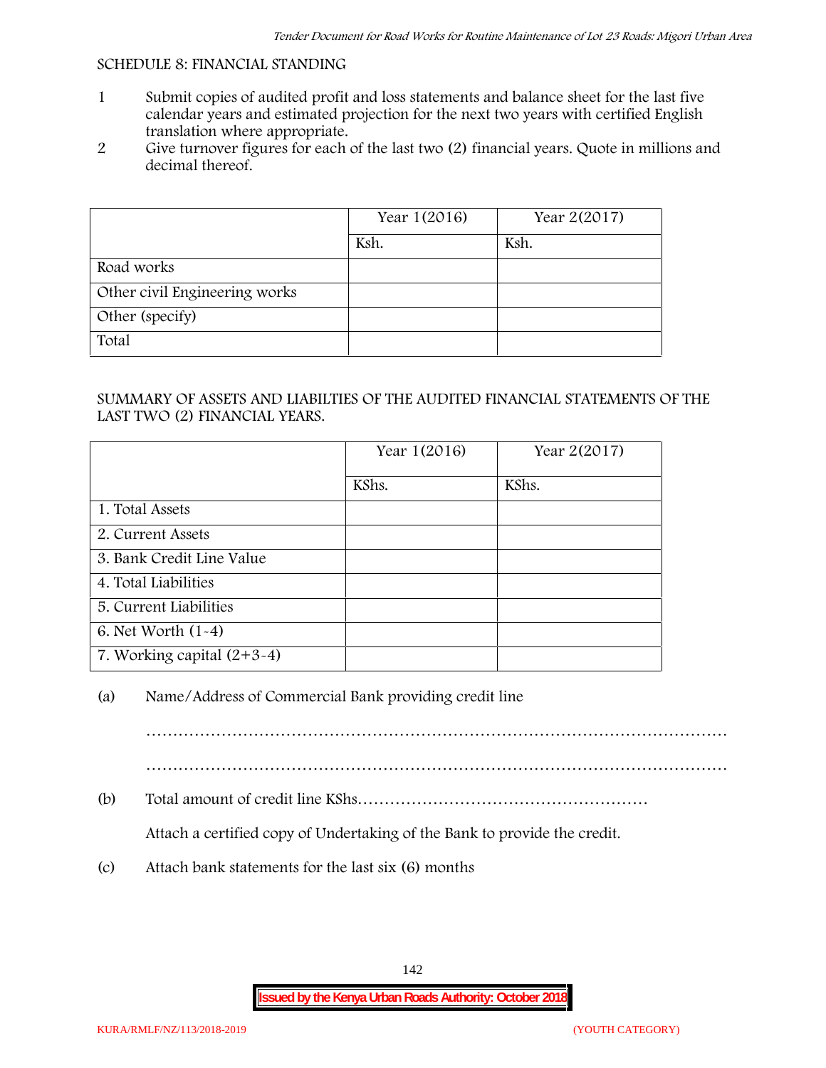SCHEDULE 8: FINANCIAL STANDING

1. Submit copies of audited profit and loss statements and balance sheet for the last five calendar years and estimated projection for the next two years with certified English translation where appropriate.
2. Give turnover figures for each of the last two (2) financial years. Quote in millions and decimal thereof.

| | Year 1(2016) | Year 2(2017) |
|---|---|---|
| | Ksh. | Ksh. |
| Road works | | |
| Other civil Engineering works | | |
| Other (specify) | | |
| Total | | |

SUMMARY OF ASSETS AND LIABILTIES OF THE AUDITED FINANCIAL STATEMENTS OF THE LAST TWO (2) FINANCIAL YEARS.

| | Year 1(2016) | Year 2(2017) |
|---|---|---|
| | KShs. | KShs. |
| 1. Total Assets | | |
| 2. Current Assets | | |
| 3. Bank Credit Line Value | | |
| 4. Total Liabilities | | |
| 5. Current Liabilities | | |
| 6. Net Worth (1-4) | | |
| 7. Working capital (2+3-4) | | |

(a) Name/Address of Commercial Bank providing credit line

…………………………………………………………………………………………

…………………………………………………………………………………………

(b) Total amount of credit line KShs………………………………………………

Attach a certified copy of Undertaking of the Bank to provide the credit.

(c) Attach bank statements for the last six (6) months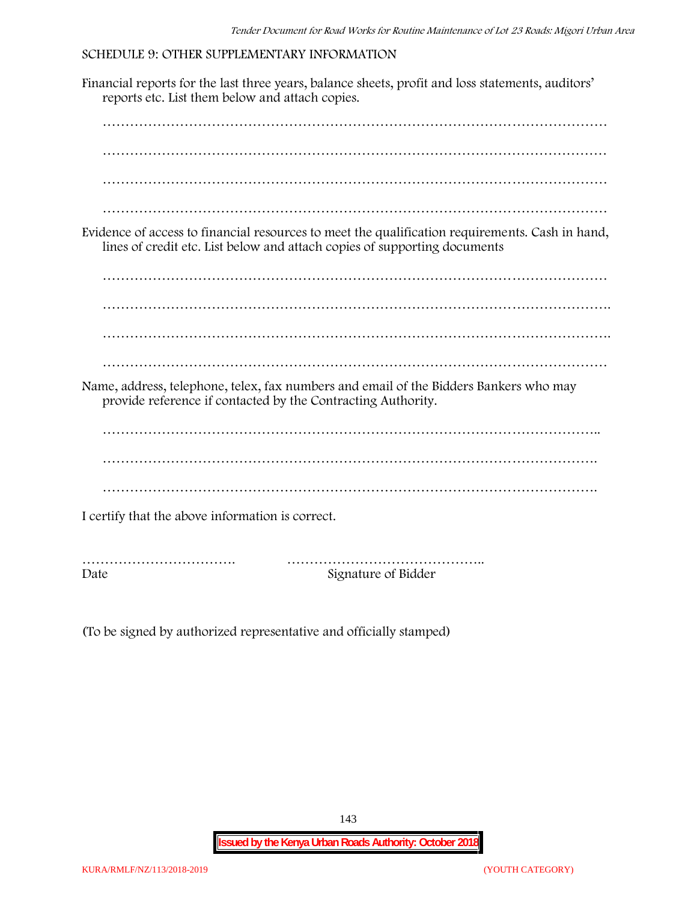SCHEDULE 9: OTHER SUPPLEMENTARY INFORMATION

Financial reports for the last three years, balance sheets, profit and loss statements, auditors' reports etc. List them below and attach copies.

…………………………………………………………………………………………………

…………………………………………………………………………………………………

…………………………………………………………………………………………………

…………………………………………………………………………………………………

Evidence of access to financial resources to meet the qualification requirements. Cash in hand, lines of credit etc. List below and attach copies of supporting documents

…………………………………………………………………………………………………

………………………………………………………………………………………………….

………………………………………………………………………………………………….

…………………………………………………………………………………………………

Name, address, telephone, telex, fax numbers and email of the Bidders Bankers who may provide reference if contacted by the Contracting Authority.

………………………………………………………………………………………………..

……………………………………………………………………………………………….

……………………………………………………………………………………………….

I certify that the above information is correct.

……………………………. ……………………………………..

Date Signature of Bidder

(To be signed by authorized representative and officially stamped)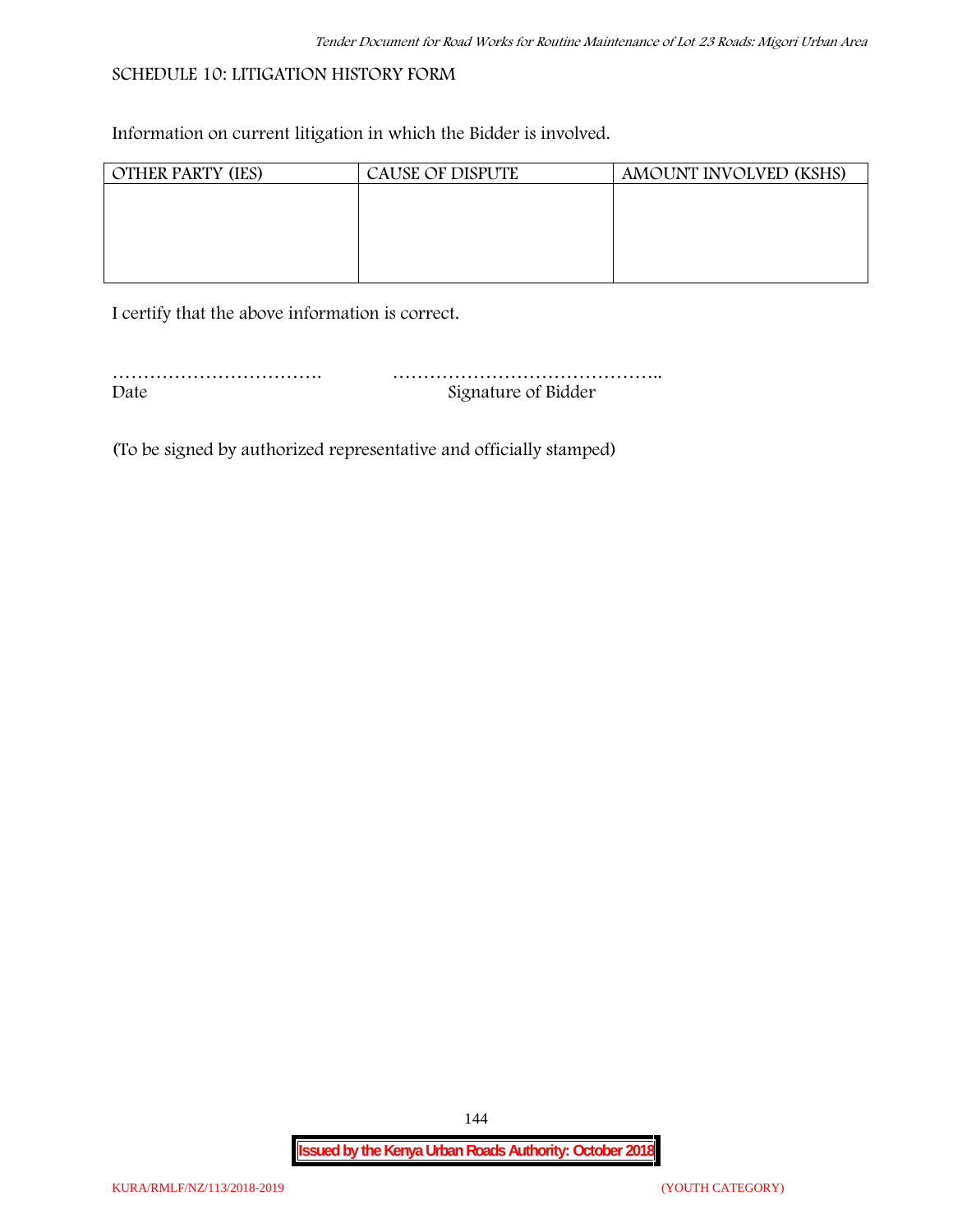SCHEDULE 10: LITIGATION HISTORY FORM

Information on current litigation in which the Bidder is involved.

| OTHER PARTY (IES) | CAUSE OF DISPUTE | AMOUNT INVOLVED (KSHS) |
| --- | --- | --- |
| | | |

I certify that the above information is correct.

……………………………. ……………………………………..
Date Signature of Bidder

(To be signed by authorized representative and officially stamped)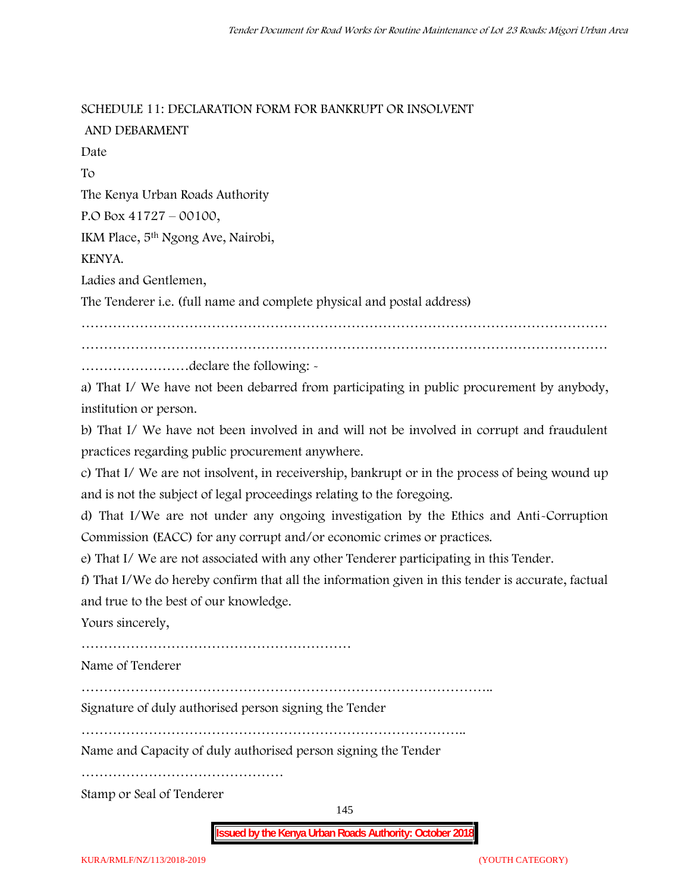SCHEDULE 11: DECLARATION FORM FOR BANKRUPT OR INSOLVENT AND DEBARMENT

Date

To

The Kenya Urban Roads Authority

P.O Box 41727 – 00100,

IKM Place, 5th Ngong Ave, Nairobi,

KENYA.

Ladies and Gentlemen,

The Tenderer i.e. (full name and complete physical and postal address)

……………………………………………………………………………………………………

……………………………………………………………………………………………………

……………………declare the following: -

a) That I/ We have not been debarred from participating in public procurement by anybody, institution or person.

b) That I/ We have not been involved in and will not be involved in corrupt and fraudulent practices regarding public procurement anywhere.

c) That I/ We are not insolvent, in receivership, bankrupt or in the process of being wound up and is not the subject of legal proceedings relating to the foregoing.

d) That I/We are not under any ongoing investigation by the Ethics and Anti-Corruption Commission (EACC) for any corrupt and/or economic crimes or practices.

e) That I/ We are not associated with any other Tenderer participating in this Tender.

f) That I/We do hereby confirm that all the information given in this tender is accurate, factual and true to the best of our knowledge.

Yours sincerely,

……………………………………………………

Name of Tenderer

………………………………………………………………………………..

Signature of duly authorised person signing the Tender

…………………………………………………………………………..

Name and Capacity of duly authorised person signing the Tender

………………………………………

Stamp or Seal of Tenderer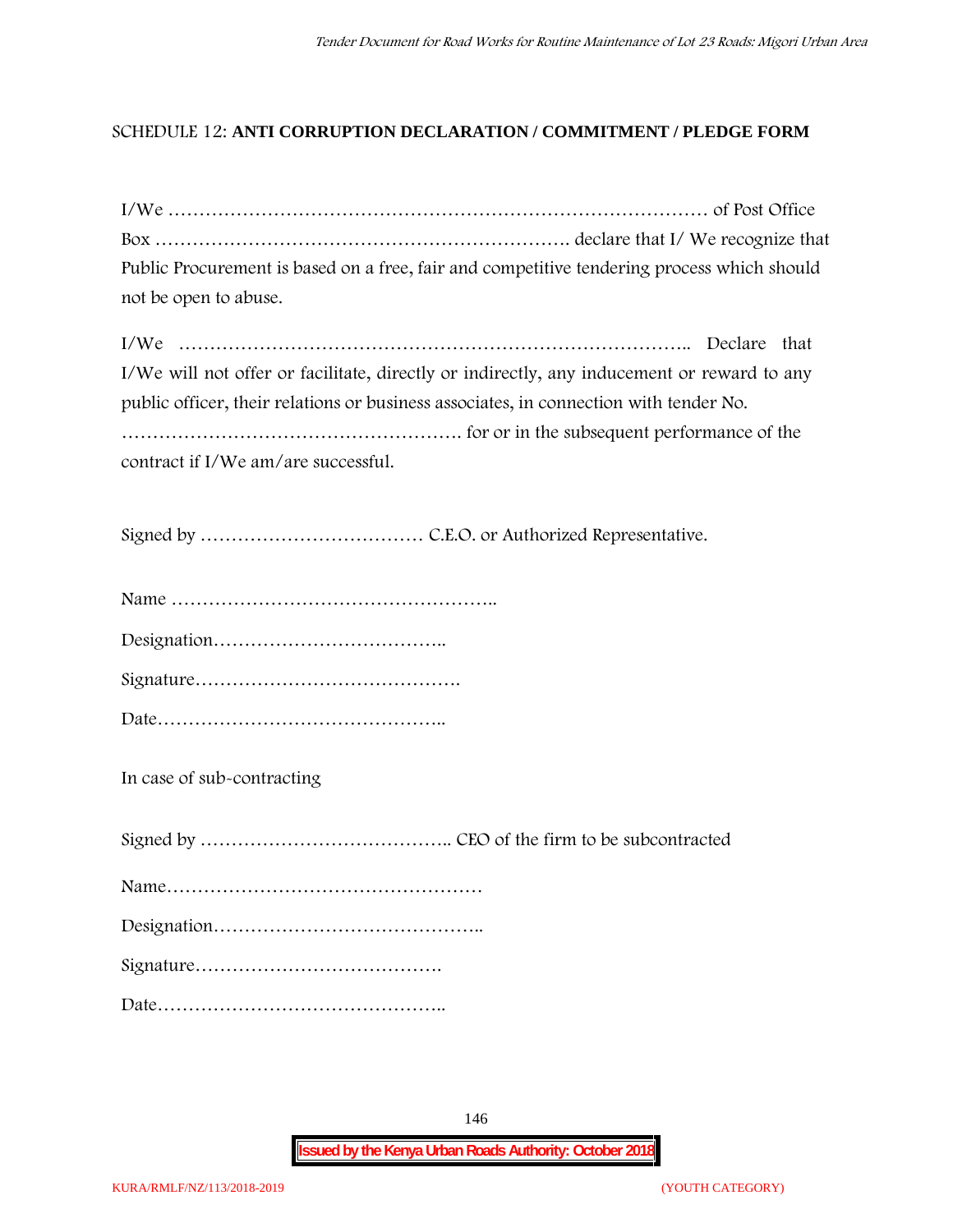SCHEDULE 12: **ANTI CORRUPTION DECLARATION / COMMITMENT / PLEDGE FORM**

I/We …………………………………………………………………………… of Post Office Box …………………………………………………………. declare that I/ We recognize that Public Procurement is based on a free, fair and competitive tendering process which should not be open to abuse.

I/We ……………………………………………………………………….. Declare that I/We will not offer or facilitate, directly or indirectly, any inducement or reward to any public officer, their relations or business associates, in connection with tender No. ………………………………………………. for or in the subsequent performance of the contract if I/We am/are successful.

Signed by ……………………………… C.E.O. or Authorized Representative.

Name ……………………………………………..

Designation………………………………..

Signature…………………………………….

Date………………………………………..

In case of sub-contracting

Signed by ………………………………….. CEO of the firm to be subcontracted

Name……………………………………………

Designation……………………………………..

Signature………………………………….

Date………………………………………..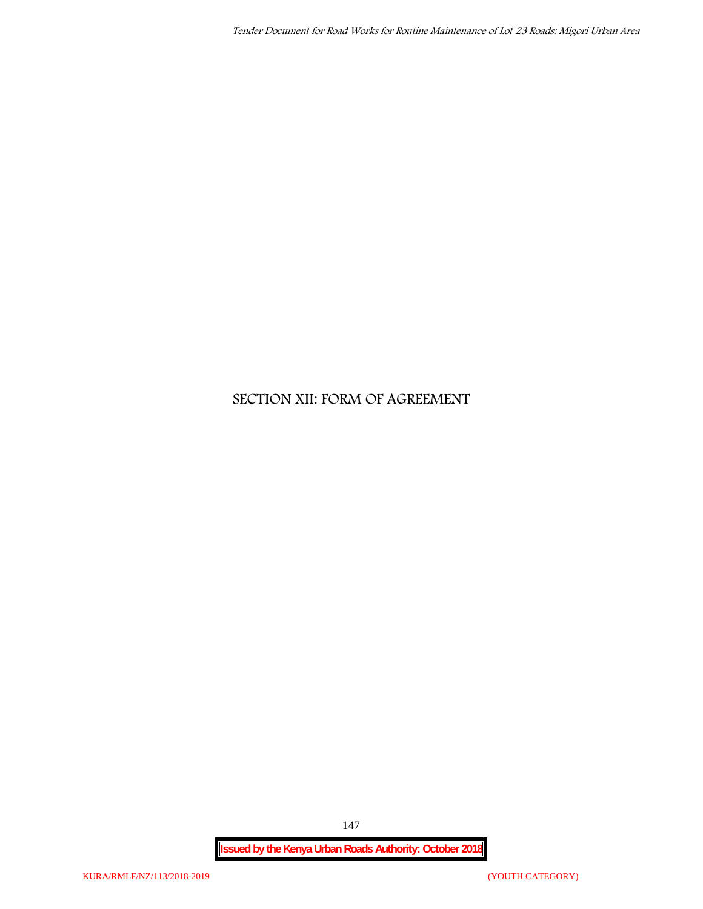# SECTION XII: FORM OF AGREEMENT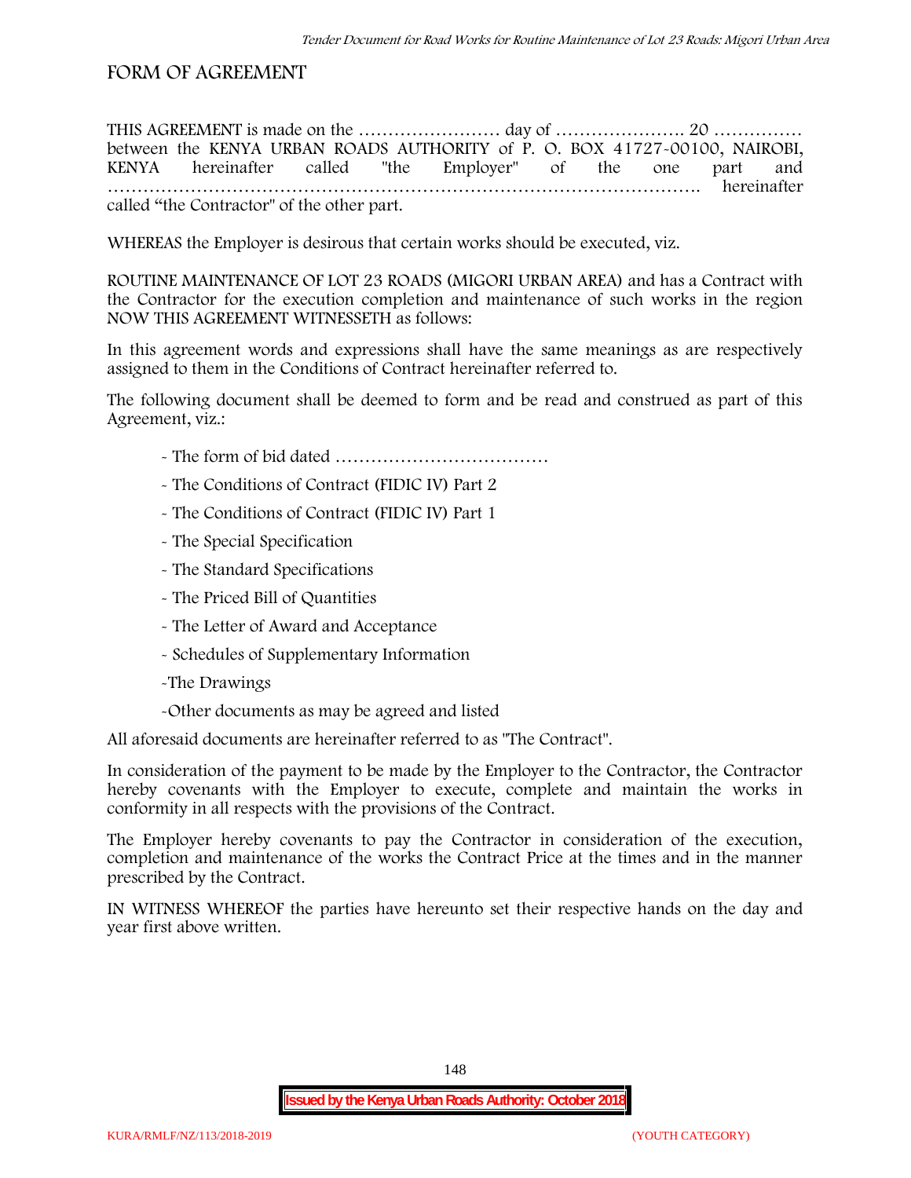# FORM OF AGREEMENT

THIS AGREEMENT is made on the …………………… day of …………………. 20 …………… between the KENYA URBAN ROADS AUTHORITY of P. O. BOX 41727-00100, NAIROBI, KENYA hereinafter called "the Employer" of the one part and ……………………………………………………………………………………. hereinafter called "the Contractor" of the other part.

WHEREAS the Employer is desirous that certain works should be executed, viz.

ROUTINE MAINTENANCE OF LOT 23 ROADS (MIGORI URBAN AREA) and has a Contract with the Contractor for the execution completion and maintenance of such works in the region NOW THIS AGREEMENT WITNESSETH as follows:

In this agreement words and expressions shall have the same meanings as are respectively assigned to them in the Conditions of Contract hereinafter referred to.

The following document shall be deemed to form and be read and construed as part of this Agreement, viz.:

- The form of bid dated ………………………………
- The Conditions of Contract (FIDIC IV) Part 2
- The Conditions of Contract (FIDIC IV) Part 1
- The Special Specification
- The Standard Specifications
- The Priced Bill of Quantities
- The Letter of Award and Acceptance
- Schedules of Supplementary Information
- The Drawings
- Other documents as may be agreed and listed

All aforesaid documents are hereinafter referred to as "The Contract".

In consideration of the payment to be made by the Employer to the Contractor, the Contractor hereby covenants with the Employer to execute, complete and maintain the works in conformity in all respects with the provisions of the Contract.

The Employer hereby covenants to pay the Contractor in consideration of the execution, completion and maintenance of the works the Contract Price at the times and in the manner prescribed by the Contract.

IN WITNESS WHEREOF the parties have hereunto set their respective hands on the day and year first above written.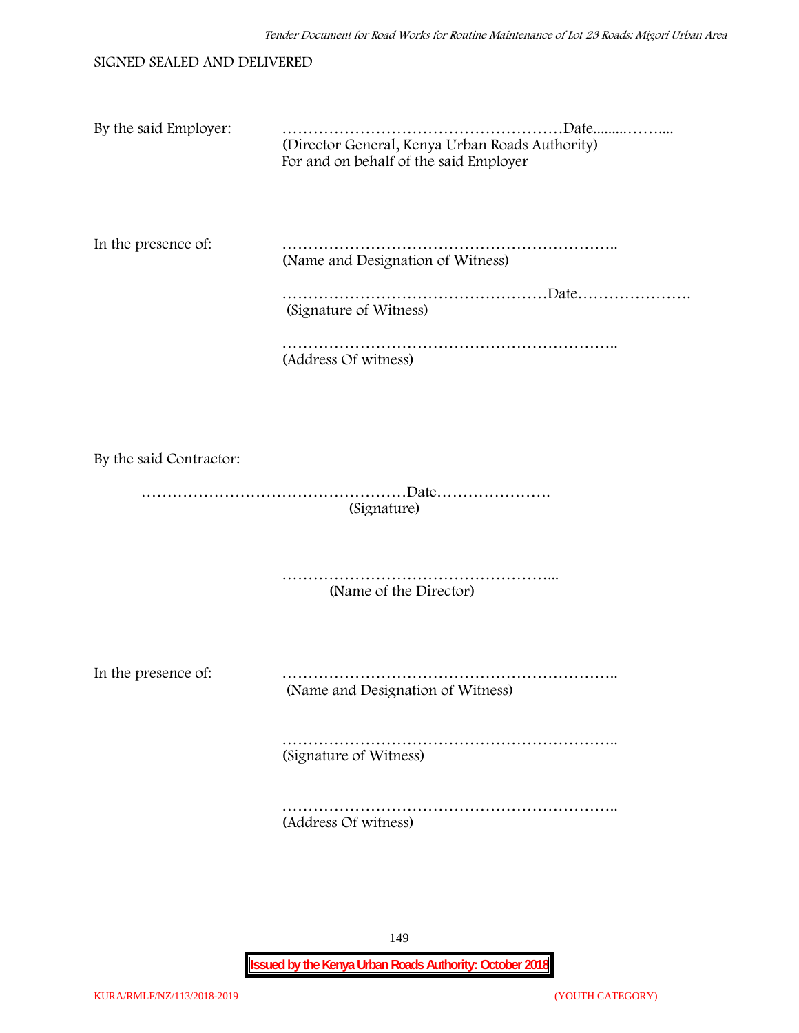SIGNED SEALED AND DELIVERED

By the said Employer: ………………………………………………Date.........……....
(Director General, Kenya Urban Roads Authority)
For and on behalf of the said Employer

In the presence of: ………………………………………………………..
(Name and Designation of Witness)

……………………………………………Date………………….
(Signature of Witness)

………………………………………………………..
(Address Of witness)

By the said Contractor:

……………………………………………Date………………….
(Signature)

……………………………………………...
(Name of the Director)

In the presence of: ………………………………………………………..
(Name and Designation of Witness)

………………………………………………………..
(Signature of Witness)

………………………………………………………..
(Address Of witness)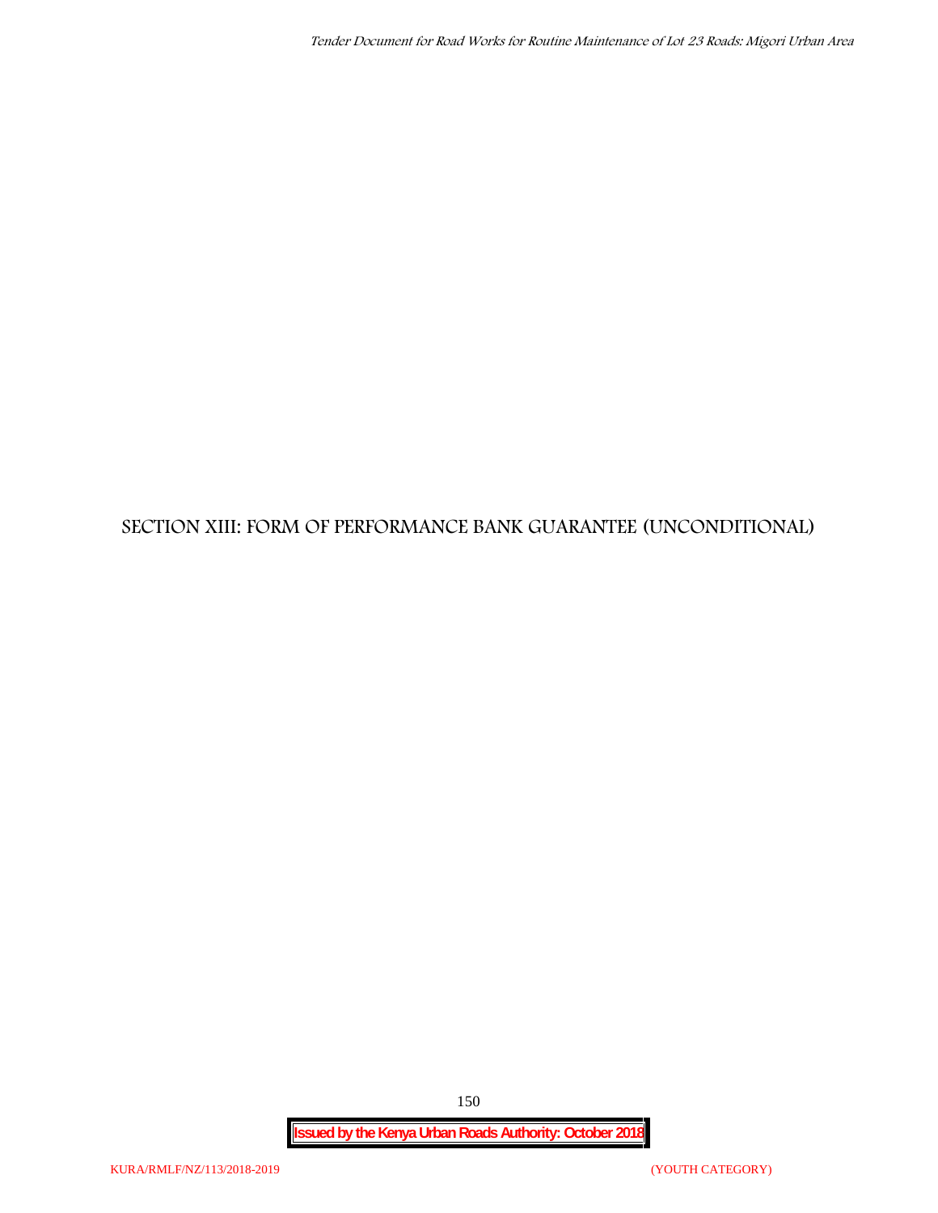# SECTION XIII: FORM OF PERFORMANCE BANK GUARANTEE (UNCONDITIONAL)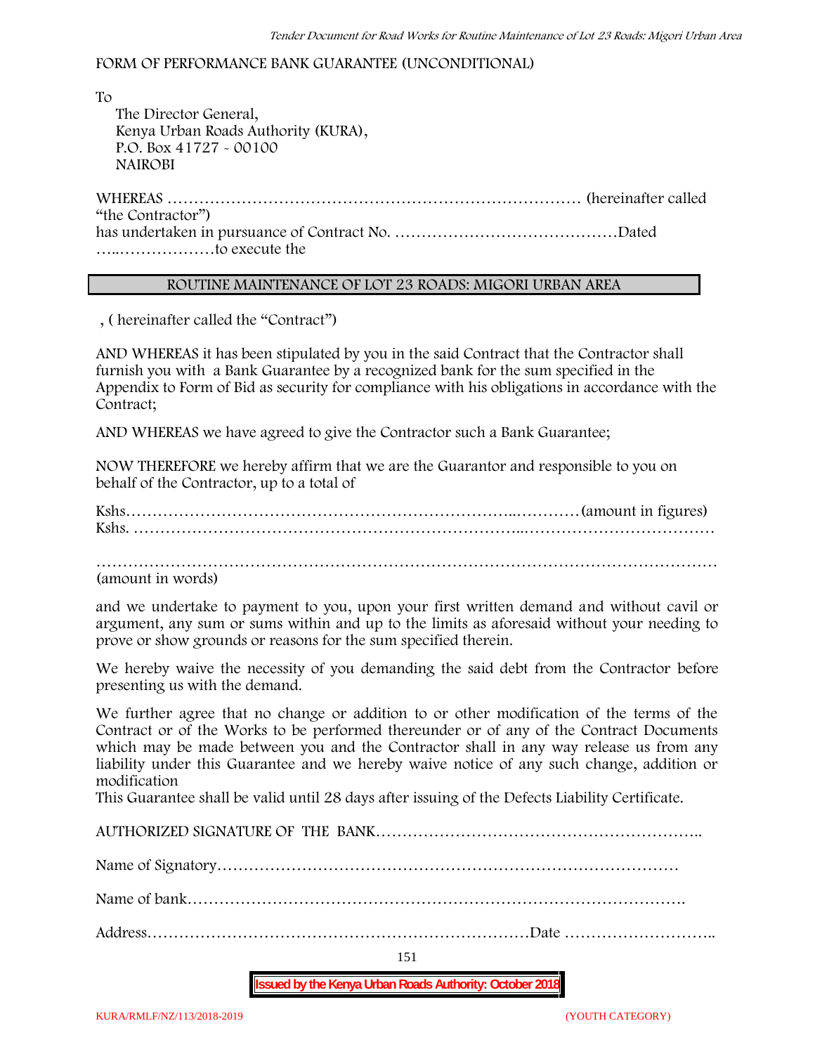FORM OF PERFORMANCE BANK GUARANTEE (UNCONDITIONAL)

To

The Director General,
Kenya Urban Roads Authority (KURA),
P.O. Box 41727 - 00100
NAIROBI

WHEREAS …………………………………………………………………… (hereinafter called "the Contractor")
has undertaken in pursuance of Contract No. ……………………………………Dated …..………………to execute the

**ROUTINE MAINTENANCE OF LOT 23 ROADS: MIGORI URBAN AREA**

, ( hereinafter called the "Contract")

AND WHEREAS it has been stipulated by you in the said Contract that the Contractor shall furnish you with a Bank Guarantee by a recognized bank for the sum specified in the Appendix to Form of Bid as security for compliance with his obligations in accordance with the Contract;

AND WHEREAS we have agreed to give the Contractor such a Bank Guarantee;

NOW THEREFORE we hereby affirm that we are the Guarantor and responsible to you on behalf of the Contractor, up to a total of

Kshs……………………………………………………………..…………(amount in figures)
Kshs. ……………………………………………………………..………………………………

…………………………………………………………………………………………………………
(amount in words)

and we undertake to payment to you, upon your first written demand and without cavil or argument, any sum or sums within and up to the limits as aforesaid without your needing to prove or show grounds or reasons for the sum specified therein.

We hereby waive the necessity of you demanding the said debt from the Contractor before presenting us with the demand.

We further agree that no change or addition to or other modification of the terms of the Contract or of the Works to be performed thereunder or of any of the Contract Documents which may be made between you and the Contractor shall in any way release us from any liability under this Guarantee and we hereby waive notice of any such change, addition or modification
This Guarantee shall be valid until 28 days after issuing of the Defects Liability Certificate.

AUTHORIZED SIGNATURE OF THE BANK……………………………………………………..

Name of Signatory………………………………………………………………………………

Name of bank……………………………………………………………………………………

Address………………………………………………………………Date ………………………..